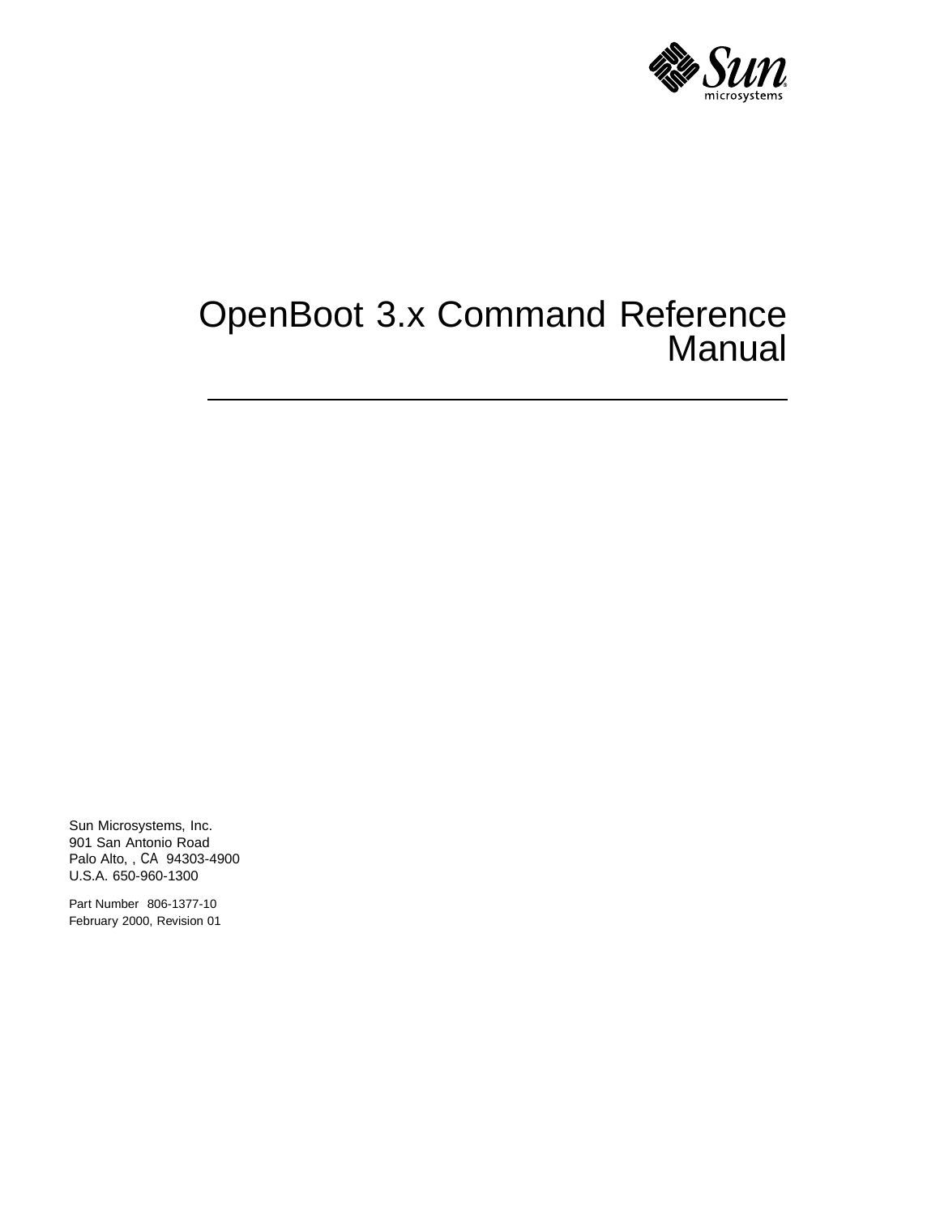# OpenBoot 3.x Command Reference Manual

Sun Microsystems, Inc.
901 San Antonio Road
Palo Alto, , CA 94303-4900
U.S.A. 650-960-1300

Part Number 806-1377-10
February 2000, Revision 01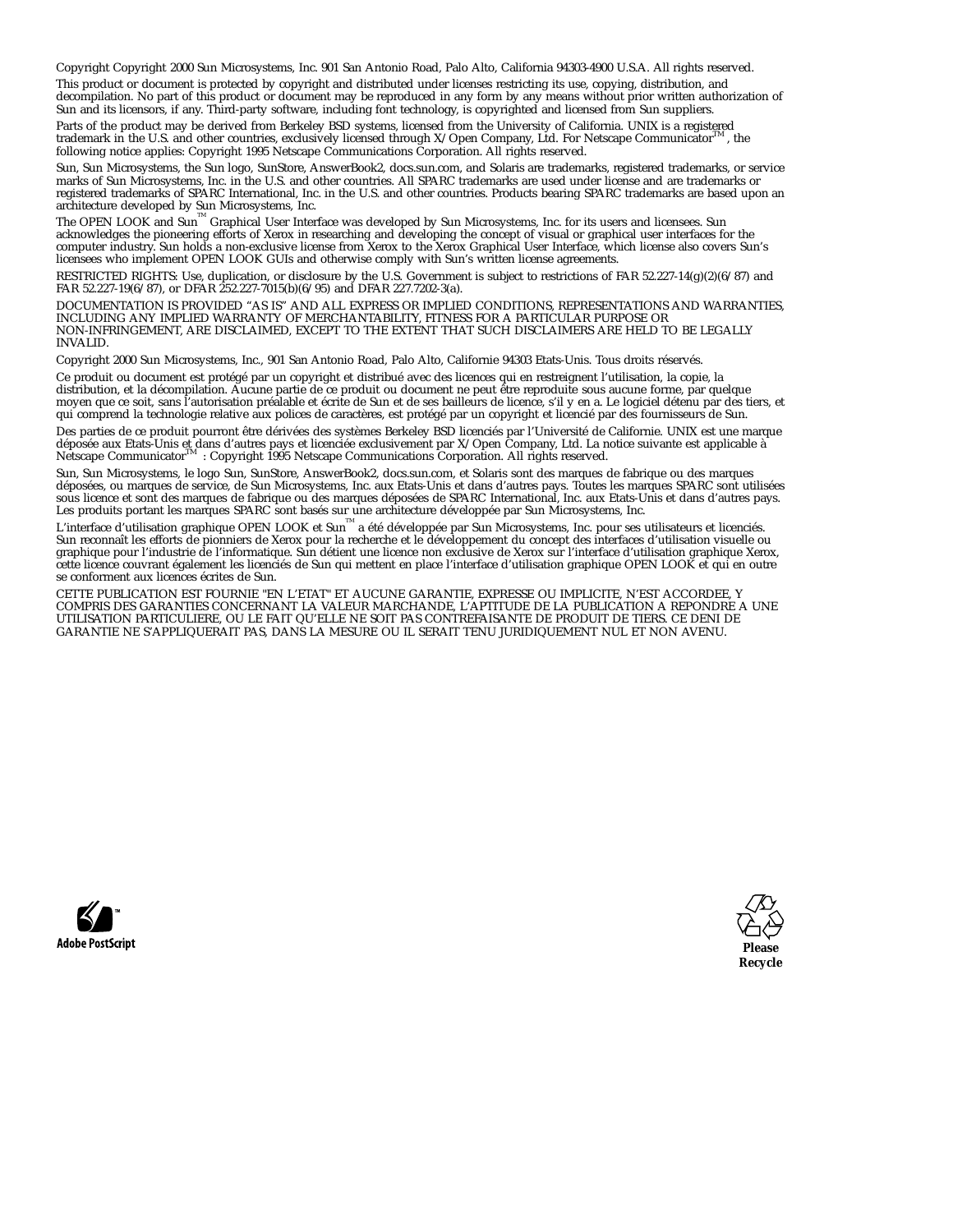Copyright Copyright 2000 Sun Microsystems, Inc. 901 San Antonio Road, Palo Alto, California 94303-4900 U.S.A. All rights reserved.

This product or document is protected by copyright and distributed under licenses restricting its use, copying, distribution, and decompilation. No part of this product or document may be reproduced in any form by any means without prior written authorization of Sun and its licensors, if any. Third-party software, including font technology, is copyrighted and licensed from Sun suppliers.

Parts of the product may be derived from Berkeley BSD systems, licensed from the University of California. UNIX is a registered trademark in the U.S. and other countries, exclusively licensed through X/Open Company, Ltd. For Netscape Communicator™, the following notice applies: Copyright 1995 Netscape Communications Corporation. All rights reserved.

Sun, Sun Microsystems, the Sun logo, SunStore, AnswerBook2, docs.sun.com, and Solaris are trademarks, registered trademarks, or service marks of Sun Microsystems, Inc. in the U.S. and other countries. All SPARC trademarks are used under license and are trademarks or registered trademarks of SPARC International, Inc. in the U.S. and other countries. Products bearing SPARC trademarks are based upon an architecture developed by Sun Microsystems, Inc.

The OPEN LOOK and Sun™ Graphical User Interface was developed by Sun Microsystems, Inc. for its users and licensees. Sun acknowledges the pioneering efforts of Xerox in researching and developing the concept of visual or graphical user interfaces for the computer industry. Sun holds a non-exclusive license from Xerox to the Xerox Graphical User Interface, which license also covers Sun's licensees who implement OPEN LOOK GUIs and otherwise comply with Sun's written license agreements.

RESTRICTED RIGHTS: Use, duplication, or disclosure by the U.S. Government is subject to restrictions of FAR 52.227-14(g)(2)(6/87) and FAR 52.227-19(6/87), or DFAR 252.227-7015(b)(6/95) and DFAR 227.7202-3(a).

DOCUMENTATION IS PROVIDED "AS IS" AND ALL EXPRESS OR IMPLIED CONDITIONS, REPRESENTATIONS AND WARRANTIES, INCLUDING ANY IMPLIED WARRANTY OF MERCHANTABILITY, FITNESS FOR A PARTICULAR PURPOSE OR NON-INFRINGEMENT, ARE DISCLAIMED, EXCEPT TO THE EXTENT THAT SUCH DISCLAIMERS ARE HELD TO BE LEGALLY INVALID.

Copyright 2000 Sun Microsystems, Inc., 901 San Antonio Road, Palo Alto, Californie 94303 Etats-Unis. Tous droits réservés.

Ce produit ou document est protégé par un copyright et distribué avec des licences qui en restreignent l'utilisation, la copie, la distribution, et la décompilation. Aucune partie de ce produit ou document ne peut être reproduite sous aucune forme, par quelque moyen que ce soit, sans l'autorisation préalable et écrite de Sun et de ses bailleurs de licence, s'il y en a. Le logiciel détenu par des tiers, et qui comprend la technologie relative aux polices de caractères, est protégé par un copyright et licencié par des fournisseurs de Sun.

Des parties de ce produit pourront être dérivées des systèmes Berkeley BSD licenciés par l'Université de Californie. UNIX est une marque déposée aux Etats-Unis et dans d'autres pays et licenciée exclusivement par X/Open Company, Ltd. La notice suivante est applicable à Netscape Communicator™ : Copyright 1995 Netscape Communications Corporation. All rights reserved.

Sun, Sun Microsystems, le logo Sun, SunStore, AnswerBook2, docs.sun.com, et Solaris sont des marques de fabrique ou des marques déposées, ou marques de service, de Sun Microsystems, Inc. aux Etats-Unis et dans d'autres pays. Toutes les marques SPARC sont utilisées sous licence et sont des marques de fabrique ou des marques déposées de SPARC International, Inc. aux Etats-Unis et dans d'autres pays. Les produits portant les marques SPARC sont basés sur une architecture développée par Sun Microsystems, Inc.

L'interface d'utilisation graphique OPEN LOOK et Sun™ a été développée par Sun Microsystems, Inc. pour ses utilisateurs et licenciés. Sun reconnaît les efforts de pionniers de Xerox pour la recherche et le développement du concept des interfaces d'utilisation visuelle ou graphique pour l'industrie de l'informatique. Sun détient une licence non exclusive de Xerox sur l'interface d'utilisation graphique Xerox, cette licence couvrant également les licenciés de Sun qui mettent en place l'interface d'utilisation graphique OPEN LOOK et qui en outre se conforment aux licences écrites de Sun.

CETTE PUBLICATION EST FOURNIE "EN L'ETAT" ET AUCUNE GARANTIE, EXPRESSE OU IMPLICITE, N'EST ACCORDEE, Y COMPRIS DES GARANTIES CONCERNANT LA VALEUR MARCHANDE, L'APTITUDE DE LA PUBLICATION A REPONDRE A UNE UTILISATION PARTICULIERE, OU LE FAIT QU'ELLE NE SOIT PAS CONTREFAISANTE DE PRODUIT DE TIERS. CE DENI DE GARANTIE NE S'APPLIQUERAIT PAS, DANS LA MESURE OU IL SERAIT TENU JURIDIQUEMENT NUL ET NON AVENU.

Adobe PostScript

Please Recycle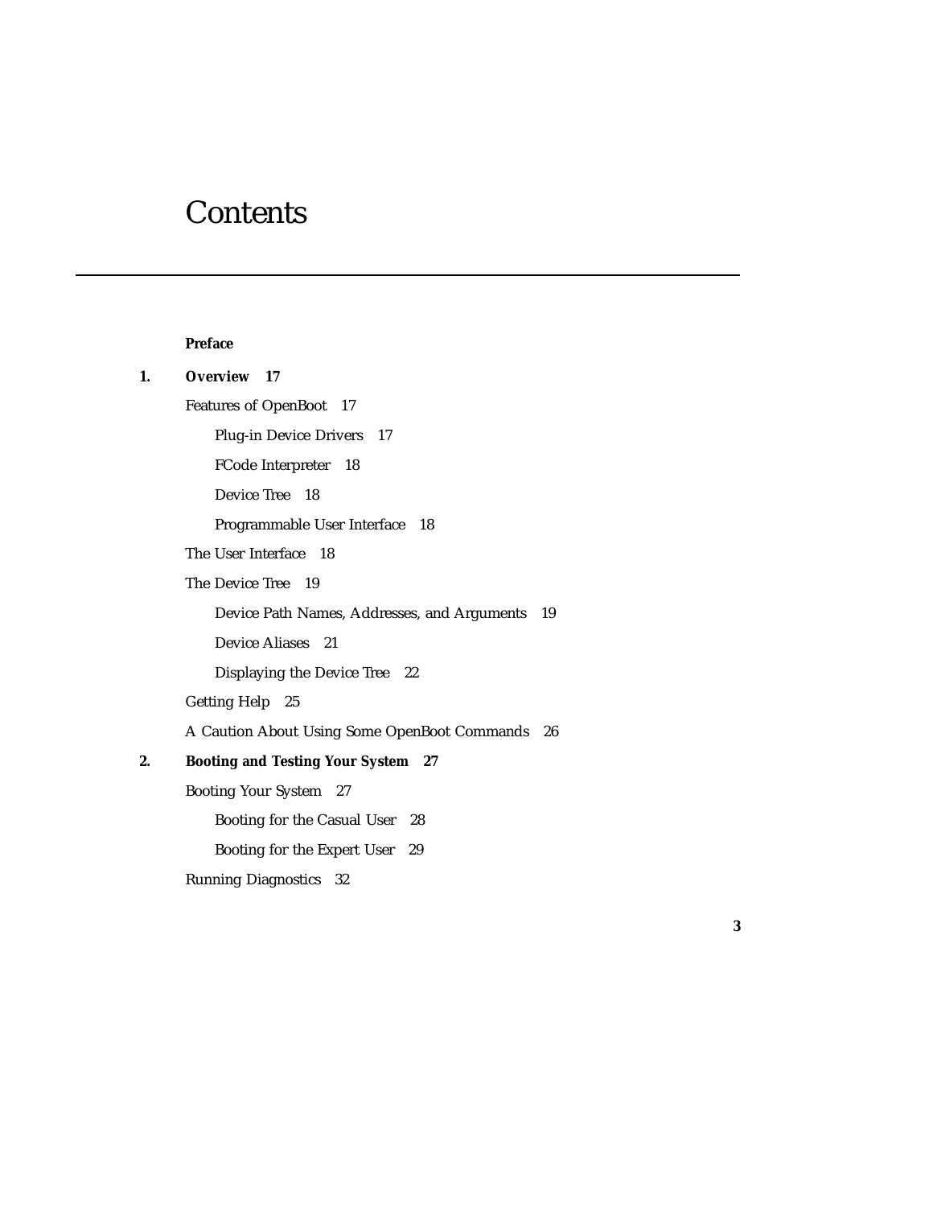# Contents

**Preface**

**1. Overview 17**

Features of OpenBoot 17

- Plug-in Device Drivers 17
- FCode Interpreter 18
- Device Tree 18
- Programmable User Interface 18

The User Interface 18

The Device Tree 19

- Device Path Names, Addresses, and Arguments 19
- Device Aliases 21
- Displaying the Device Tree 22

Getting Help 25

A Caution About Using Some OpenBoot Commands 26

**2. Booting and Testing Your System 27**

Booting Your System 27

- Booting for the Casual User 28
- Booting for the Expert User 29

Running Diagnostics 32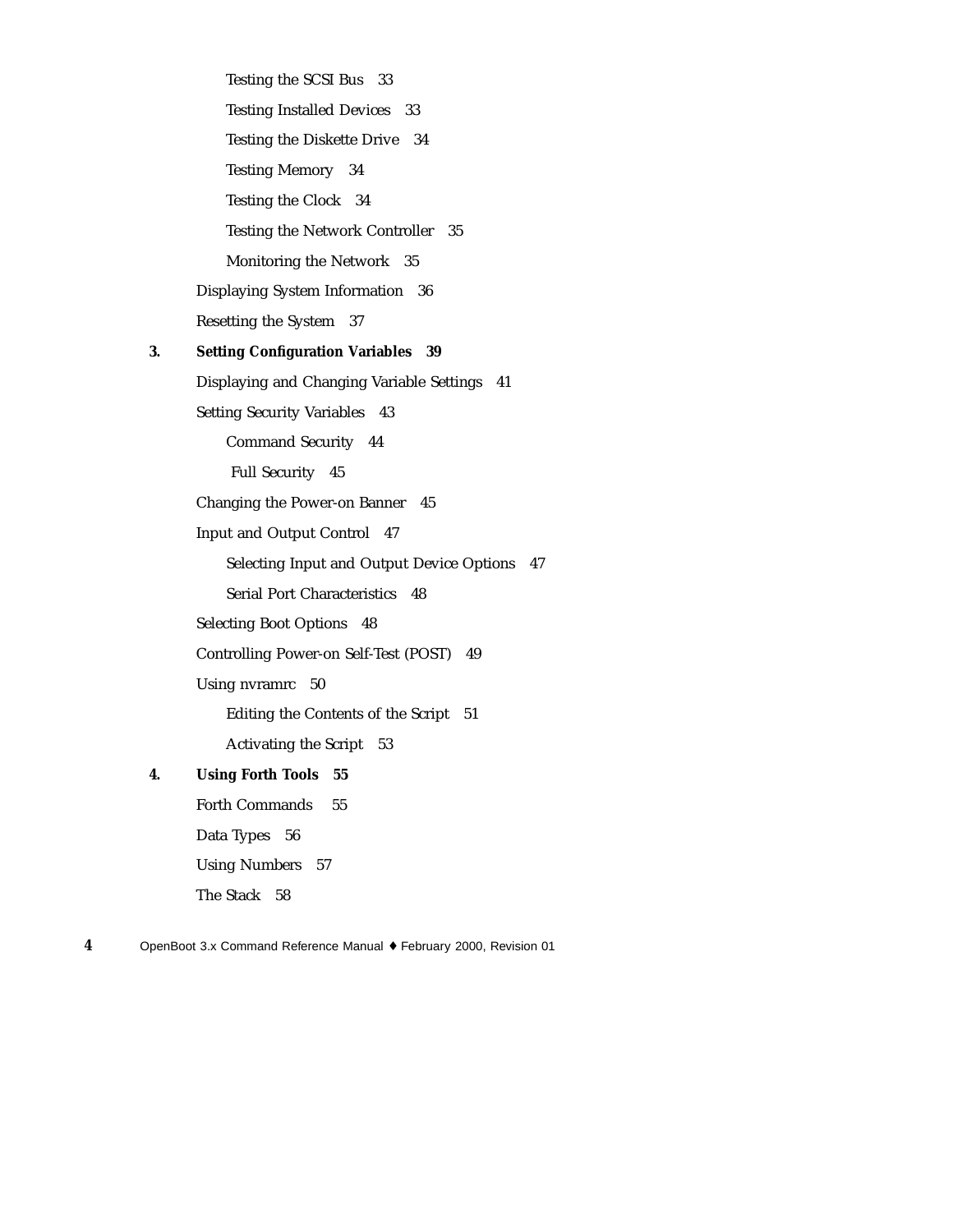Testing the SCSI Bus 33

Testing Installed Devices 33

Testing the Diskette Drive 34

Testing Memory 34

Testing the Clock 34

Testing the Network Controller 35

Monitoring the Network 35

Displaying System Information 36

Resetting the System 37

**3. Setting Configuration Variables 39**

Displaying and Changing Variable Settings 41

Setting Security Variables 43

Command Security 44

Full Security 45

Changing the Power-on Banner 45

Input and Output Control 47

Selecting Input and Output Device Options 47

Serial Port Characteristics 48

Selecting Boot Options 48

Controlling Power-on Self-Test (POST) 49

Using nvramrc 50

Editing the Contents of the Script 51

Activating the Script 53

**4. Using Forth Tools 55**

Forth Commands 55

Data Types 56

Using Numbers 57

The Stack 58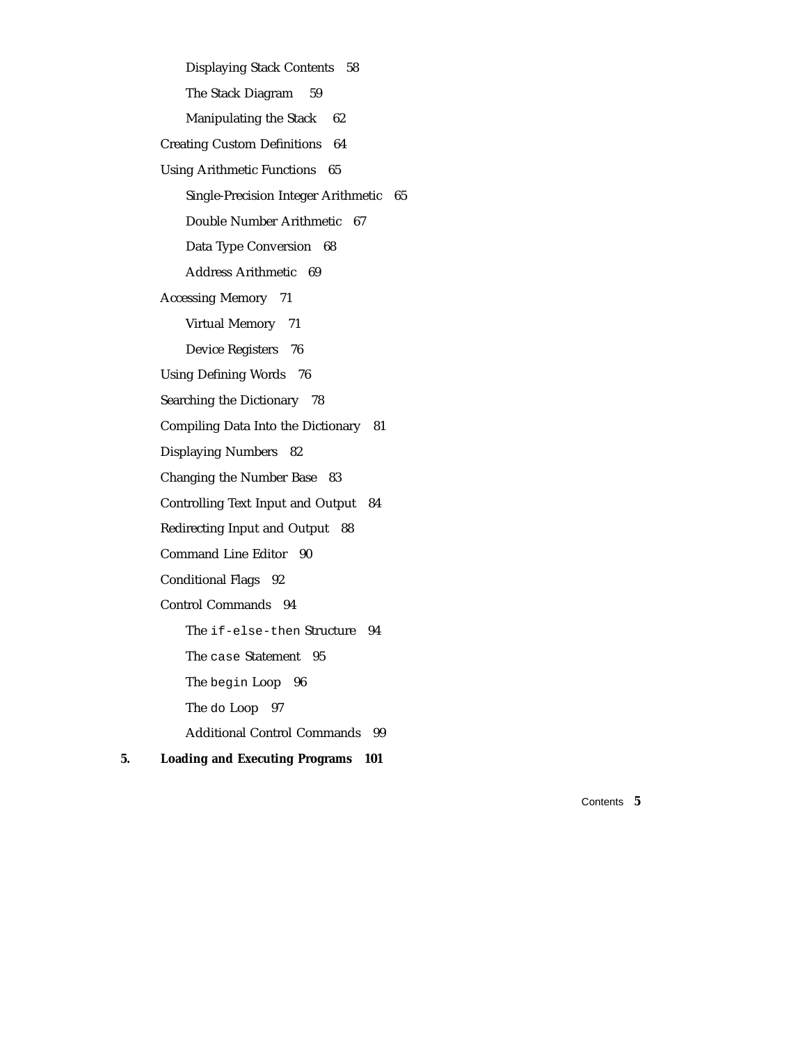Displaying Stack Contents 58

The Stack Diagram 59

Manipulating the Stack 62

Creating Custom Definitions 64

Using Arithmetic Functions 65

Single-Precision Integer Arithmetic 65

Double Number Arithmetic 67

Data Type Conversion 68

Address Arithmetic 69

Accessing Memory 71

Virtual Memory 71

Device Registers 76

Using Defining Words 76

Searching the Dictionary 78

Compiling Data Into the Dictionary 81

Displaying Numbers 82

Changing the Number Base 83

Controlling Text Input and Output 84

Redirecting Input and Output 88

Command Line Editor 90

Conditional Flags 92

Control Commands 94

The `if-else-then` Structure 94

The `case` Statement 95

The `begin` Loop 96

The `do` Loop 97

Additional Control Commands 99

**5. Loading and Executing Programs 101**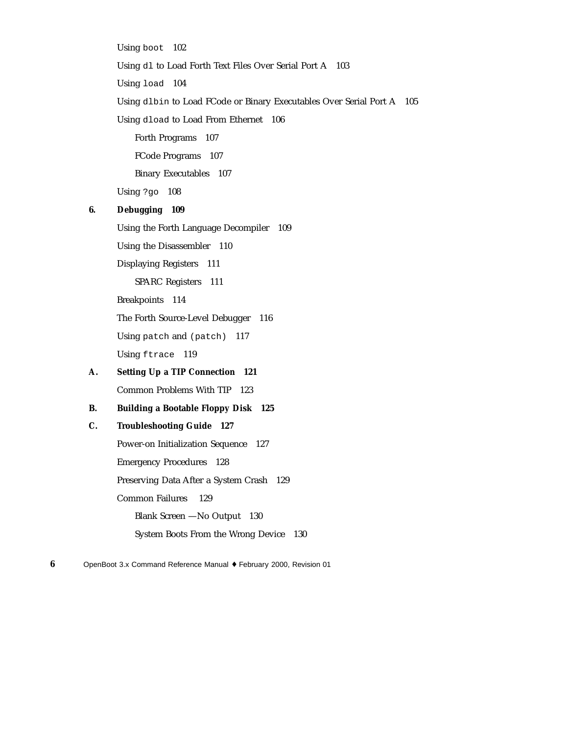Using `boot` 102

Using `dl` to Load Forth Text Files Over Serial Port A 103

Using `load` 104

Using `dlbin` to Load FCode or Binary Executables Over Serial Port A 105

Using `dload` to Load From Ethernet 106

- Forth Programs 107
- FCode Programs 107
- Binary Executables 107

Using `?go` 108

**6. Debugging 109**

Using the Forth Language Decompiler 109

Using the Disassembler 110

Displaying Registers 111

- SPARC Registers 111

Breakpoints 114

The Forth Source-Level Debugger 116

Using `patch` and `(patch)` 117

Using `ftrace` 119

**A. Setting Up a TIP Connection 121**

Common Problems With TIP 123

**B. Building a Bootable Floppy Disk 125**

**C. Troubleshooting Guide 127**

Power-on Initialization Sequence 127

Emergency Procedures 128

Preserving Data After a System Crash 129

Common Failures 129

- Blank Screen —No Output 130
- System Boots From the Wrong Device 130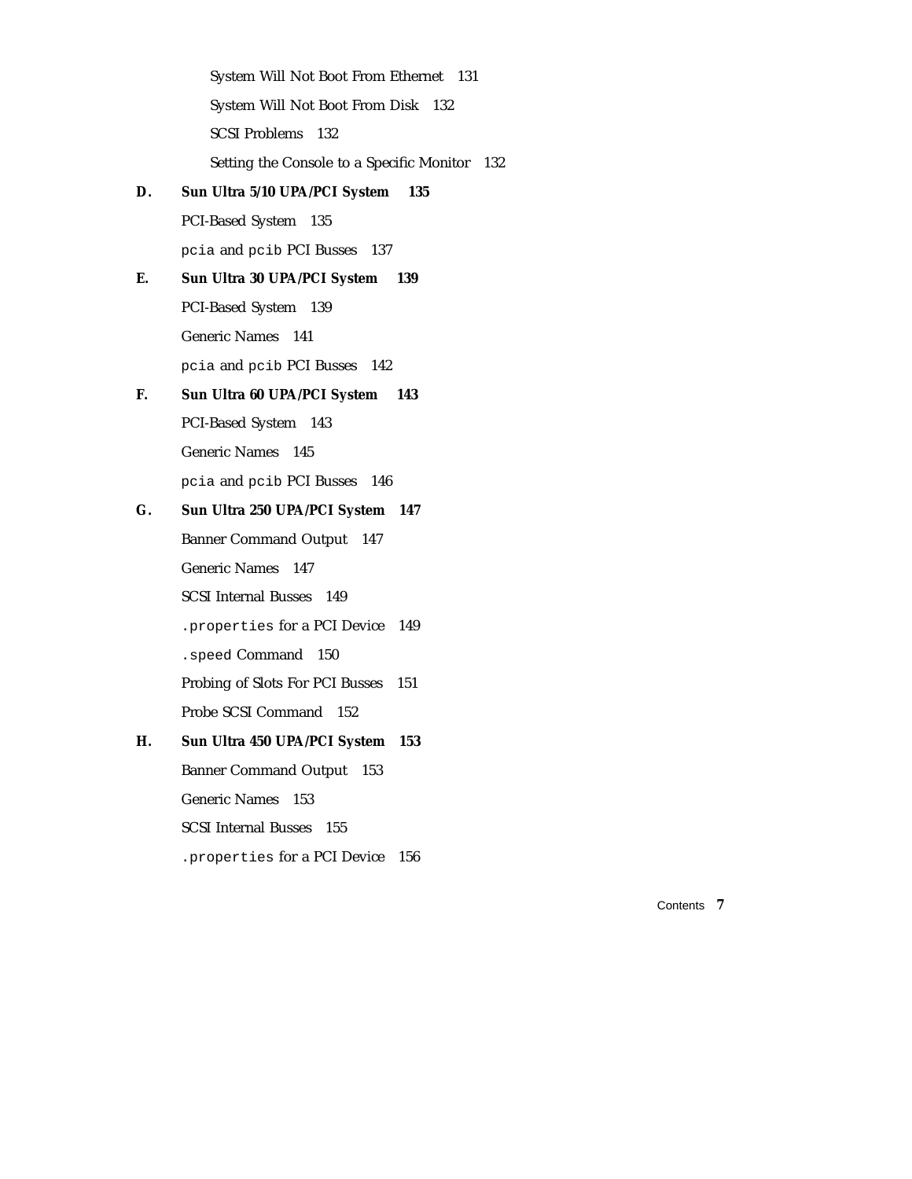System Will Not Boot From Ethernet 131

System Will Not Boot From Disk 132

SCSI Problems 132

Setting the Console to a Specific Monitor 132

**D. Sun Ultra 5/10 UPA/PCI System 135**

PCI-Based System 135

`pcia` and `pcib` PCI Busses 137

**E. Sun Ultra 30 UPA/PCI System 139**

PCI-Based System 139

Generic Names 141

`pcia` and `pcib` PCI Busses 142

**F. Sun Ultra 60 UPA/PCI System 143**

PCI-Based System 143

Generic Names 145

`pcia` and `pcib` PCI Busses 146

**G. Sun Ultra 250 UPA/PCI System 147**

Banner Command Output 147

Generic Names 147

SCSI Internal Busses 149

`.properties` for a PCI Device 149

`.speed` Command 150

Probing of Slots For PCI Busses 151

Probe SCSI Command 152

**H. Sun Ultra 450 UPA/PCI System 153**

Banner Command Output 153

Generic Names 153

SCSI Internal Busses 155

`.properties` for a PCI Device 156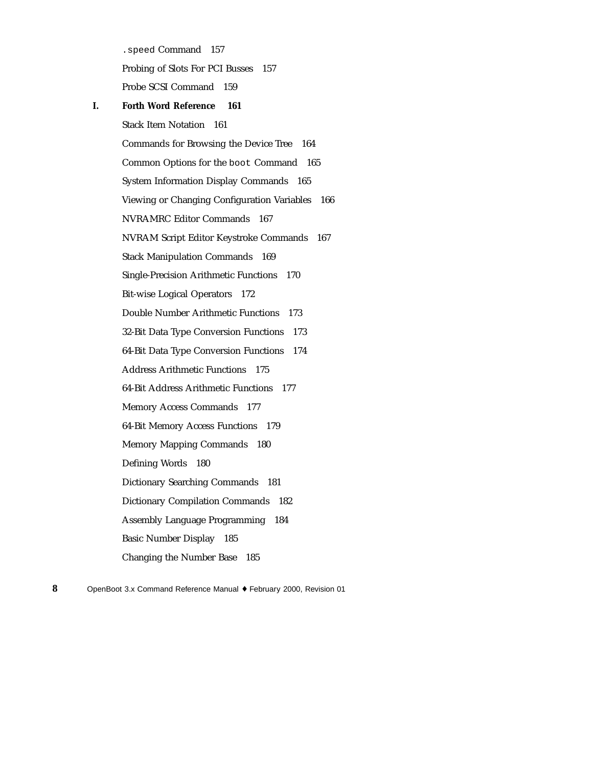`.speed` Command 157

Probing of Slots For PCI Busses 157

Probe SCSI Command 159

**I. Forth Word Reference 161**

Stack Item Notation 161

Commands for Browsing the Device Tree 164

Common Options for the `boot` Command 165

System Information Display Commands 165

Viewing or Changing Configuration Variables 166

NVRAMRC Editor Commands 167

NVRAM Script Editor Keystroke Commands 167

Stack Manipulation Commands 169

Single-Precision Arithmetic Functions 170

Bit-wise Logical Operators 172

Double Number Arithmetic Functions 173

32-Bit Data Type Conversion Functions 173

64-Bit Data Type Conversion Functions 174

Address Arithmetic Functions 175

64-Bit Address Arithmetic Functions 177

Memory Access Commands 177

64-Bit Memory Access Functions 179

Memory Mapping Commands 180

Defining Words 180

Dictionary Searching Commands 181

Dictionary Compilation Commands 182

Assembly Language Programming 184

Basic Number Display 185

Changing the Number Base 185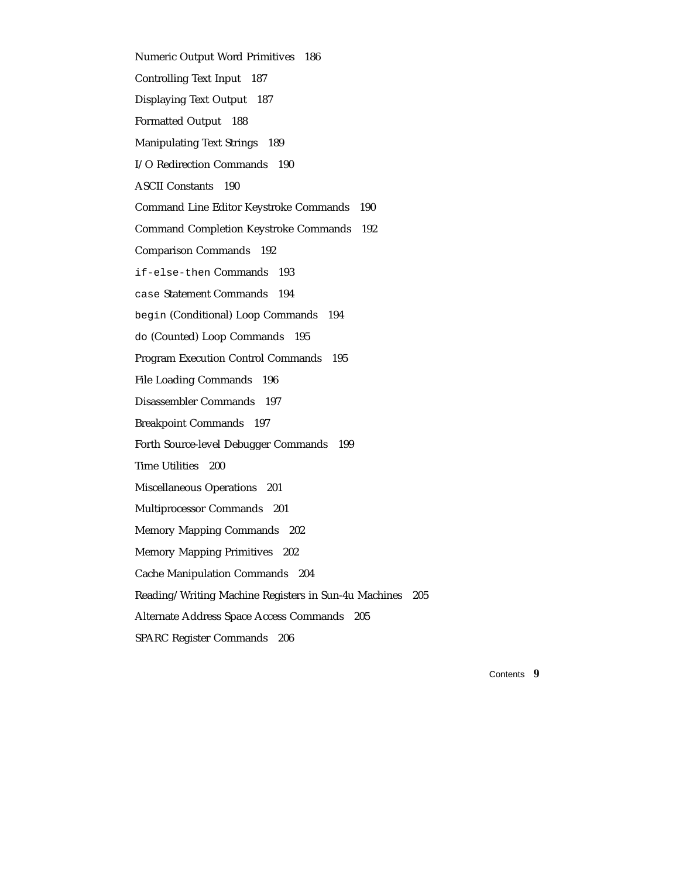Numeric Output Word Primitives 186

Controlling Text Input 187

Displaying Text Output 187

Formatted Output 188

Manipulating Text Strings 189

I/O Redirection Commands 190

ASCII Constants 190

Command Line Editor Keystroke Commands 190

Command Completion Keystroke Commands 192

Comparison Commands 192

`if-else-then` Commands 193

`case` Statement Commands 194

`begin` (Conditional) Loop Commands 194

`do` (Counted) Loop Commands 195

Program Execution Control Commands 195

File Loading Commands 196

Disassembler Commands 197

Breakpoint Commands 197

Forth Source-level Debugger Commands 199

Time Utilities 200

Miscellaneous Operations 201

Multiprocessor Commands 201

Memory Mapping Commands 202

Memory Mapping Primitives 202

Cache Manipulation Commands 204

Reading/Writing Machine Registers in Sun-4u Machines 205

Alternate Address Space Access Commands 205

SPARC Register Commands 206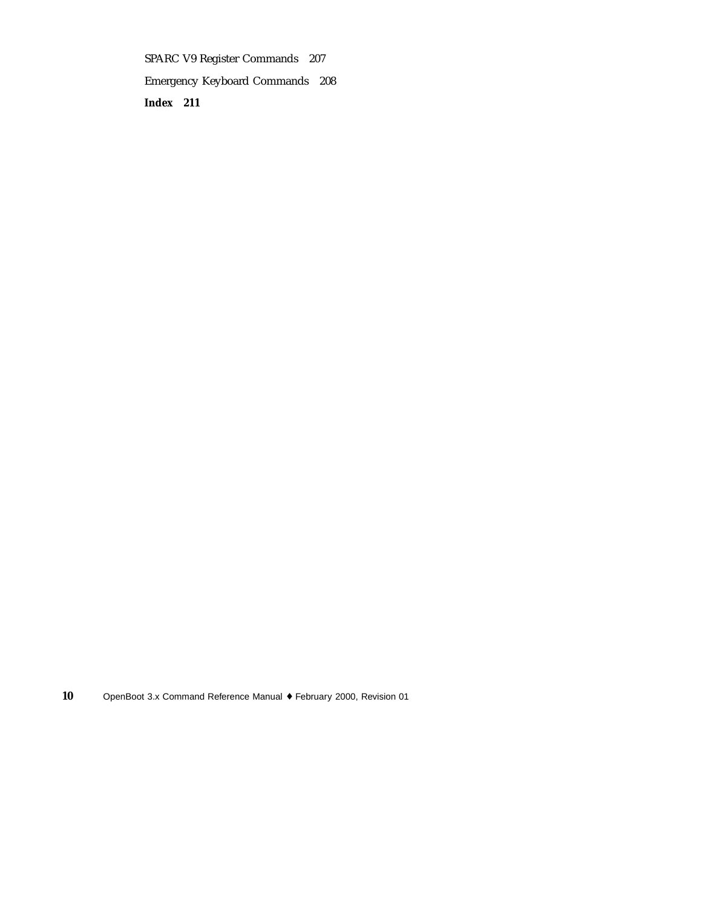SPARC V9 Register Commands 207

Emergency Keyboard Commands 208

**Index 211**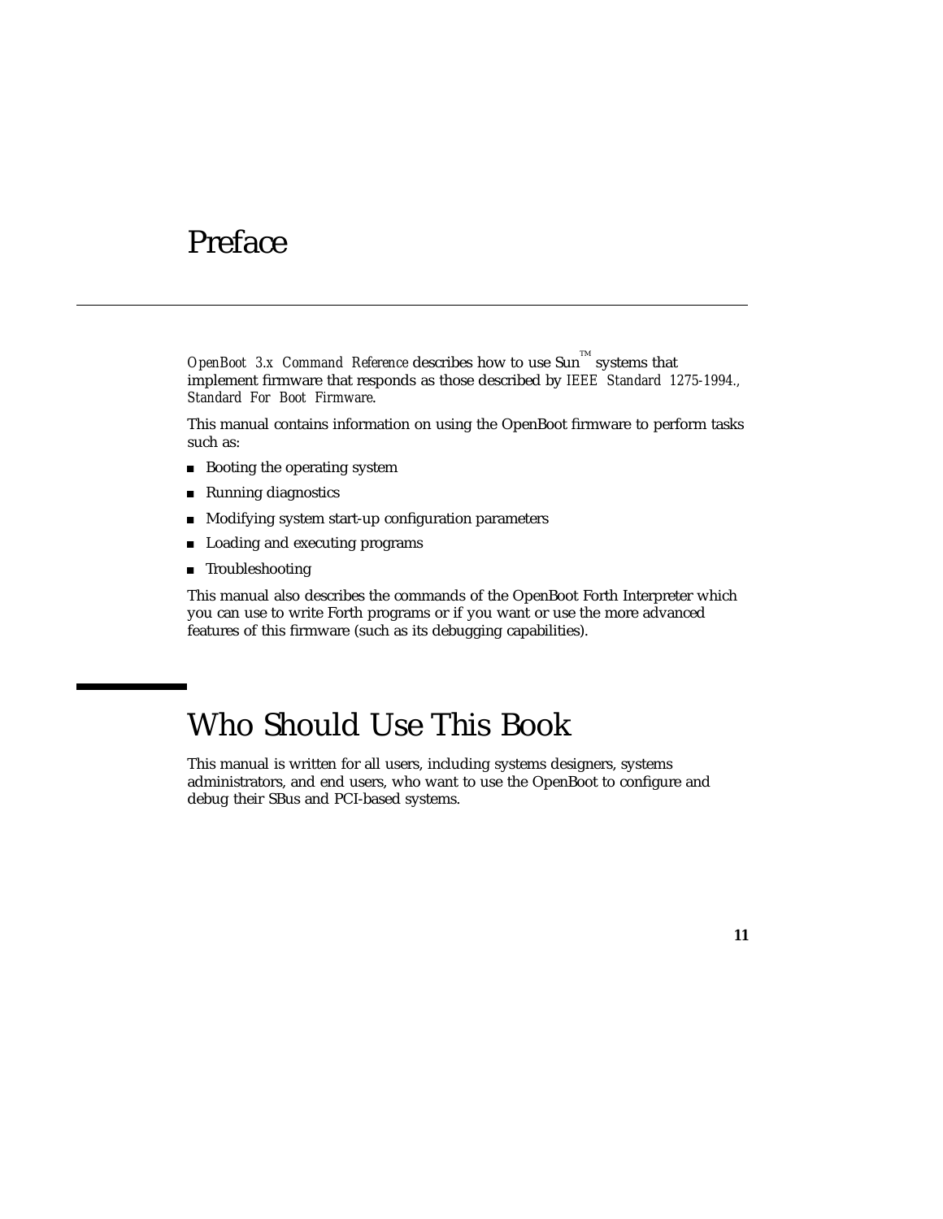# Preface

*OpenBoot 3.x Command Reference* describes how to use Sun™ systems that implement firmware that responds as those described by *IEEE Standard 1275-1994., Standard For Boot Firmware*.

This manual contains information on using the OpenBoot firmware to perform tasks such as:

- Booting the operating system
- Running diagnostics
- Modifying system start-up configuration parameters
- Loading and executing programs
- Troubleshooting

This manual also describes the commands of the OpenBoot Forth Interpreter which you can use to write Forth programs or if you want or use the more advanced features of this firmware (such as its debugging capabilities).

## Who Should Use This Book

This manual is written for all users, including systems designers, systems administrators, and end users, who want to use the OpenBoot to configure and debug their SBus and PCI-based systems.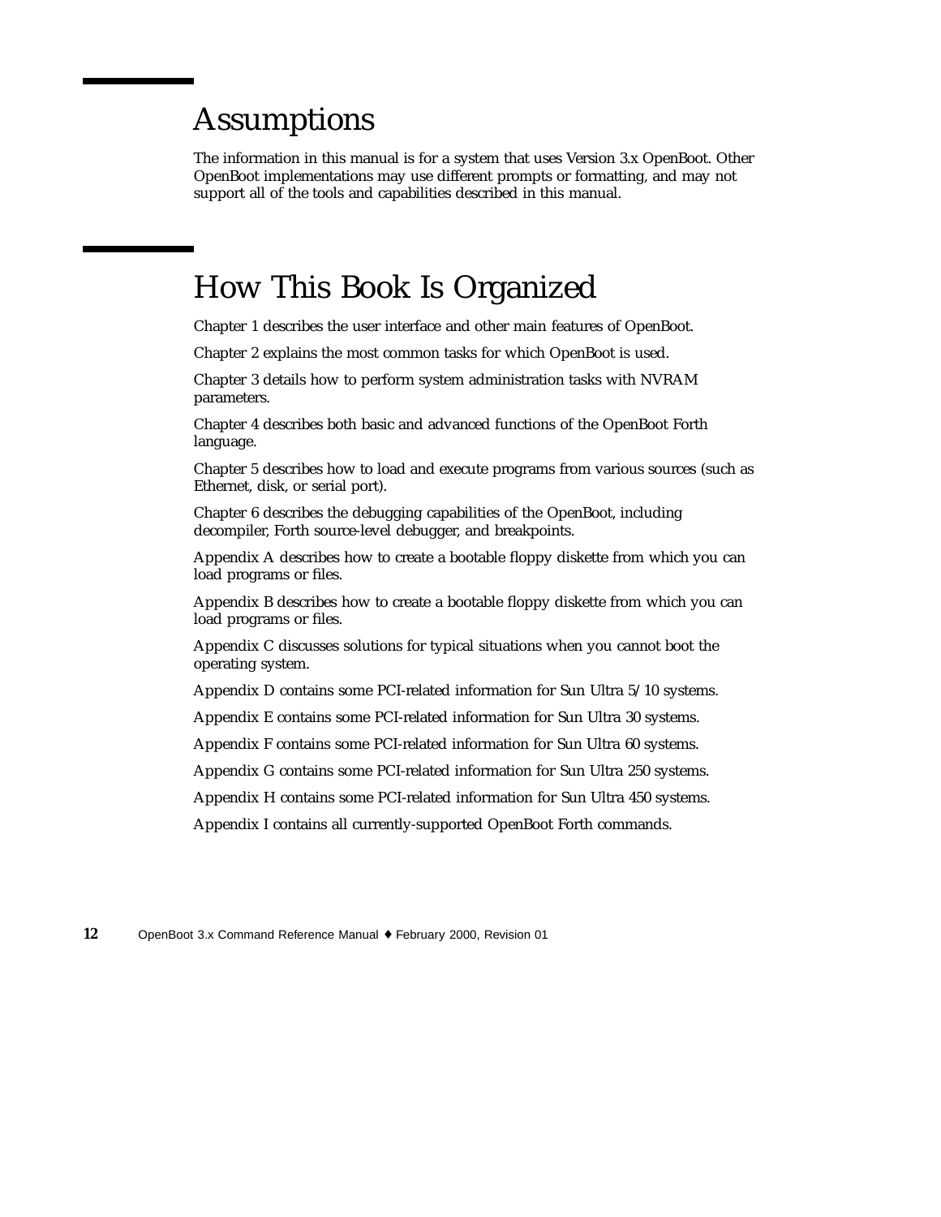# Assumptions

The information in this manual is for a system that uses Version 3.x OpenBoot. Other OpenBoot implementations may use different prompts or formatting, and may not support all of the tools and capabilities described in this manual.

# How This Book Is Organized

Chapter 1 describes the user interface and other main features of OpenBoot.

Chapter 2 explains the most common tasks for which OpenBoot is used.

Chapter 3 details how to perform system administration tasks with NVRAM parameters.

Chapter 4 describes both basic and advanced functions of the OpenBoot Forth language.

Chapter 5 describes how to load and execute programs from various sources (such as Ethernet, disk, or serial port).

Chapter 6 describes the debugging capabilities of the OpenBoot, including decompiler, Forth source-level debugger, and breakpoints.

Appendix A describes how to create a bootable floppy diskette from which you can load programs or files.

Appendix B describes how to create a bootable floppy diskette from which you can load programs or files.

Appendix C discusses solutions for typical situations when you cannot boot the operating system.

Appendix D contains some PCI-related information for Sun Ultra 5/10 systems.

Appendix E contains some PCI-related information for Sun Ultra 30 systems.

Appendix F contains some PCI-related information for Sun Ultra 60 systems.

Appendix G contains some PCI-related information for Sun Ultra 250 systems.

Appendix H contains some PCI-related information for Sun Ultra 450 systems.

Appendix I contains all currently-supported OpenBoot Forth commands.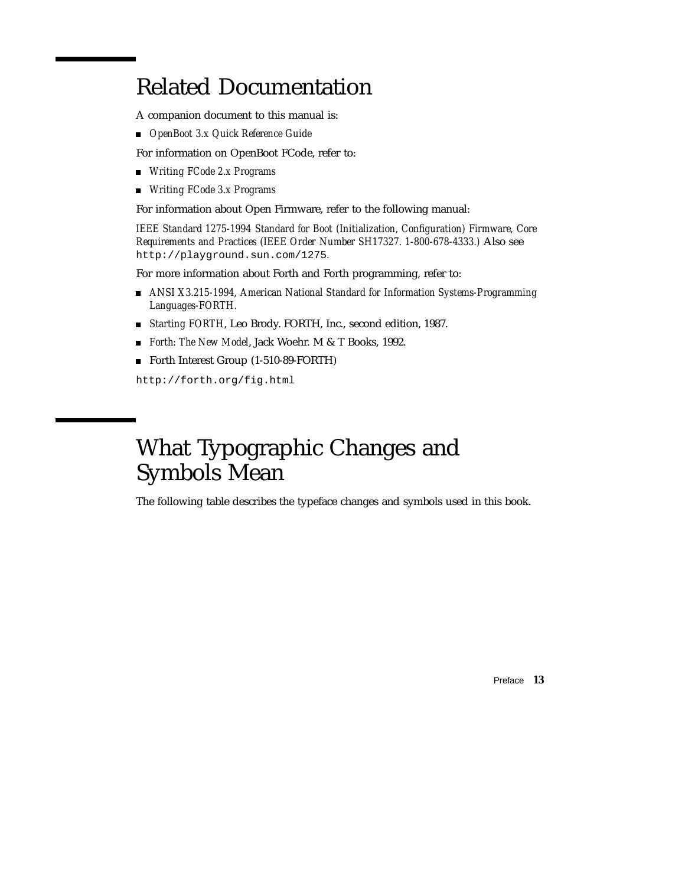## Related Documentation

A companion document to this manual is:

- *OpenBoot 3.x Quick Reference Guide*

For information on OpenBoot FCode, refer to:

- *Writing FCode 2.x Programs*
- *Writing FCode 3.x Programs*

For information about Open Firmware, refer to the following manual:

*IEEE Standard 1275-1994 Standard for Boot (Initialization, Configuration) Firmware, Core Requirements and Practices (IEEE Order Number SH17327. 1-800-678-4333.)* Also see `http://playground.sun.com/1275`.

For more information about Forth and Forth programming, refer to:

- *ANSI X3.215-1994, American National Standard for Information Systems-Programming Languages-FORTH.*
- *Starting FORTH*, Leo Brody. FORTH, Inc., second edition, 1987.
- *Forth: The New Model*, Jack Woehr. M & T Books, 1992.
- Forth Interest Group (1-510-89-FORTH)

`http://forth.org/fig.html`

## What Typographic Changes and Symbols Mean

The following table describes the typeface changes and symbols used in this book.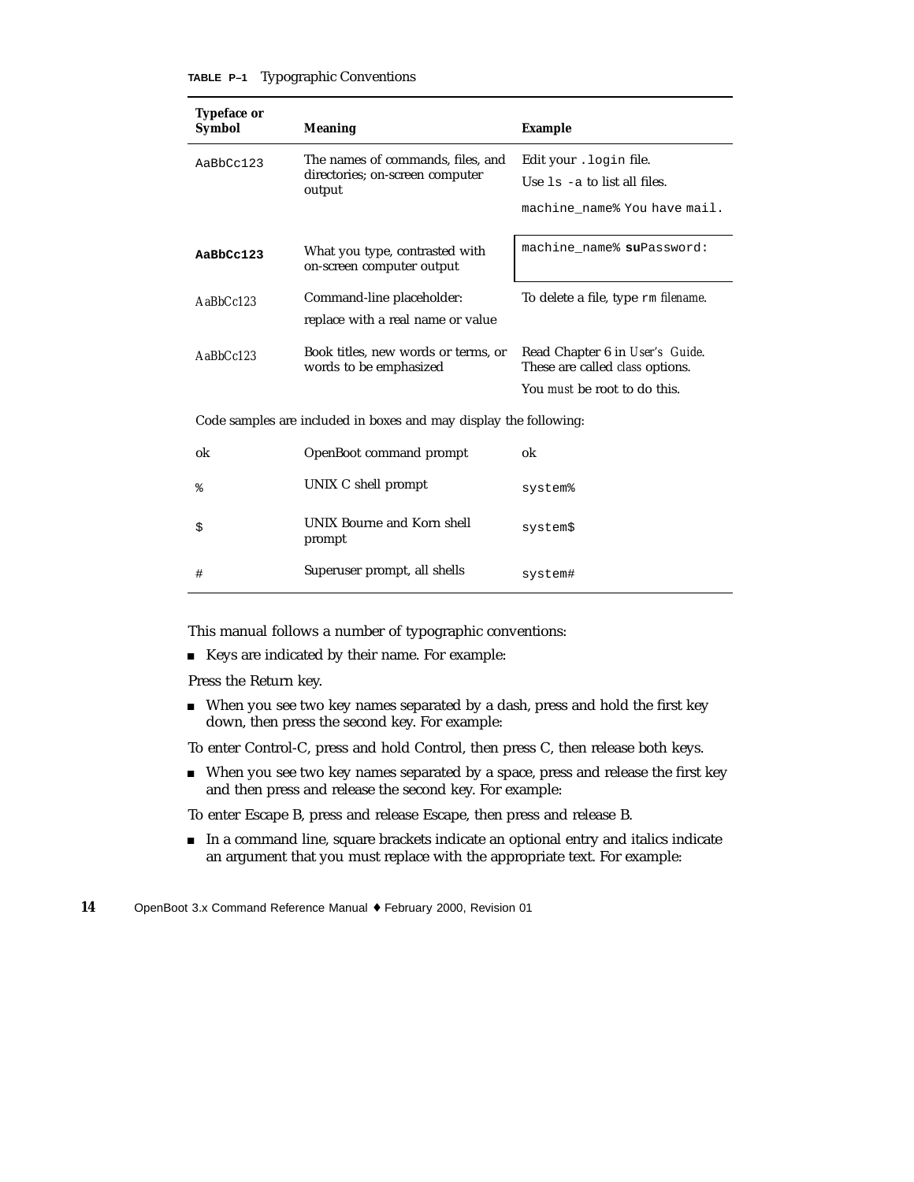**TABLE P–1** Typographic Conventions

| Typeface or Symbol | Meaning | Example |
|---|---|---|
| `AaBbCc123` | The names of commands, files, and directories; on-screen computer output | Edit your `.login` file.<br>Use `ls -a` to list all files.<br>`machine_name% You have mail.` |
| **`AaBbCc123`** | What you type, contrasted with on-screen computer output | `machine_name%` **`su`**`Password:` |
| *AaBbCc123* | Command-line placeholder: replace with a real name or value | To delete a file, type `rm` *filename*. |
| *AaBbCc123* | Book titles, new words or terms, or words to be emphasized | Read Chapter 6 in *User's Guide.* These are called *class* options.<br>You *must* be root to do this. |
| Code samples are included in boxes and may display the following: | | |
| ok | OpenBoot command prompt | ok |
| `%` | UNIX C shell prompt | `system%` |
| `$` | UNIX Bourne and Korn shell prompt | `system$` |
| `#` | Superuser prompt, all shells | `system#` |

This manual follows a number of typographic conventions:

- Keys are indicated by their name. For example:

Press the Return key.

- When you see two key names separated by a dash, press and hold the first key down, then press the second key. For example:

To enter Control-C, press and hold Control, then press C, then release both keys.

- When you see two key names separated by a space, press and release the first key and then press and release the second key. For example:

To enter Escape B, press and release Escape, then press and release B.

- In a command line, square brackets indicate an optional entry and italics indicate an argument that you must replace with the appropriate text. For example: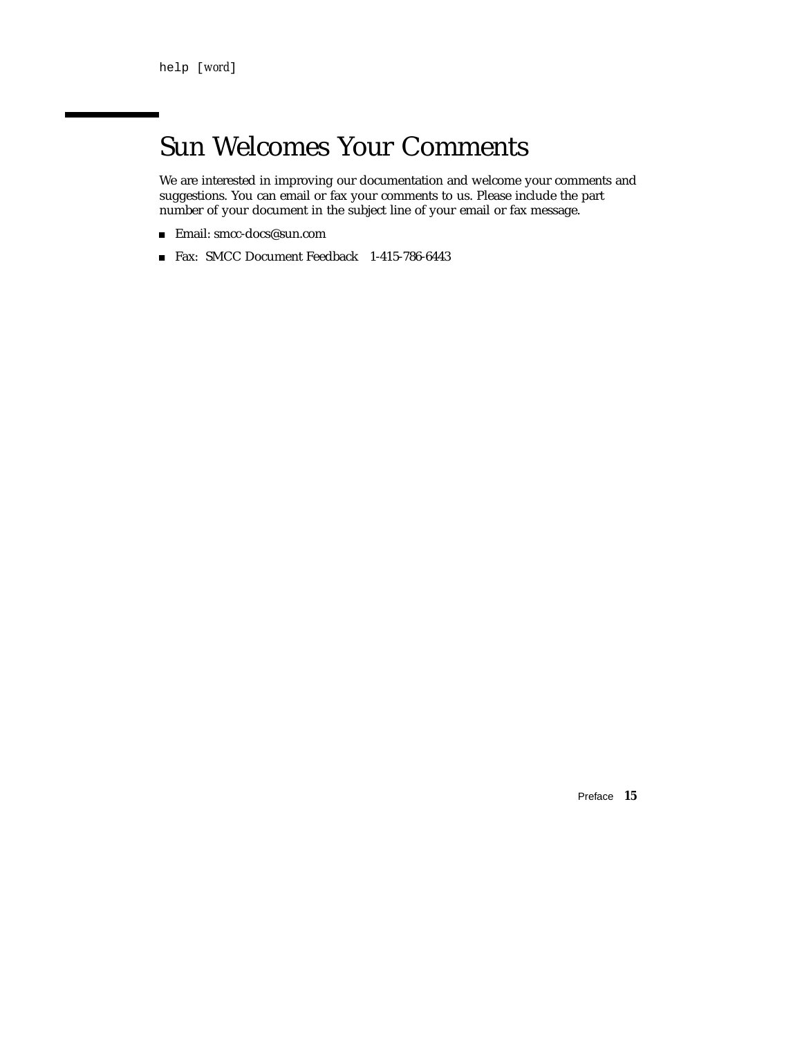```
help [word]
```

## Sun Welcomes Your Comments

We are interested in improving our documentation and welcome your comments and suggestions. You can email or fax your comments to us. Please include the part number of your document in the subject line of your email or fax message.

- Email: smcc-docs@sun.com
- Fax: SMCC Document Feedback 1-415-786-6443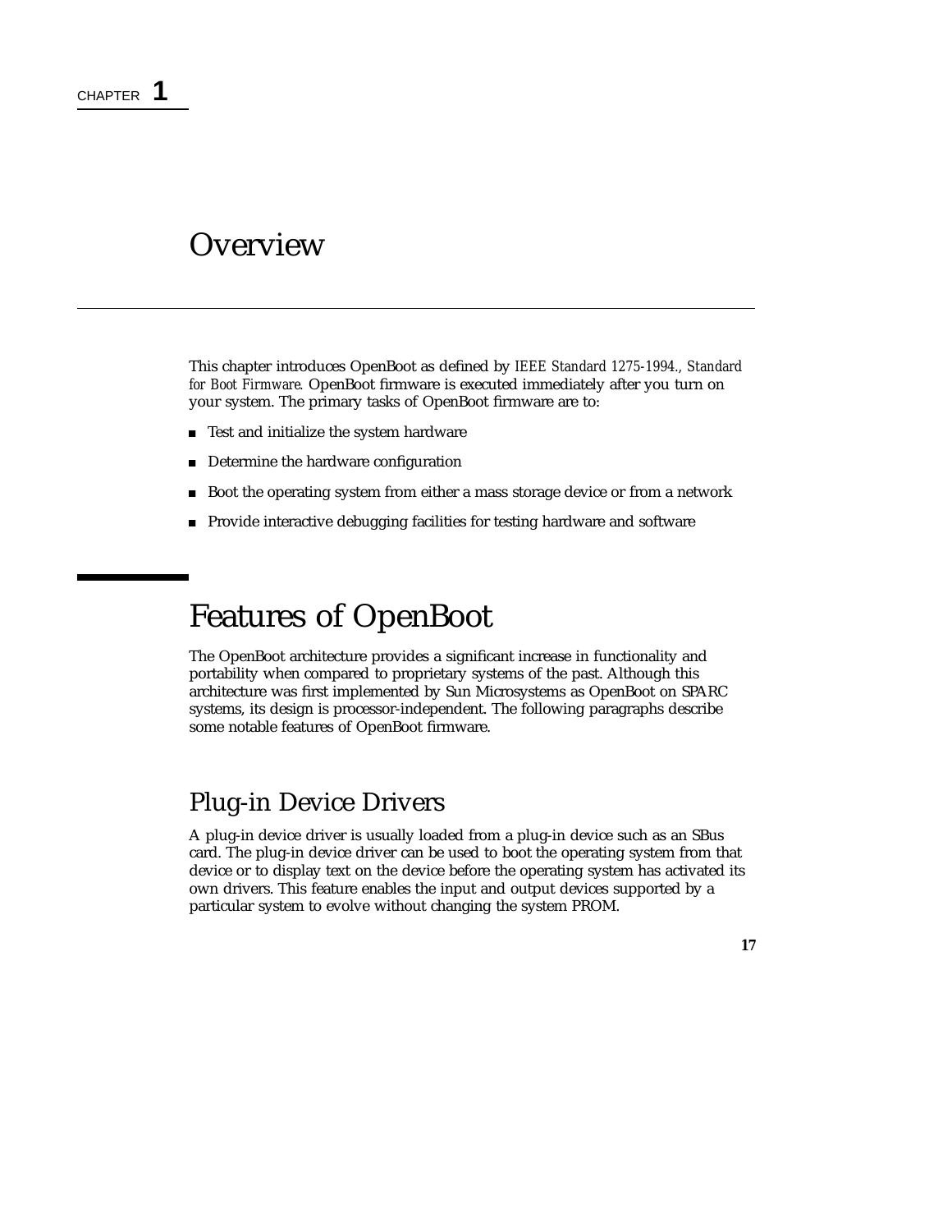CHAPTER **1**

# Overview

This chapter introduces OpenBoot as defined by *IEEE Standard 1275-1994., Standard for Boot Firmware.* OpenBoot firmware is executed immediately after you turn on your system. The primary tasks of OpenBoot firmware are to:

- Test and initialize the system hardware
- Determine the hardware configuration
- Boot the operating system from either a mass storage device or from a network
- Provide interactive debugging facilities for testing hardware and software

## Features of OpenBoot

The OpenBoot architecture provides a significant increase in functionality and portability when compared to proprietary systems of the past. Although this architecture was first implemented by Sun Microsystems as OpenBoot on SPARC systems, its design is processor-independent. The following paragraphs describe some notable features of OpenBoot firmware.

### Plug-in Device Drivers

A plug-in device driver is usually loaded from a plug-in device such as an SBus card. The plug-in device driver can be used to boot the operating system from that device or to display text on the device before the operating system has activated its own drivers. This feature enables the input and output devices supported by a particular system to evolve without changing the system PROM.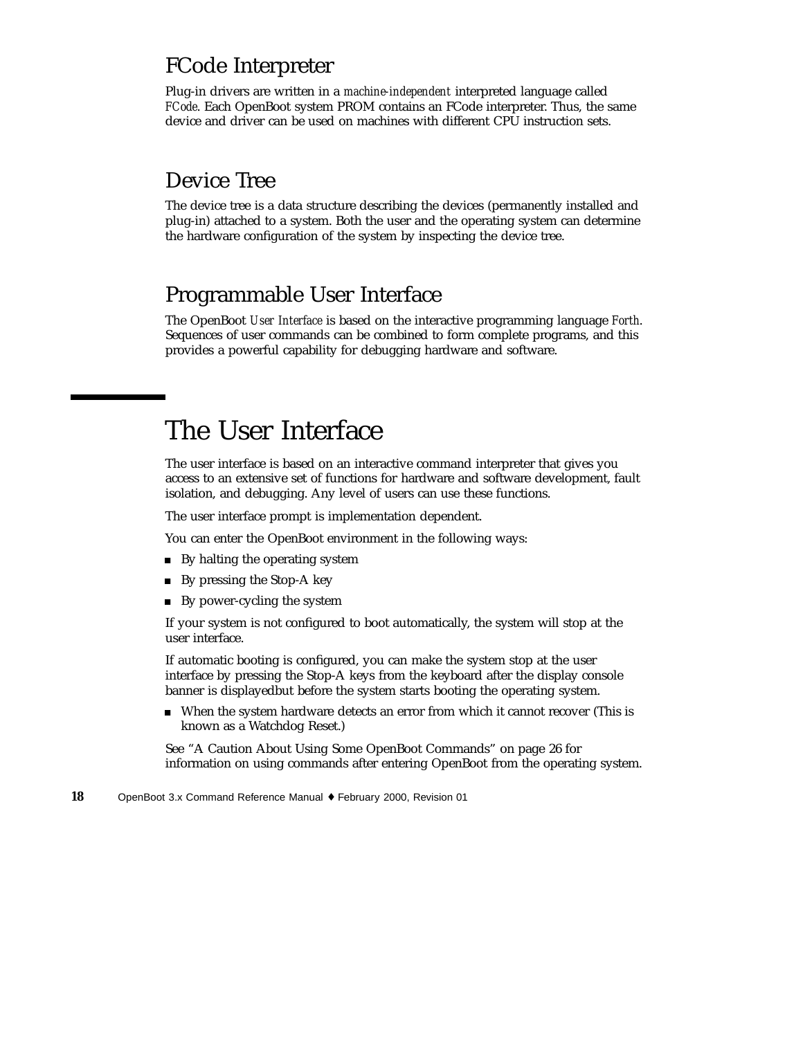## FCode Interpreter

Plug-in drivers are written in a *machine-independent* interpreted language called *FCode*. Each OpenBoot system PROM contains an FCode interpreter. Thus, the same device and driver can be used on machines with different CPU instruction sets.

## Device Tree

The device tree is a data structure describing the devices (permanently installed and plug-in) attached to a system. Both the user and the operating system can determine the hardware configuration of the system by inspecting the device tree.

## Programmable User Interface

The OpenBoot *User Interface* is based on the interactive programming language *Forth*. Sequences of user commands can be combined to form complete programs, and this provides a powerful capability for debugging hardware and software.

# The User Interface

The user interface is based on an interactive command interpreter that gives you access to an extensive set of functions for hardware and software development, fault isolation, and debugging. Any level of users can use these functions.

The user interface prompt is implementation dependent.

You can enter the OpenBoot environment in the following ways:

- By halting the operating system
- By pressing the Stop-A key
- By power-cycling the system

If your system is not configured to boot automatically, the system will stop at the user interface.

If automatic booting is configured, you can make the system stop at the user interface by pressing the Stop-A keys from the keyboard after the display console banner is displayedbut before the system starts booting the operating system.

- When the system hardware detects an error from which it cannot recover (This is known as a Watchdog Reset.)

See "A Caution About Using Some OpenBoot Commands" on page 26 for information on using commands after entering OpenBoot from the operating system.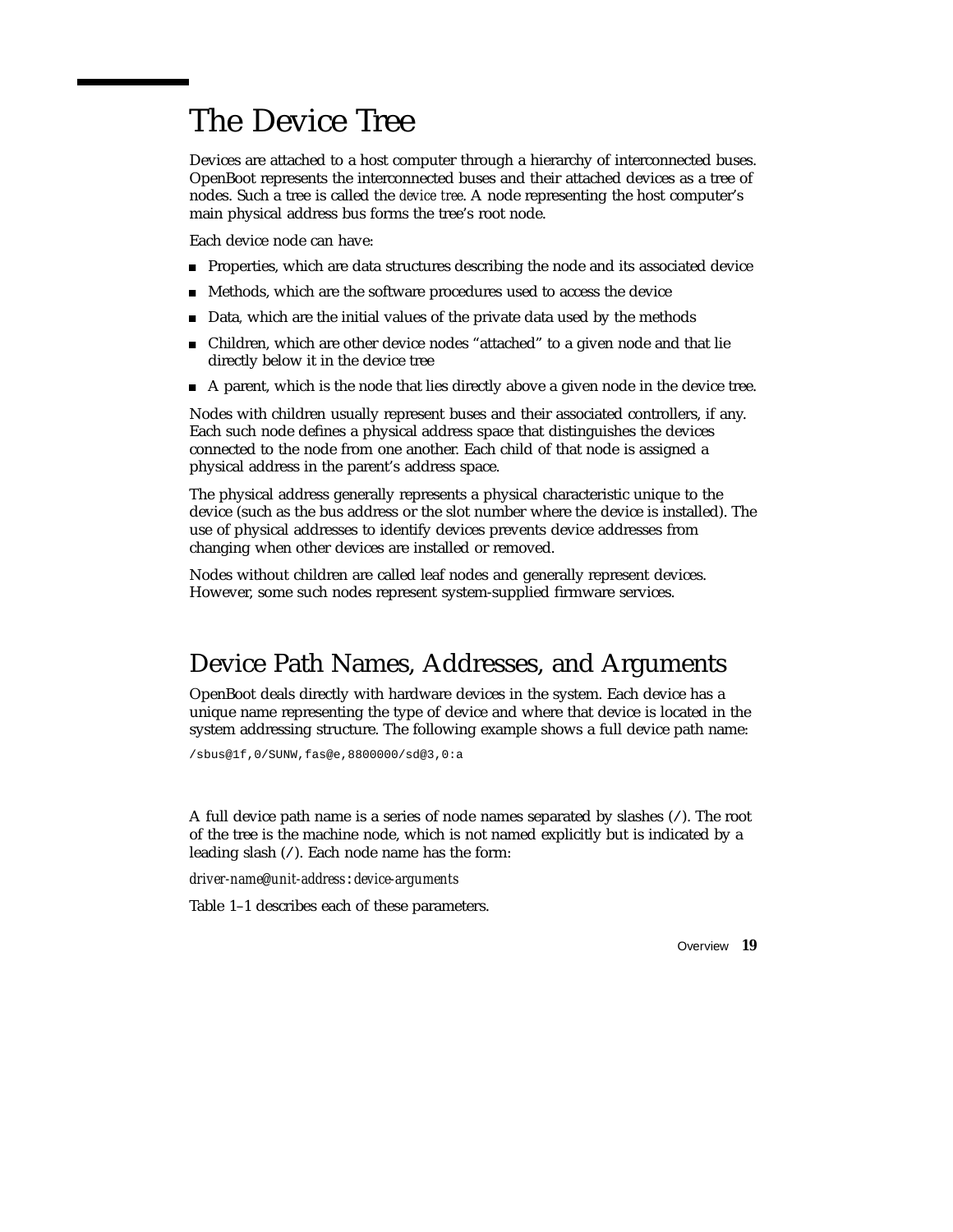# The Device Tree

Devices are attached to a host computer through a hierarchy of interconnected buses. OpenBoot represents the interconnected buses and their attached devices as a tree of nodes. Such a tree is called the *device tree*. A node representing the host computer's main physical address bus forms the tree's root node.

Each device node can have:

- Properties, which are data structures describing the node and its associated device
- Methods, which are the software procedures used to access the device
- Data, which are the initial values of the private data used by the methods
- Children, which are other device nodes "attached" to a given node and that lie directly below it in the device tree
- A parent, which is the node that lies directly above a given node in the device tree.

Nodes with children usually represent buses and their associated controllers, if any. Each such node defines a physical address space that distinguishes the devices connected to the node from one another. Each child of that node is assigned a physical address in the parent's address space.

The physical address generally represents a physical characteristic unique to the device (such as the bus address or the slot number where the device is installed). The use of physical addresses to identify devices prevents device addresses from changing when other devices are installed or removed.

Nodes without children are called leaf nodes and generally represent devices. However, some such nodes represent system-supplied firmware services.

## Device Path Names, Addresses, and Arguments

OpenBoot deals directly with hardware devices in the system. Each device has a unique name representing the type of device and where that device is located in the system addressing structure. The following example shows a full device path name:

```
/sbus@1f,0/SUNW,fas@e,8800000/sd@3,0:a
```

A full device path name is a series of node names separated by slashes (`/`). The root of the tree is the machine node, which is not named explicitly but is indicated by a leading slash (`/`). Each node name has the form:

*driver-name*`@`*unit-address*`:`*device-arguments*

Table 1–1 describes each of these parameters.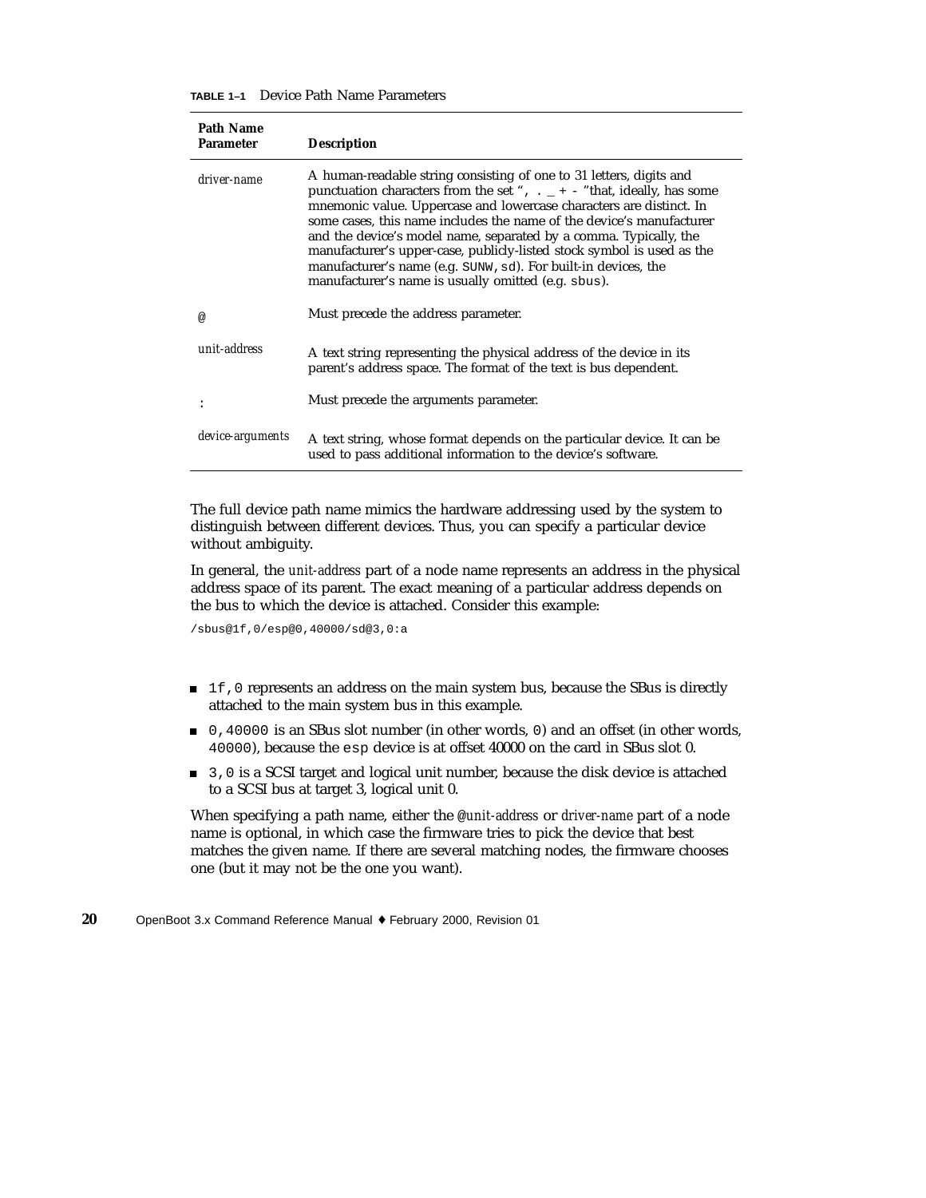**TABLE 1–1** Device Path Name Parameters

| Path Name Parameter | Description |
| --- | --- |
| *driver-name* | A human-readable string consisting of one to 31 letters, digits and punctuation characters from the set ", . _ + - "that, ideally, has some mnemonic value. Uppercase and lowercase characters are distinct. In some cases, this name includes the name of the device's manufacturer and the device's model name, separated by a comma. Typically, the manufacturer's upper-case, publicly-listed stock symbol is used as the manufacturer's name (e.g. `SUNW,sd`). For built-in devices, the manufacturer's name is usually omitted (e.g. `sbus`). |
| @ | Must precede the address parameter. |
| *unit-address* | A text string representing the physical address of the device in its parent's address space. The format of the text is bus dependent. |
| : | Must precede the arguments parameter. |
| *device-arguments* | A text string, whose format depends on the particular device. It can be used to pass additional information to the device's software. |

The full device path name mimics the hardware addressing used by the system to distinguish between different devices. Thus, you can specify a particular device without ambiguity.

In general, the *unit-address* part of a node name represents an address in the physical address space of its parent. The exact meaning of a particular address depends on the bus to which the device is attached. Consider this example:

```
/sbus@1f,0/esp@0,40000/sd@3,0:a
```

- `1f,0` represents an address on the main system bus, because the SBus is directly attached to the main system bus in this example.
- `0,40000` is an SBus slot number (in other words, `0`) and an offset (in other words, `40000`), because the `esp` device is at offset 40000 on the card in SBus slot 0.
- `3,0` is a SCSI target and logical unit number, because the disk device is attached to a SCSI bus at target 3, logical unit 0.

When specifying a path name, either the *@unit-address* or *driver-name* part of a node name is optional, in which case the firmware tries to pick the device that best matches the given name. If there are several matching nodes, the firmware chooses one (but it may not be the one you want).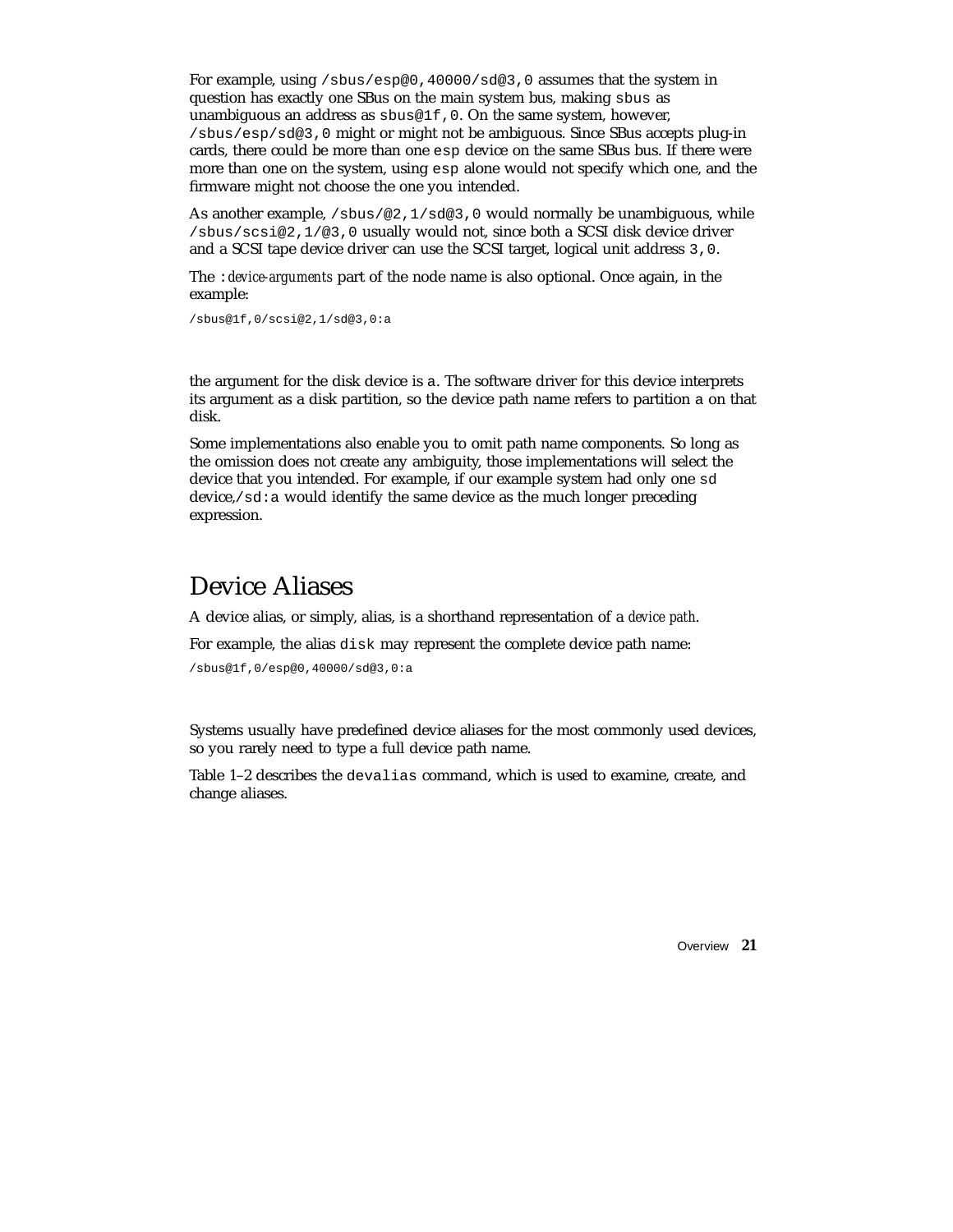For example, using `/sbus/esp@0,40000/sd@3,0` assumes that the system in question has exactly one SBus on the main system bus, making `sbus` as unambiguous an address as `sbus@1f,0`. On the same system, however, `/sbus/esp/sd@3,0` might or might not be ambiguous. Since SBus accepts plug-in cards, there could be more than one `esp` device on the same SBus bus. If there were more than one on the system, using `esp` alone would not specify which one, and the firmware might not choose the one you intended.

As another example, `/sbus/@2,1/sd@3,0` would normally be unambiguous, while `/sbus/scsi@2,1/@3,0` usually would not, since both a SCSI disk device driver and a SCSI tape device driver can use the SCSI target, logical unit address `3,0`.

The `:`*device-arguments* part of the node name is also optional. Once again, in the example:

```
/sbus@1f,0/scsi@2,1/sd@3,0:a
```

the argument for the disk device is `a`. The software driver for this device interprets its argument as a disk partition, so the device path name refers to partition `a` on that disk.

Some implementations also enable you to omit path name components. So long as the omission does not create any ambiguity, those implementations will select the device that you intended. For example, if our example system had only one `sd` device,`/sd:a` would identify the same device as the much longer preceding expression.

## Device Aliases

A device alias, or simply, alias, is a shorthand representation of a *device path*.

For example, the alias `disk` may represent the complete device path name:

```
/sbus@1f,0/esp@0,40000/sd@3,0:a
```

Systems usually have predefined device aliases for the most commonly used devices, so you rarely need to type a full device path name.

Table 1–2 describes the `devalias` command, which is used to examine, create, and change aliases.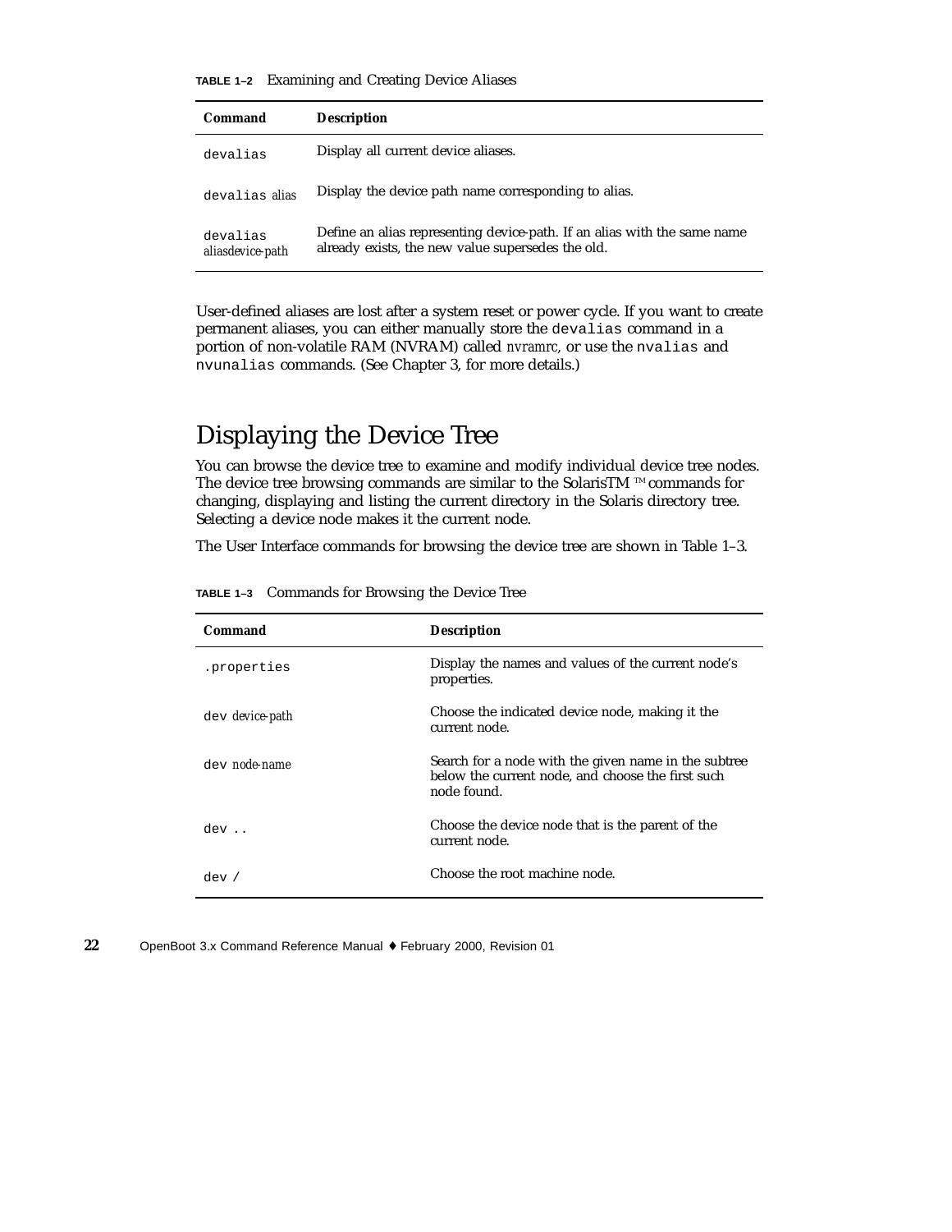**TABLE 1–2** Examining and Creating Device Aliases

| Command | Description |
|---|---|
| `devalias` | Display all current device aliases. |
| `devalias` *alias* | Display the device path name corresponding to alias. |
| `devalias` *aliasdevice-path* | Define an alias representing device-path. If an alias with the same name already exists, the new value supersedes the old. |

User-defined aliases are lost after a system reset or power cycle. If you want to create permanent aliases, you can either manually store the `devalias` command in a portion of non-volatile RAM (NVRAM) called *nvramrc*, or use the `nvalias` and `nvunalias` commands. (See Chapter 3, for more details.)

## Displaying the Device Tree

You can browse the device tree to examine and modify individual device tree nodes. The device tree browsing commands are similar to the SolarisTM ™ commands for changing, displaying and listing the current directory in the Solaris directory tree. Selecting a device node makes it the current node.

The User Interface commands for browsing the device tree are shown in Table 1–3.

**TABLE 1–3** Commands for Browsing the Device Tree

| Command | Description |
|---|---|
| `.properties` | Display the names and values of the current node's properties. |
| `dev` *device-path* | Choose the indicated device node, making it the current node. |
| `dev` *node-name* | Search for a node with the given name in the subtree below the current node, and choose the first such node found. |
| `dev ..` | Choose the device node that is the parent of the current node. |
| `dev /` | Choose the root machine node. |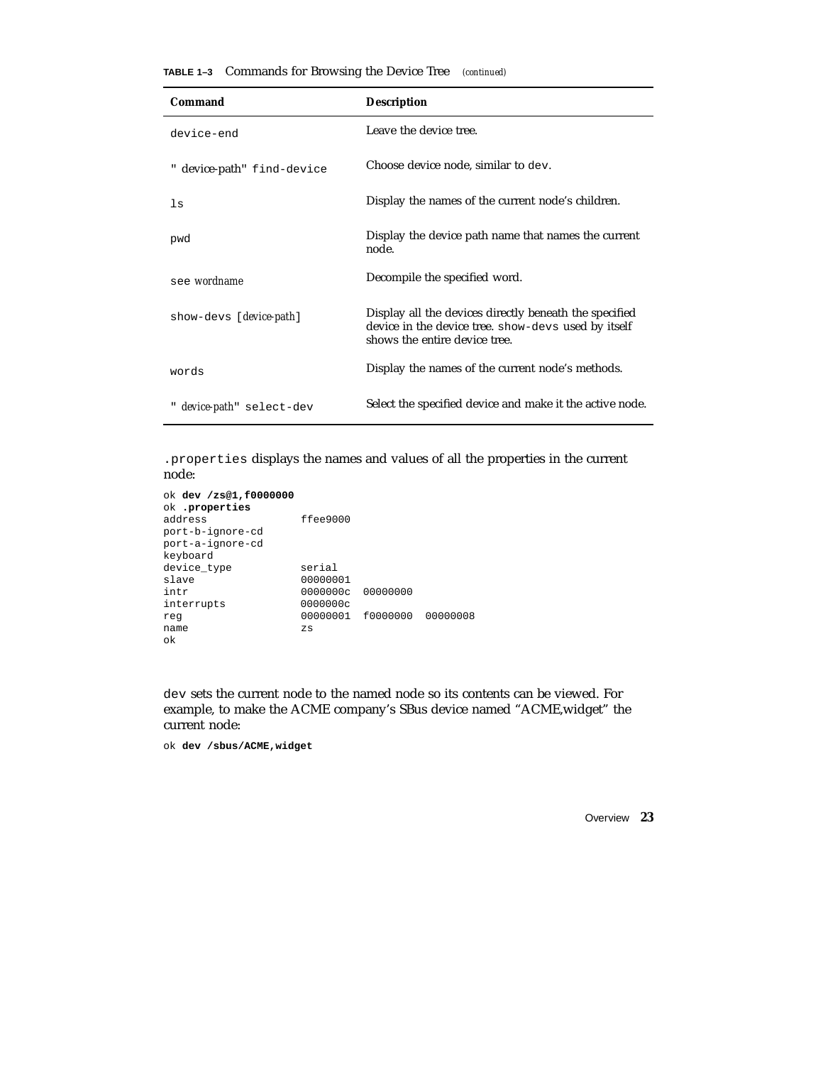**TABLE 1–3** Commands for Browsing the Device Tree *(continued)*

| Command | Description |
| --- | --- |
| `device-end` | Leave the device tree. |
| `"` *device-path*`" find-device` | Choose device node, similar to `dev`. |
| `ls` | Display the names of the current node's children. |
| `pwd` | Display the device path name that names the current node. |
| `see` *wordname* | Decompile the specified word. |
| `show-devs [`*device-path*`]` | Display all the devices directly beneath the specified device in the device tree. `show-devs` used by itself shows the entire device tree. |
| `words` | Display the names of the current node's methods. |
| `"` *device-path*`" select-dev` | Select the specified device and make it the active node. |

`.properties` displays the names and values of all the properties in the current node:

```
ok dev /zs@1,f0000000
ok .properties
address              ffee9000
port-b-ignore-cd
port-a-ignore-cd
keyboard
device_type          serial
slave                00000001
intr                 0000000c  00000000
interrupts           0000000c
reg                  00000001  f0000000  00000008
name                 zs
ok
```

`dev` sets the current node to the named node so its contents can be viewed. For example, to make the ACME company's SBus device named "ACME,widget" the current node:

```
ok dev /sbus/ACME,widget
```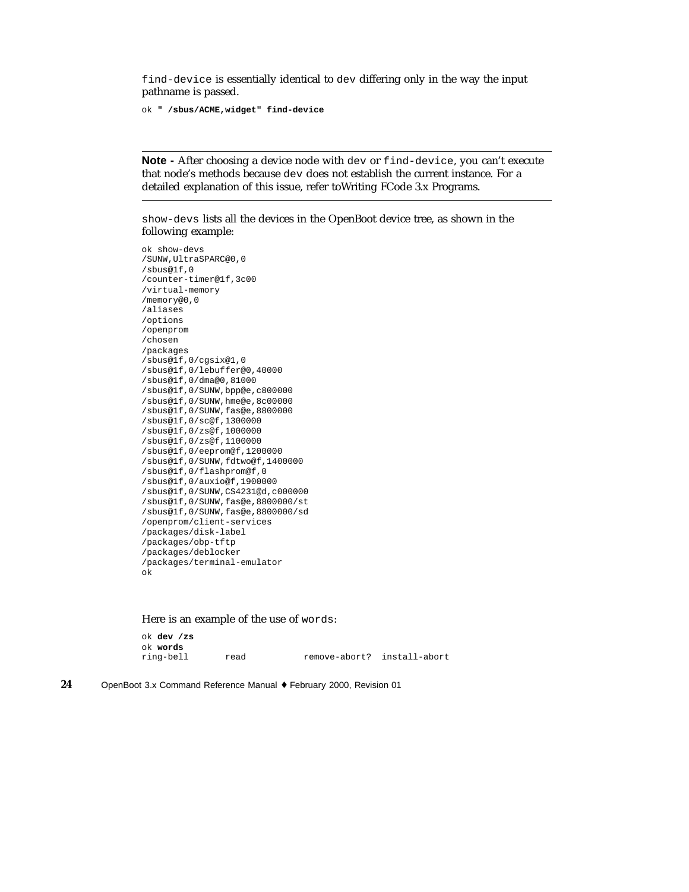`find-device` is essentially identical to `dev` differing only in the way the input pathname is passed.

```
ok " /sbus/ACME,widget" find-device
```

---

**Note -** After choosing a device node with `dev` or `find-device`, you can't execute that node's methods because `dev` does not establish the current instance. For a detailed explanation of this issue, refer toWriting FCode 3.x Programs.

---

`show-devs` lists all the devices in the OpenBoot device tree, as shown in the following example:

```
ok show-devs
/SUNW,UltraSPARC@0,0
/sbus@1f,0
/counter-timer@1f,3c00
/virtual-memory
/memory@0,0
/aliases
/options
/openprom
/chosen
/packages
/sbus@1f,0/cgsix@1,0
/sbus@1f,0/lebuffer@0,40000
/sbus@1f,0/dma@0,81000
/sbus@1f,0/SUNW,bpp@e,c800000
/sbus@1f,0/SUNW,hme@e,8c00000
/sbus@1f,0/SUNW,fas@e,8800000
/sbus@1f,0/sc@f,1300000
/sbus@1f,0/zs@f,1000000
/sbus@1f,0/zs@f,1100000
/sbus@1f,0/eeprom@f,1200000
/sbus@1f,0/SUNW,fdtwo@f,1400000
/sbus@1f,0/flashprom@f,0
/sbus@1f,0/auxio@f,1900000
/sbus@1f,0/SUNW,CS4231@d,c000000
/sbus@1f,0/SUNW,fas@e,8800000/st
/sbus@1f,0/SUNW,fas@e,8800000/sd
/openprom/client-services
/packages/disk-label
/packages/obp-tftp
/packages/deblocker
/packages/terminal-emulator
ok
```

Here is an example of the use of `words`:

```
ok dev /zs
ok words
ring-bell       read           remove-abort?  install-abort
```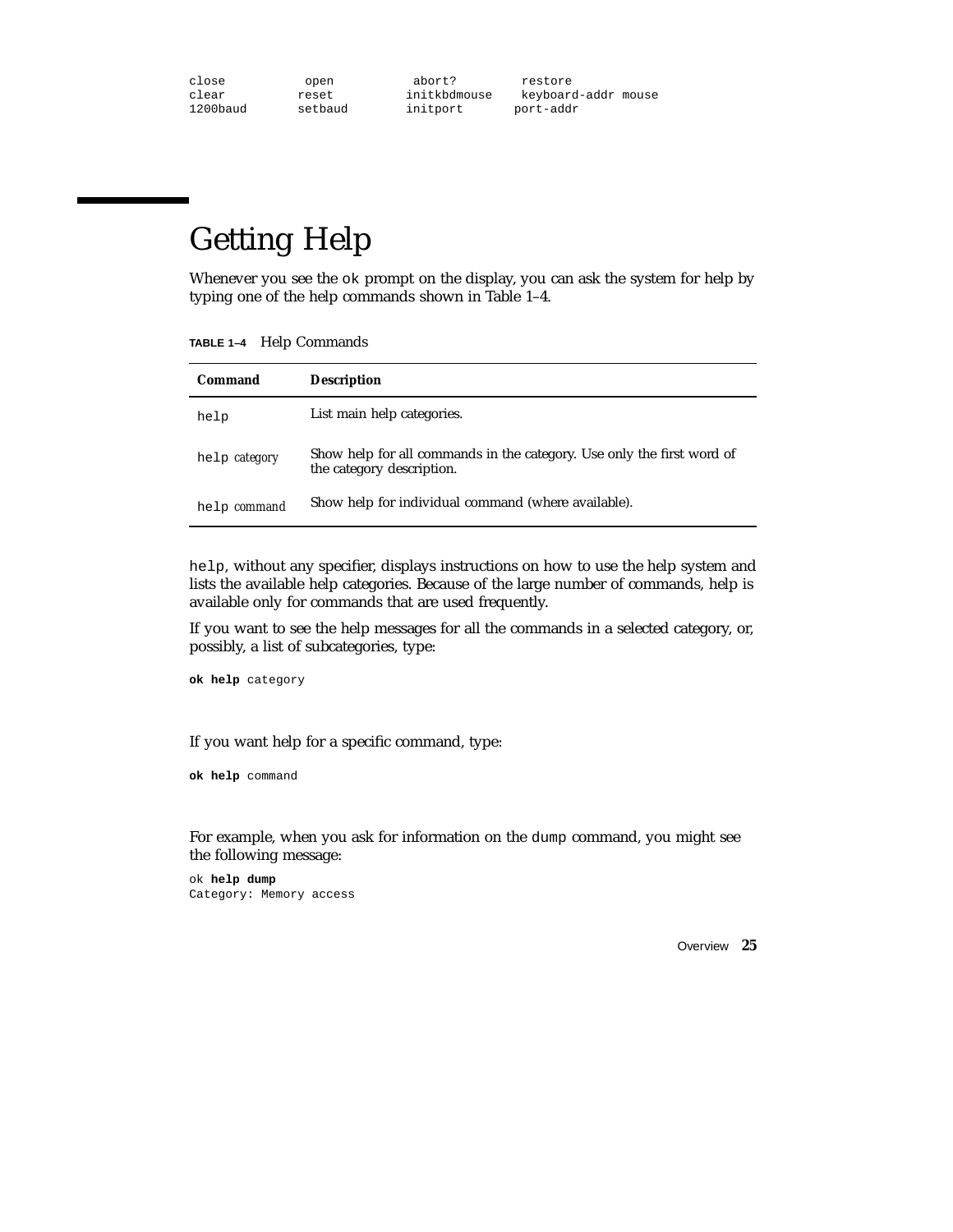```
close          open          abort?        restore
clear          reset         initkbdmouse  keyboard-addr mouse
1200baud       setbaud       initport      port-addr
```

## Getting Help

Whenever you see the `ok` prompt on the display, you can ask the system for help by typing one of the help commands shown in Table 1–4.

**TABLE 1–4** Help Commands

| Command | Description |
|---|---|
| `help` | List main help categories. |
| `help` *category* | Show help for all commands in the category. Use only the first word of the category description. |
| `help` *command* | Show help for individual command (where available). |

`help`, without any specifier, displays instructions on how to use the help system and lists the available help categories. Because of the large number of commands, help is available only for commands that are used frequently.

If you want to see the help messages for all the commands in a selected category, or, possibly, a list of subcategories, type:

```
ok help category
```

If you want help for a specific command, type:

```
ok help command
```

For example, when you ask for information on the `dump` command, you might see the following message:

```
ok help dump
Category: Memory access
```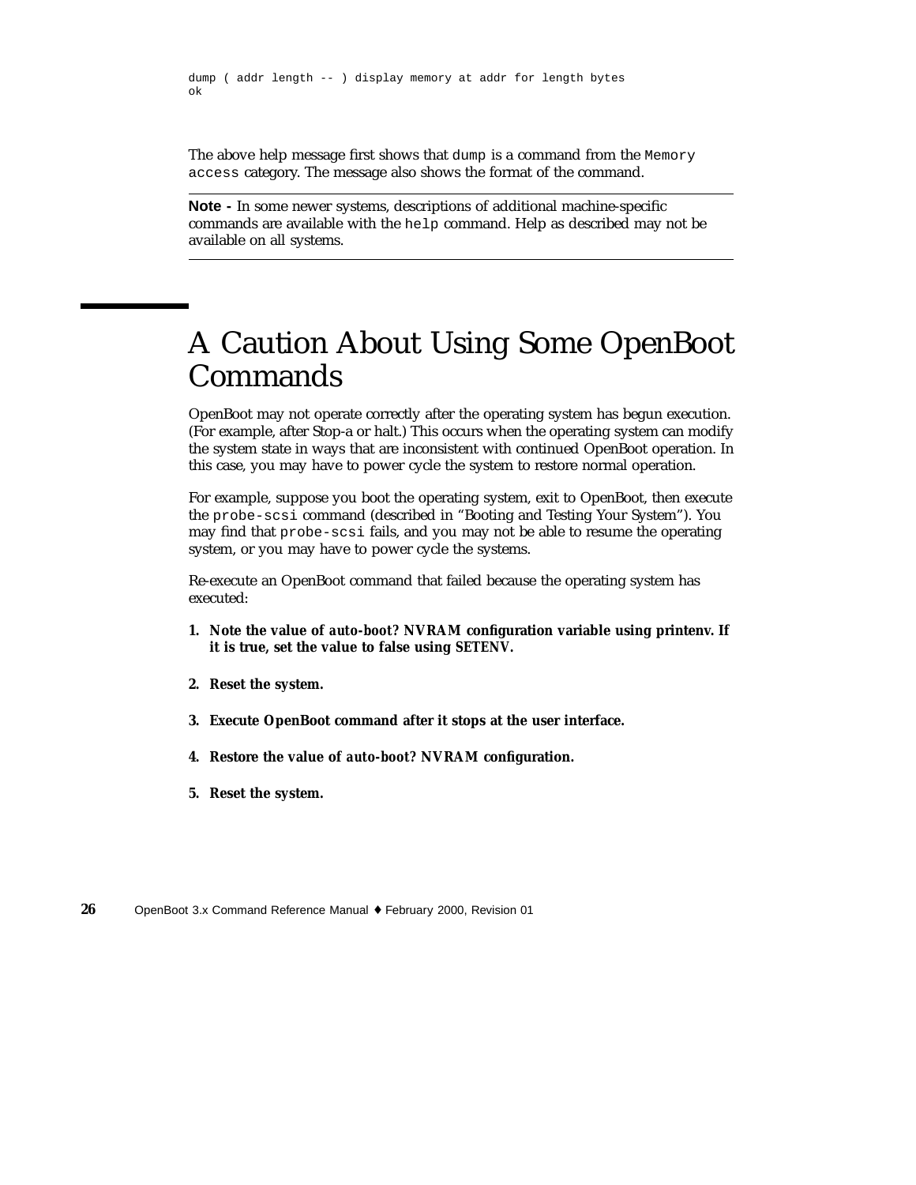```
dump ( addr length -- ) display memory at addr for length bytes
ok
```

The above help message first shows that `dump` is a command from the `Memory access` category. The message also shows the format of the command.

---

**Note -** In some newer systems, descriptions of additional machine-specific commands are available with the `help` command. Help as described may not be available on all systems.

---

# A Caution About Using Some OpenBoot Commands

OpenBoot may not operate correctly after the operating system has begun execution. (For example, after Stop-a or halt.) This occurs when the operating system can modify the system state in ways that are inconsistent with continued OpenBoot operation. In this case, you may have to power cycle the system to restore normal operation.

For example, suppose you boot the operating system, exit to OpenBoot, then execute the `probe-scsi` command (described in "Booting and Testing Your System"). You may find that `probe-scsi` fails, and you may not be able to resume the operating system, or you may have to power cycle the systems.

Re-execute an OpenBoot command that failed because the operating system has executed:

1. **Note the value of *auto-boot?* NVRAM configuration variable using printenv. If it is true, set the value to false using SETENV.**
2. **Reset the system.**
3. **Execute OpenBoot command after it stops at the user interface.**
4. **Restore the value of *auto-boot?* NVRAM configuration.**
5. **Reset the system.**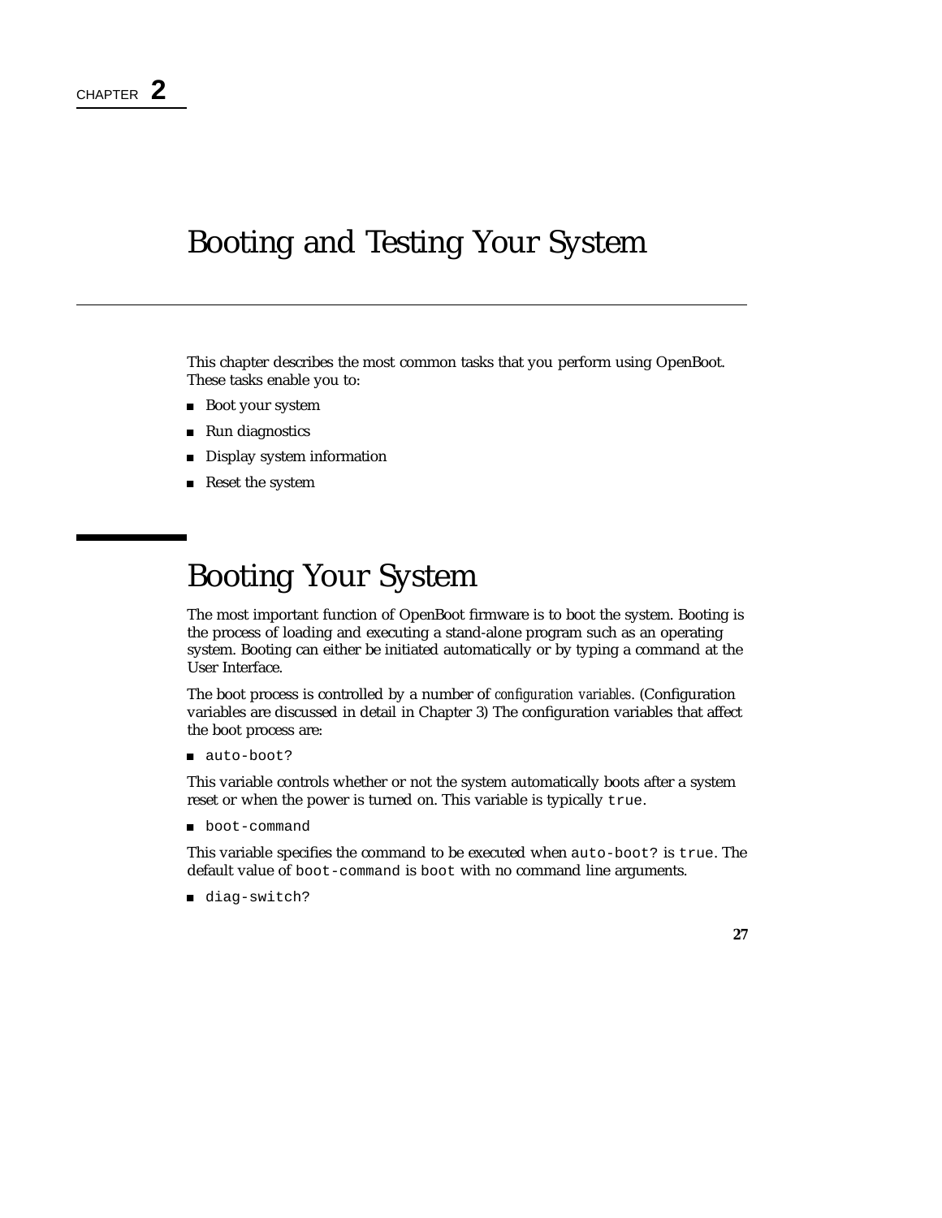CHAPTER **2**

# Booting and Testing Your System

This chapter describes the most common tasks that you perform using OpenBoot. These tasks enable you to:

- Boot your system
- Run diagnostics
- Display system information
- Reset the system

## Booting Your System

The most important function of OpenBoot firmware is to boot the system. Booting is the process of loading and executing a stand-alone program such as an operating system. Booting can either be initiated automatically or by typing a command at the User Interface.

The boot process is controlled by a number of *configuration variables*. (Configuration variables are discussed in detail in Chapter 3) The configuration variables that affect the boot process are:

- `auto-boot?`

This variable controls whether or not the system automatically boots after a system reset or when the power is turned on. This variable is typically `true`.

- `boot-command`

This variable specifies the command to be executed when `auto-boot?` is `true`. The default value of `boot-command` is `boot` with no command line arguments.

- `diag-switch?`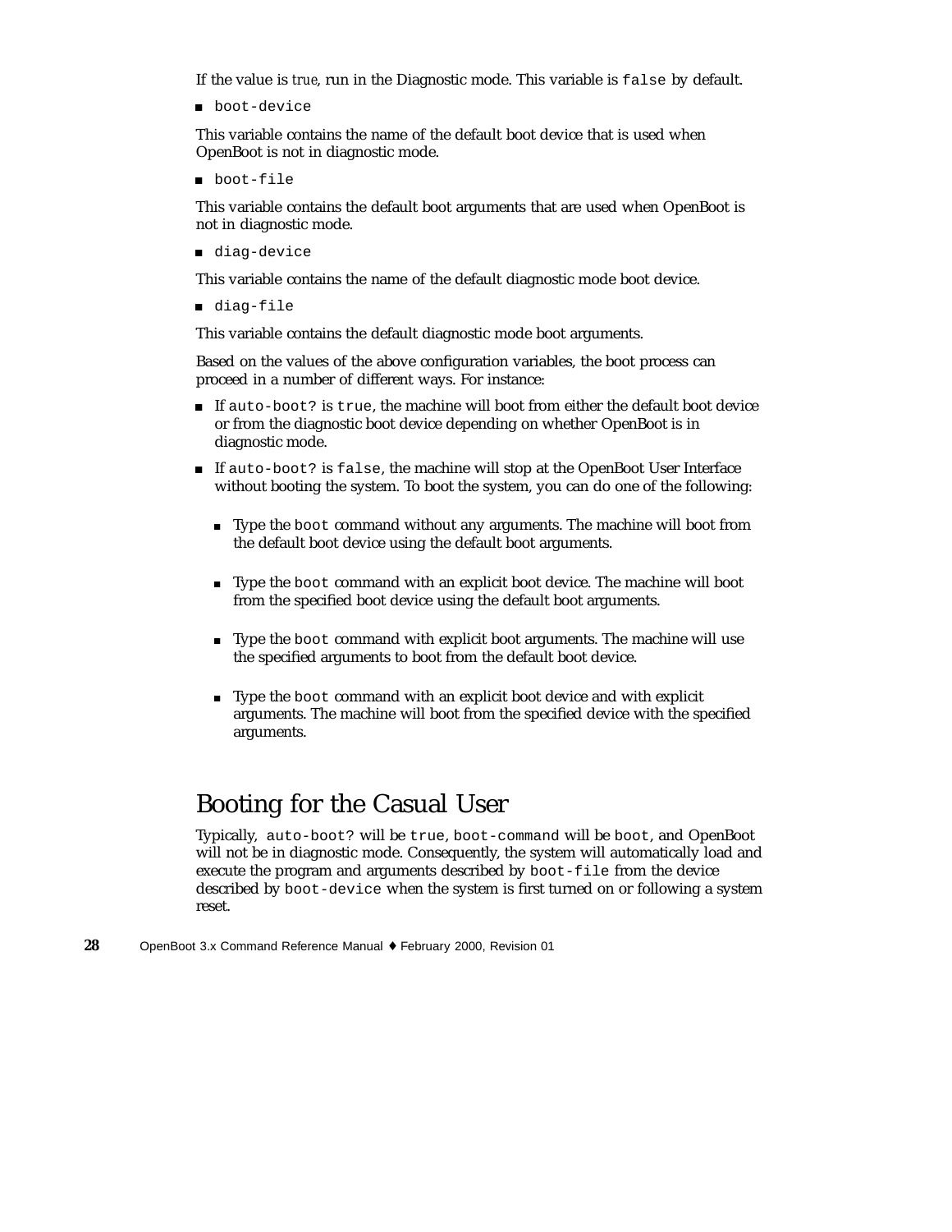If the value is *true*, run in the Diagnostic mode. This variable is `false` by default.

- `boot-device`

This variable contains the name of the default boot device that is used when OpenBoot is not in diagnostic mode.

- `boot-file`

This variable contains the default boot arguments that are used when OpenBoot is not in diagnostic mode.

- `diag-device`

This variable contains the name of the default diagnostic mode boot device.

- `diag-file`

This variable contains the default diagnostic mode boot arguments.

Based on the values of the above configuration variables, the boot process can proceed in a number of different ways. For instance:

- If `auto-boot?` is `true`, the machine will boot from either the default boot device or from the diagnostic boot device depending on whether OpenBoot is in diagnostic mode.
- If `auto-boot?` is `false`, the machine will stop at the OpenBoot User Interface without booting the system. To boot the system, you can do one of the following:
  - Type the `boot` command without any arguments. The machine will boot from the default boot device using the default boot arguments.
  - Type the `boot` command with an explicit boot device. The machine will boot from the specified boot device using the default boot arguments.
  - Type the `boot` command with explicit boot arguments. The machine will use the specified arguments to boot from the default boot device.
  - Type the `boot` command with an explicit boot device and with explicit arguments. The machine will boot from the specified device with the specified arguments.

## Booting for the Casual User

Typically, `auto-boot?` will be `true`, `boot-command` will be `boot`, and OpenBoot will not be in diagnostic mode. Consequently, the system will automatically load and execute the program and arguments described by `boot-file` from the device described by `boot-device` when the system is first turned on or following a system reset.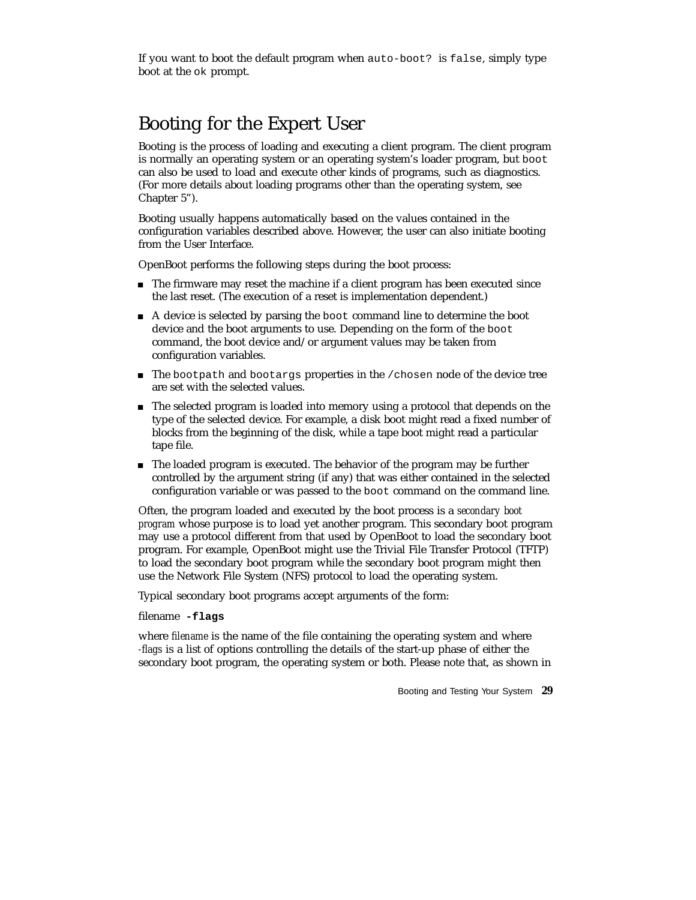If you want to boot the default program when `auto-boot?` is `false`, simply type boot at the `ok` prompt.

## Booting for the Expert User

Booting is the process of loading and executing a client program. The client program is normally an operating system or an operating system's loader program, but `boot` can also be used to load and execute other kinds of programs, such as diagnostics. (For more details about loading programs other than the operating system, see Chapter 5").

Booting usually happens automatically based on the values contained in the configuration variables described above. However, the user can also initiate booting from the User Interface.

OpenBoot performs the following steps during the boot process:

- The firmware may reset the machine if a client program has been executed since the last reset. (The execution of a reset is implementation dependent.)
- A device is selected by parsing the `boot` command line to determine the boot device and the boot arguments to use. Depending on the form of the `boot` command, the boot device and/or argument values may be taken from configuration variables.
- The `bootpath` and `bootargs` properties in the `/chosen` node of the device tree are set with the selected values.
- The selected program is loaded into memory using a protocol that depends on the type of the selected device. For example, a disk boot might read a fixed number of blocks from the beginning of the disk, while a tape boot might read a particular tape file.
- The loaded program is executed. The behavior of the program may be further controlled by the argument string (if any) that was either contained in the selected configuration variable or was passed to the `boot` command on the command line.

Often, the program loaded and executed by the boot process is a *secondary boot program* whose purpose is to load yet another program. This secondary boot program may use a protocol different from that used by OpenBoot to load the secondary boot program. For example, OpenBoot might use the Trivial File Transfer Protocol (TFTP) to load the secondary boot program while the secondary boot program might then use the Network File System (NFS) protocol to load the operating system.

Typical secondary boot programs accept arguments of the form:

filename **`-flags`**

where *filename* is the name of the file containing the operating system and where *-flags* is a list of options controlling the details of the start-up phase of either the secondary boot program, the operating system or both. Please note that, as shown in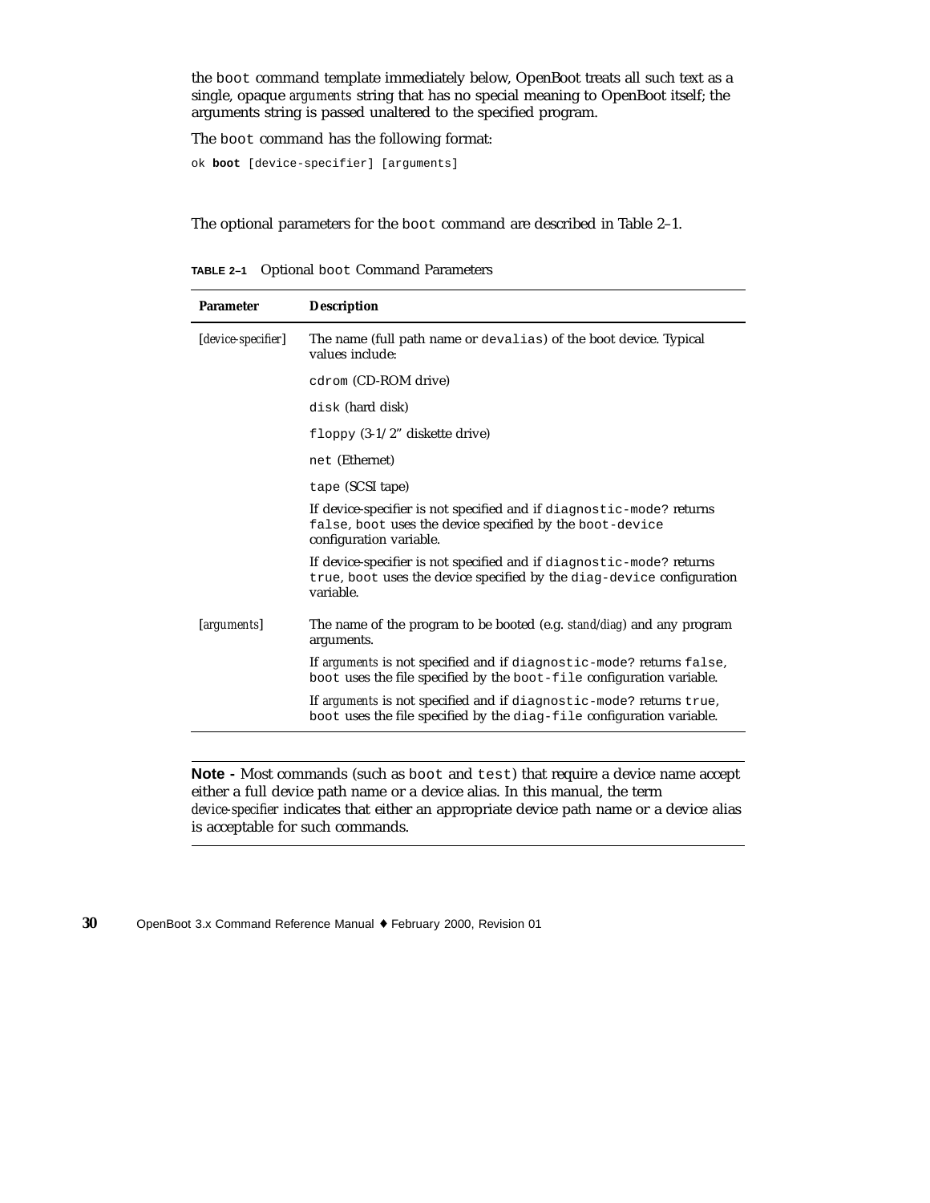the `boot` command template immediately below, OpenBoot treats all such text as a single, opaque *arguments* string that has no special meaning to OpenBoot itself; the arguments string is passed unaltered to the specified program.

The `boot` command has the following format:

```
ok boot [device-specifier] [arguments]
```

The optional parameters for the `boot` command are described in Table 2–1.

**TABLE 2–1** Optional `boot` Command Parameters

| Parameter | Description |
|---|---|
| [*device-specifier*] | The name (full path name or `devalias`) of the boot device. Typical values include: |
| | `cdrom` (CD-ROM drive) |
| | `disk` (hard disk) |
| | `floppy` (3-1/2" diskette drive) |
| | `net` (Ethernet) |
| | `tape` (SCSI tape) |
| | If device-specifier is not specified and if `diagnostic-mode?` returns `false`, `boot` uses the device specified by the `boot-device` configuration variable. |
| | If device-specifier is not specified and if `diagnostic-mode?` returns `true`, `boot` uses the device specified by the `diag-device` configuration variable. |
| [*arguments*] | The name of the program to be booted (e.g. *stand/diag*) and any program arguments. |
| | If *arguments* is not specified and if `diagnostic-mode?` returns `false`, `boot` uses the file specified by the `boot-file` configuration variable. |
| | If *arguments* is not specified and if `diagnostic-mode?` returns `true`, `boot` uses the file specified by the `diag-file` configuration variable. |

---

**Note -** Most commands (such as `boot` and `test`) that require a device name accept either a full device path name or a device alias. In this manual, the term *device-specifier* indicates that either an appropriate device path name or a device alias is acceptable for such commands.

---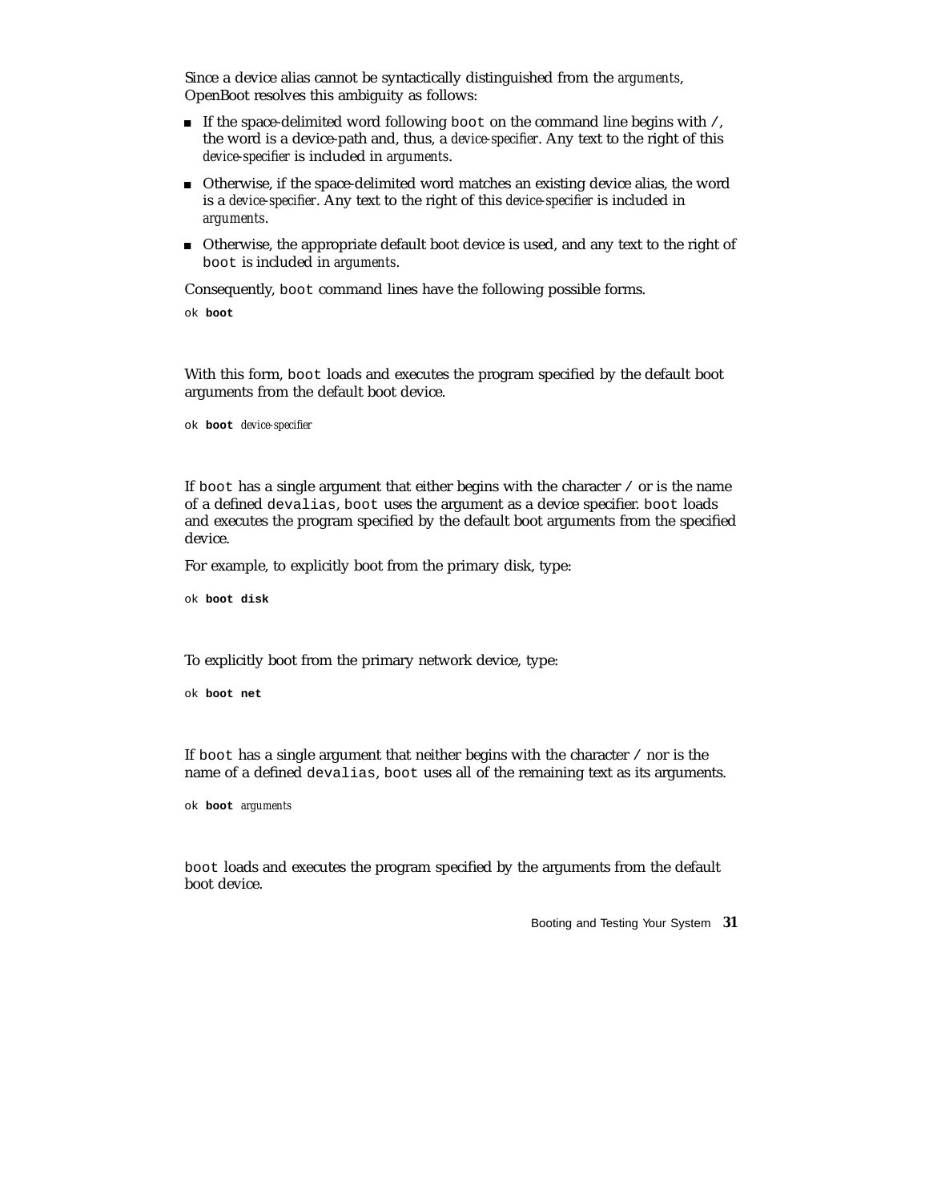Since a device alias cannot be syntactically distinguished from the *arguments*, OpenBoot resolves this ambiguity as follows:

- If the space-delimited word following `boot` on the command line begins with `/`, the word is a device-path and, thus, a *device-specifier*. Any text to the right of this *device-specifier* is included in *arguments*.
- Otherwise, if the space-delimited word matches an existing device alias, the word is a *device-specifier*. Any text to the right of this *device-specifier* is included in *arguments*.
- Otherwise, the appropriate default boot device is used, and any text to the right of `boot` is included in *arguments*.

Consequently, `boot` command lines have the following possible forms.

```
ok boot
```

With this form, `boot` loads and executes the program specified by the default boot arguments from the default boot device.

```
ok boot device-specifier
```

If `boot` has a single argument that either begins with the character `/` or is the name of a defined `devalias`, `boot` uses the argument as a device specifier. `boot` loads and executes the program specified by the default boot arguments from the specified device.

For example, to explicitly boot from the primary disk, type:

```
ok boot disk
```

To explicitly boot from the primary network device, type:

```
ok boot net
```

If `boot` has a single argument that neither begins with the character `/` nor is the name of a defined `devalias`, `boot` uses all of the remaining text as its arguments.

```
ok boot arguments
```

`boot` loads and executes the program specified by the arguments from the default boot device.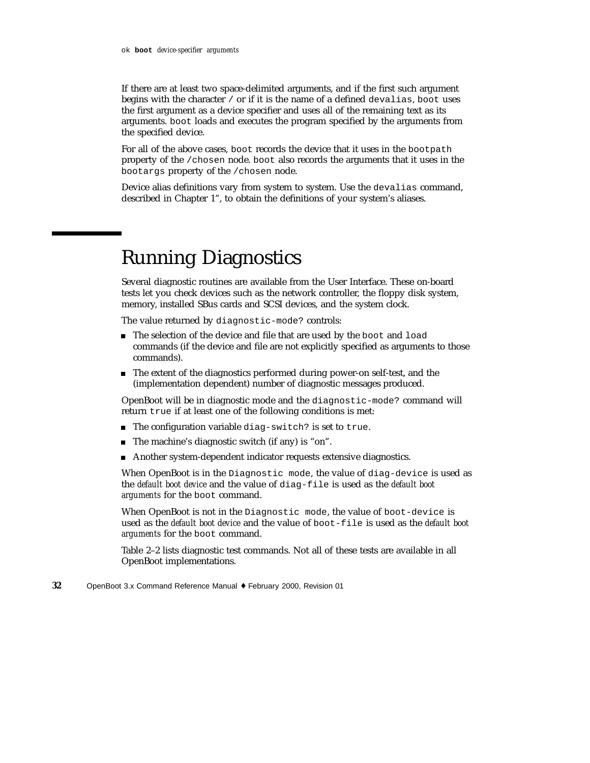ok **boot** *device-specifier arguments*

If there are at least two space-delimited arguments, and if the first such argument begins with the character / or if it is the name of a defined `devalias`, `boot` uses the first argument as a device specifier and uses all of the remaining text as its arguments. `boot` loads and executes the program specified by the arguments from the specified device.

For all of the above cases, `boot` records the device that it uses in the `bootpath` property of the `/chosen` node. `boot` also records the arguments that it uses in the `bootargs` property of the `/chosen` node.

Device alias definitions vary from system to system. Use the `devalias` command, described in Chapter 1", to obtain the definitions of your system's aliases.

# Running Diagnostics

Several diagnostic routines are available from the User Interface. These on-board tests let you check devices such as the network controller, the floppy disk system, memory, installed SBus cards and SCSI devices, and the system clock.

The value returned by `diagnostic-mode?` controls:

- The selection of the device and file that are used by the `boot` and `load` commands (if the device and file are not explicitly specified as arguments to those commands).
- The extent of the diagnostics performed during power-on self-test, and the (implementation dependent) number of diagnostic messages produced.

OpenBoot will be in diagnostic mode and the `diagnostic-mode?` command will return `true` if at least one of the following conditions is met:

- The configuration variable `diag-switch?` is set to `true`.
- The machine's diagnostic switch (if any) is "on".
- Another system-dependent indicator requests extensive diagnostics.

When OpenBoot is in the `Diagnostic mode`, the value of `diag-device` is used as the *default boot device* and the value of `diag-file` is used as the *default boot arguments* for the `boot` command.

When OpenBoot is not in the `Diagnostic mode`, the value of `boot-device` is used as the *default boot device* and the value of `boot-file` is used as the *default boot arguments* for the `boot` command.

Table 2–2 lists diagnostic test commands. Not all of these tests are available in all OpenBoot implementations.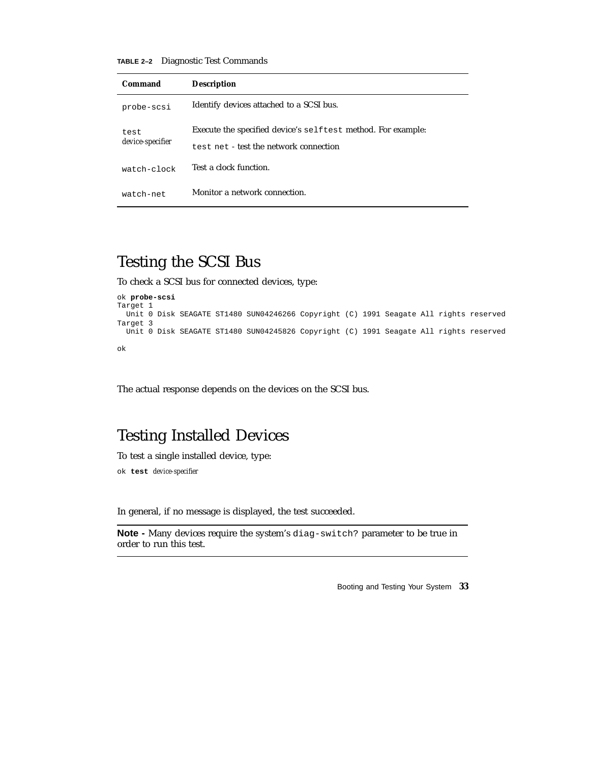**TABLE 2–2** Diagnostic Test Commands

| Command | Description |
|---|---|
| `probe-scsi` | Identify devices attached to a SCSI bus. |
| `test` *device-specifier* | Execute the specified device's `selftest` method. For example: `test net` - test the network connection |
| `watch-clock` | Test a clock function. |
| `watch-net` | Monitor a network connection. |

## Testing the SCSI Bus

To check a SCSI bus for connected devices, type:

```
ok probe-scsi
Target 1
  Unit 0 Disk SEAGATE ST1480 SUN04246266 Copyright (C) 1991 Seagate All rights reserved
Target 3
  Unit 0 Disk SEAGATE ST1480 SUN04245826 Copyright (C) 1991 Seagate All rights reserved

ok
```

The actual response depends on the devices on the SCSI bus.

## Testing Installed Devices

To test a single installed device, type:

```
ok test device-specifier
```

In general, if no message is displayed, the test succeeded.

**Note -** Many devices require the system's `diag-switch?` parameter to be true in order to run this test.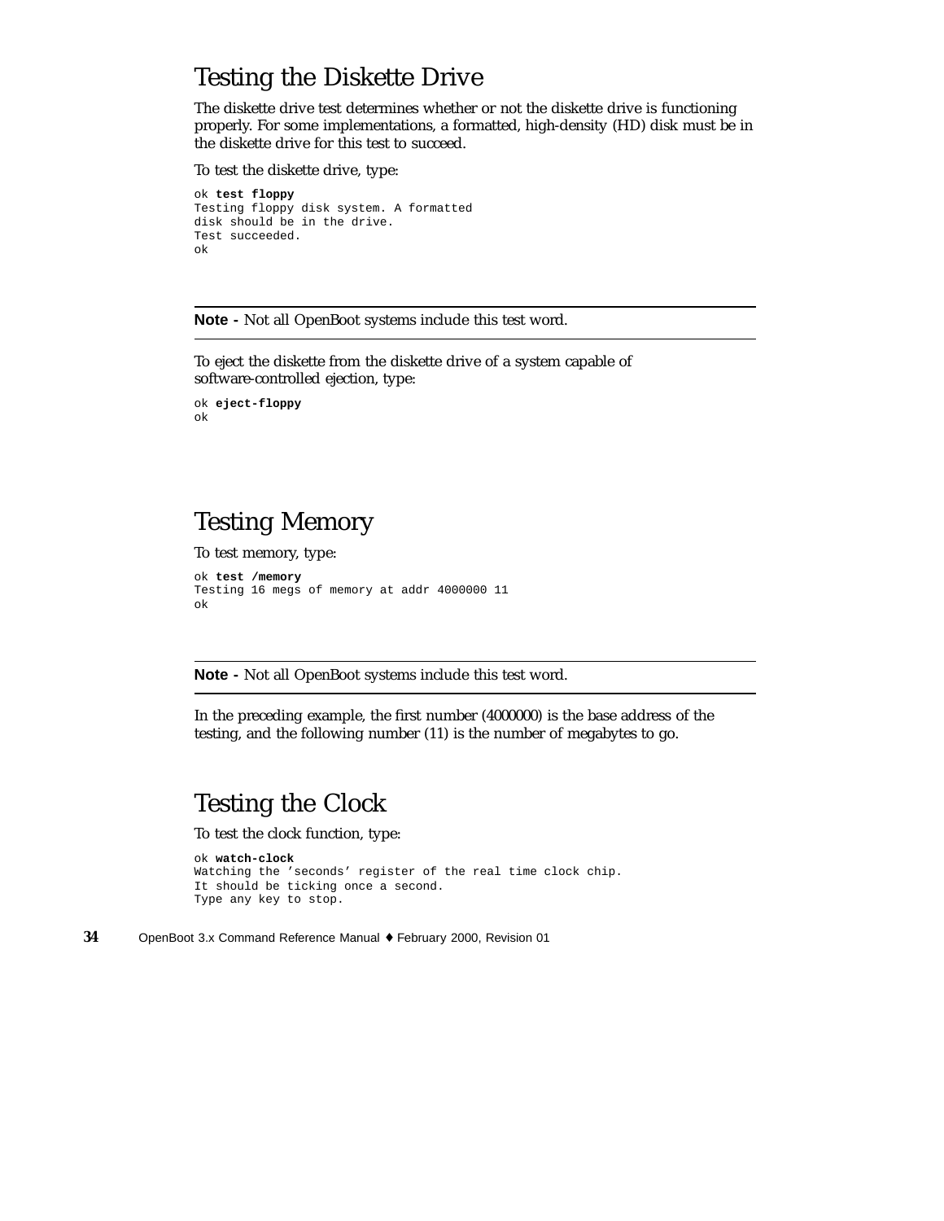## Testing the Diskette Drive

The diskette drive test determines whether or not the diskette drive is functioning properly. For some implementations, a formatted, high-density (HD) disk must be in the diskette drive for this test to succeed.

To test the diskette drive, type:

```
ok test floppy
Testing floppy disk system. A formatted
disk should be in the drive.
Test succeeded.
ok
```

---

**Note -** Not all OpenBoot systems include this test word.

---

To eject the diskette from the diskette drive of a system capable of software-controlled ejection, type:

```
ok eject-floppy
ok
```

## Testing Memory

To test memory, type:

```
ok test /memory
Testing 16 megs of memory at addr 4000000 11
ok
```

---

**Note -** Not all OpenBoot systems include this test word.

---

In the preceding example, the first number (4000000) is the base address of the testing, and the following number (11) is the number of megabytes to go.

## Testing the Clock

To test the clock function, type:

```
ok watch-clock
Watching the 'seconds' register of the real time clock chip.
It should be ticking once a second.
Type any key to stop.
```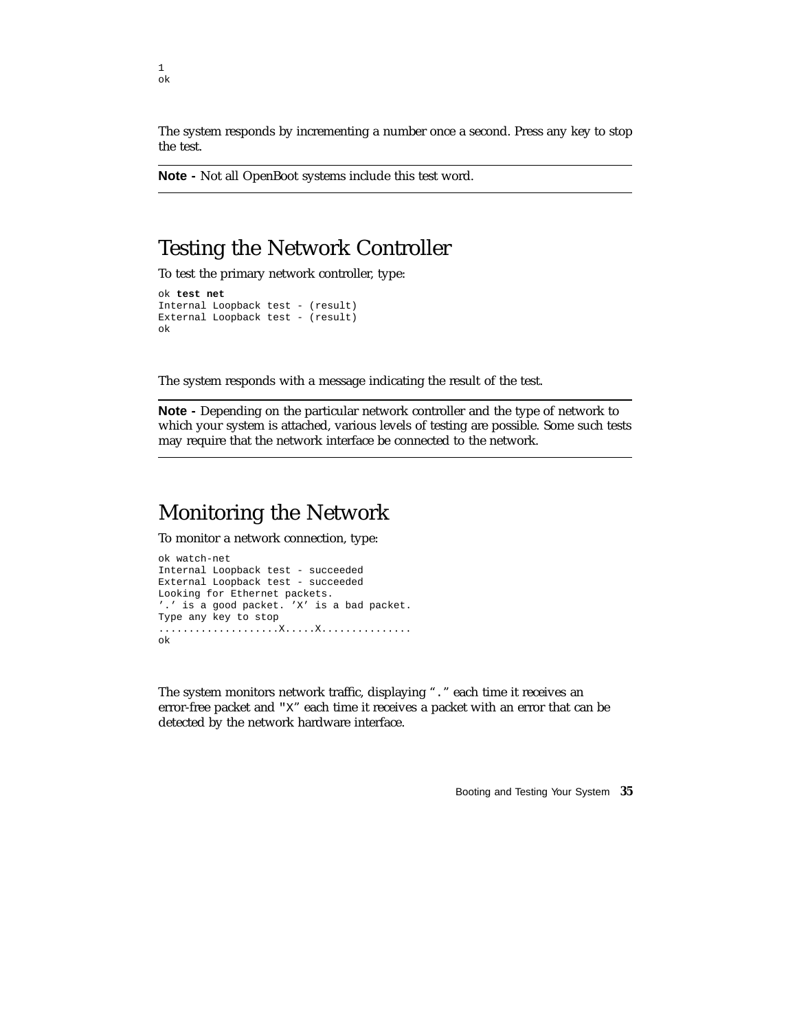```
1
ok
```

The system responds by incrementing a number once a second. Press any key to stop the test.

---

**Note -** Not all OpenBoot systems include this test word.

---

## Testing the Network Controller

To test the primary network controller, type:

```
ok test net
Internal Loopback test - (result)
External Loopback test - (result)
ok
```

The system responds with a message indicating the result of the test.

---

**Note -** Depending on the particular network controller and the type of network to which your system is attached, various levels of testing are possible. Some such tests may require that the network interface be connected to the network.

---

## Monitoring the Network

To monitor a network connection, type:

```
ok watch-net
Internal Loopback test - succeeded
External Loopback test - succeeded
Looking for Ethernet packets.
'.' is a good packet. 'X' is a bad packet.
Type any key to stop
....................X.....X...............
ok
```

The system monitors network traffic, displaying "`.`" each time it receives an error-free packet and "`X`" each time it receives a packet with an error that can be detected by the network hardware interface.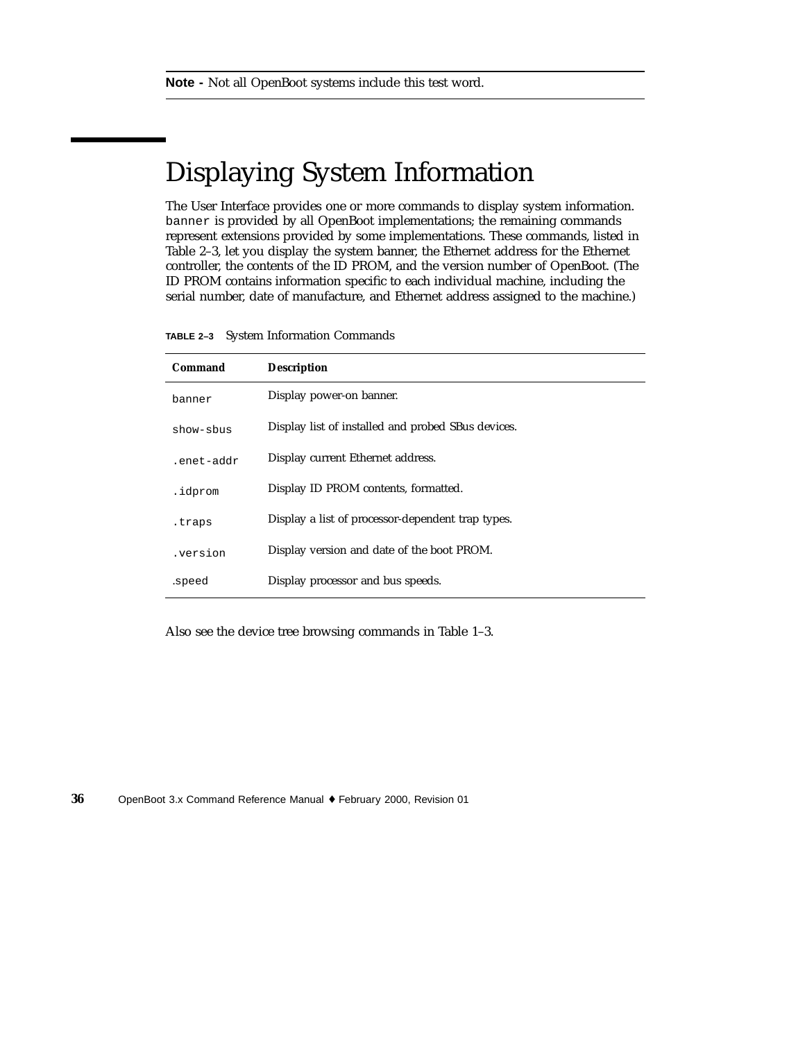**Note -** Not all OpenBoot systems include this test word.

## Displaying System Information

The User Interface provides one or more commands to display system information. `banner` is provided by all OpenBoot implementations; the remaining commands represent extensions provided by some implementations. These commands, listed in Table 2–3, let you display the system banner, the Ethernet address for the Ethernet controller, the contents of the ID PROM, and the version number of OpenBoot. (The ID PROM contains information specific to each individual machine, including the serial number, date of manufacture, and Ethernet address assigned to the machine.)

**TABLE 2–3** System Information Commands

| Command | Description |
| --- | --- |
| `banner` | Display power-on banner. |
| `show-sbus` | Display list of installed and probed SBus devices. |
| `.enet-addr` | Display current Ethernet address. |
| `.idprom` | Display ID PROM contents, formatted. |
| `.traps` | Display a list of processor-dependent trap types. |
| `.version` | Display version and date of the boot PROM. |
| `.speed` | Display processor and bus speeds. |

Also see the device tree browsing commands in Table 1–3.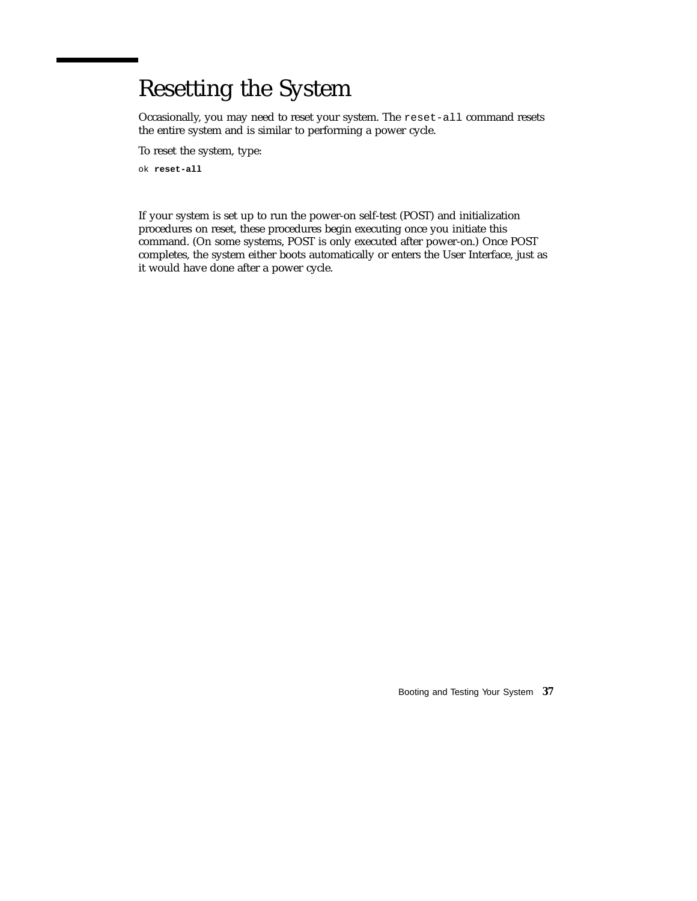# Resetting the System

Occasionally, you may need to reset your system. The `reset-all` command resets the entire system and is similar to performing a power cycle.

To reset the system, type:

```
ok reset-all
```

If your system is set up to run the power-on self-test (POST) and initialization procedures on reset, these procedures begin executing once you initiate this command. (On some systems, POST is only executed after power-on.) Once POST completes, the system either boots automatically or enters the User Interface, just as it would have done after a power cycle.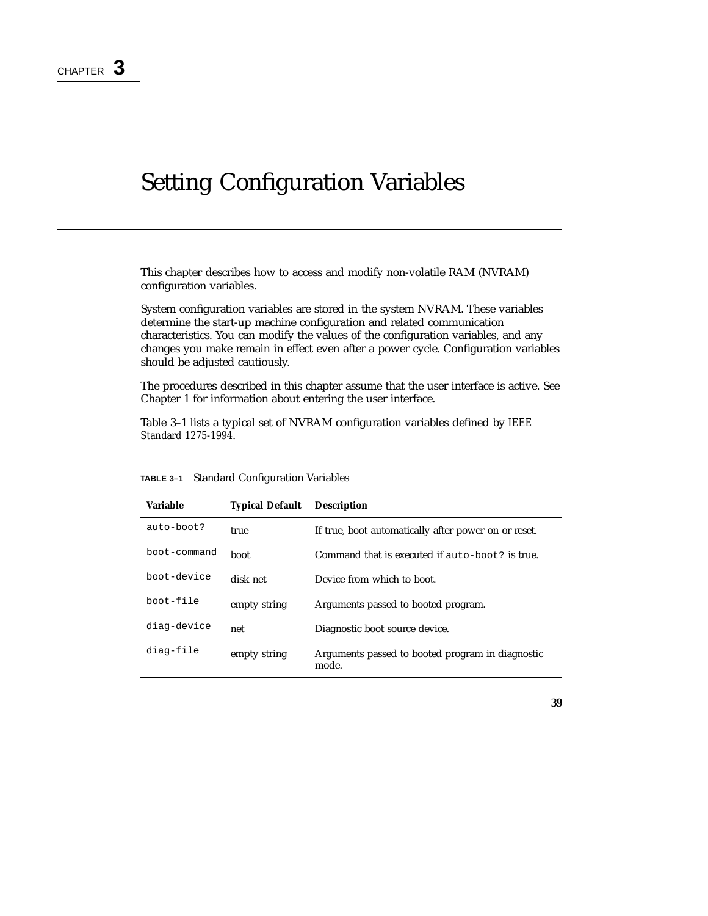CHAPTER **3**

# Setting Configuration Variables

This chapter describes how to access and modify non-volatile RAM (NVRAM) configuration variables.

System configuration variables are stored in the system NVRAM. These variables determine the start-up machine configuration and related communication characteristics. You can modify the values of the configuration variables, and any changes you make remain in effect even after a power cycle. Configuration variables should be adjusted cautiously.

The procedures described in this chapter assume that the user interface is active. See Chapter 1 for information about entering the user interface.

Table 3–1 lists a typical set of NVRAM configuration variables defined by *IEEE Standard 1275-1994*.

**TABLE 3–1** Standard Configuration Variables

| Variable | Typical Default | Description |
|---|---|---|
| `auto-boot?` | true | If true, boot automatically after power on or reset. |
| `boot-command` | boot | Command that is executed if `auto-boot?` is true. |
| `boot-device` | disk net | Device from which to boot. |
| `boot-file` | empty string | Arguments passed to booted program. |
| `diag-device` | net | Diagnostic boot source device. |
| `diag-file` | empty string | Arguments passed to booted program in diagnostic mode. |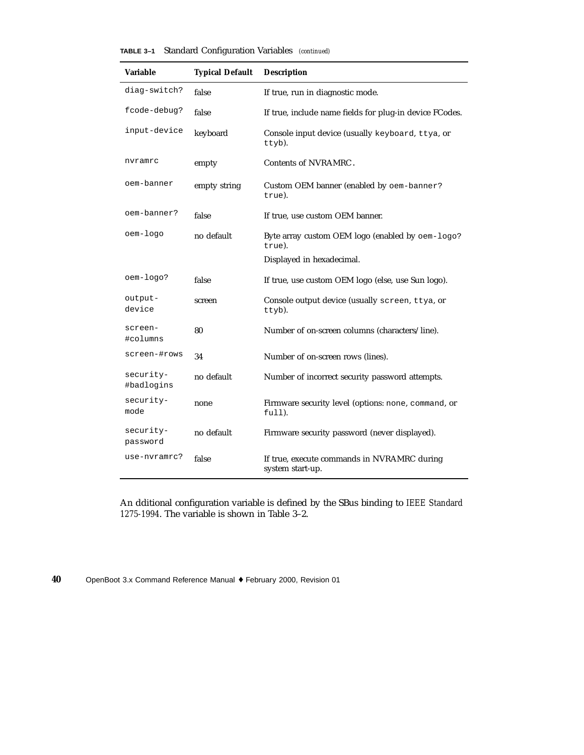**TABLE 3–1** Standard Configuration Variables *(continued)*

| Variable | Typical Default | Description |
|---|---|---|
| `diag-switch?` | false | If true, run in diagnostic mode. |
| `fcode-debug?` | false | If true, include name fields for plug-in device FCodes. |
| `input-device` | keyboard | Console input device (usually `keyboard`, `ttya`, or `ttyb`). |
| `nvramrc` | empty | Contents of NVRAMRC. |
| `oem-banner` | empty string | Custom OEM banner (enabled by `oem-banner? true`). |
| `oem-banner?` | false | If true, use custom OEM banner. |
| `oem-logo` | no default | Byte array custom OEM logo (enabled by `oem-logo? true`). Displayed in hexadecimal. |
| `oem-logo?` | false | If true, use custom OEM logo (else, use Sun logo). |
| `output-device` | screen | Console output device (usually `screen`, `ttya`, or `ttyb`). |
| `screen-#columns` | 80 | Number of on-screen columns (characters/line). |
| `screen-#rows` | 34 | Number of on-screen rows (lines). |
| `security-#badlogins` | no default | Number of incorrect security password attempts. |
| `security-mode` | none | Firmware security level (options: `none`, `command`, or `full`). |
| `security-password` | no default | Firmware security password (never displayed). |
| `use-nvramrc?` | false | If true, execute commands in NVRAMRC during system start-up. |

An dditional configuration variable is defined by the SBus binding to *IEEE Standard 1275-1994*. The variable is shown in Table 3–2.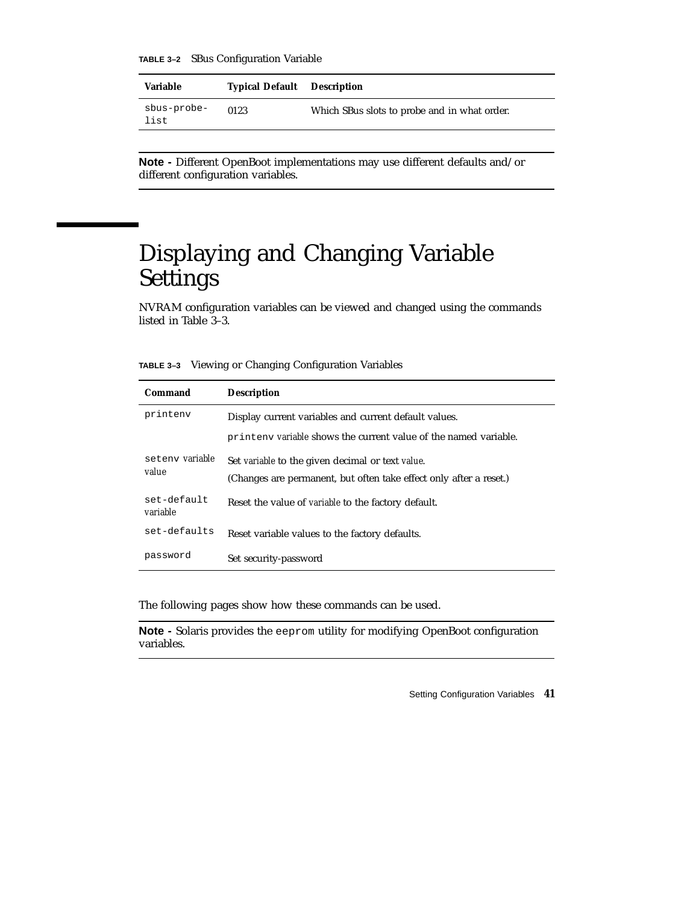**TABLE 3–2** SBus Configuration Variable

| Variable | Typical Default | Description |
|---|---|---|
| `sbus-probe-list` | 0123 | Which SBus slots to probe and in what order. |

**Note -** Different OpenBoot implementations may use different defaults and/or different configuration variables.

# Displaying and Changing Variable Settings

NVRAM configuration variables can be viewed and changed using the commands listed in Table 3–3.

**TABLE 3–3** Viewing or Changing Configuration Variables

| Command | Description |
|---|---|
| `printenv` | Display current variables and current default values.<br>`printenv` *variable* shows the current value of the named variable. |
| `setenv` *variable value* | Set *variable* to the given decimal or text *value*.<br>(Changes are permanent, but often take effect only after a reset.) |
| `set-default` *variable* | Reset the value of *variable* to the factory default. |
| `set-defaults` | Reset variable values to the factory defaults. |
| `password` | Set security-password |

The following pages show how these commands can be used.

**Note -** Solaris provides the `eeprom` utility for modifying OpenBoot configuration variables.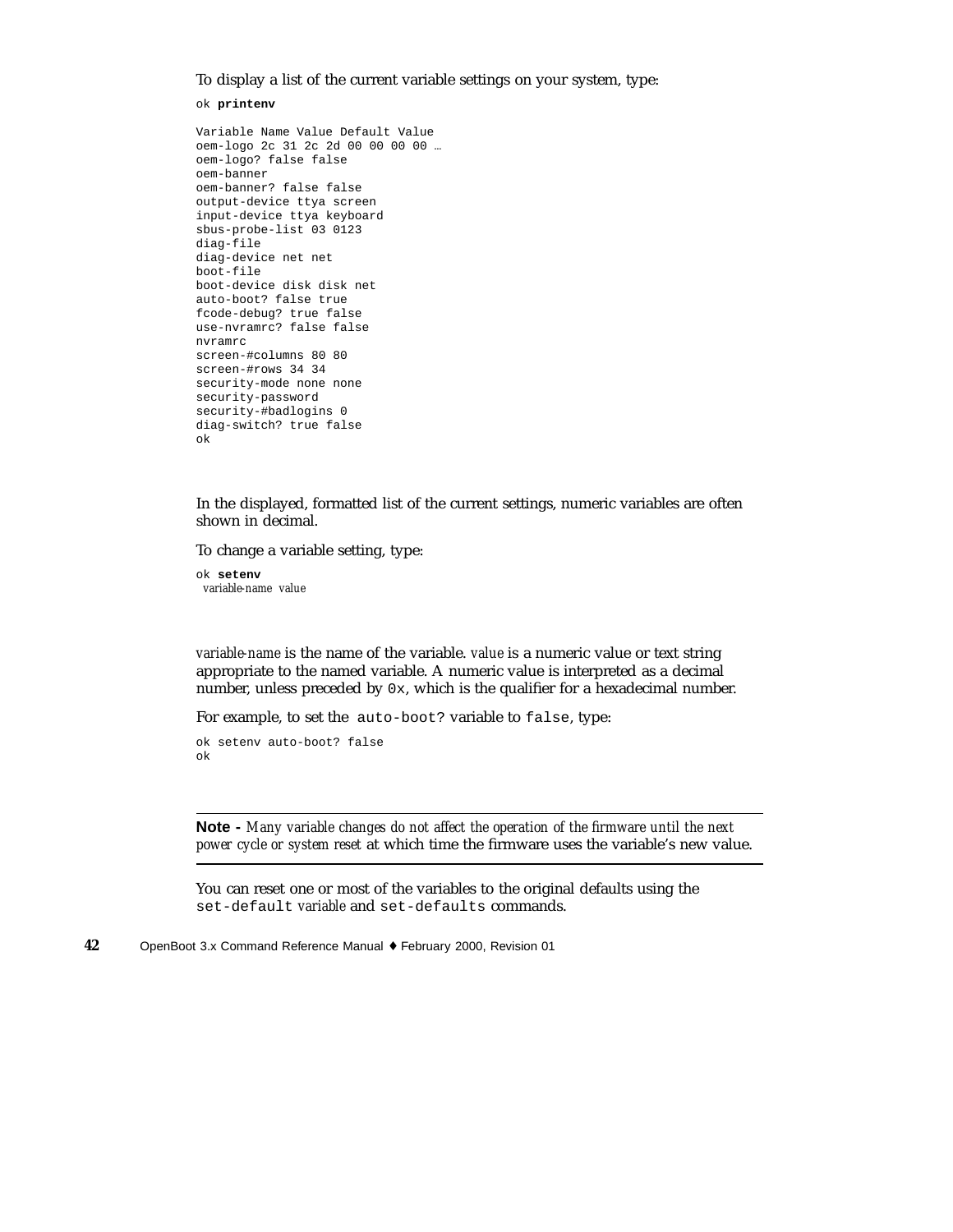To display a list of the current variable settings on your system, type:

```
ok printenv

Variable Name Value Default Value
oem-logo 2c 31 2c 2d 00 00 00 00 …
oem-logo? false false
oem-banner
oem-banner? false false
output-device ttya screen
input-device ttya keyboard
sbus-probe-list 03 0123
diag-file
diag-device net net
boot-file
boot-device disk disk net
auto-boot? false true
fcode-debug? true false
use-nvramrc? false false
nvramrc
screen-#columns 80 80
screen-#rows 34 34
security-mode none none
security-password
security-#badlogins 0
diag-switch? true false
ok
```

In the displayed, formatted list of the current settings, numeric variables are often shown in decimal.

To change a variable setting, type:

```
ok setenv
 variable-name value
```

*variable-name* is the name of the variable. *value* is a numeric value or text string appropriate to the named variable. A numeric value is interpreted as a decimal number, unless preceded by `0x`, which is the qualifier for a hexadecimal number.

For example, to set the `auto-boot?` variable to `false`, type:

```
ok setenv auto-boot? false
ok
```

---

**Note -** *Many variable changes do not affect the operation of the firmware until the next power cycle or system reset* at which time the firmware uses the variable's new value.

---

You can reset one or most of the variables to the original defaults using the `set-default` *variable* and `set-defaults` commands.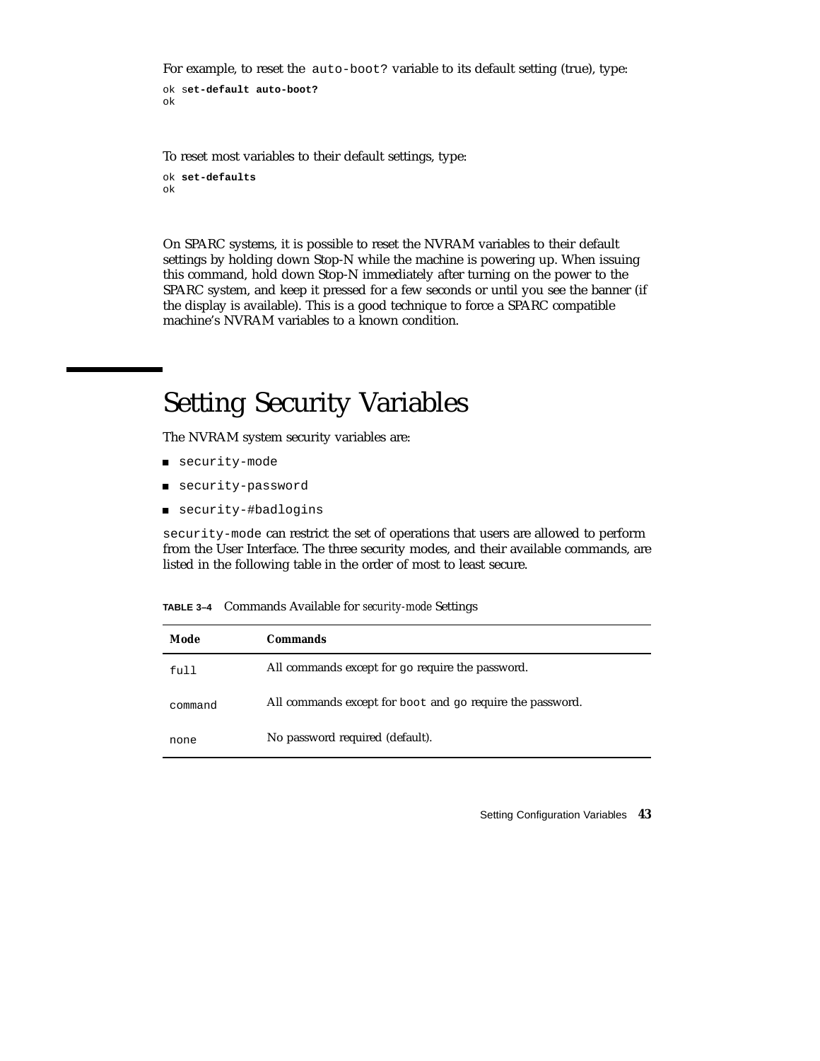For example, to reset the `auto-boot?` variable to its default setting (true), type:

```
ok set-default auto-boot?
ok
```

To reset most variables to their default settings, type:

```
ok set-defaults
ok
```

On SPARC systems, it is possible to reset the NVRAM variables to their default settings by holding down Stop-N while the machine is powering up. When issuing this command, hold down Stop-N immediately after turning on the power to the SPARC system, and keep it pressed for a few seconds or until you see the banner (if the display is available). This is a good technique to force a SPARC compatible machine's NVRAM variables to a known condition.

# Setting Security Variables

The NVRAM system security variables are:

- `security-mode`
- `security-password`
- `security-#badlogins`

`security-mode` can restrict the set of operations that users are allowed to perform from the User Interface. The three security modes, and their available commands, are listed in the following table in the order of most to least secure.

**TABLE 3–4** Commands Available for *security-mode* Settings

| Mode | Commands |
|---|---|
| `full` | All commands except for `go` require the password. |
| `command` | All commands except for `boot` and `go` require the password. |
| `none` | No password required (default). |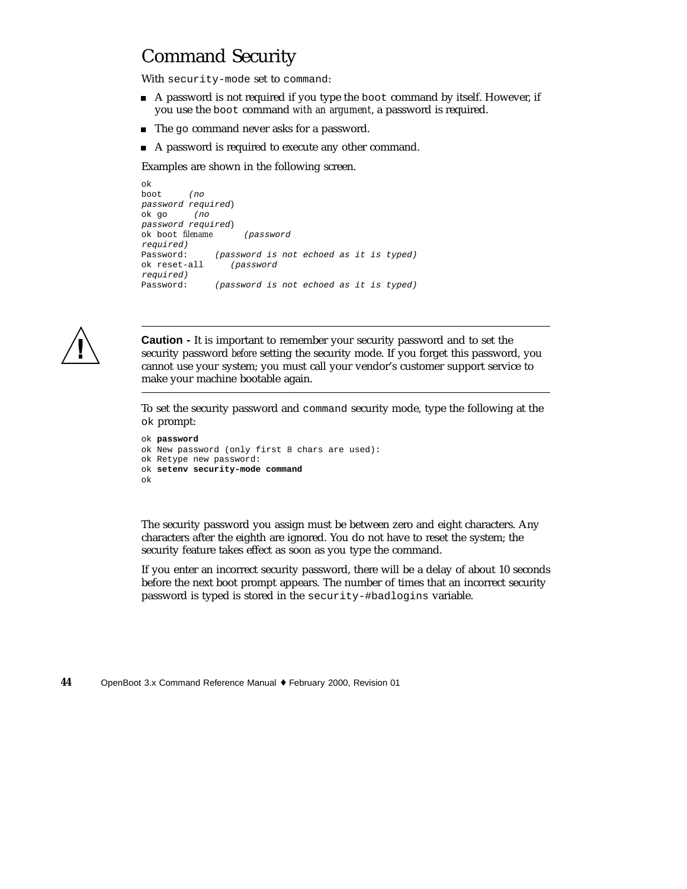# Command Security

With `security-mode` set to `command`:

- A password is not required if you type the `boot` command by itself. However, if you use the `boot` command *with an argument*, a password is required.
- The `go` command never asks for a password.
- A password is required to execute any other command.

Examples are shown in the following screen.

```
ok
boot     (no
password required)
ok go     (no
password required)
ok boot filename      (password
required)
Password:     (password is not echoed as it is typed)
ok reset-all     (password
required)
Password:     (password is not echoed as it is typed)
```

---

**Caution -** It is important to remember your security password and to set the security password *before* setting the security mode. If you forget this password, you cannot use your system; you must call your vendor's customer support service to make your machine bootable again.

---

To set the security password and `command` security mode, type the following at the `ok` prompt:

```
ok password
ok New password (only first 8 chars are used):
ok Retype new password:
ok setenv security-mode command
ok
```

The security password you assign must be between zero and eight characters. Any characters after the eighth are ignored. You do not have to reset the system; the security feature takes effect as soon as you type the command.

If you enter an incorrect security password, there will be a delay of about 10 seconds before the next boot prompt appears. The number of times that an incorrect security password is typed is stored in the `security-#badlogins` variable.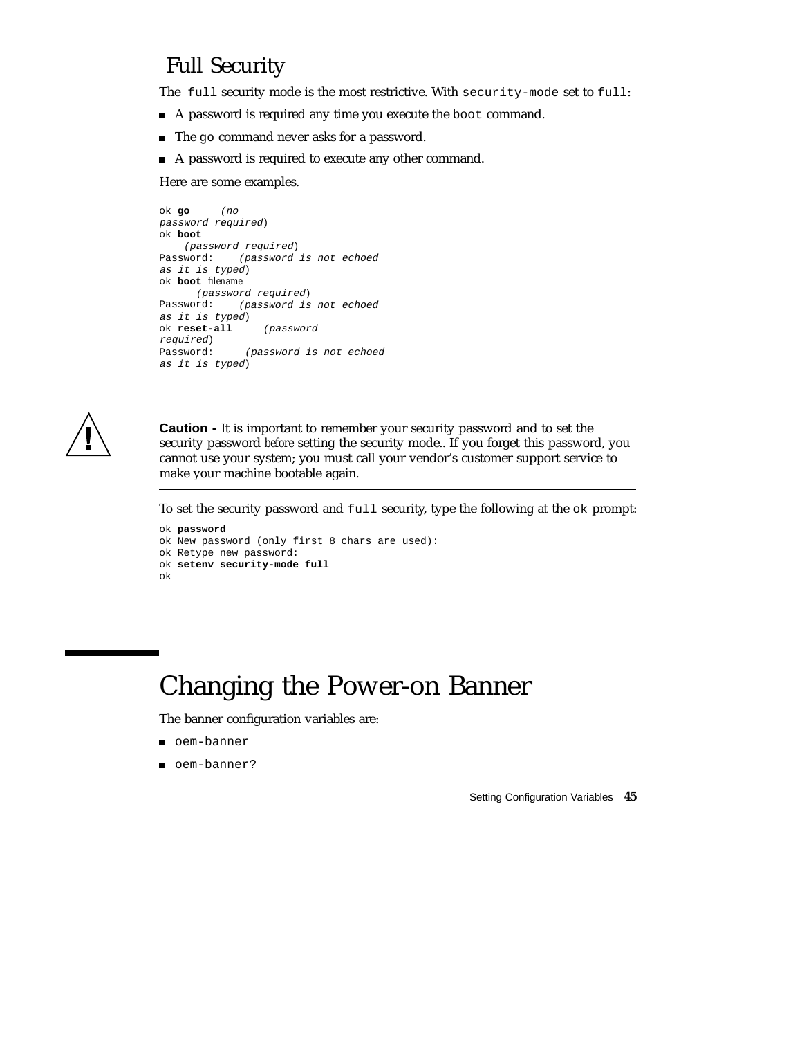## Full Security

The `full` security mode is the most restrictive. With `security-mode` set to `full`:

- A password is required any time you execute the `boot` command.
- The `go` command never asks for a password.
- A password is required to execute any other command.

Here are some examples.

```
ok go      (no password required)
ok boot    (password required)
Password:    (password is not echoed as it is typed)
ok boot filename    (password required)
Password:    (password is not echoed as it is typed)
ok reset-all    (password required)
Password:    (password is not echoed as it is typed)
```

---

**Caution -** It is important to remember your security password and to set the security password *before* setting the security mode.. If you forget this password, you cannot use your system; you must call your vendor's customer support service to make your machine bootable again.

---

To set the security password and `full` security, type the following at the `ok` prompt:

```
ok password
ok New password (only first 8 chars are used):
ok Retype new password:
ok setenv security-mode full
ok
```

# Changing the Power-on Banner

The banner configuration variables are:

- `oem-banner`
- `oem-banner?`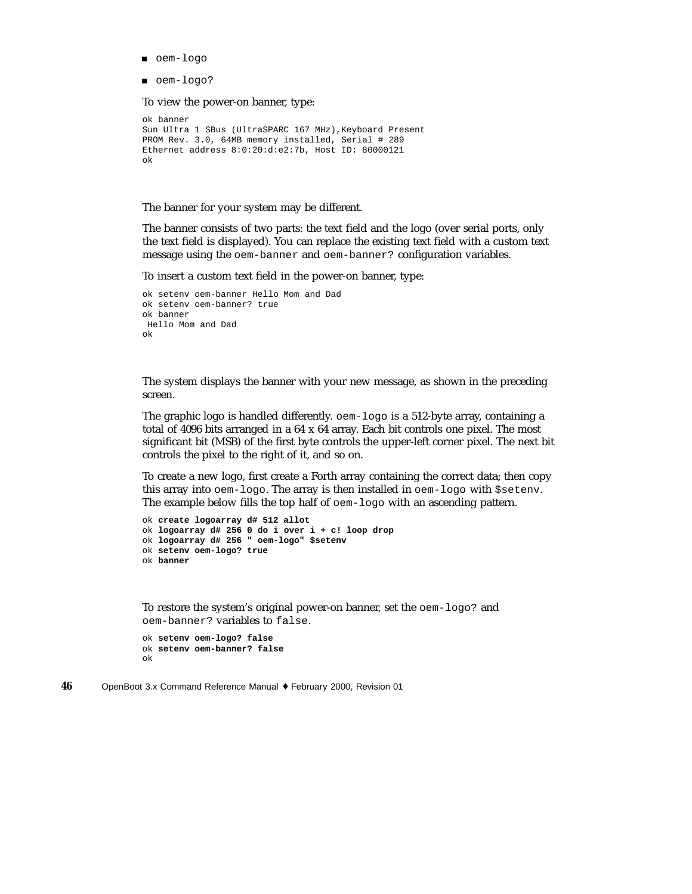- oem-logo
- oem-logo?

To view the power-on banner, type:

```
ok banner
Sun Ultra 1 SBus (UltraSPARC 167 MHz),Keyboard Present
PROM Rev. 3.0, 64MB memory installed, Serial # 289
Ethernet address 8:0:20:d:e2:7b, Host ID: 80000121
ok
```

The banner for your system may be different.

The banner consists of two parts: the text field and the logo (over serial ports, only the text field is displayed). You can replace the existing text field with a custom text message using the `oem-banner` and `oem-banner?` configuration variables.

To insert a custom text field in the power-on banner, type:

```
ok setenv oem-banner Hello Mom and Dad
ok setenv oem-banner? true
ok banner
 Hello Mom and Dad
ok
```

The system displays the banner with your new message, as shown in the preceding screen.

The graphic logo is handled differently. `oem-logo` is a 512-byte array, containing a total of 4096 bits arranged in a 64 x 64 array. Each bit controls one pixel. The most significant bit (MSB) of the first byte controls the upper-left corner pixel. The next bit controls the pixel to the right of it, and so on.

To create a new logo, first create a Forth array containing the correct data; then copy this array into `oem-logo`. The array is then installed in `oem-logo` with `$setenv`. The example below fills the top half of `oem-logo` with an ascending pattern.

```
ok create logoarray d# 512 allot
ok logoarray d# 256 0 do i over i + c! loop drop
ok logoarray d# 256 " oem-logo" $setenv
ok setenv oem-logo? true
ok banner
```

To restore the system's original power-on banner, set the `oem-logo?` and `oem-banner?` variables to `false`.

```
ok setenv oem-logo? false
ok setenv oem-banner? false
ok
```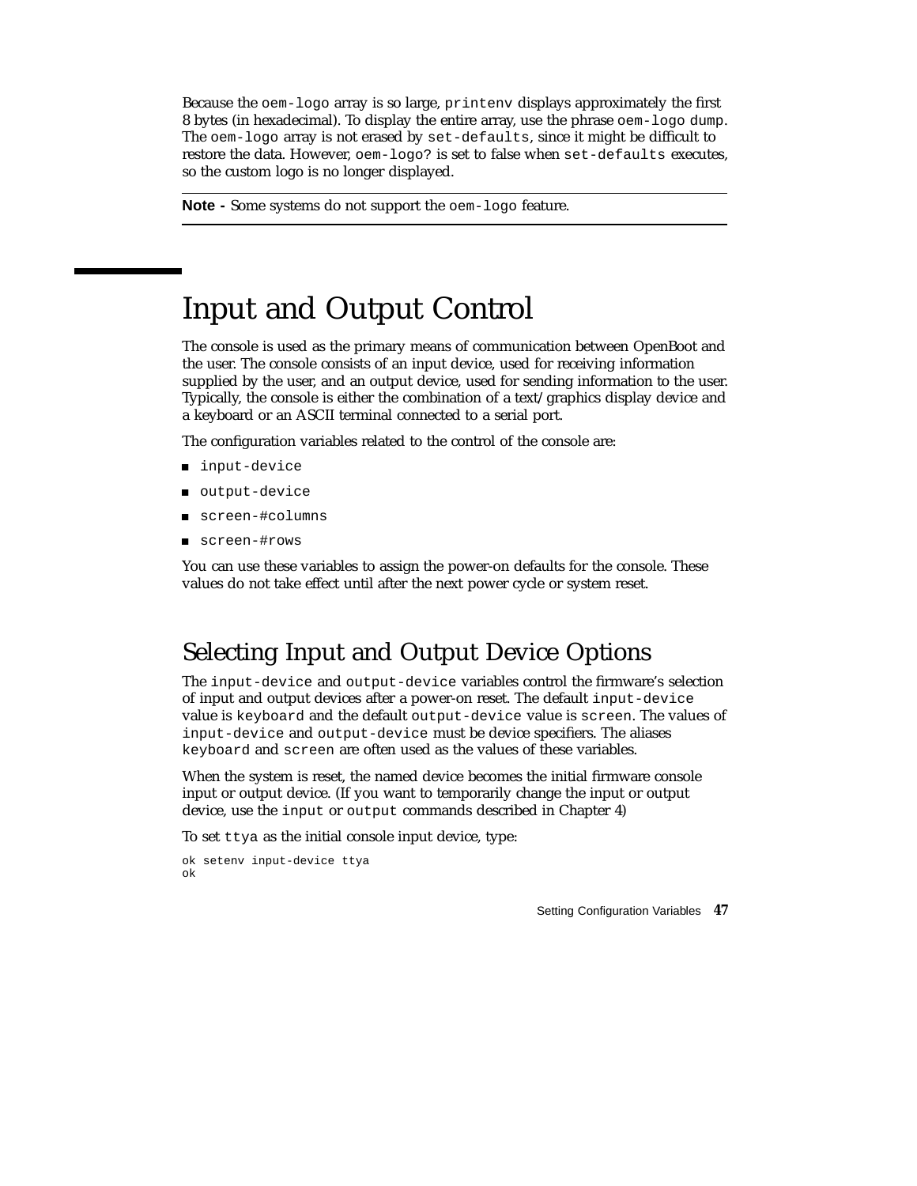Because the `oem-logo` array is so large, `printenv` displays approximately the first 8 bytes (in hexadecimal). To display the entire array, use the phrase `oem-logo dump`. The `oem-logo` array is not erased by `set-defaults`, since it might be difficult to restore the data. However, `oem-logo?` is set to false when `set-defaults` executes, so the custom logo is no longer displayed.

---

**Note -** Some systems do not support the `oem-logo` feature.

---

# Input and Output Control

The console is used as the primary means of communication between OpenBoot and the user. The console consists of an input device, used for receiving information supplied by the user, and an output device, used for sending information to the user. Typically, the console is either the combination of a text/graphics display device and a keyboard or an ASCII terminal connected to a serial port.

The configuration variables related to the control of the console are:

- `input-device`
- `output-device`
- `screen-#columns`
- `screen-#rows`

You can use these variables to assign the power-on defaults for the console. These values do not take effect until after the next power cycle or system reset.

## Selecting Input and Output Device Options

The `input-device` and `output-device` variables control the firmware's selection of input and output devices after a power-on reset. The default `input-device` value is `keyboard` and the default `output-device` value is `screen`. The values of `input-device` and `output-device` must be device specifiers. The aliases `keyboard` and `screen` are often used as the values of these variables.

When the system is reset, the named device becomes the initial firmware console input or output device. (If you want to temporarily change the input or output device, use the `input` or `output` commands described in Chapter 4)

To set `ttya` as the initial console input device, type:

```
ok setenv input-device ttya
ok
```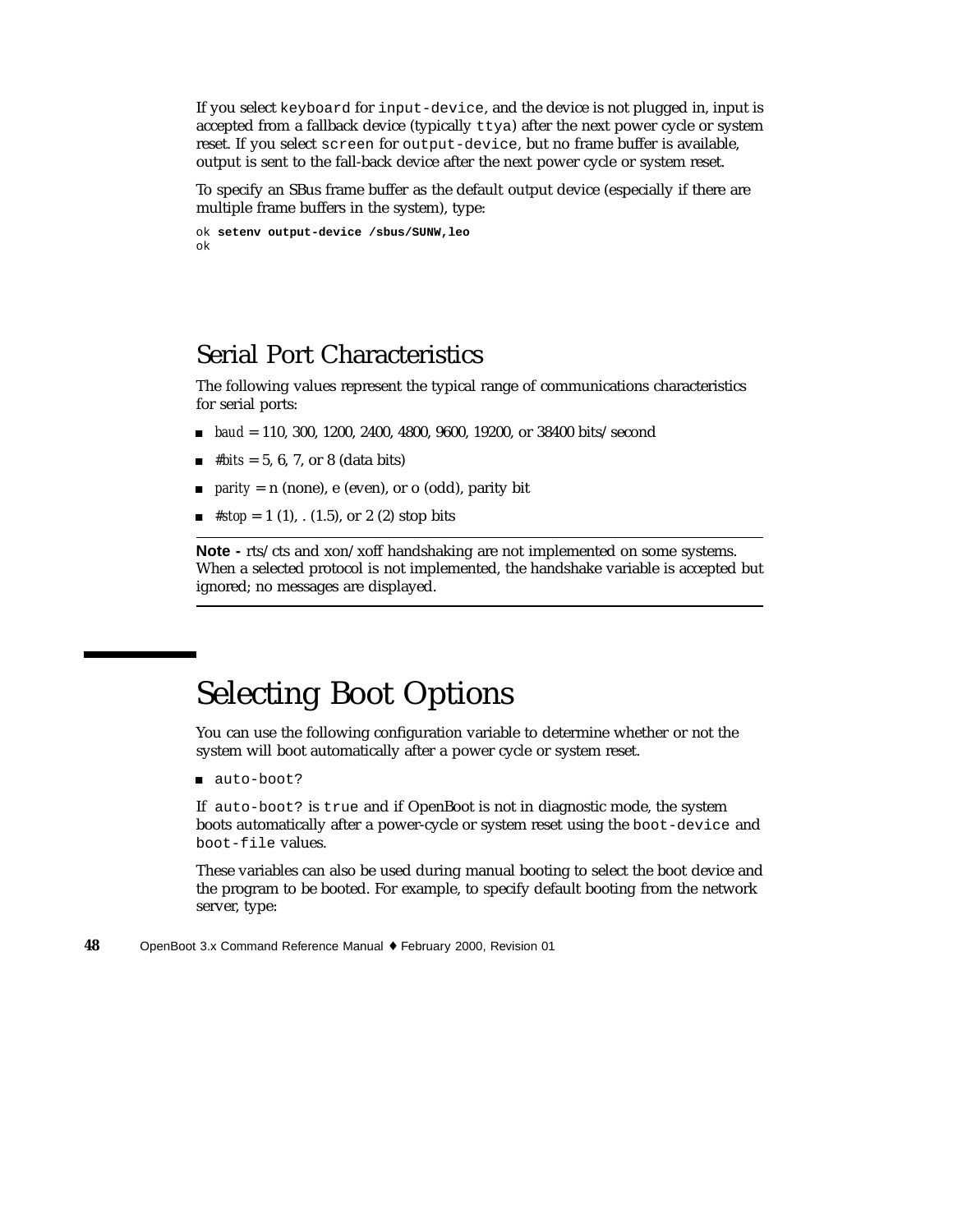If you select `keyboard` for `input-device`, and the device is not plugged in, input is accepted from a fallback device (typically `ttya`) after the next power cycle or system reset. If you select `screen` for `output-device`, but no frame buffer is available, output is sent to the fall-back device after the next power cycle or system reset.

To specify an SBus frame buffer as the default output device (especially if there are multiple frame buffers in the system), type:

```
ok setenv output-device /sbus/SUNW,leo
ok
```

## Serial Port Characteristics

The following values represent the typical range of communications characteristics for serial ports:

- *baud* = 110, 300, 1200, 2400, 4800, 9600, 19200, or 38400 bits/second
- *#bits* = 5, 6, 7, or 8 (data bits)
- *parity* = n (none), e (even), or o (odd), parity bit
- *#stop* = 1 (1), . (1.5), or 2 (2) stop bits

---

**Note -** rts/cts and xon/xoff handshaking are not implemented on some systems. When a selected protocol is not implemented, the handshake variable is accepted but ignored; no messages are displayed.

---

# Selecting Boot Options

You can use the following configuration variable to determine whether or not the system will boot automatically after a power cycle or system reset.

- `auto-boot?`

If `auto-boot?` is `true` and if OpenBoot is not in diagnostic mode, the system boots automatically after a power-cycle or system reset using the `boot-device` and `boot-file` values.

These variables can also be used during manual booting to select the boot device and the program to be booted. For example, to specify default booting from the network server, type: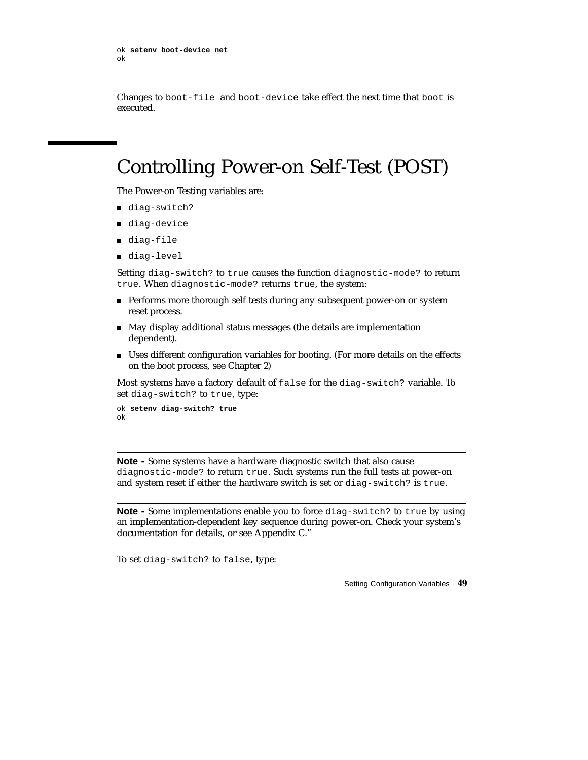```
ok setenv boot-device net
ok
```

Changes to `boot-file` and `boot-device` take effect the next time that `boot` is executed.

# Controlling Power-on Self-Test (POST)

The Power-on Testing variables are:

- `diag-switch?`
- `diag-device`
- `diag-file`
- `diag-level`

Setting `diag-switch?` to `true` causes the function `diagnostic-mode?` to return `true`. When `diagnostic-mode?` returns `true`, the system:

- Performs more thorough self tests during any subsequent power-on or system reset process.
- May display additional status messages (the details are implementation dependent).
- Uses different configuration variables for booting. (For more details on the effects on the boot process, see Chapter 2)

Most systems have a factory default of `false` for the `diag-switch?` variable. To set `diag-switch?` to `true`, type:

```
ok setenv diag-switch? true
ok
```

---

**Note -** Some systems have a hardware diagnostic switch that also cause `diagnostic-mode?` to return `true`. Such systems run the full tests at power-on and system reset if either the hardware switch is set or `diag-switch?` is `true`.

---

**Note -** Some implementations enable you to force `diag-switch?` to `true` by using an implementation-dependent key sequence during power-on. Check your system's documentation for details, or see Appendix C."

---

To set `diag-switch?` to `false`, type: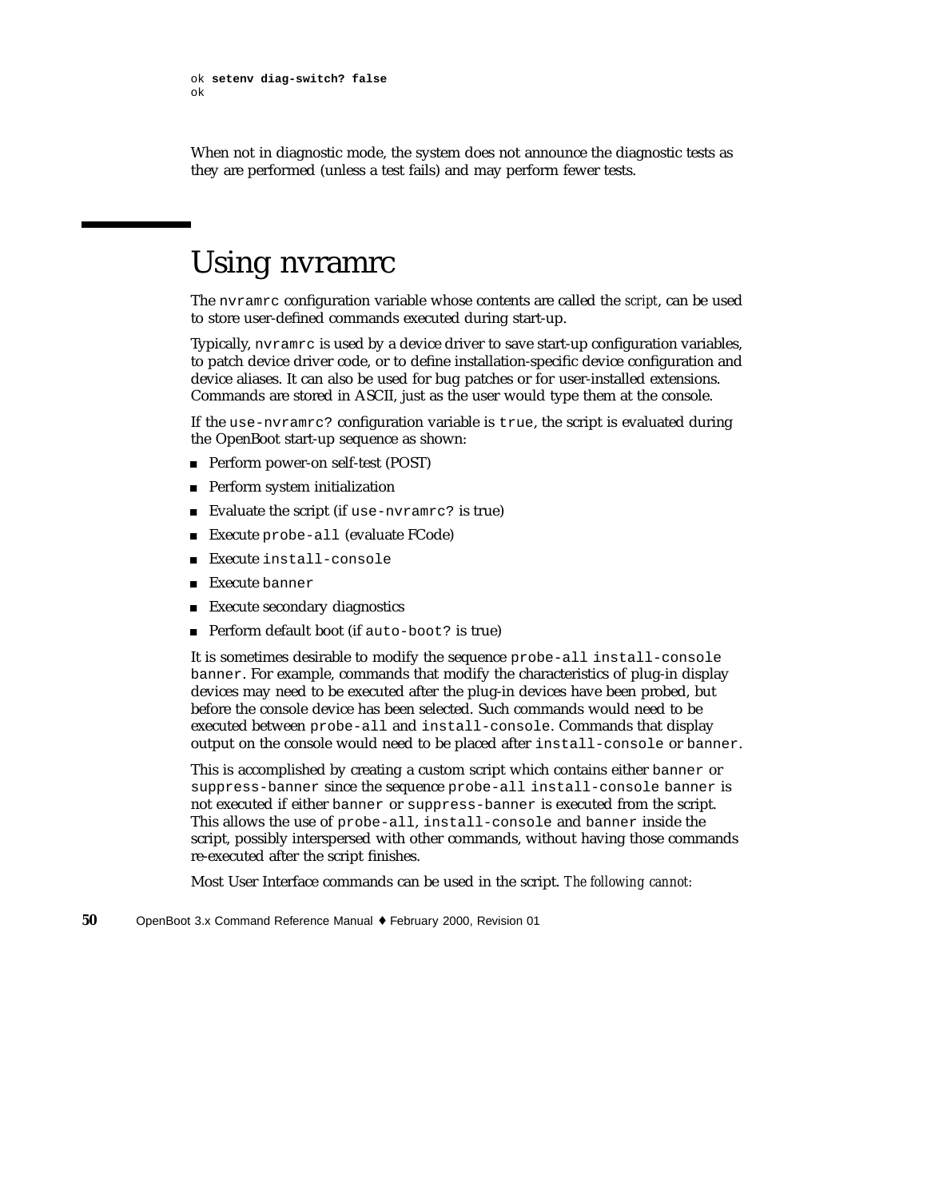```
ok setenv diag-switch? false
ok
```

When not in diagnostic mode, the system does not announce the diagnostic tests as they are performed (unless a test fails) and may perform fewer tests.

# Using nvramrc

The `nvramrc` configuration variable whose contents are called the *script*, can be used to store user-defined commands executed during start-up.

Typically, `nvramrc` is used by a device driver to save start-up configuration variables, to patch device driver code, or to define installation-specific device configuration and device aliases. It can also be used for bug patches or for user-installed extensions. Commands are stored in ASCII, just as the user would type them at the console.

If the `use-nvramrc?` configuration variable is `true`, the script is evaluated during the OpenBoot start-up sequence as shown:

- Perform power-on self-test (POST)
- Perform system initialization
- Evaluate the script (if `use-nvramrc?` is true)
- Execute `probe-all` (evaluate FCode)
- Execute `install-console`
- Execute `banner`
- Execute secondary diagnostics
- Perform default boot (if `auto-boot?` is true)

It is sometimes desirable to modify the sequence `probe-all install-console banner`. For example, commands that modify the characteristics of plug-in display devices may need to be executed after the plug-in devices have been probed, but before the console device has been selected. Such commands would need to be executed between `probe-all` and `install-console`. Commands that display output on the console would need to be placed after `install-console` or `banner`.

This is accomplished by creating a custom script which contains either `banner` or `suppress-banner` since the sequence `probe-all install-console banner` is not executed if either `banner` or `suppress-banner` is executed from the script. This allows the use of `probe-all`, `install-console` and `banner` inside the script, possibly interspersed with other commands, without having those commands re-executed after the script finishes.

Most User Interface commands can be used in the script. *The following cannot:*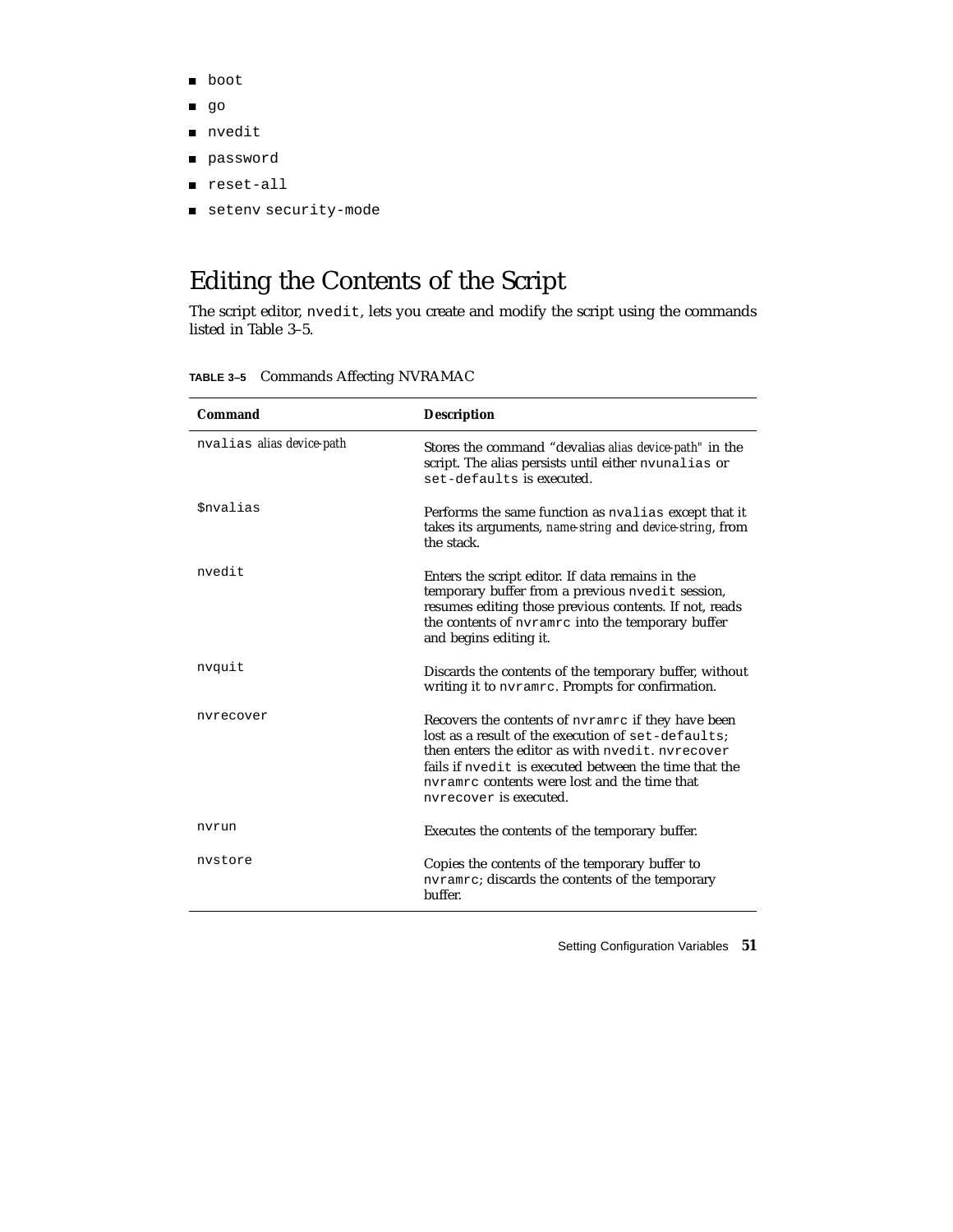- boot
- go
- nvedit
- password
- reset-all
- setenv security-mode

## Editing the Contents of the Script

The script editor, nvedit, lets you create and modify the script using the commands listed in Table 3–5.

**TABLE 3–5** Commands Affecting NVRAMAC

| Command | Description |
| --- | --- |
| nvalias *alias device-path* | Stores the command "devalias *alias device-path*" in the script. The alias persists until either nvunalias or set-defaults is executed. |
| $nvalias | Performs the same function as nvalias except that it takes its arguments, *name-string* and *device-string*, from the stack. |
| nvedit | Enters the script editor. If data remains in the temporary buffer from a previous nvedit session, resumes editing those previous contents. If not, reads the contents of nvramrc into the temporary buffer and begins editing it. |
| nvquit | Discards the contents of the temporary buffer, without writing it to nvramrc. Prompts for confirmation. |
| nvrecover | Recovers the contents of nvramrc if they have been lost as a result of the execution of set-defaults; then enters the editor as with nvedit. nvrecover fails if nvedit is executed between the time that the nvramrc contents were lost and the time that nvrecover is executed. |
| nvrun | Executes the contents of the temporary buffer. |
| nvstore | Copies the contents of the temporary buffer to nvramrc; discards the contents of the temporary buffer. |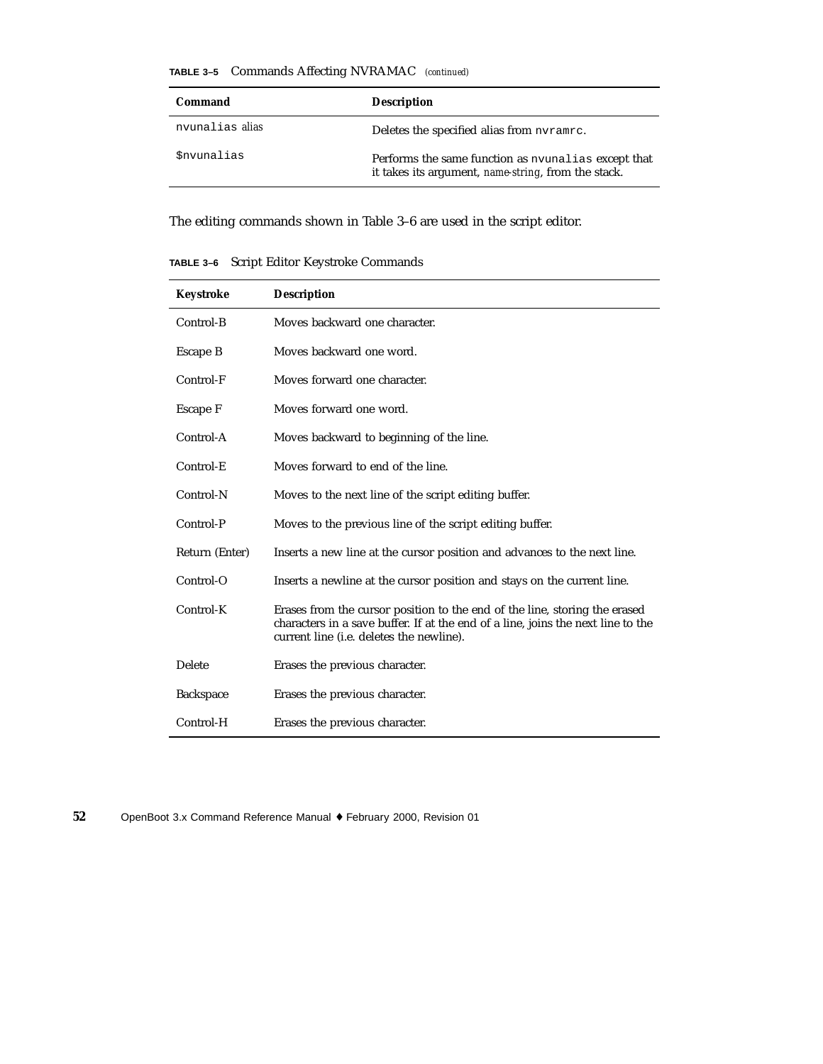**TABLE 3–5** Commands Affecting NVRAMAC *(continued)*

| **Command** | **Description** |
|---|---|
| `nvunalias` *alias* | Deletes the specified alias from `nvramrc`. |
| `$nvunalias` | Performs the same function as `nvunalias` except that it takes its argument, *name-string*, from the stack. |

The editing commands shown in Table 3–6 are used in the script editor.

**TABLE 3–6** Script Editor Keystroke Commands

| **Keystroke** | **Description** |
|---|---|
| Control-B | Moves backward one character. |
| Escape B | Moves backward one word. |
| Control-F | Moves forward one character. |
| Escape F | Moves forward one word. |
| Control-A | Moves backward to beginning of the line. |
| Control-E | Moves forward to end of the line. |
| Control-N | Moves to the next line of the script editing buffer. |
| Control-P | Moves to the previous line of the script editing buffer. |
| Return (Enter) | Inserts a new line at the cursor position and advances to the next line. |
| Control-O | Inserts a newline at the cursor position and stays on the current line. |
| Control-K | Erases from the cursor position to the end of the line, storing the erased characters in a save buffer. If at the end of a line, joins the next line to the current line (i.e. deletes the newline). |
| Delete | Erases the previous character. |
| Backspace | Erases the previous character. |
| Control-H | Erases the previous character. |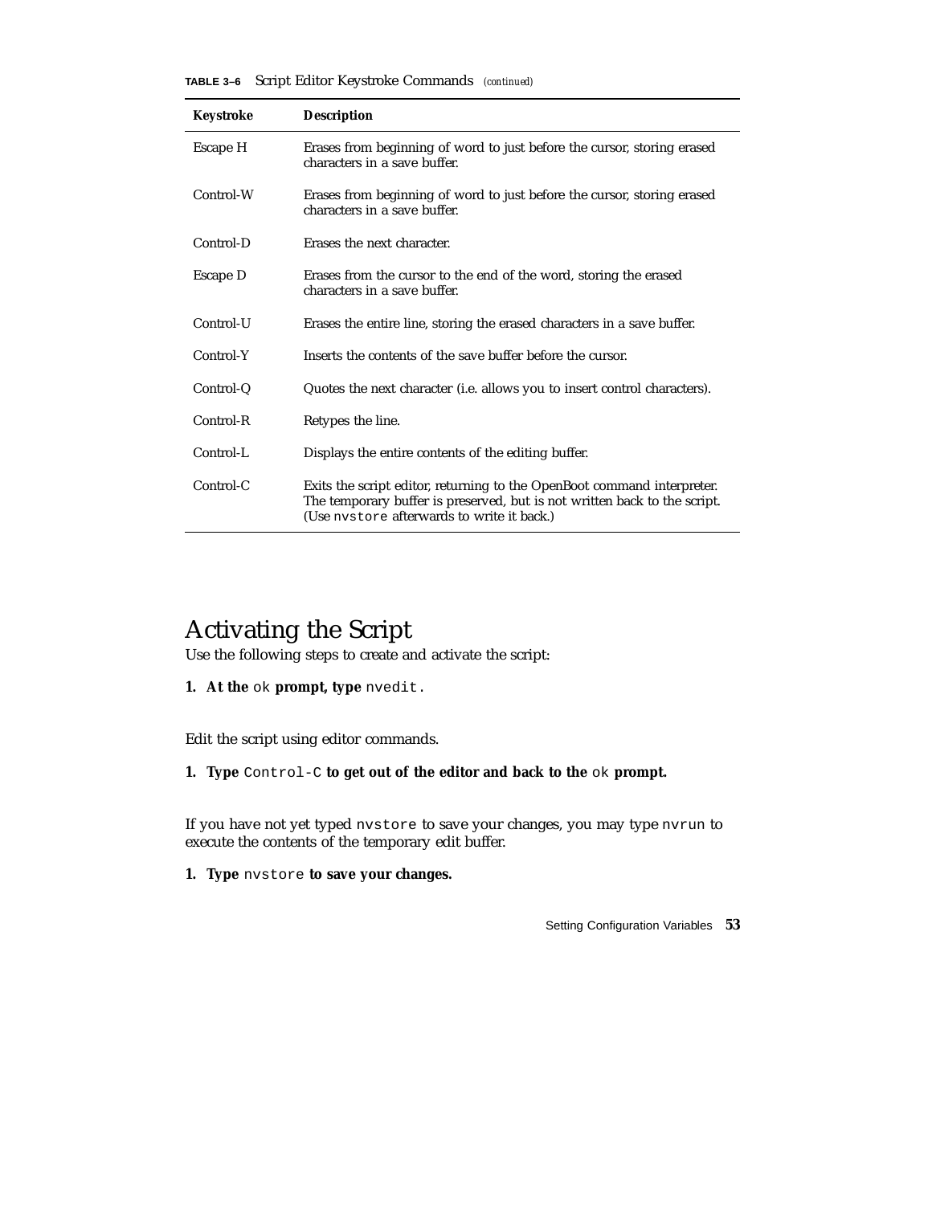**TABLE 3–6** Script Editor Keystroke Commands *(continued)*

| Keystroke | Description |
|---|---|
| Escape H | Erases from beginning of word to just before the cursor, storing erased characters in a save buffer. |
| Control-W | Erases from beginning of word to just before the cursor, storing erased characters in a save buffer. |
| Control-D | Erases the next character. |
| Escape D | Erases from the cursor to the end of the word, storing the erased characters in a save buffer. |
| Control-U | Erases the entire line, storing the erased characters in a save buffer. |
| Control-Y | Inserts the contents of the save buffer before the cursor. |
| Control-Q | Quotes the next character (i.e. allows you to insert control characters). |
| Control-R | Retypes the line. |
| Control-L | Displays the entire contents of the editing buffer. |
| Control-C | Exits the script editor, returning to the OpenBoot command interpreter. The temporary buffer is preserved, but is not written back to the script. (Use `nvstore` afterwards to write it back.) |

# Activating the Script

Use the following steps to create and activate the script:

1. **At the** `ok` **prompt, type** `nvedit`.

Edit the script using editor commands.

1. **Type** `Control-C` **to get out of the editor and back to the** `ok` **prompt.**

If you have not yet typed `nvstore` to save your changes, you may type `nvrun` to execute the contents of the temporary edit buffer.

1. **Type** `nvstore` **to save your changes.**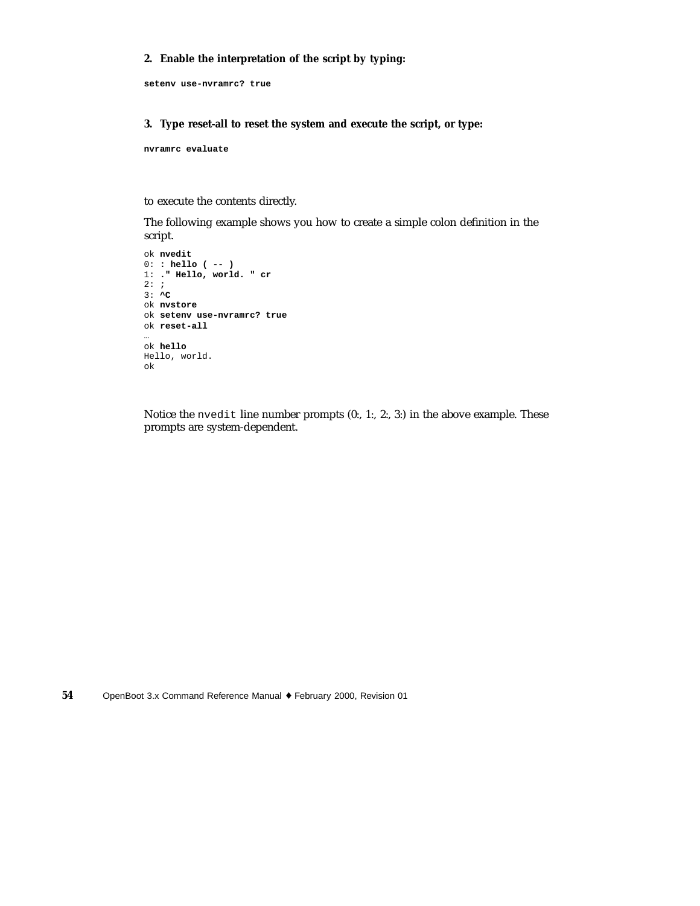**2. Enable the interpretation of the script by typing:**

```
setenv use-nvramrc? true
```

**3. Type reset-all to reset the system and execute the script, or type:**

```
nvramrc evaluate
```

to execute the contents directly.

The following example shows you how to create a simple colon definition in the script.

```
ok nvedit
0: : hello ( -- )
1: ." Hello, world. " cr
2: ;
3: ^C
ok nvstore
ok setenv use-nvramrc? true
ok reset-all
…
ok hello
Hello, world.
ok
```

Notice the `nvedit` line number prompts (0:, 1:, 2:, 3:) in the above example. These prompts are system-dependent.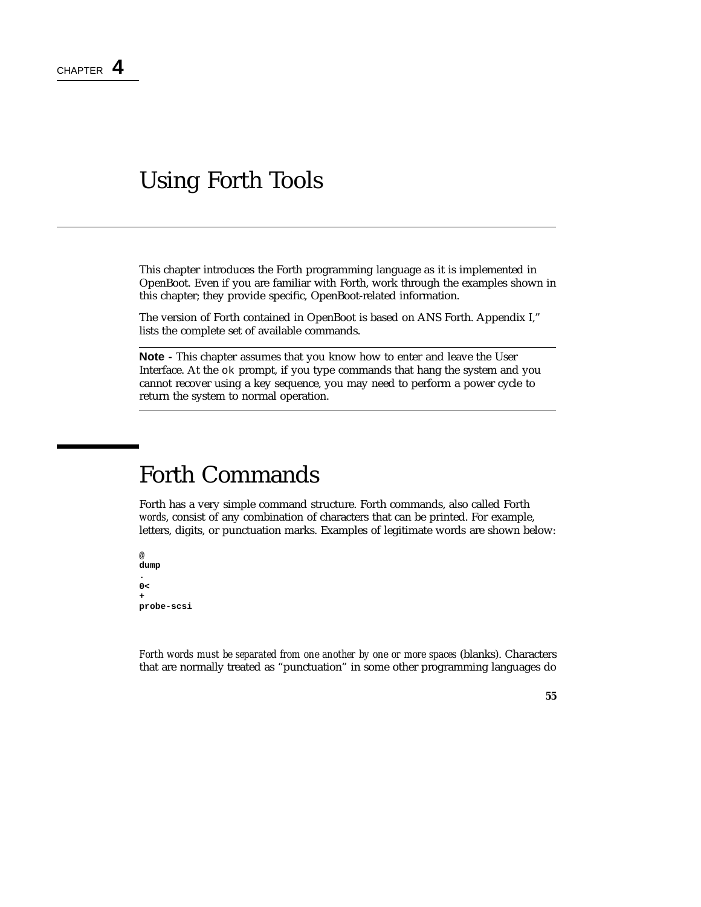CHAPTER **4**

# Using Forth Tools

This chapter introduces the Forth programming language as it is implemented in OpenBoot. Even if you are familiar with Forth, work through the examples shown in this chapter; they provide specific, OpenBoot-related information.

The version of Forth contained in OpenBoot is based on ANS Forth. Appendix I," lists the complete set of available commands.

---

**Note -** This chapter assumes that you know how to enter and leave the User Interface. At the `ok` prompt, if you type commands that hang the system and you cannot recover using a key sequence, you may need to perform a power cycle to return the system to normal operation.

---

## Forth Commands

Forth has a very simple command structure. Forth commands, also called Forth *words*, consist of any combination of characters that can be printed. For example, letters, digits, or punctuation marks. Examples of legitimate words are shown below:

```
@
dump
.
0<
+
probe-scsi
```

*Forth words must be separated from one another by one or more spaces* (blanks). Characters that are normally treated as "punctuation" in some other programming languages do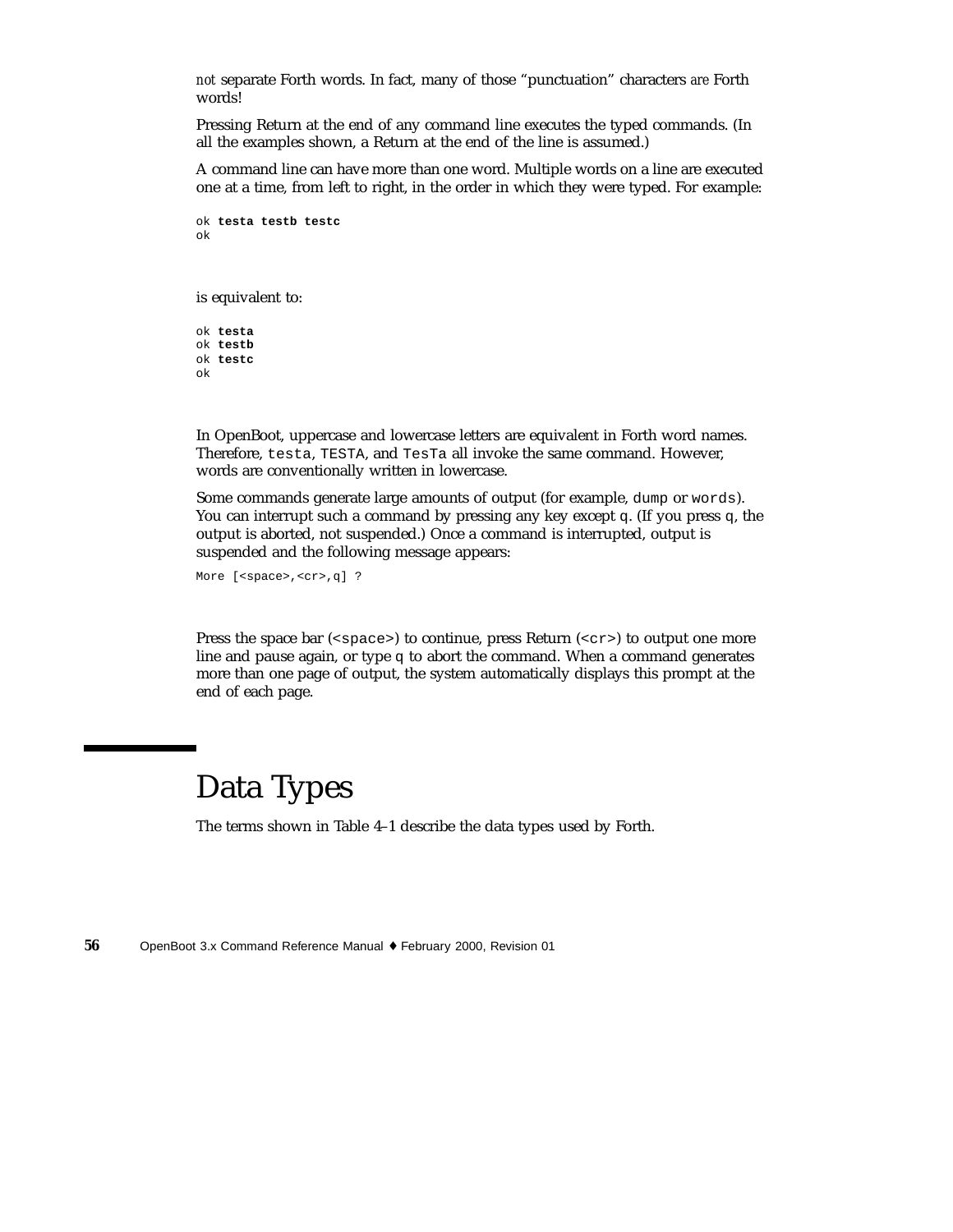*not* separate Forth words. In fact, many of those "punctuation" characters *are* Forth words!

Pressing Return at the end of any command line executes the typed commands. (In all the examples shown, a Return at the end of the line is assumed.)

A command line can have more than one word. Multiple words on a line are executed one at a time, from left to right, in the order in which they were typed. For example:

```
ok testa testb testc
ok
```

is equivalent to:

```
ok testa
ok testb
ok testc
ok
```

In OpenBoot, uppercase and lowercase letters are equivalent in Forth word names. Therefore, `testa`, `TESTA`, and `TesTa` all invoke the same command. However, words are conventionally written in lowercase.

Some commands generate large amounts of output (for example, `dump` or `words`). You can interrupt such a command by pressing any key except `q`. (If you press `q`, the output is aborted, not suspended.) Once a command is interrupted, output is suspended and the following message appears:

```
More [<space>,<cr>,q] ?
```

Press the space bar (`<space>`) to continue, press Return (`<cr>`) to output one more line and pause again, or type `q` to abort the command. When a command generates more than one page of output, the system automatically displays this prompt at the end of each page.

# Data Types

The terms shown in Table 4–1 describe the data types used by Forth.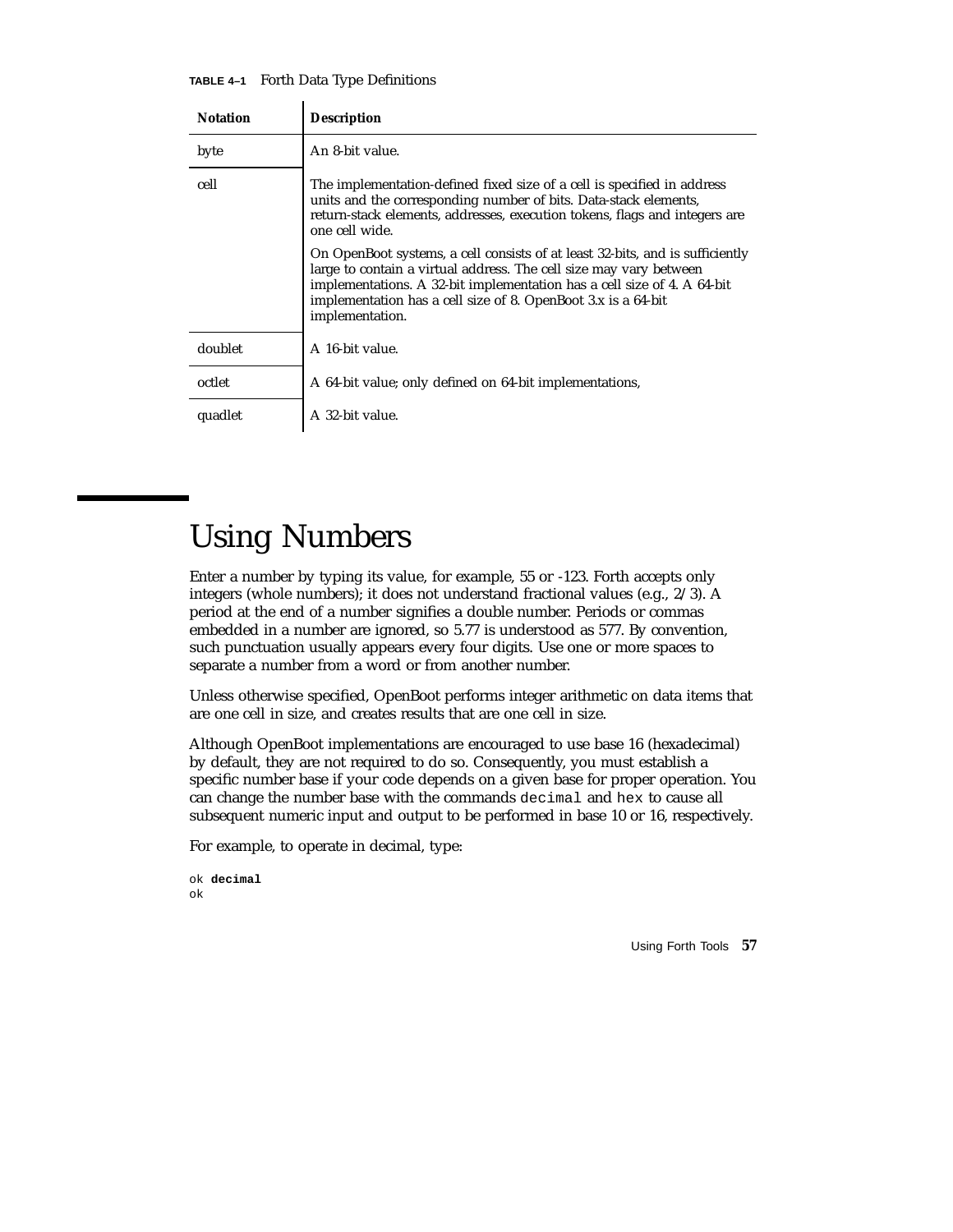**TABLE 4–1** Forth Data Type Definitions

| Notation | Description |
|---|---|
| byte | An 8-bit value. |
| cell | The implementation-defined fixed size of a cell is specified in address units and the corresponding number of bits. Data-stack elements, return-stack elements, addresses, execution tokens, flags and integers are one cell wide.<br><br>On OpenBoot systems, a cell consists of at least 32-bits, and is sufficiently large to contain a virtual address. The cell size may vary between implementations. A 32-bit implementation has a cell size of 4. A 64-bit implementation has a cell size of 8. OpenBoot 3.x is a 64-bit implementation. |
| doublet | A 16-bit value. |
| octlet | A 64-bit value; only defined on 64-bit implementations, |
| quadlet | A 32-bit value. |

# Using Numbers

Enter a number by typing its value, for example, 55 or -123. Forth accepts only integers (whole numbers); it does not understand fractional values (e.g., 2/3). A period at the end of a number signifies a double number. Periods or commas embedded in a number are ignored, so 5.77 is understood as 577. By convention, such punctuation usually appears every four digits. Use one or more spaces to separate a number from a word or from another number.

Unless otherwise specified, OpenBoot performs integer arithmetic on data items that are one cell in size, and creates results that are one cell in size.

Although OpenBoot implementations are encouraged to use base 16 (hexadecimal) by default, they are not required to do so. Consequently, you must establish a specific number base if your code depends on a given base for proper operation. You can change the number base with the commands `decimal` and `hex` to cause all subsequent numeric input and output to be performed in base 10 or 16, respectively.

For example, to operate in decimal, type:

```
ok decimal
ok
```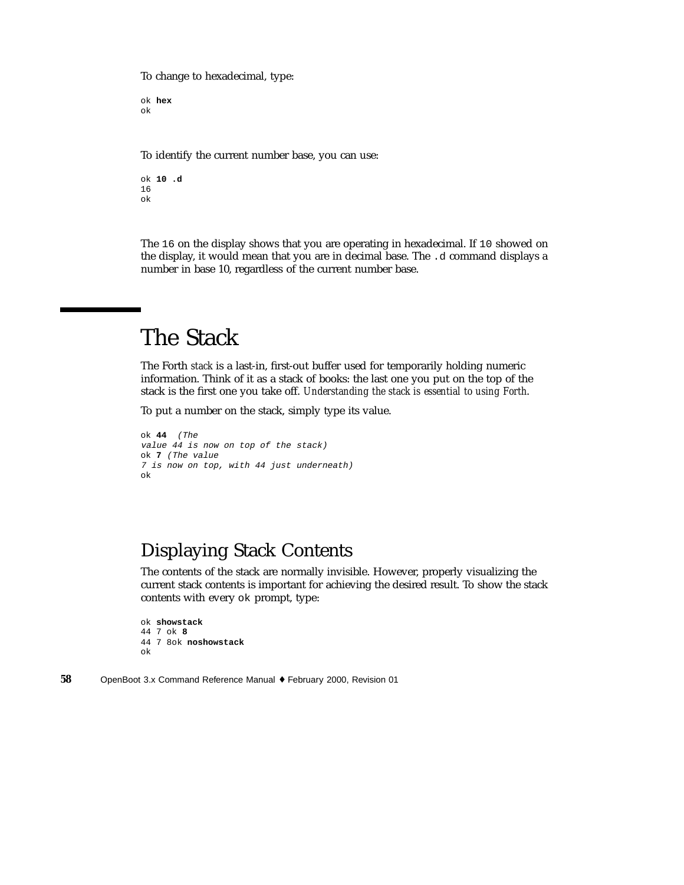To change to hexadecimal, type:

```
ok hex
ok
```

To identify the current number base, you can use:

```
ok 10 .d
16
ok
```

The `16` on the display shows that you are operating in hexadecimal. If `10` showed on the display, it would mean that you are in decimal base. The `.d` command displays a number in base 10, regardless of the current number base.

# The Stack

The Forth *stack* is a last-in, first-out buffer used for temporarily holding numeric information. Think of it as a stack of books: the last one you put on the top of the stack is the first one you take off. *Understanding the stack is essential to using Forth.*

To put a number on the stack, simply type its value.

```
ok 44  (The
value 44 is now on top of the stack)
ok 7 (The value
7 is now on top, with 44 just underneath)
ok
```

## Displaying Stack Contents

The contents of the stack are normally invisible. However, properly visualizing the current stack contents is important for achieving the desired result. To show the stack contents with every `ok` prompt, type:

```
ok showstack
44 7 ok 8
44 7 8ok noshowstack
ok
```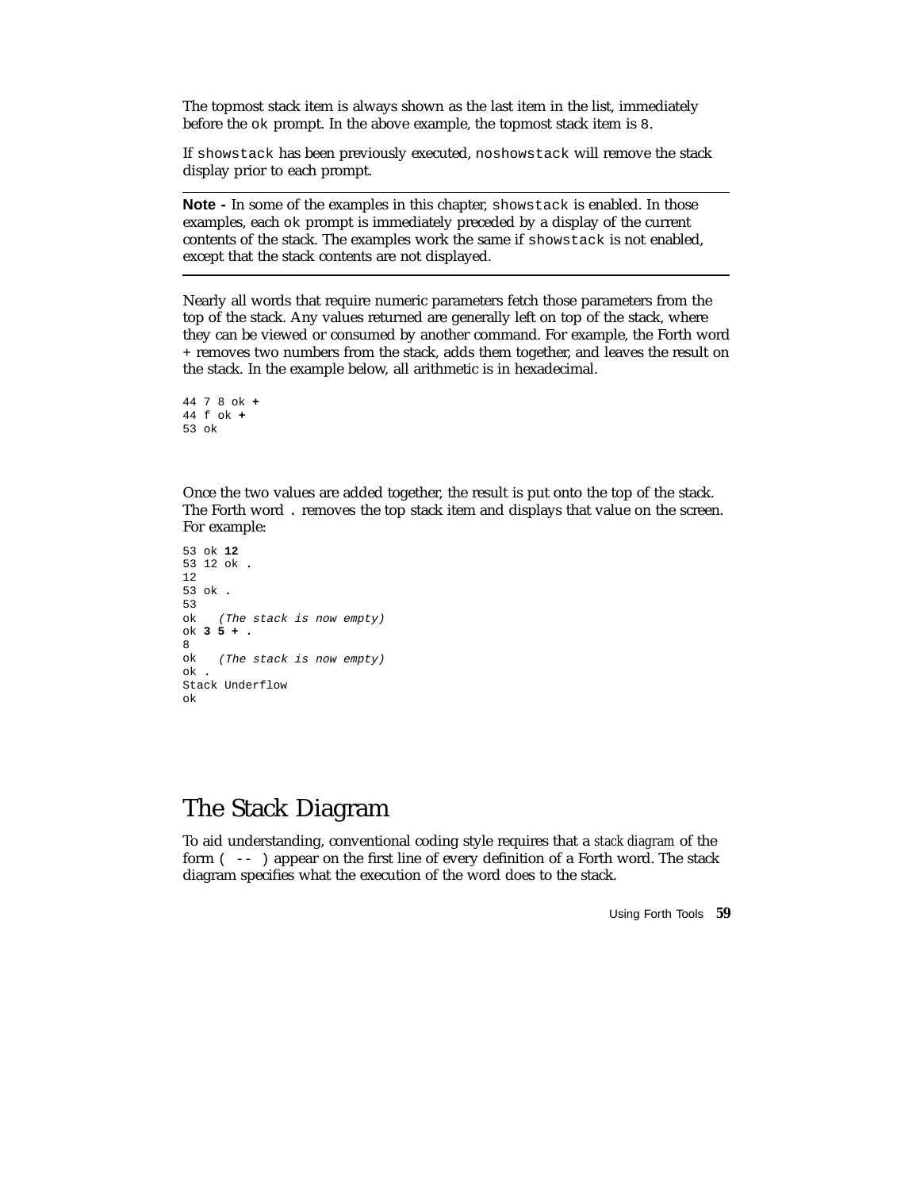The topmost stack item is always shown as the last item in the list, immediately before the `ok` prompt. In the above example, the topmost stack item is `8`.

If `showstack` has been previously executed, `noshowstack` will remove the stack display prior to each prompt.

---

**Note -** In some of the examples in this chapter, `showstack` is enabled. In those examples, each `ok` prompt is immediately preceded by a display of the current contents of the stack. The examples work the same if `showstack` is not enabled, except that the stack contents are not displayed.

---

Nearly all words that require numeric parameters fetch those parameters from the top of the stack. Any values returned are generally left on top of the stack, where they can be viewed or consumed by another command. For example, the Forth word + removes two numbers from the stack, adds them together, and leaves the result on the stack. In the example below, all arithmetic is in hexadecimal.

```
44 7 8 ok +
44 f ok +
53 ok
```

Once the two values are added together, the result is put onto the top of the stack. The Forth word `.` removes the top stack item and displays that value on the screen. For example:

```
53 ok 12
53 12 ok .
12
53 ok .
53
ok   (The stack is now empty)
ok 3 5 + .
8
ok   (The stack is now empty)
ok .
Stack Underflow
ok
```

## The Stack Diagram

To aid understanding, conventional coding style requires that a *stack diagram* of the form `( -- )` appear on the first line of every definition of a Forth word. The stack diagram specifies what the execution of the word does to the stack.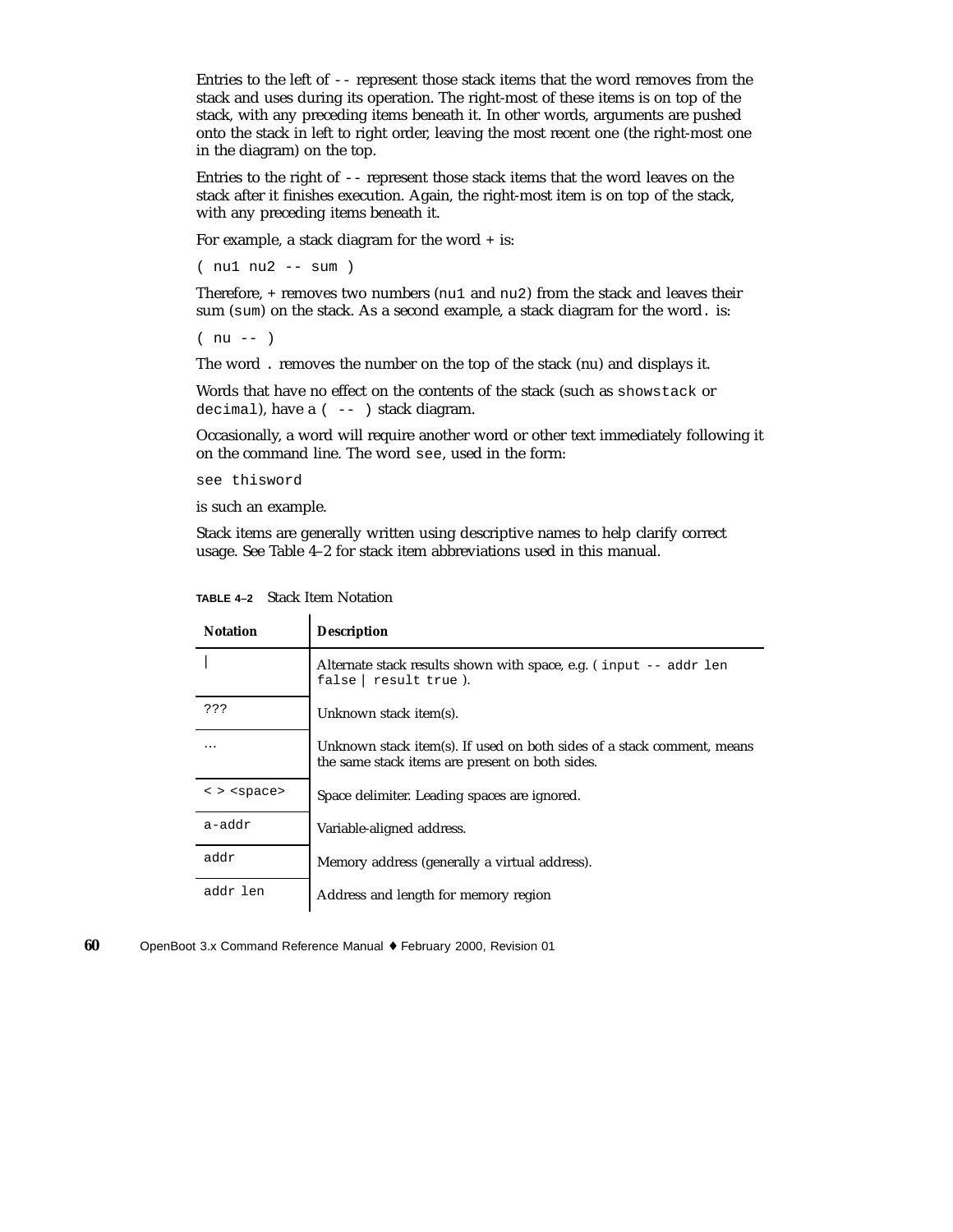Entries to the left of `--` represent those stack items that the word removes from the stack and uses during its operation. The right-most of these items is on top of the stack, with any preceding items beneath it. In other words, arguments are pushed onto the stack in left to right order, leaving the most recent one (the right-most one in the diagram) on the top.

Entries to the right of `--` represent those stack items that the word leaves on the stack after it finishes execution. Again, the right-most item is on top of the stack, with any preceding items beneath it.

For example, a stack diagram for the word + is:

```
( nu1 nu2 -- sum )
```

Therefore, + removes two numbers (`nu1` and `nu2`) from the stack and leaves their sum (`sum`) on the stack. As a second example, a stack diagram for the word `.` is:

```
( nu -- )
```

The word `.` removes the number on the top of the stack (nu) and displays it.

Words that have no effect on the contents of the stack (such as `showstack` or `decimal`), have a `( -- )` stack diagram.

Occasionally, a word will require another word or other text immediately following it on the command line. The word `see`, used in the form:

```
see thisword
```

is such an example.

Stack items are generally written using descriptive names to help clarify correct usage. See Table 4–2 for stack item abbreviations used in this manual.

**TABLE 4–2** Stack Item Notation

| Notation | Description |
|---|---|
| \| | Alternate stack results shown with space, e.g. ( `input -- addr len false | result true` ). |
| `???` | Unknown stack item(s). |
| … | Unknown stack item(s). If used on both sides of a stack comment, means the same stack items are present on both sides. |
| `< > <space>` | Space delimiter. Leading spaces are ignored. |
| `a-addr` | Variable-aligned address. |
| `addr` | Memory address (generally a virtual address). |
| `addr len` | Address and length for memory region |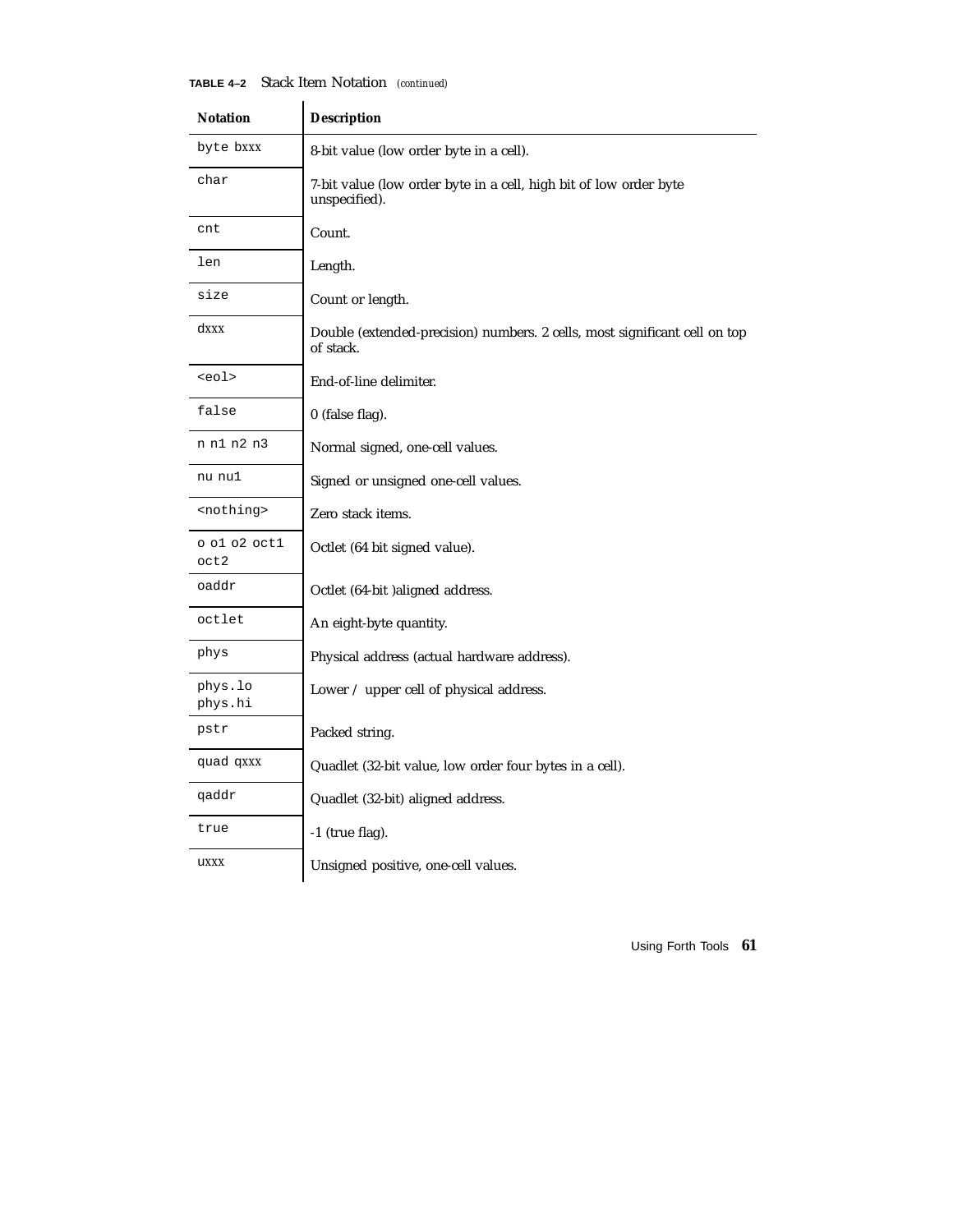**TABLE 4–2** Stack Item Notation *(continued)*

| Notation | Description |
|---|---|
| byte bxxx | 8-bit value (low order byte in a cell). |
| char | 7-bit value (low order byte in a cell, high bit of low order byte unspecified). |
| cnt | Count. |
| len | Length. |
| size | Count or length. |
| dxxx | Double (extended-precision) numbers. 2 cells, most significant cell on top of stack. |
| <eol> | End-of-line delimiter. |
| false | 0 (false flag). |
| n n1 n2 n3 | Normal signed, one-cell values. |
| nu nu1 | Signed or unsigned one-cell values. |
| <nothing> | Zero stack items. |
| o o1 o2 oct1 oct2 | Octlet (64 bit signed value). |
| oaddr | Octlet (64-bit )aligned address. |
| octlet | An eight-byte quantity. |
| phys | Physical address (actual hardware address). |
| phys.lo phys.hi | Lower / upper cell of physical address. |
| pstr | Packed string. |
| quad qxxx | Quadlet (32-bit value, low order four bytes in a cell). |
| qaddr | Quadlet (32-bit) aligned address. |
| true | -1 (true flag). |
| uxxx | Unsigned positive, one-cell values. |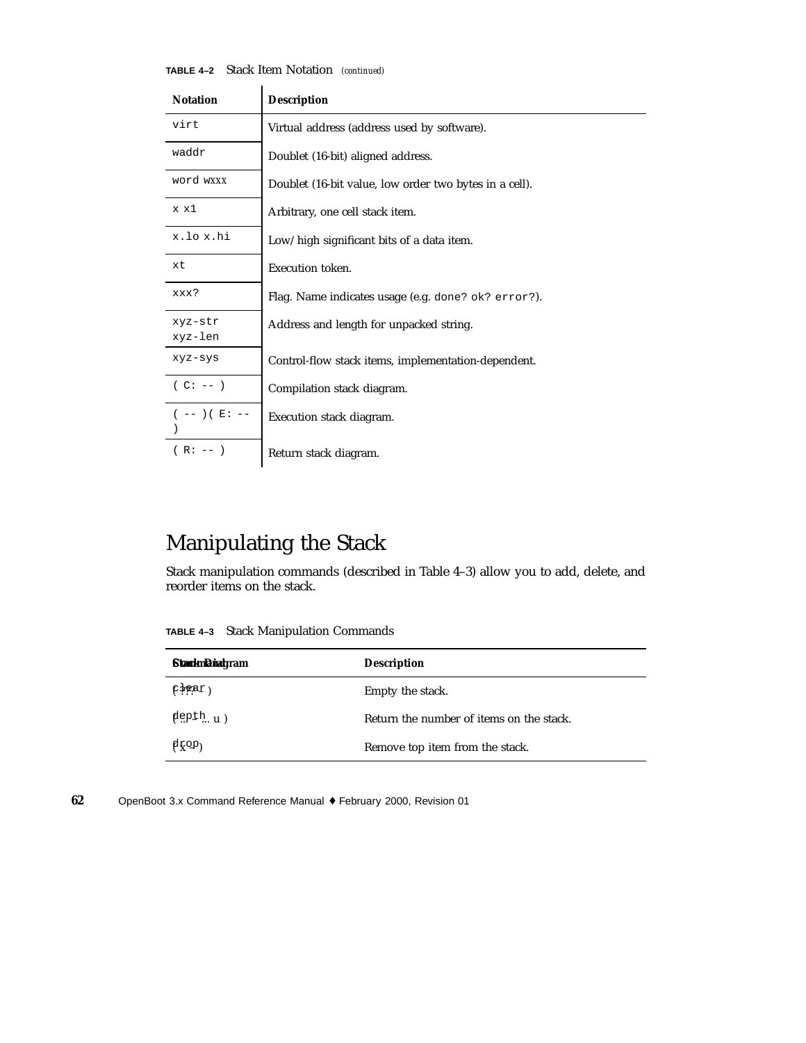**TABLE 4–2** Stack Item Notation *(continued)*

| Notation | Description |
|---|---|
| `virt` | Virtual address (address used by software). |
| `waddr` | Doublet (16-bit) aligned address. |
| `word` *wxxx* | Doublet (16-bit value, low order two bytes in a cell). |
| `x x1` | Arbitrary, one cell stack item. |
| `x.lo x.hi` | Low/high significant bits of a data item. |
| `xt` | Execution token. |
| `xxx?` | Flag. Name indicates usage (e.g. `done? ok? error?`). |
| `xyz-str xyz-len` | Address and length for unpacked string. |
| `xyz-sys` | Control-flow stack items, implementation-dependent. |
| `( C: -- )` | Compilation stack diagram. |
| `( -- )( E: -- )` | Execution stack diagram. |
| `( R: -- )` | Return stack diagram. |

# Manipulating the Stack

Stack manipulation commands (described in Table 4–3) allow you to add, delete, and reorder items on the stack.

**TABLE 4–3** Stack Manipulation Commands

| Command | Stack Diagram | Description |
|---|---|---|
| `clear` | ( ??? -- ) | Empty the stack. |
| `depth` | ( ... -- ... u ) | Return the number of items on the stack. |
| `drop` | ( x -- ) | Remove top item from the stack. |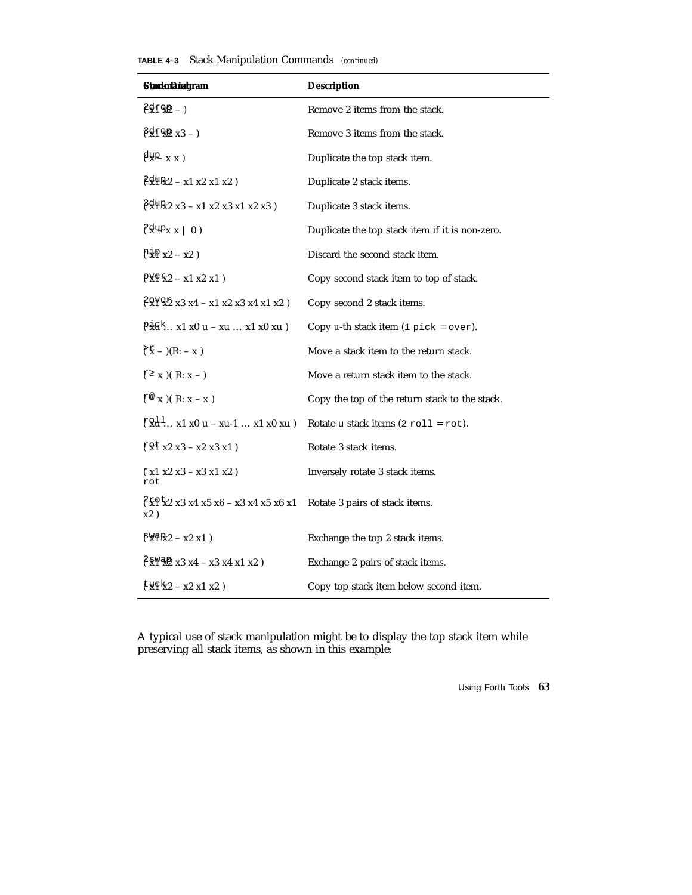**TABLE 4–3** Stack Manipulation Commands *(continued)*

| Command | Stack Diagram | Description |
|---|---|---|
| `2drop` | ( x1 x2 – ) | Remove 2 items from the stack. |
| `3drop` | ( x1 x2 x3 – ) | Remove 3 items from the stack. |
| `dup` | ( x – x x ) | Duplicate the top stack item. |
| `2dup` | ( x1 x2 – x1 x2 x1 x2 ) | Duplicate 2 stack items. |
| `3dup` | ( x1 x2 x3 – x1 x2 x3 x1 x2 x3 ) | Duplicate 3 stack items. |
| `?dup` | ( x – x x \| 0 ) | Duplicate the top stack item if it is non-zero. |
| `nip` | ( x1 x2 – x2 ) | Discard the second stack item. |
| `over` | ( x1 x2 – x1 x2 x1 ) | Copy second stack item to top of stack. |
| `2over` | ( x1 x2 x3 x4 – x1 x2 x3 x4 x1 x2 ) | Copy second 2 stack items. |
| `pick` | ( xu … x1 x0 u – xu … x1 x0 xu ) | Copy *u*-th stack item (`1 pick = over`). |
| `>r` | ( x – )(R: – x ) | Move a stack item to the return stack. |
| `r>` | ( – x )( R: x – ) | Move a return stack item to the stack. |
| `r@` | ( – x )( R: x – x ) | Copy the top of the return stack to the stack. |
| `roll` | ( xu … x1 x0 u – xu-1 … x1 x0 xu ) | Rotate u stack items (`2 roll = rot`). |
| `rot` | ( x1 x2 x3 – x2 x3 x1 ) | Rotate 3 stack items. |
| `-rot` | ( x1 x2 x3 – x3 x1 x2 ) | Inversely rotate 3 stack items. |
| `2rot` | ( x1 x2 x3 x4 x5 x6 – x3 x4 x5 x6 x1 x2 ) | Rotate 3 pairs of stack items. |
| `swap` | ( x1 x2 – x2 x1 ) | Exchange the top 2 stack items. |
| `2swap` | ( x1 x2 x3 x4 – x3 x4 x1 x2 ) | Exchange 2 pairs of stack items. |
| `tuck` | ( x1 x2 – x2 x1 x2 ) | Copy top stack item below second item. |

A typical use of stack manipulation might be to display the top stack item while preserving all stack items, as shown in this example: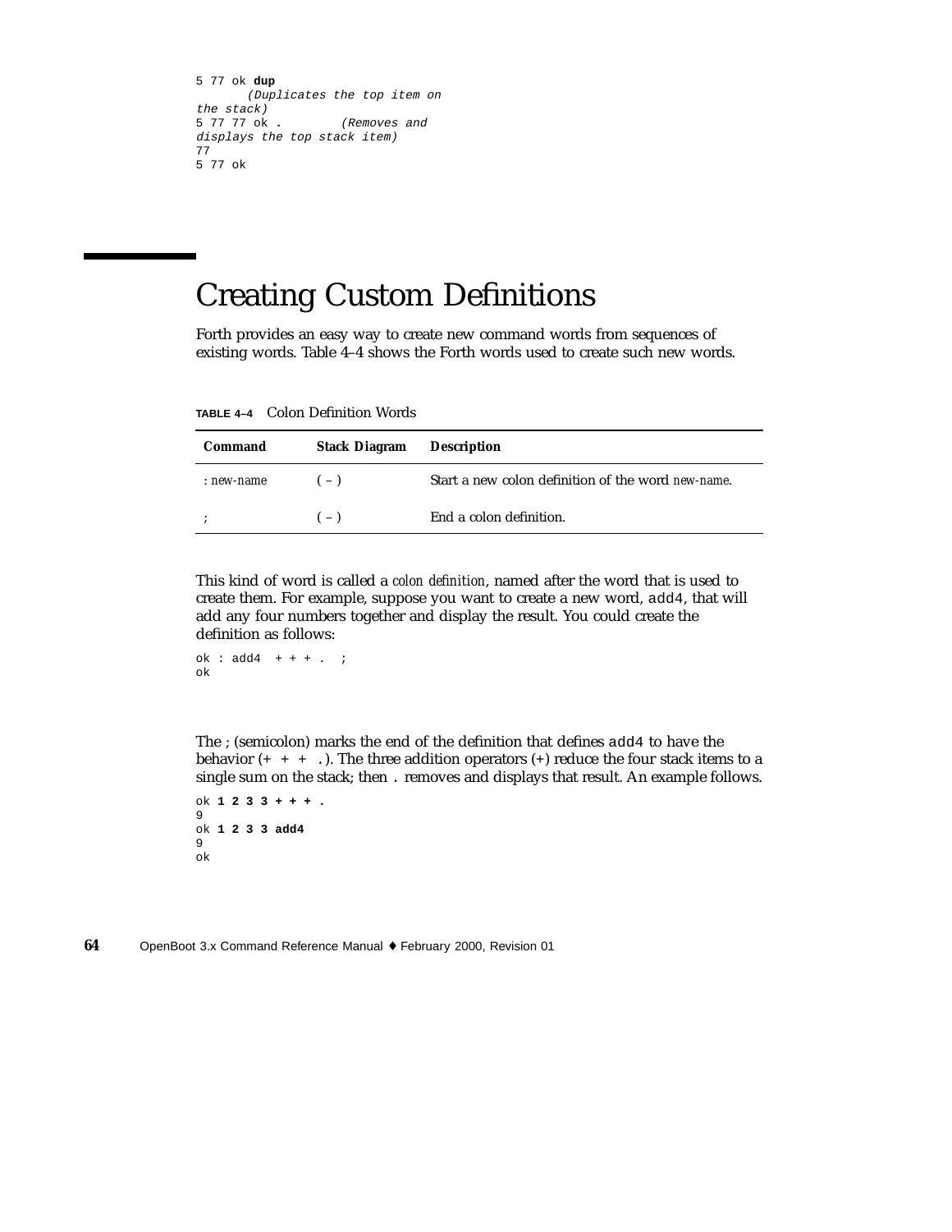```
5 77 ok dup
       (Duplicates the top item on
the stack)
5 77 77 ok .        (Removes and
displays the top stack item)
77
5 77 ok
```

# Creating Custom Definitions

Forth provides an easy way to create new command words from sequences of existing words. Table 4–4 shows the Forth words used to create such new words.

**TABLE 4–4** Colon Definition Words

| Command | Stack Diagram | Description |
|---|---|---|
| : *new-name* | ( – ) | Start a new colon definition of the word *new-name*. |
| ; | ( – ) | End a colon definition. |

This kind of word is called a *colon definition*, named after the word that is used to create them. For example, suppose you want to create a new word, `add4`, that will add any four numbers together and display the result. You could create the definition as follows:

```
ok : add4  + + + .  ;
ok
```

The ; (semicolon) marks the end of the definition that defines `add4` to have the behavior (`+ + + .`). The three addition operators (+) reduce the four stack items to a single sum on the stack; then `.` removes and displays that result. An example follows.

```
ok 1 2 3 3 + + + .
9
ok 1 2 3 3 add4
9
ok
```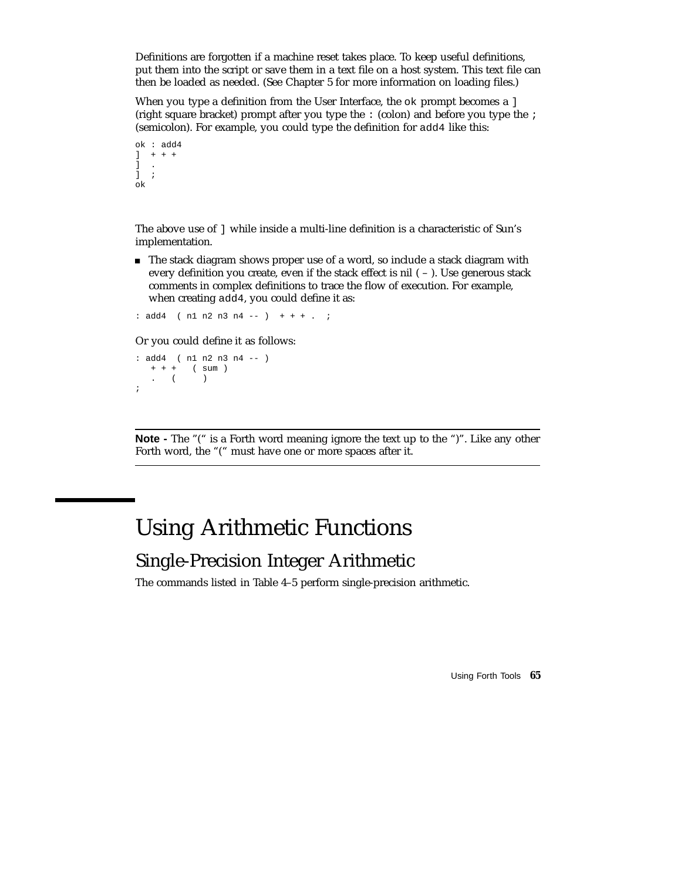Definitions are forgotten if a machine reset takes place. To keep useful definitions, put them into the script or save them in a text file on a host system. This text file can then be loaded as needed. (See Chapter 5 for more information on loading files.)

When you type a definition from the User Interface, the `ok` prompt becomes a `]` (right square bracket) prompt after you type the `:` (colon) and before you type the `;` (semicolon). For example, you could type the definition for `add4` like this:

```
ok : add4
]  + + +
]  .
]  ;
ok
```

The above use of `]` while inside a multi-line definition is a characteristic of Sun's implementation.

- The stack diagram shows proper use of a word, so include a stack diagram with every definition you create, even if the stack effect is nil ( – ). Use generous stack comments in complex definitions to trace the flow of execution. For example, when creating `add4`, you could define it as:

```
: add4  ( n1 n2 n3 n4 -- )  + + + .  ;
```

Or you could define it as follows:

```
: add4  ( n1 n2 n3 n4 -- )
   + + +   ( sum )
   .   (      )
;
```

---

**Note -** The "(" is a Forth word meaning ignore the text up to the ")". Like any other Forth word, the "(" must have one or more spaces after it.

---

# Using Arithmetic Functions

## Single-Precision Integer Arithmetic

The commands listed in Table 4–5 perform single-precision arithmetic.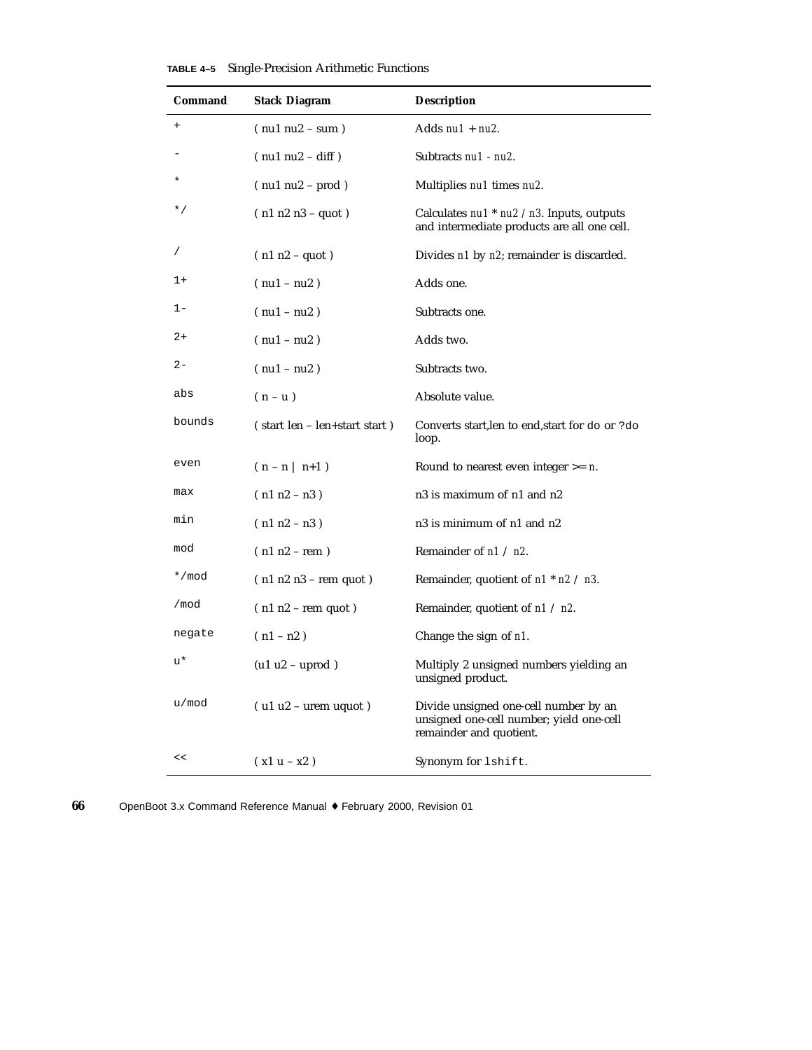**TABLE 4–5** Single-Precision Arithmetic Functions

| Command | Stack Diagram | Description |
|---|---|---|
| `+` | ( nu1 nu2 – sum ) | Adds *nu1* + *nu2*. |
| `-` | ( nu1 nu2 – diff ) | Subtracts *nu1* - *nu2*. |
| `*` | ( nu1 nu2 – prod ) | Multiplies *nu1* times *nu2*. |
| `*/` | ( n1 n2 n3 – quot ) | Calculates *nu1* * *nu2* / *n3*. Inputs, outputs and intermediate products are all one cell. |
| `/` | ( n1 n2 – quot ) | Divides *n1* by *n2*; remainder is discarded. |
| `1+` | ( nu1 – nu2 ) | Adds one. |
| `1-` | ( nu1 – nu2 ) | Subtracts one. |
| `2+` | ( nu1 – nu2 ) | Adds two. |
| `2-` | ( nu1 – nu2 ) | Subtracts two. |
| `abs` | ( n – u ) | Absolute value. |
| `bounds` | ( start len – len+start start ) | Converts start,len to end,start for `do` or `?do` loop. |
| `even` | ( n – n \| n+1 ) | Round to nearest even integer >= *n*. |
| `max` | ( n1 n2 – n3 ) | n3 is maximum of n1 and n2 |
| `min` | ( n1 n2 – n3 ) | n3 is minimum of n1 and n2 |
| `mod` | ( n1 n2 – rem ) | Remainder of *n1* / *n2*. |
| `*/mod` | ( n1 n2 n3 – rem quot ) | Remainder, quotient of *n1* * *n2* / *n3*. |
| `/mod` | ( n1 n2 – rem quot ) | Remainder, quotient of *n1* / *n2*. |
| `negate` | ( n1 – n2 ) | Change the sign of *n1*. |
| `u*` | (u1 u2 – uprod ) | Multiply 2 unsigned numbers yielding an unsigned product. |
| `u/mod` | ( u1 u2 – urem uquot ) | Divide unsigned one-cell number by an unsigned one-cell number; yield one-cell remainder and quotient. |
| `<<` | ( x1 u – x2 ) | Synonym for `lshift`. |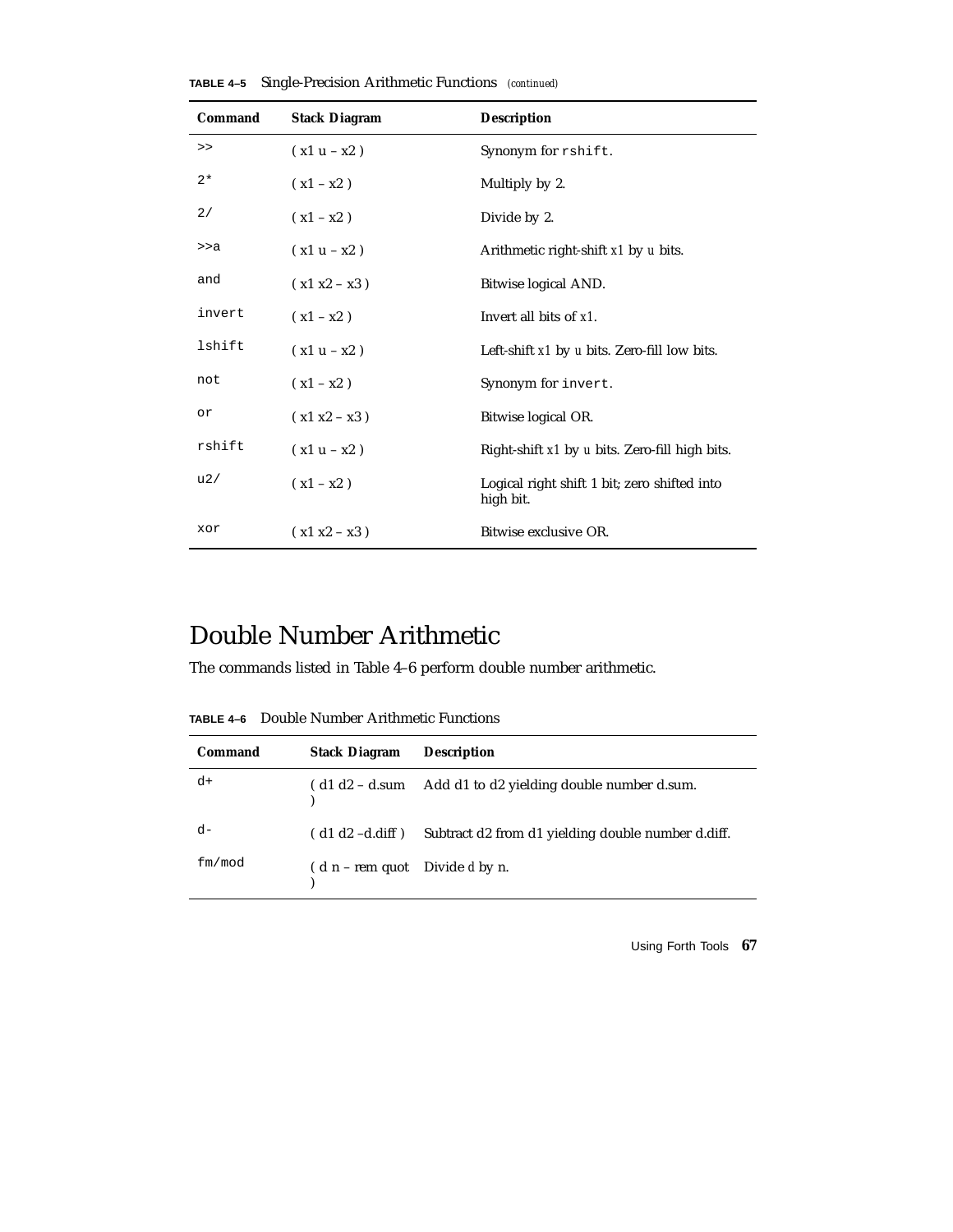**TABLE 4–5** Single-Precision Arithmetic Functions *(continued)*

| Command | Stack Diagram | Description |
|---|---|---|
| `>>` | ( x1 u – x2 ) | Synonym for `rshift`. |
| `2*` | ( x1 – x2 ) | Multiply by 2. |
| `2/` | ( x1 – x2 ) | Divide by 2. |
| `>>a` | ( x1 u – x2 ) | Arithmetic right-shift *x1* by *u* bits. |
| `and` | ( x1 x2 – x3 ) | Bitwise logical AND. |
| `invert` | ( x1 – x2 ) | Invert all bits of *x1*. |
| `lshift` | ( x1 u – x2 ) | Left-shift *x1* by *u* bits. Zero-fill low bits. |
| `not` | ( x1 – x2 ) | Synonym for `invert`. |
| `or` | ( x1 x2 – x3 ) | Bitwise logical OR. |
| `rshift` | ( x1 u – x2 ) | Right-shift *x1* by *u* bits. Zero-fill high bits. |
| `u2/` | ( x1 – x2 ) | Logical right shift 1 bit; zero shifted into high bit. |
| `xor` | ( x1 x2 – x3 ) | Bitwise exclusive OR. |

# Double Number Arithmetic

The commands listed in Table 4–6 perform double number arithmetic.

**TABLE 4–6** Double Number Arithmetic Functions

| Command | Stack Diagram | Description |
|---|---|---|
| `d+` | ( d1 d2 – d.sum ) | Add d1 to d2 yielding double number d.sum. |
| `d-` | ( d1 d2 –d.diff ) | Subtract d2 from d1 yielding double number d.diff. |
| `fm/mod` | ( d n – rem quot ) | Divide *d* by n. |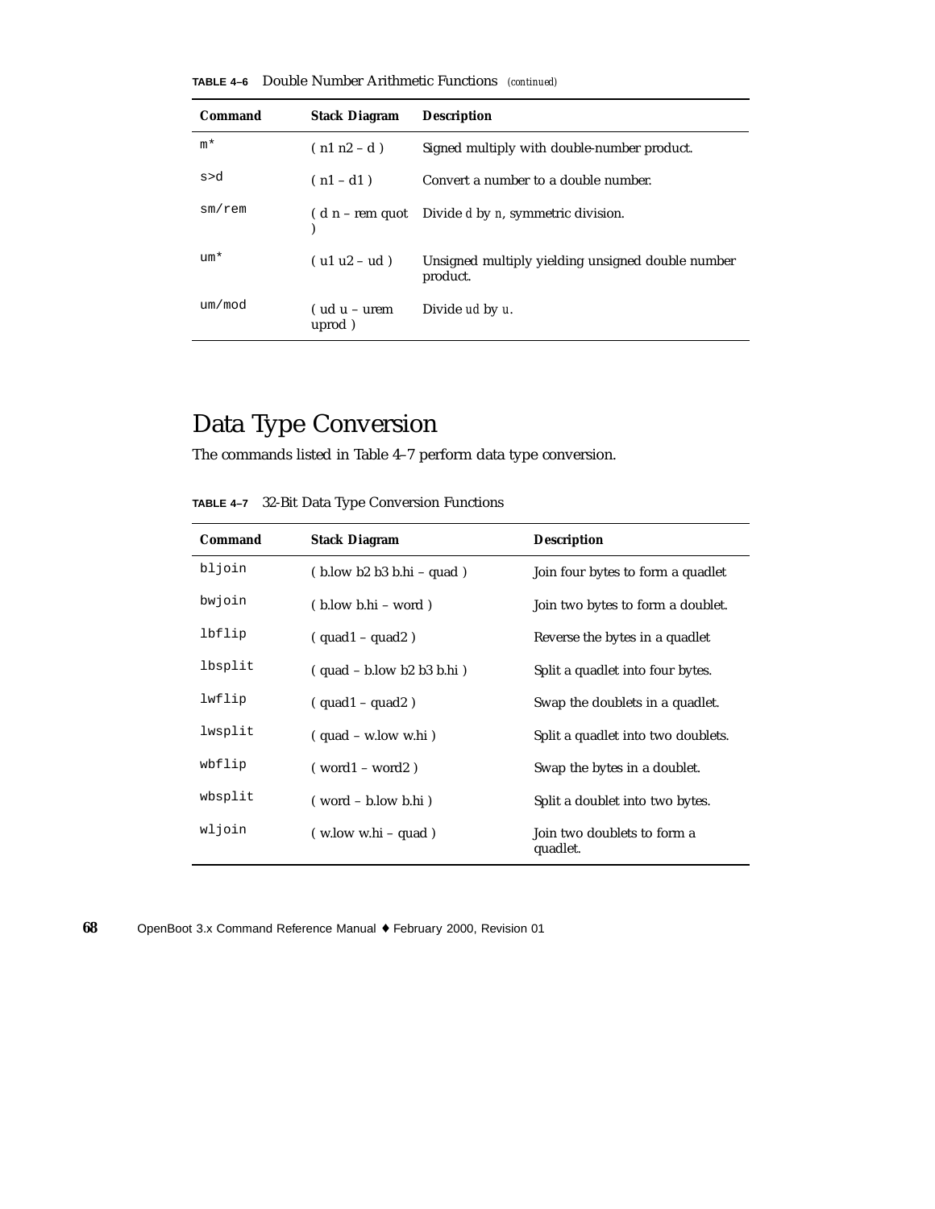**TABLE 4–6** Double Number Arithmetic Functions *(continued)*

| Command | Stack Diagram | Description |
|---|---|---|
| `m*` | ( n1 n2 – d ) | Signed multiply with double-number product. |
| `s>d` | ( n1 – d1 ) | Convert a number to a double number. |
| `sm/rem` | ( d n – rem quot ) | Divide *d* by *n*, symmetric division. |
| `um*` | ( u1 u2 – ud ) | Unsigned multiply yielding unsigned double number product. |
| `um/mod` | ( ud u – urem uprod ) | Divide *ud* by *u*. |

# Data Type Conversion

The commands listed in Table 4–7 perform data type conversion.

**TABLE 4–7** 32-Bit Data Type Conversion Functions

| Command | Stack Diagram | Description |
|---|---|---|
| `bljoin` | ( b.low b2 b3 b.hi – quad ) | Join four bytes to form a quadlet |
| `bwjoin` | ( b.low b.hi – word ) | Join two bytes to form a doublet. |
| `lbflip` | ( quad1 – quad2 ) | Reverse the bytes in a quadlet |
| `lbsplit` | ( quad – b.low b2 b3 b.hi ) | Split a quadlet into four bytes. |
| `lwflip` | ( quad1 – quad2 ) | Swap the doublets in a quadlet. |
| `lwsplit` | ( quad – w.low w.hi ) | Split a quadlet into two doublets. |
| `wbflip` | ( word1 – word2 ) | Swap the bytes in a doublet. |
| `wbsplit` | ( word – b.low b.hi ) | Split a doublet into two bytes. |
| `wljoin` | ( w.low w.hi – quad ) | Join two doublets to form a quadlet. |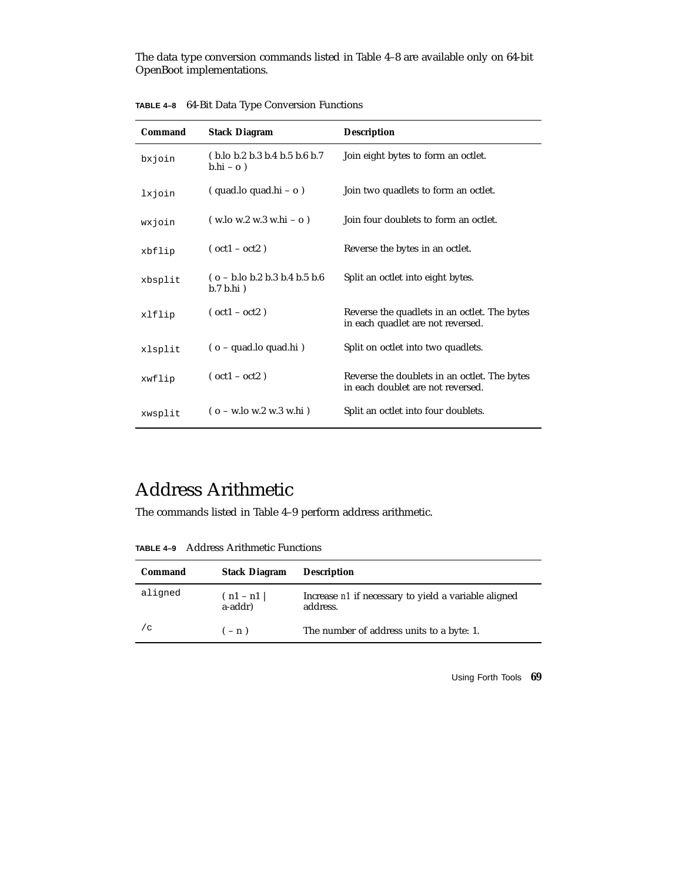The data type conversion commands listed in Table 4–8 are available only on 64-bit OpenBoot implementations.

**TABLE 4–8** 64-Bit Data Type Conversion Functions

| Command | Stack Diagram | Description |
|---|---|---|
| `bxjoin` | ( b.lo b.2 b.3 b.4 b.5 b.6 b.7 b.hi – o ) | Join eight bytes to form an octlet. |
| `lxjoin` | ( quad.lo quad.hi – o ) | Join two quadlets to form an octlet. |
| `wxjoin` | ( w.lo w.2 w.3 w.hi – o ) | Join four doublets to form an octlet. |
| `xbflip` | ( oct1 – oct2 ) | Reverse the bytes in an octlet. |
| `xbsplit` | ( o – b.lo b.2 b.3 b.4 b.5 b.6 b.7 b.hi ) | Split an octlet into eight bytes. |
| `xlflip` | ( oct1 – oct2 ) | Reverse the quadlets in an octlet. The bytes in each quadlet are not reversed. |
| `xlsplit` | ( o – quad.lo quad.hi ) | Split on octlet into two quadlets. |
| `xwflip` | ( oct1 – oct2 ) | Reverse the doublets in an octlet. The bytes in each doublet are not reversed. |
| `xwsplit` | ( o – w.lo w.2 w.3 w.hi ) | Split an octlet into four doublets. |

# Address Arithmetic

The commands listed in Table 4–9 perform address arithmetic.

**TABLE 4–9** Address Arithmetic Functions

| Command | Stack Diagram | Description |
|---|---|---|
| `aligned` | ( n1 – n1 \| a-addr) | Increase *n1* if necessary to yield a variable aligned address. |
| `/c` | ( – n ) | The number of address units to a byte: 1. |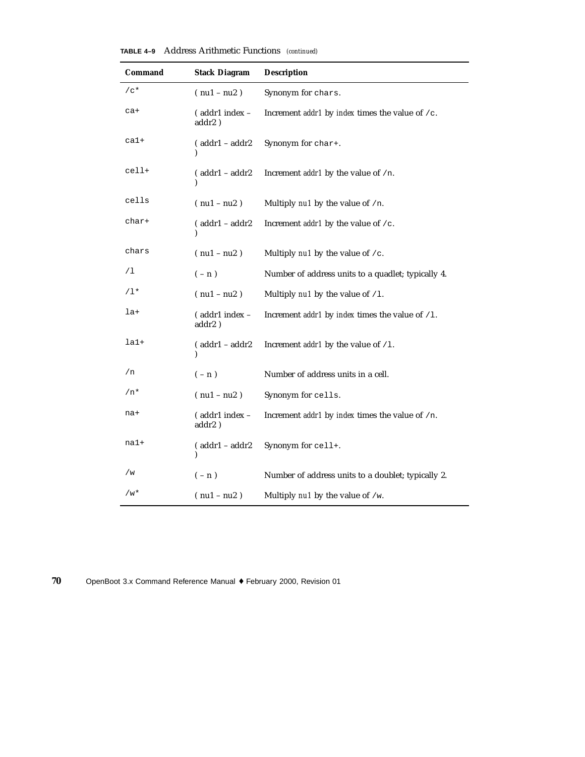**TABLE 4–9** Address Arithmetic Functions *(continued)*

| Command | Stack Diagram | Description |
|---|---|---|
| `/c*` | ( nu1 – nu2 ) | Synonym for `chars`. |
| `ca+` | ( addr1 index – addr2 ) | Increment *addr1* by *index* times the value of `/c`. |
| `ca1+` | ( addr1 – addr2 ) | Synonym for `char+`. |
| `cell+` | ( addr1 – addr2 ) | Increment *addr1* by the value of `/n`. |
| `cells` | ( nu1 – nu2 ) | Multiply *nu1* by the value of `/n`. |
| `char+` | ( addr1 – addr2 ) | Increment *addr1* by the value of `/c`. |
| `chars` | ( nu1 – nu2 ) | Multiply *nu1* by the value of `/c`. |
| `/l` | ( – n ) | Number of address units to a quadlet; typically 4. |
| `/l*` | ( nu1 – nu2 ) | Multiply *nu1* by the value of `/l`. |
| `la+` | ( addr1 index – addr2 ) | Increment *addr1* by *index* times the value of `/l`. |
| `la1+` | ( addr1 – addr2 ) | Increment *addr1* by the value of `/l`. |
| `/n` | ( – n ) | Number of address units in a cell. |
| `/n*` | ( nu1 – nu2 ) | Synonym for `cells`. |
| `na+` | ( addr1 index – addr2 ) | Increment *addr1* by *index* times the value of `/n`. |
| `na1+` | ( addr1 – addr2 ) | Synonym for `cell+`. |
| `/w` | ( – n ) | Number of address units to a doublet; typically 2. |
| `/w*` | ( nu1 – nu2 ) | Multiply *nu1* by the value of `/w`. |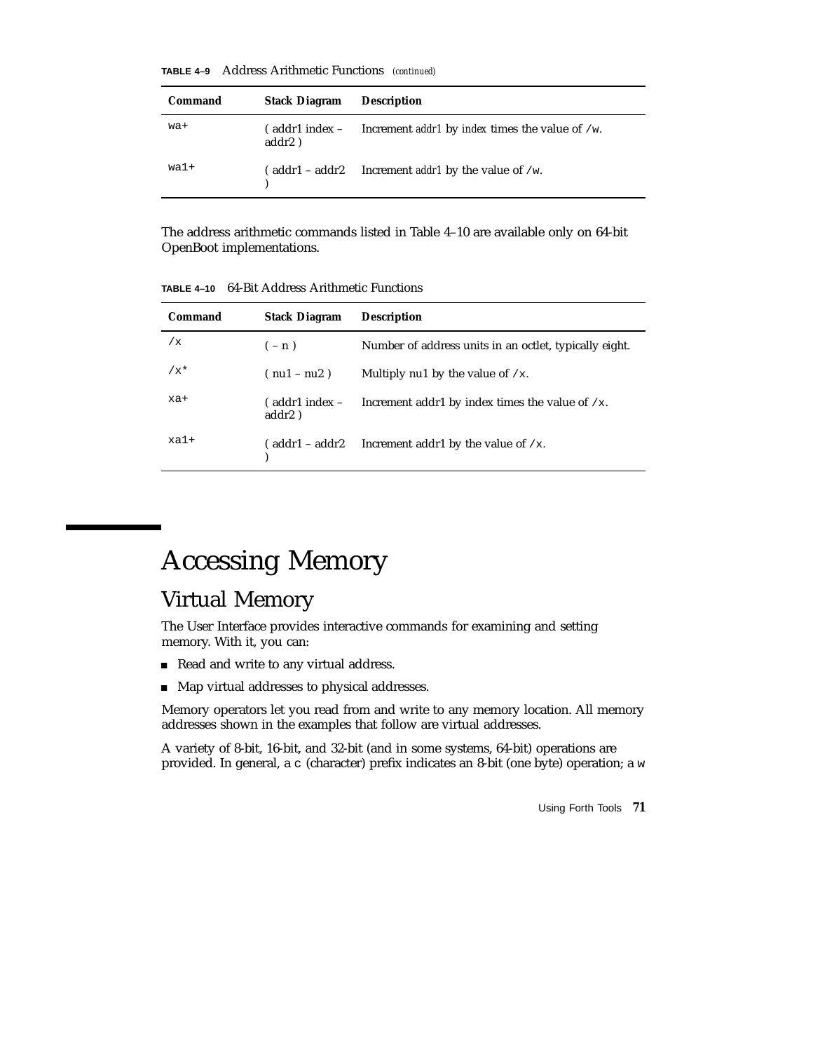**TABLE 4–9** Address Arithmetic Functions *(continued)*

| Command | Stack Diagram | Description |
|---|---|---|
| `wa+` | ( addr1 index – addr2 ) | Increment *addr1* by *index* times the value of `/w`. |
| `wa1+` | ( addr1 – addr2 ) | Increment *addr1* by the value of `/w`. |

The address arithmetic commands listed in Table 4–10 are available only on 64-bit OpenBoot implementations.

**TABLE 4–10** 64-Bit Address Arithmetic Functions

| Command | Stack Diagram | Description |
|---|---|---|
| `/x` | ( – n ) | Number of address units in an octlet, typically eight. |
| `/x*` | ( nu1 – nu2 ) | Multiply nu1 by the value of `/x`. |
| `xa+` | ( addr1 index – addr2 ) | Increment addr1 by index times the value of `/x`. |
| `xa1+` | ( addr1 – addr2 ) | Increment addr1 by the value of `/x`. |

# Accessing Memory

## Virtual Memory

The User Interface provides interactive commands for examining and setting memory. With it, you can:

- Read and write to any virtual address.
- Map virtual addresses to physical addresses.

Memory operators let you read from and write to any memory location. All memory addresses shown in the examples that follow are virtual addresses.

A variety of 8-bit, 16-bit, and 32-bit (and in some systems, 64-bit) operations are provided. In general, a `c` (character) prefix indicates an 8-bit (one byte) operation; a `w`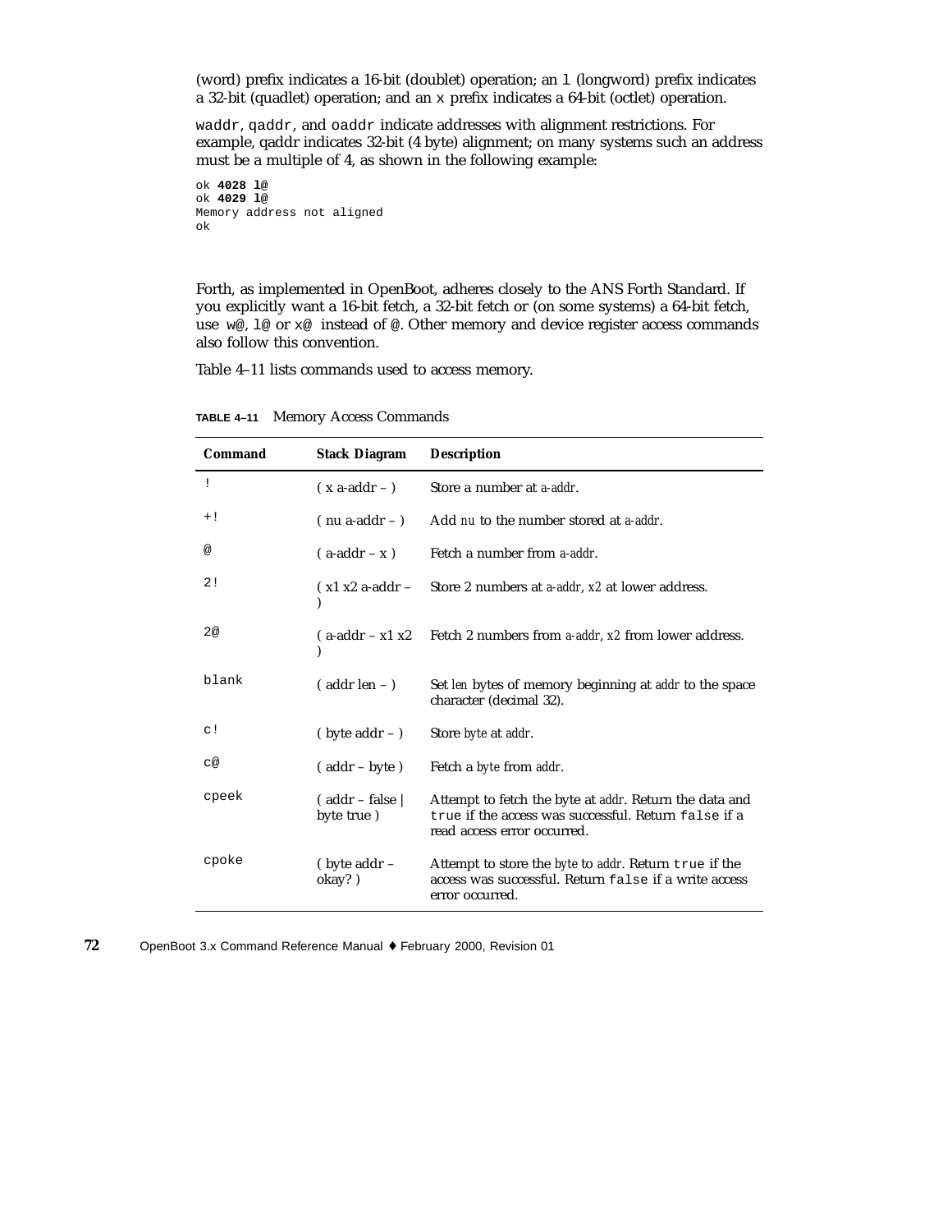(word) prefix indicates a 16-bit (doublet) operation; an `l` (longword) prefix indicates a 32-bit (quadlet) operation; and an `x` prefix indicates a 64-bit (octlet) operation.

`waddr`, `qaddr`, and `oaddr` indicate addresses with alignment restrictions. For example, qaddr indicates 32-bit (4 byte) alignment; on many systems such an address must be a multiple of 4, as shown in the following example:

```
ok 4028 l@
ok 4029 l@
Memory address not aligned
ok
```

Forth, as implemented in OpenBoot, adheres closely to the ANS Forth Standard. If you explicitly want a 16-bit fetch, a 32-bit fetch or (on some systems) a 64-bit fetch, use `w@`, `l@` or `x@` instead of `@`. Other memory and device register access commands also follow this convention.

Table 4–11 lists commands used to access memory.

**TABLE 4–11** Memory Access Commands

| Command | Stack Diagram | Description |
|---|---|---|
| `!` | ( x a-addr – ) | Store a number at *a-addr*. |
| `+!` | ( nu a-addr – ) | Add *nu* to the number stored at *a-addr*. |
| `@` | ( a-addr – x ) | Fetch a number from *a-addr*. |
| `2!` | ( x1 x2 a-addr – ) | Store 2 numbers at *a-addr*, *x2* at lower address. |
| `2@` | ( a-addr – x1 x2 ) | Fetch 2 numbers from *a-addr*, *x2* from lower address. |
| `blank` | ( addr len – ) | Set *len* bytes of memory beginning at *addr* to the space character (decimal 32). |
| `c!` | ( byte addr – ) | Store *byte* at *addr*. |
| `c@` | ( addr – byte ) | Fetch a *byte* from *addr*. |
| `cpeek` | ( addr – false \| byte true ) | Attempt to fetch the byte at *addr*. Return the data and `true` if the access was successful. Return `false` if a read access error occurred. |
| `cpoke` | ( byte addr – okay? ) | Attempt to store the *byte* to *addr*. Return `true` if the access was successful. Return `false` if a write access error occurred. |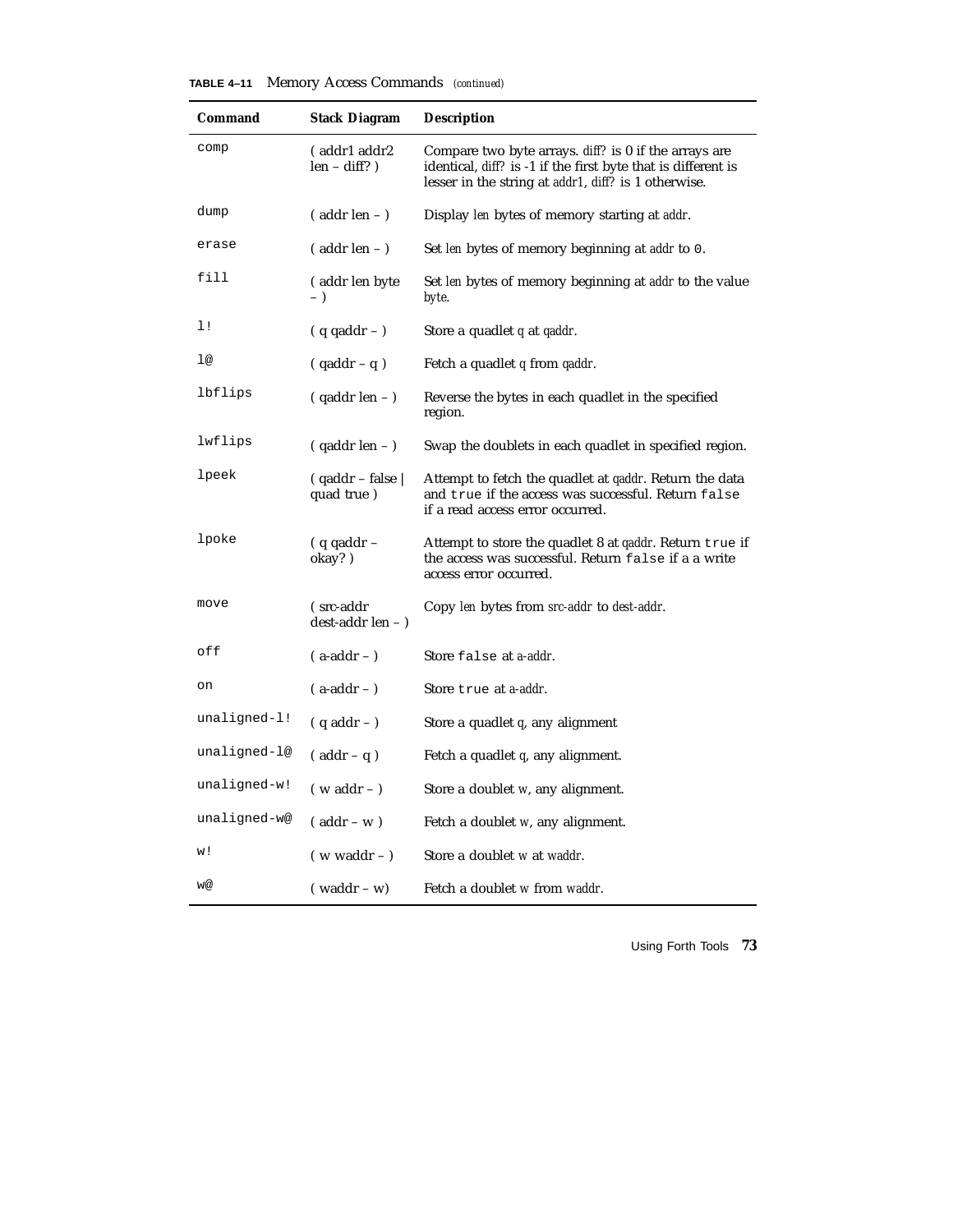**TABLE 4–11** Memory Access Commands *(continued)*

| Command | Stack Diagram | Description |
|---|---|---|
| `comp` | ( addr1 addr2 len – diff? ) | Compare two byte arrays. *diff?* is 0 if the arrays are identical, *diff?* is -1 if the first byte that is different is lesser in the string at *addr1*, *diff?* is 1 otherwise. |
| `dump` | ( addr len – ) | Display *len* bytes of memory starting at *addr*. |
| `erase` | ( addr len – ) | Set *len* bytes of memory beginning at *addr* to `0`. |
| `fill` | ( addr len byte – ) | Set *len* bytes of memory beginning at *addr* to the value *byte*. |
| `l!` | ( q qaddr – ) | Store a quadlet *q* at *qaddr*. |
| `l@` | ( qaddr – q ) | Fetch a quadlet *q* from *qaddr*. |
| `lbflips` | ( qaddr len – ) | Reverse the bytes in each quadlet in the specified region. |
| `lwflips` | ( qaddr len – ) | Swap the doublets in each quadlet in specified region. |
| `lpeek` | ( qaddr – false \| quad true ) | Attempt to fetch the quadlet at *qaddr*. Return the data and `true` if the access was successful. Return `false` if a read access error occurred. |
| `lpoke` | ( q qaddr – okay? ) | Attempt to store the quadlet 8 at *qaddr*. Return `true` if the access was successful. Return `false` if a a write access error occurred. |
| `move` | ( src-addr dest-addr len – ) | Copy *len* bytes from *src-addr* to *dest-addr*. |
| `off` | ( a-addr – ) | Store `false` at *a-addr*. |
| `on` | ( a-addr – ) | Store `true` at *a-addr*. |
| `unaligned-l!` | ( q addr – ) | Store a quadlet *q*, any alignment |
| `unaligned-l@` | ( addr – q ) | Fetch a quadlet *q*, any alignment. |
| `unaligned-w!` | ( w addr – ) | Store a doublet *w*, any alignment. |
| `unaligned-w@` | ( addr – w ) | Fetch a doublet *w*, any alignment. |
| `w!` | ( w waddr – ) | Store a doublet *w* at *waddr*. |
| `w@` | ( waddr – w) | Fetch a doublet *w* from *waddr*. |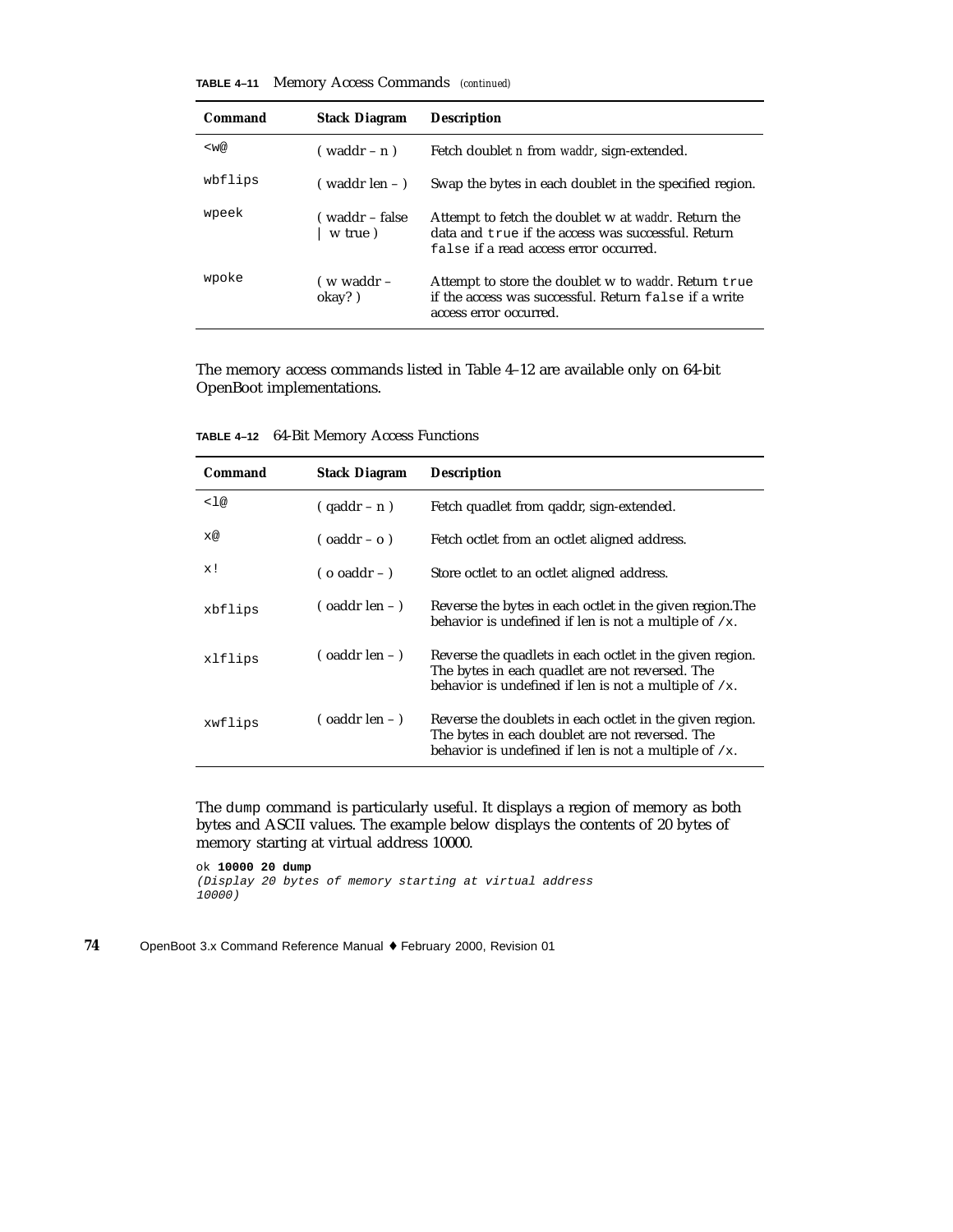**TABLE 4–11** Memory Access Commands *(continued)*

| Command | Stack Diagram | Description |
|---|---|---|
| `<w@` | ( waddr – n ) | Fetch doublet *n* from *waddr*, sign-extended. |
| `wbflips` | ( waddr len – ) | Swap the bytes in each doublet in the specified region. |
| `wpeek` | ( waddr – false \| w true ) | Attempt to fetch the doublet w at *waddr*. Return the data and `true` if the access was successful. Return `false` if a read access error occurred. |
| `wpoke` | ( w waddr – okay? ) | Attempt to store the doublet w to *waddr*. Return `true` if the access was successful. Return `false` if a write access error occurred. |

The memory access commands listed in Table 4–12 are available only on 64-bit OpenBoot implementations.

**TABLE 4–12** 64-Bit Memory Access Functions

| Command | Stack Diagram | Description |
|---|---|---|
| `<l@` | ( qaddr – n ) | Fetch quadlet from qaddr, sign-extended. |
| `x@` | ( oaddr – o ) | Fetch octlet from an octlet aligned address. |
| `x!` | ( o oaddr – ) | Store octlet to an octlet aligned address. |
| `xbflips` | ( oaddr len – ) | Reverse the bytes in each octlet in the given region.The behavior is undefined if len is not a multiple of `/x`. |
| `xlflips` | ( oaddr len – ) | Reverse the quadlets in each octlet in the given region. The bytes in each quadlet are not reversed. The behavior is undefined if len is not a multiple of `/x`. |
| `xwflips` | ( oaddr len – ) | Reverse the doublets in each octlet in the given region. The bytes in each doublet are not reversed. The behavior is undefined if len is not a multiple of `/x`. |

The `dump` command is particularly useful. It displays a region of memory as both bytes and ASCII values. The example below displays the contents of 20 bytes of memory starting at virtual address 10000.

```
ok 10000 20 dump
(Display 20 bytes of memory starting at virtual address
10000)
```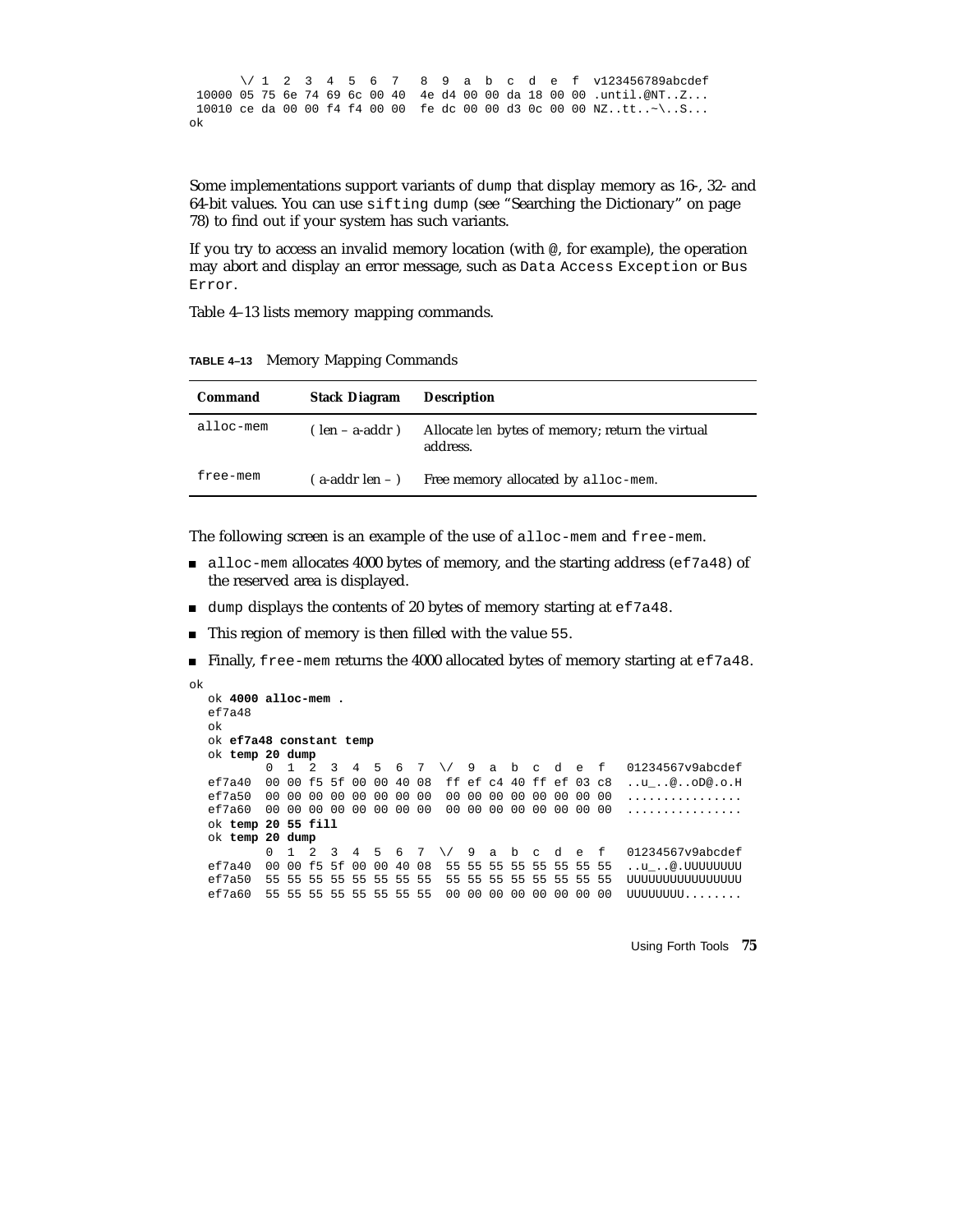```
      \/ 1  2  3  4  5  6  7   8  9  a  b  c  d  e  f  v123456789abcdef
 10000 05 75 6e 74 69 6c 00 40  4e d4 00 00 da 18 00 00 .until.@NT..Z...
 10010 ce da 00 00 f4 f4 00 00  fe dc 00 00 d3 0c 00 00 NZ..tt..~\..S...
ok
```

Some implementations support variants of `dump` that display memory as 16-, 32- and 64-bit values. You can use `sifting dump` (see "Searching the Dictionary" on page 78) to find out if your system has such variants.

If you try to access an invalid memory location (with `@`, for example), the operation may abort and display an error message, such as `Data Access Exception` or `Bus Error`.

Table 4–13 lists memory mapping commands.

**TABLE 4–13** Memory Mapping Commands

| Command | Stack Diagram | Description |
| --- | --- | --- |
| `alloc-mem` | ( len – a-addr ) | Allocate *len* bytes of memory; return the virtual address. |
| `free-mem` | ( a-addr len – ) | Free memory allocated by `alloc-mem`. |

The following screen is an example of the use of `alloc-mem` and `free-mem`.

- `alloc-mem` allocates 4000 bytes of memory, and the starting address (`ef7a48`) of the reserved area is displayed.
- `dump` displays the contents of 20 bytes of memory starting at `ef7a48`.
- This region of memory is then filled with the value `55`.
- Finally, `free-mem` returns the 4000 allocated bytes of memory starting at `ef7a48`.

```
ok
  ok 4000 alloc-mem .
  ef7a48
  ok
  ok ef7a48 constant temp
  ok temp 20 dump
         0  1  2  3  4  5  6  7  \/  9  a  b  c  d  e  f   01234567v9abcdef
  ef7a40  00 00 f5 5f 00 00 40 08  ff ef c4 40 ff ef 03 c8  ..u_..@..oD@.o.H
  ef7a50  00 00 00 00 00 00 00 00  00 00 00 00 00 00 00 00  ................
  ef7a60  00 00 00 00 00 00 00 00  00 00 00 00 00 00 00 00  ................
  ok temp 20 55 fill
  ok temp 20 dump
         0  1  2  3  4  5  6  7  \/  9  a  b  c  d  e  f   01234567v9abcdef
  ef7a40  00 00 f5 5f 00 00 40 08  55 55 55 55 55 55 55 55  ..u_..@.UUUUUUUU
  ef7a50  55 55 55 55 55 55 55 55  55 55 55 55 55 55 55 55  UUUUUUUUUUUUUUUU
  ef7a60  55 55 55 55 55 55 55 55  00 00 00 00 00 00 00 00  UUUUUUUU........
```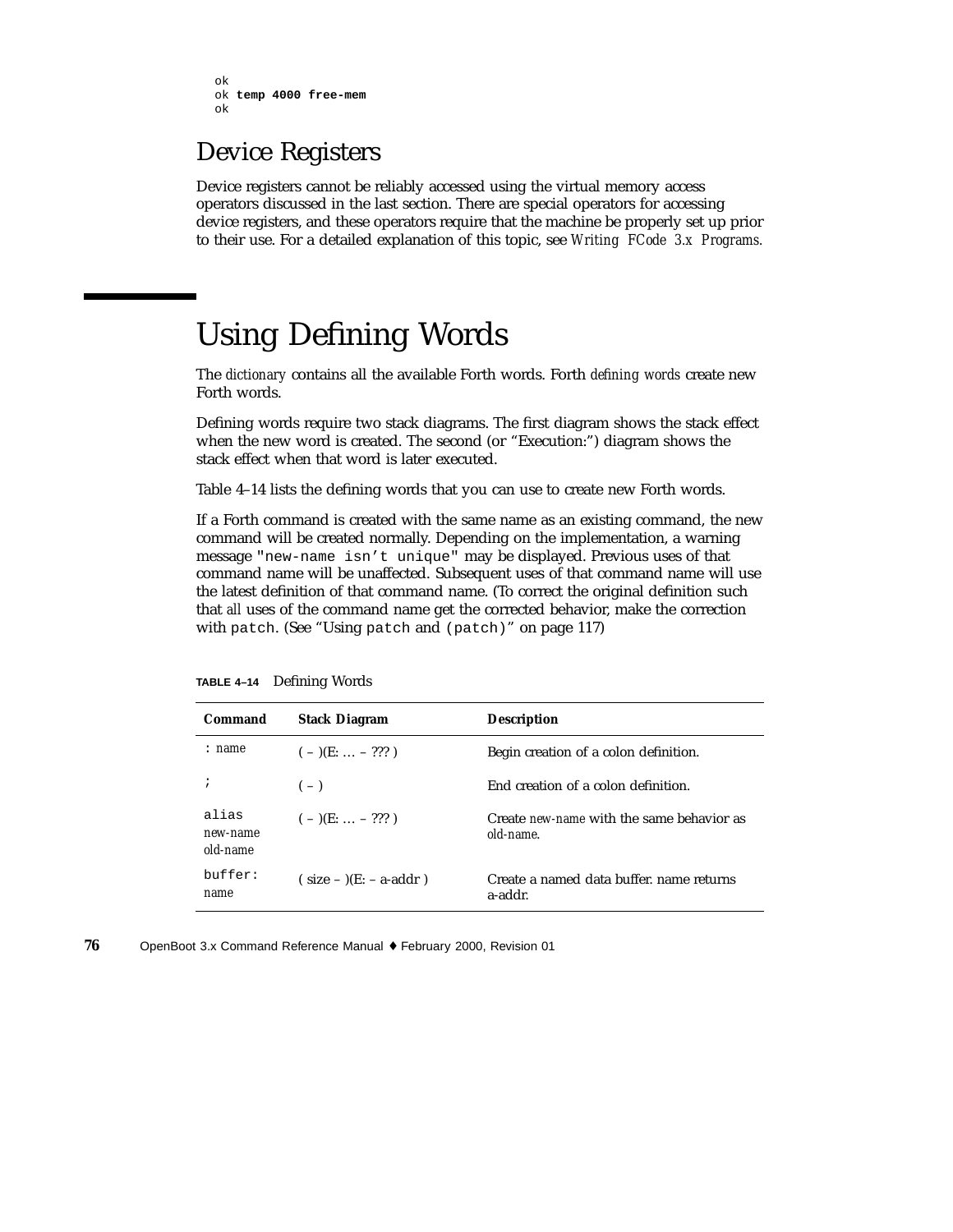```
ok
ok temp 4000 free-mem
ok
```

## Device Registers

Device registers cannot be reliably accessed using the virtual memory access operators discussed in the last section. There are special operators for accessing device registers, and these operators require that the machine be properly set up prior to their use. For a detailed explanation of this topic, see *Writing FCode 3.x Programs*.

# Using Defining Words

The *dictionary* contains all the available Forth words. Forth *defining words* create new Forth words.

Defining words require two stack diagrams. The first diagram shows the stack effect when the new word is created. The second (or "Execution:") diagram shows the stack effect when that word is later executed.

Table 4–14 lists the defining words that you can use to create new Forth words.

If a Forth command is created with the same name as an existing command, the new command will be created normally. Depending on the implementation, a warning message `"new-name isn't unique"` may be displayed. Previous uses of that command name will be unaffected. Subsequent uses of that command name will use the latest definition of that command name. (To correct the original definition such that *all* uses of the command name get the corrected behavior, make the correction with `patch`. (See "Using `patch` and `(patch)`" on page 117)

**TABLE 4–14** Defining Words

| Command | Stack Diagram | Description |
|---|---|---|
| `:` *name* | ( – )(E: … – ??? ) | Begin creation of a colon definition. |
| `;` | ( – ) | End creation of a colon definition. |
| `alias` *new-name old-name* | ( – )(E: … – ??? ) | Create *new-name* with the same behavior as *old-name*. |
| `buffer:` *name* | ( size – )(E: – a-addr ) | Create a named data buffer. name returns a-addr. |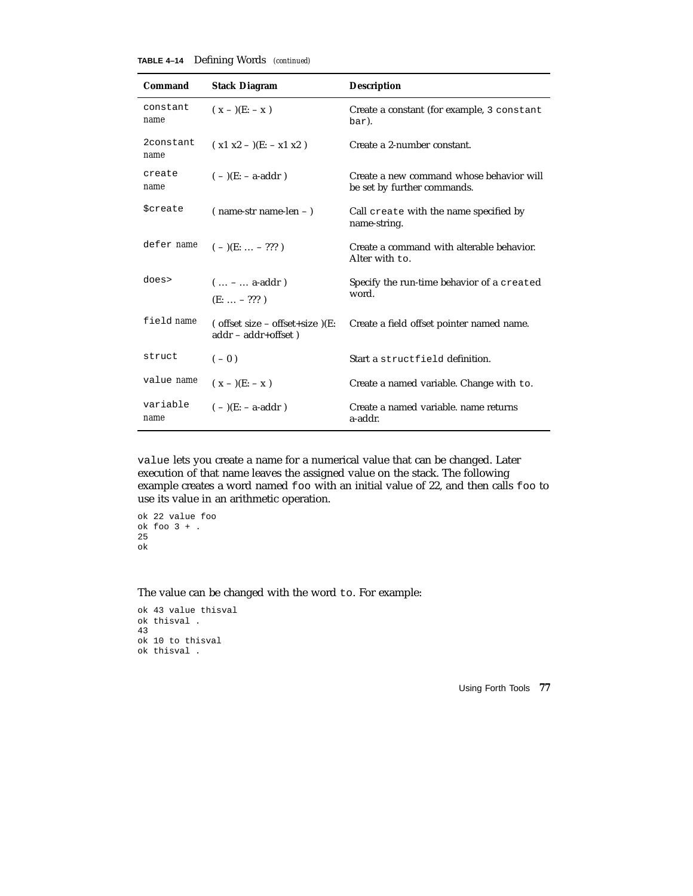**TABLE 4–14** Defining Words *(continued)*

| Command | Stack Diagram | Description |
| --- | --- | --- |
| `constant` *name* | ( x – )(E: – x ) | Create a constant (for example, `3 constant bar`). |
| `2constant` *name* | ( x1 x2 – )(E: – x1 x2 ) | Create a 2-number constant. |
| `create` *name* | ( – )(E: – a-addr ) | Create a new command whose behavior will be set by further commands. |
| `$create` | ( name-str name-len – ) | Call `create` with the name specified by name-string. |
| `defer` *name* | ( – )(E: … – ??? ) | Create a command with alterable behavior. Alter with `to`. |
| `does>` | ( … – … a-addr ) (E: … – ??? ) | Specify the run-time behavior of a `create`d word. |
| `field` *name* | ( offset size – offset+size )(E: addr – addr+offset ) | Create a field offset pointer named name. |
| `struct` | ( – 0 ) | Start a `structfield` definition. |
| `value` *name* | ( x – )(E: – x ) | Create a named variable. Change with `to`. |
| `variable` *name* | ( – )(E: – a-addr ) | Create a named variable. name returns a-addr. |

`value` lets you create a name for a numerical value that can be changed. Later execution of that name leaves the assigned value on the stack. The following example creates a word named `foo` with an initial value of 22, and then calls `foo` to use its value in an arithmetic operation.

```
ok 22 value foo
ok foo 3 + .
25
ok
```

The value can be changed with the word `to`. For example:

```
ok 43 value thisval
ok thisval .
43
ok 10 to thisval
ok thisval .
```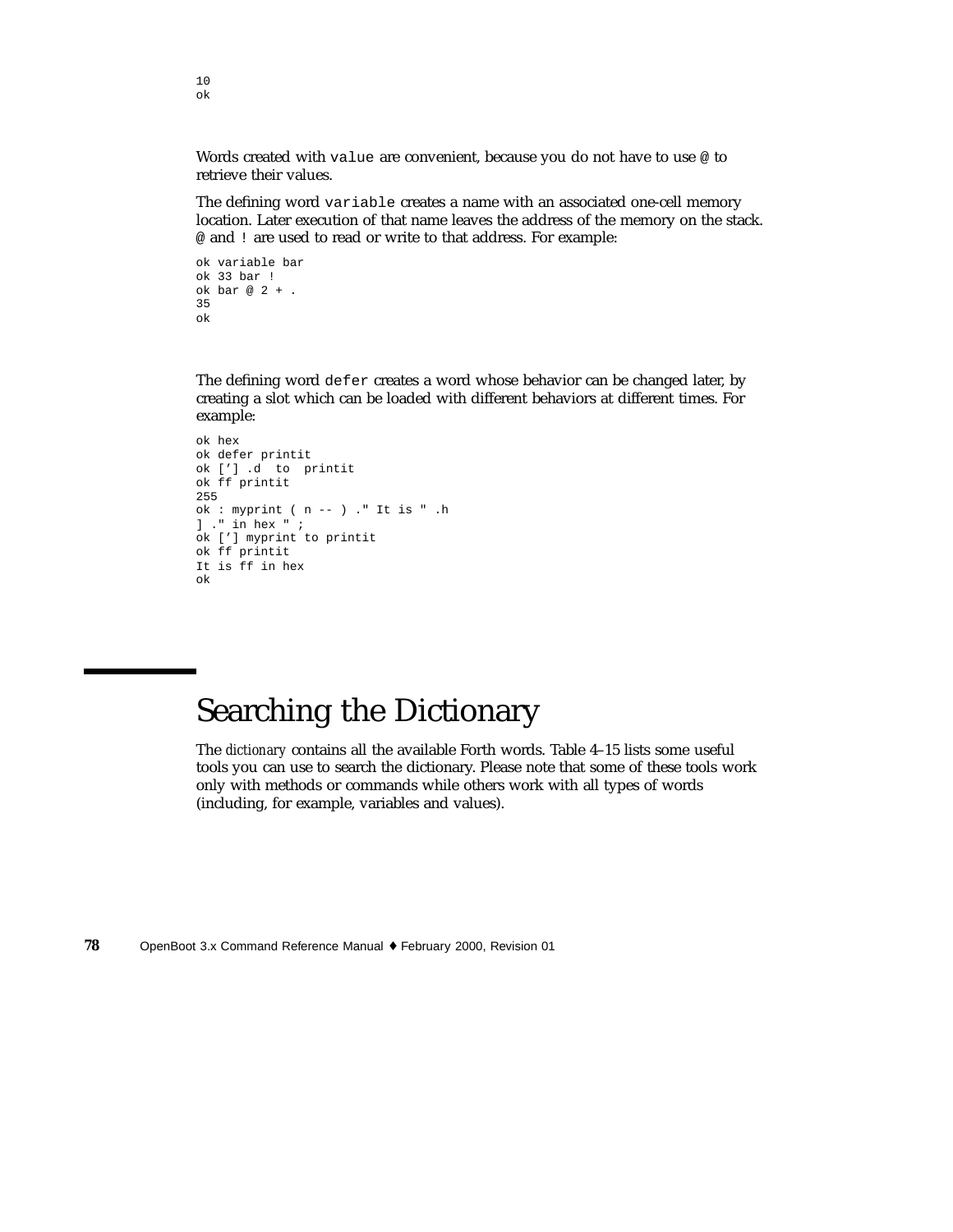```
10
ok
```

Words created with `value` are convenient, because you do not have to use `@` to retrieve their values.

The defining word `variable` creates a name with an associated one-cell memory location. Later execution of that name leaves the address of the memory on the stack. `@` and `!` are used to read or write to that address. For example:

```
ok variable bar
ok 33 bar !
ok bar @ 2 + .
35
ok
```

The defining word `defer` creates a word whose behavior can be changed later, by creating a slot which can be loaded with different behaviors at different times. For example:

```
ok hex
ok defer printit
ok [’] .d  to  printit
ok ff printit
255
ok : myprint ( n -- ) ." It is " .h
] ." in hex " ;
ok [’] myprint to printit
ok ff printit
It is ff in hex
ok
```

# Searching the Dictionary

The *dictionary* contains all the available Forth words. Table 4–15 lists some useful tools you can use to search the dictionary. Please note that some of these tools work only with methods or commands while others work with all types of words (including, for example, variables and values).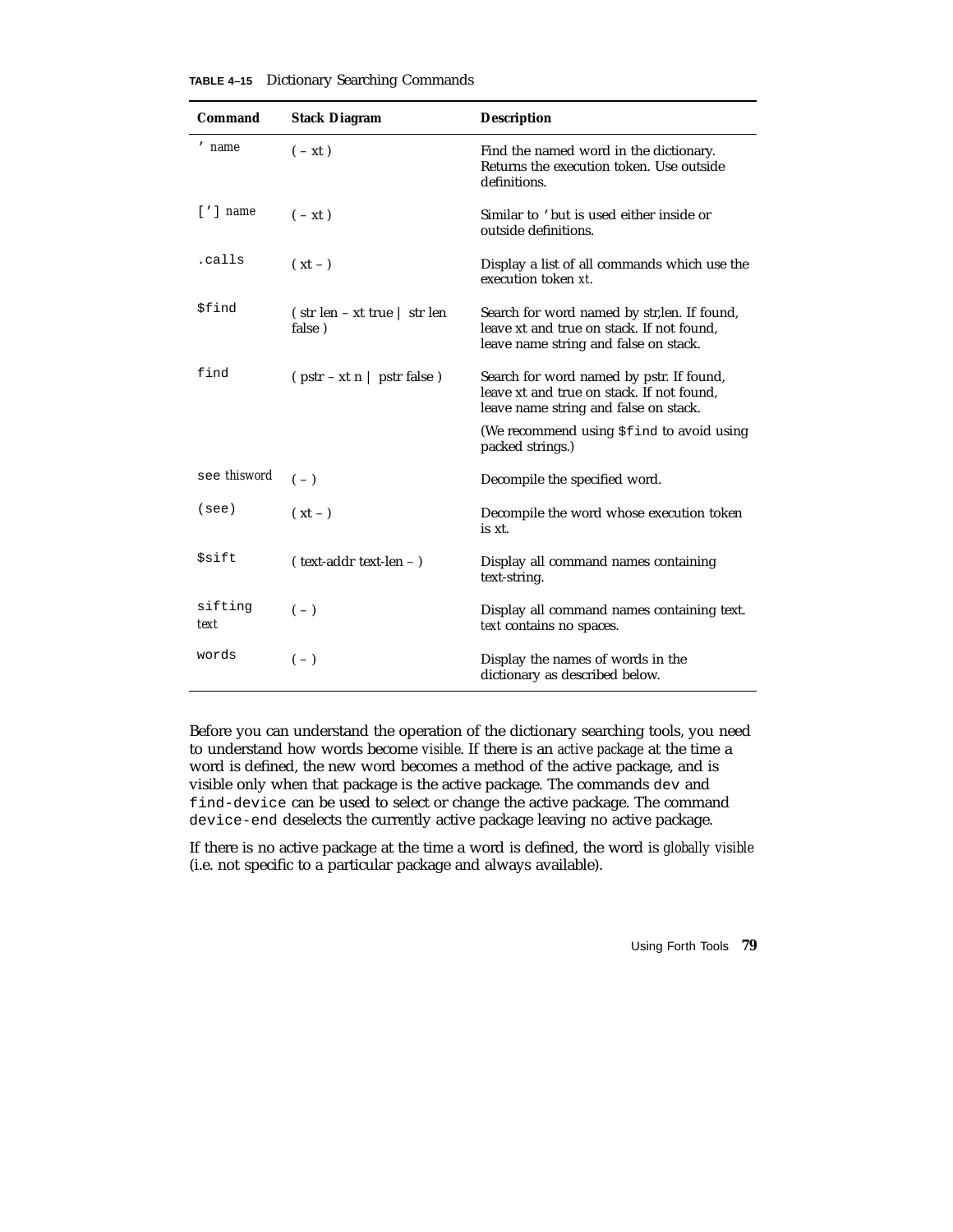**TABLE 4–15** Dictionary Searching Commands

| Command | Stack Diagram | Description |
|---|---|---|
| `'` *name* | ( – xt ) | Find the named word in the dictionary. Returns the execution token. Use outside definitions. |
| `[']` *name* | ( – xt ) | Similar to `'` but is used either inside or outside definitions. |
| `.calls` | ( xt – ) | Display a list of all commands which use the execution token *xt*. |
| `$find` | ( str len – xt true \| str len false ) | Search for word named by str,len. If found, leave xt and true on stack. If not found, leave name string and false on stack. |
| `find` | ( pstr – xt n \| pstr false ) | Search for word named by pstr. If found, leave xt and true on stack. If not found, leave name string and false on stack.<br><br>(We recommend using `$find` to avoid using packed strings.) |
| `see` *thisword* | ( – ) | Decompile the specified word. |
| `(see)` | ( xt – ) | Decompile the word whose execution token is xt. |
| `$sift` | ( text-addr text-len – ) | Display all command names containing text-string. |
| `sifting` *text* | ( – ) | Display all command names containing text. *text* contains no spaces. |
| `words` | ( – ) | Display the names of words in the dictionary as described below. |

Before you can understand the operation of the dictionary searching tools, you need to understand how words become *visible*. If there is an *active package* at the time a word is defined, the new word becomes a method of the active package, and is visible only when that package is the active package. The commands `dev` and `find-device` can be used to select or change the active package. The command `device-end` deselects the currently active package leaving no active package.

If there is no active package at the time a word is defined, the word is *globally visible* (i.e. not specific to a particular package and always available).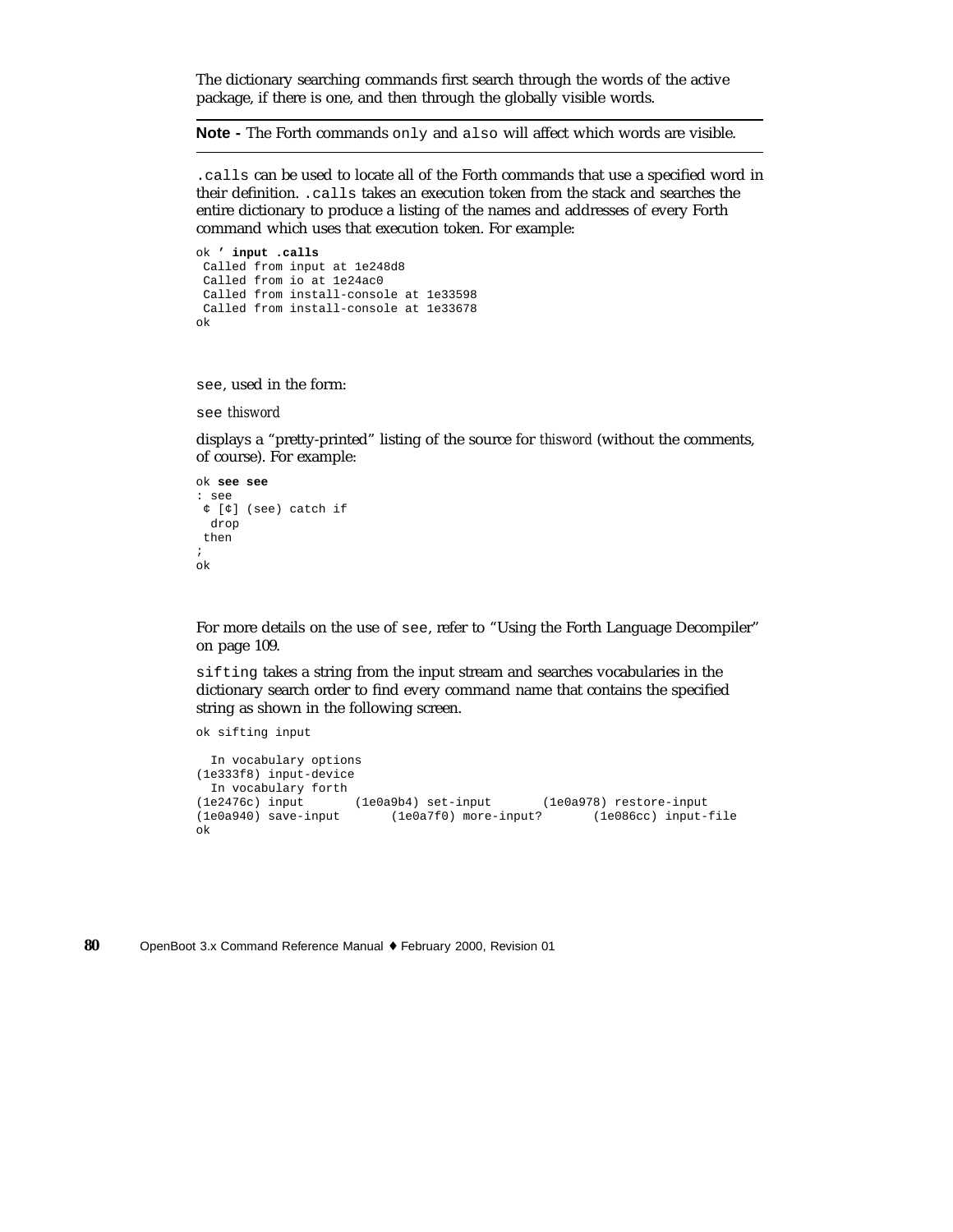The dictionary searching commands first search through the words of the active package, if there is one, and then through the globally visible words.

---

**Note -** The Forth commands `only` and `also` will affect which words are visible.

---

`.calls` can be used to locate all of the Forth commands that use a specified word in their definition. `.calls` takes an execution token from the stack and searches the entire dictionary to produce a listing of the names and addresses of every Forth command which uses that execution token. For example:

```
ok ' input .calls
 Called from input at 1e248d8
 Called from io at 1e24ac0
 Called from install-console at 1e33598
 Called from install-console at 1e33678
ok
```

`see`, used in the form:

`see` *thisword*

displays a "pretty-printed" listing of the source for *thisword* (without the comments, of course). For example:

```
ok see see
: see
 ¢ [¢] (see) catch if
  drop
 then
;
ok
```

For more details on the use of `see`, refer to "Using the Forth Language Decompiler" on page 109.

`sifting` takes a string from the input stream and searches vocabularies in the dictionary search order to find every command name that contains the specified string as shown in the following screen.

```
ok sifting input

  In vocabulary options
(1e333f8) input-device
  In vocabulary forth
(1e2476c) input       (1e0a9b4) set-input       (1e0a978) restore-input
(1e0a940) save-input       (1e0a7f0) more-input?       (1e086cc) input-file
ok
```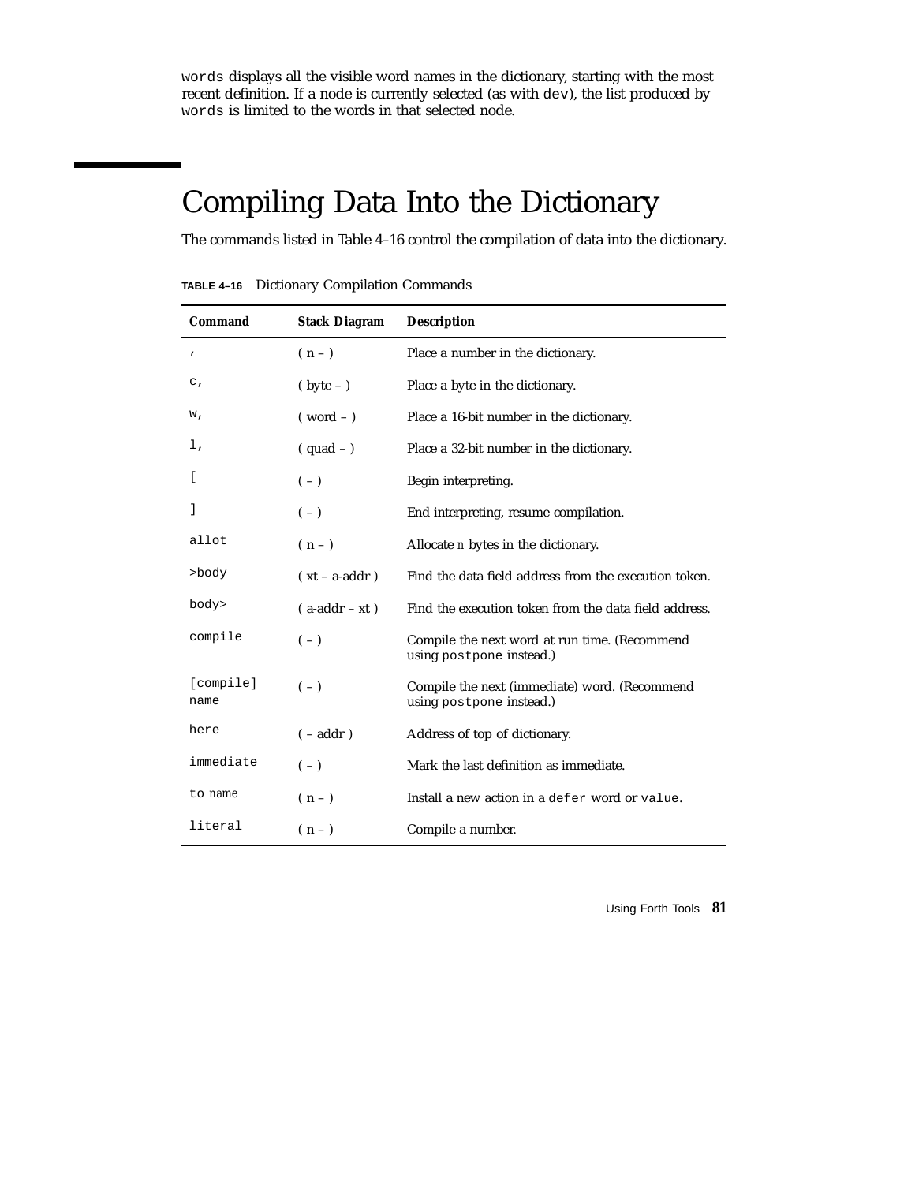`words` displays all the visible word names in the dictionary, starting with the most recent definition. If a node is currently selected (as with `dev`), the list produced by `words` is limited to the words in that selected node.

# Compiling Data Into the Dictionary

The commands listed in Table 4–16 control the compilation of data into the dictionary.

**TABLE 4–16** Dictionary Compilation Commands

| Command | Stack Diagram | Description |
|---|---|---|
| `,` | ( n – ) | Place a number in the dictionary. |
| `c,` | ( byte – ) | Place a byte in the dictionary. |
| `w,` | ( word – ) | Place a 16-bit number in the dictionary. |
| `l,` | ( quad – ) | Place a 32-bit number in the dictionary. |
| `[` | ( – ) | Begin interpreting. |
| `]` | ( – ) | End interpreting, resume compilation. |
| `allot` | ( n – ) | Allocate *n* bytes in the dictionary. |
| `>body` | ( xt – a-addr ) | Find the data field address from the execution token. |
| `body>` | ( a-addr – xt ) | Find the execution token from the data field address. |
| `compile` | ( – ) | Compile the next word at run time. (Recommend using `postpone` instead.) |
| `[compile] name` | ( – ) | Compile the next (immediate) word. (Recommend using `postpone` instead.) |
| `here` | ( – addr ) | Address of top of dictionary. |
| `immediate` | ( – ) | Mark the last definition as immediate. |
| `to` *name* | ( n – ) | Install a new action in a `defer` word or `value`. |
| `literal` | ( n – ) | Compile a number. |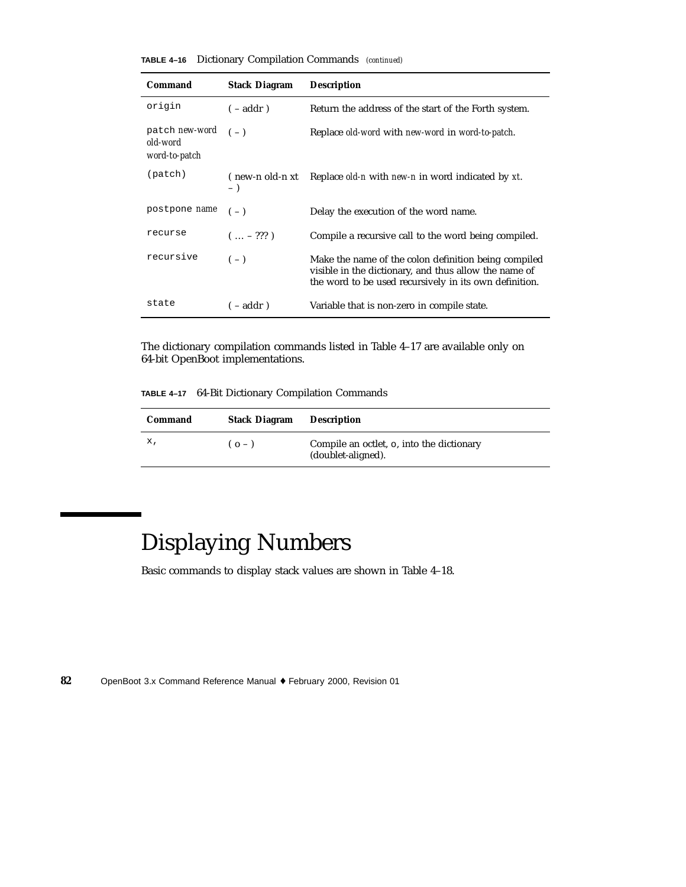**TABLE 4–16** Dictionary Compilation Commands *(continued)*

| Command | Stack Diagram | Description |
| --- | --- | --- |
| `origin` | ( – addr ) | Return the address of the start of the Forth system. |
| `patch` *new-word old-word word-to-patch* | ( – ) | Replace *old-word* with *new-word* in *word-to-patch*. |
| `(patch)` | ( new-n old-n xt – ) | Replace *old-n* with *new-n* in word indicated by *xt*. |
| `postpone` *name* | ( – ) | Delay the execution of the word name. |
| `recurse` | ( ... – ??? ) | Compile a recursive call to the word being compiled. |
| `recursive` | ( – ) | Make the name of the colon definition being compiled visible in the dictionary, and thus allow the name of the word to be used recursively in its own definition. |
| `state` | ( – addr ) | Variable that is non-zero in compile state. |

The dictionary compilation commands listed in Table 4–17 are available only on 64-bit OpenBoot implementations.

**TABLE 4–17** 64-Bit Dictionary Compilation Commands

| Command | Stack Diagram | Description |
| --- | --- | --- |
| `x,` | ( o – ) | Compile an octlet, o, into the dictionary (doublet-aligned). |

# Displaying Numbers

Basic commands to display stack values are shown in Table 4–18.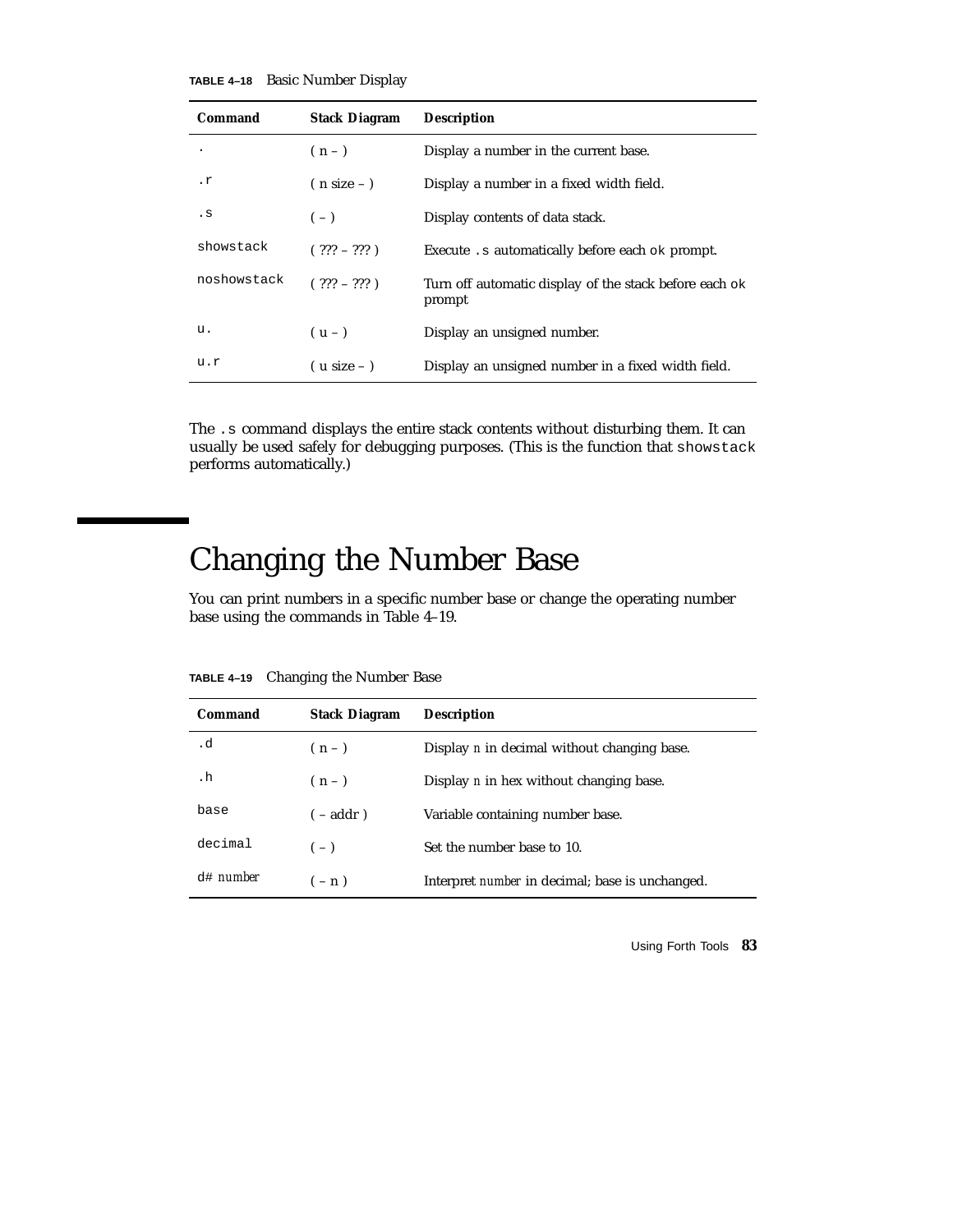**TABLE 4–18** Basic Number Display

| Command | Stack Diagram | Description |
| --- | --- | --- |
| `.` | ( n – ) | Display a number in the current base. |
| `.r` | ( n size – ) | Display a number in a fixed width field. |
| `.s` | ( – ) | Display contents of data stack. |
| `showstack` | ( ??? – ??? ) | Execute `.s` automatically before each `ok` prompt. |
| `noshowstack` | ( ??? – ??? ) | Turn off automatic display of the stack before each `ok` prompt |
| `u.` | ( u – ) | Display an unsigned number. |
| `u.r` | ( u size – ) | Display an unsigned number in a fixed width field. |

The `.s` command displays the entire stack contents without disturbing them. It can usually be used safely for debugging purposes. (This is the function that `showstack` performs automatically.)

# Changing the Number Base

You can print numbers in a specific number base or change the operating number base using the commands in Table 4–19.

**TABLE 4–19** Changing the Number Base

| Command | Stack Diagram | Description |
| --- | --- | --- |
| `.d` | ( n – ) | Display *n* in decimal without changing base. |
| `.h` | ( n – ) | Display *n* in hex without changing base. |
| `base` | ( – addr ) | Variable containing number base. |
| `decimal` | ( – ) | Set the number base to 10. |
| `d#` *number* | ( – n ) | Interpret *number* in decimal; base is unchanged. |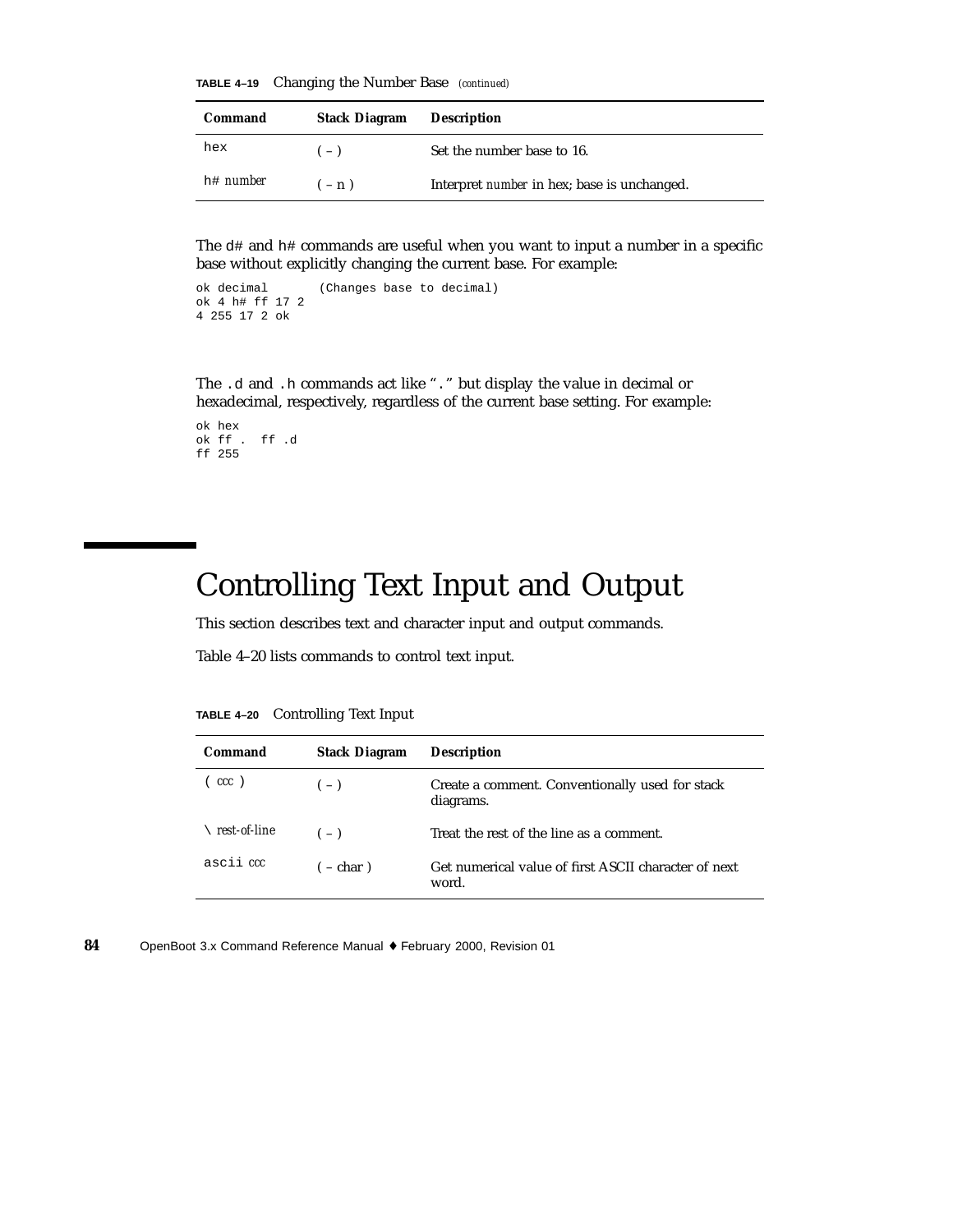**TABLE 4–19** Changing the Number Base *(continued)*

| Command | Stack Diagram | Description |
| --- | --- | --- |
| `hex` | ( – ) | Set the number base to 16. |
| `h#` *number* | ( – n ) | Interpret *number* in hex; base is unchanged. |

The `d#` and `h#` commands are useful when you want to input a number in a specific base without explicitly changing the current base. For example:

```
ok decimal       (Changes base to decimal)
ok 4 h# ff 17 2
4 255 17 2 ok
```

The `.d` and `.h` commands act like "`.`" but display the value in decimal or hexadecimal, respectively, regardless of the current base setting. For example:

```
ok hex
ok ff .  ff .d
ff 255
```

# Controlling Text Input and Output

This section describes text and character input and output commands.

Table 4–20 lists commands to control text input.

**TABLE 4–20** Controlling Text Input

| Command | Stack Diagram | Description |
| --- | --- | --- |
| `(` *ccc* `)` | ( – ) | Create a comment. Conventionally used for stack diagrams. |
| `\` *rest-of-line* | ( – ) | Treat the rest of the line as a comment. |
| `ascii` *ccc* | ( – char ) | Get numerical value of first ASCII character of next word. |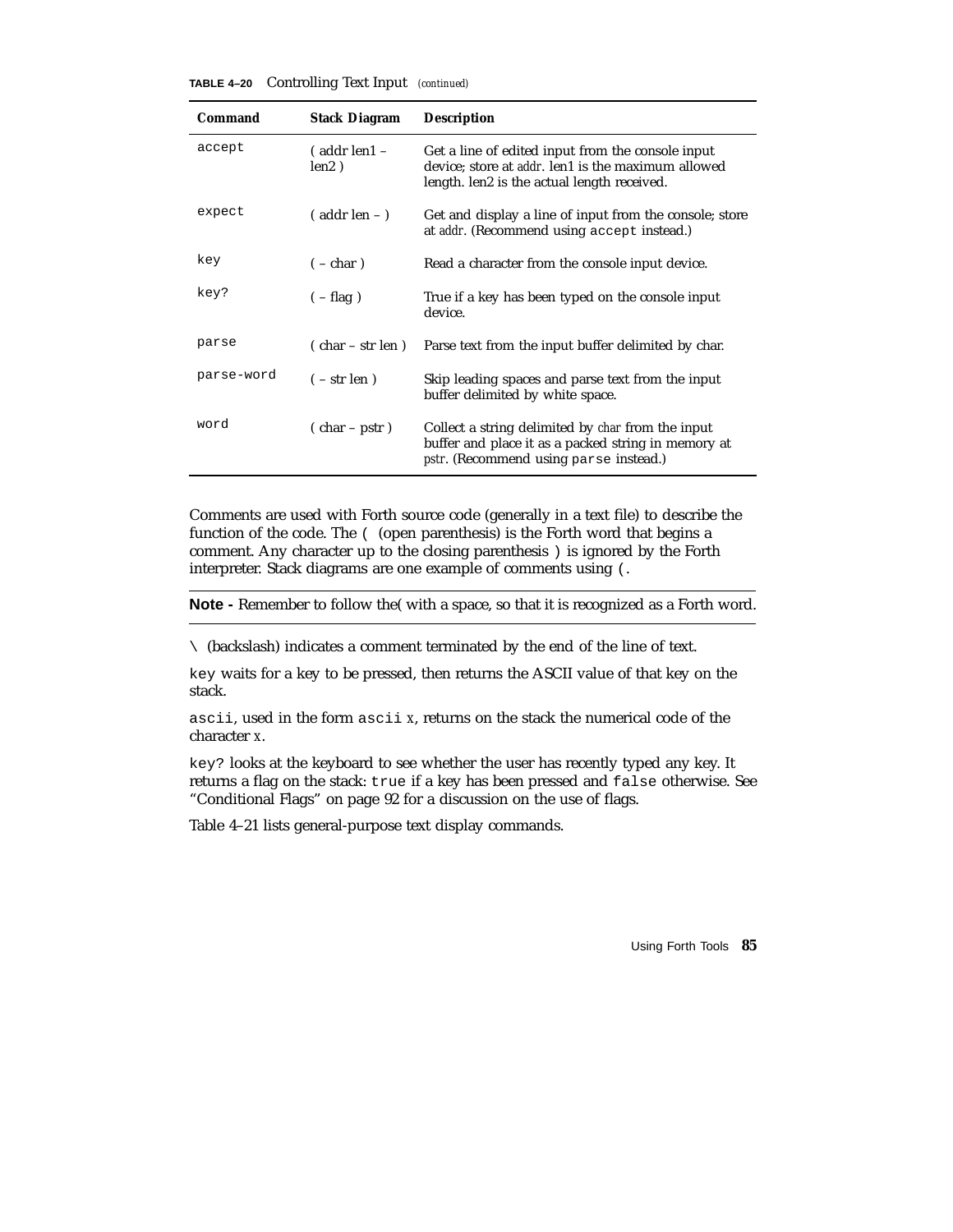**TABLE 4–20** Controlling Text Input *(continued)*

| Command | Stack Diagram | Description |
| --- | --- | --- |
| `accept` | ( addr len1 – len2 ) | Get a line of edited input from the console input device; store at *addr*. len1 is the maximum allowed length. len2 is the actual length received. |
| `expect` | ( addr len – ) | Get and display a line of input from the console; store at *addr*. (Recommend using `accept` instead.) |
| `key` | ( – char ) | Read a character from the console input device. |
| `key?` | ( – flag ) | True if a key has been typed on the console input device. |
| `parse` | ( char – str len ) | Parse text from the input buffer delimited by char. |
| `parse-word` | ( – str len ) | Skip leading spaces and parse text from the input buffer delimited by white space. |
| `word` | ( char – pstr ) | Collect a string delimited by *char* from the input buffer and place it as a packed string in memory at *pstr*. (Recommend using `parse` instead.) |

Comments are used with Forth source code (generally in a text file) to describe the function of the code. The `(` (open parenthesis) is the Forth word that begins a comment. Any character up to the closing parenthesis `)` is ignored by the Forth interpreter. Stack diagrams are one example of comments using `(`.

---

**Note -** Remember to follow the( with a space, so that it is recognized as a Forth word.

---

`\` (backslash) indicates a comment terminated by the end of the line of text.

`key` waits for a key to be pressed, then returns the ASCII value of that key on the stack.

`ascii`, used in the form `ascii` *x*, returns on the stack the numerical code of the character *x*.

`key?` looks at the keyboard to see whether the user has recently typed any key. It returns a flag on the stack: `true` if a key has been pressed and `false` otherwise. See "Conditional Flags" on page 92 for a discussion on the use of flags.

Table 4–21 lists general-purpose text display commands.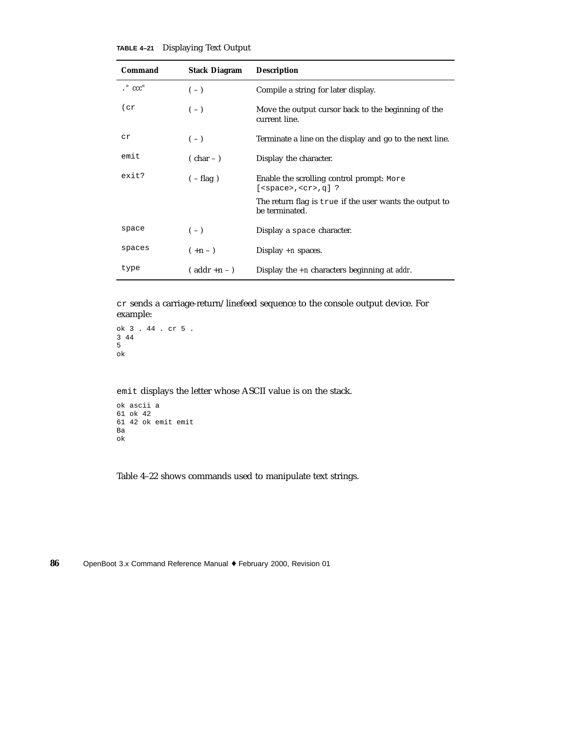**TABLE 4–21** Displaying Text Output

| Command | Stack Diagram | Description |
|---|---|---|
| `." ccc"` | ( – ) | Compile a string for later display. |
| `(cr` | ( – ) | Move the output cursor back to the beginning of the current line. |
| `cr` | ( – ) | Terminate a line on the display and go to the next line. |
| `emit` | ( char – ) | Display the character. |
| `exit?` | ( – flag ) | Enable the scrolling control prompt: `More [<space>,<cr>,q] ?`<br>The return flag is `true` if the user wants the output to be terminated. |
| `space` | ( – ) | Display a `space` character. |
| `spaces` | ( +n – ) | Display +*n* spaces. |
| `type` | ( addr +n – ) | Display the +*n* characters beginning at *addr*. |

`cr` sends a carriage-return/linefeed sequence to the console output device. For example:

```
ok 3 . 44 . cr 5 .
3 44
5
ok
```

`emit` displays the letter whose ASCII value is on the stack.

```
ok ascii a
61 ok 42
61 42 ok emit emit
Ba
ok
```

Table 4–22 shows commands used to manipulate text strings.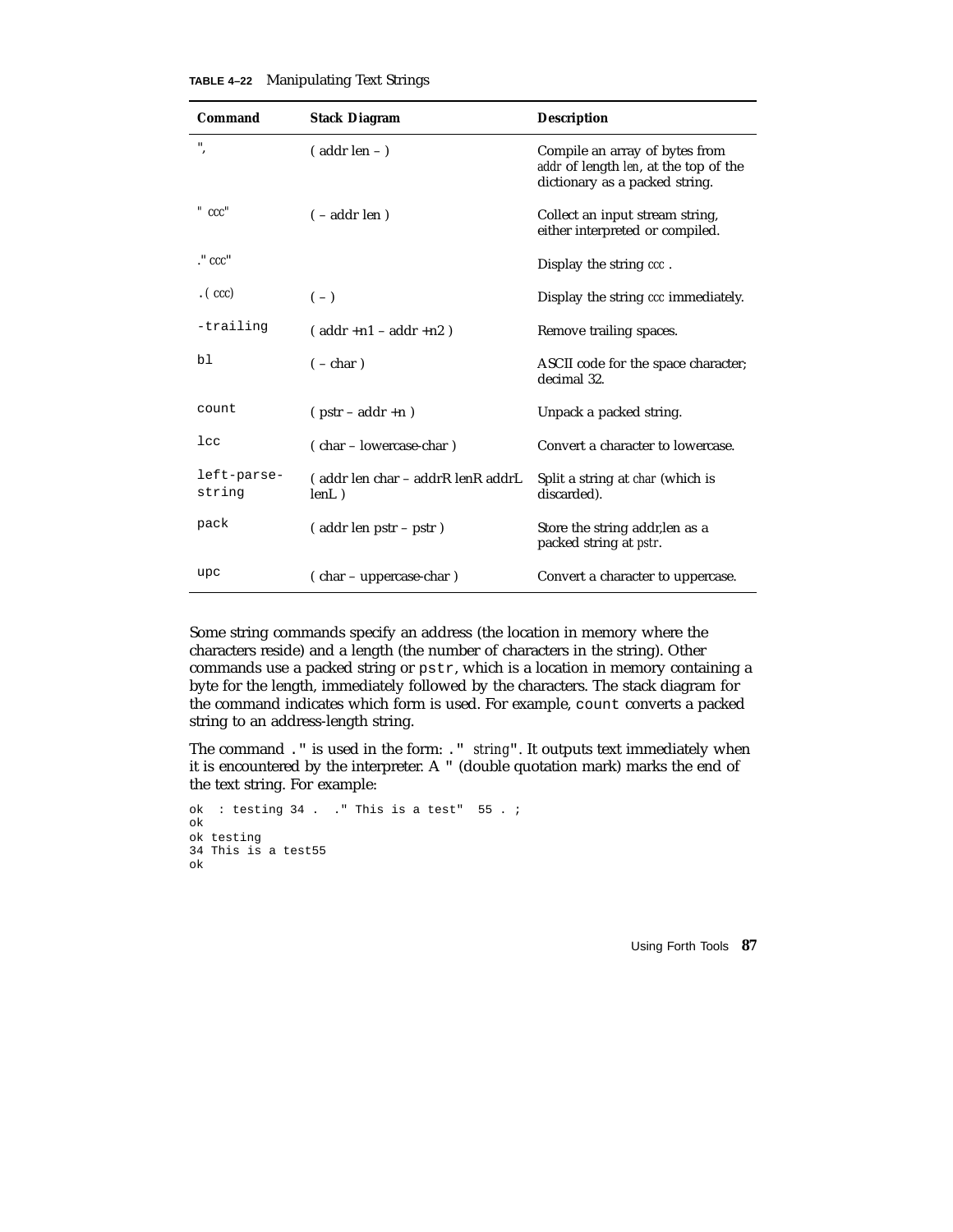**TABLE 4–22** Manipulating Text Strings

| Command | Stack Diagram | Description |
|---|---|---|
| `",` | ( addr len – ) | Compile an array of bytes from *addr* of length *len*, at the top of the dictionary as a packed string. |
| `" ccc"` | ( – addr len ) | Collect an input stream string, either interpreted or compiled. |
| `." ccc"` | | Display the string *ccc* . |
| `.( ccc)` | ( – ) | Display the string *ccc* immediately. |
| `-trailing` | ( addr +n1 – addr +n2 ) | Remove trailing spaces. |
| `bl` | ( – char ) | ASCII code for the space character; decimal 32. |
| `count` | ( pstr – addr +n ) | Unpack a packed string. |
| `lcc` | ( char – lowercase-char ) | Convert a character to lowercase. |
| `left-parse-string` | ( addr len char – addrR lenR addrL lenL ) | Split a string at *char* (which is discarded). |
| `pack` | ( addr len pstr – pstr ) | Store the string addr,len as a packed string at *pstr*. |
| `upc` | ( char – uppercase-char ) | Convert a character to uppercase. |

Some string commands specify an address (the location in memory where the characters reside) and a length (the number of characters in the string). Other commands use a packed string or `pstr`, which is a location in memory containing a byte for the length, immediately followed by the characters. The stack diagram for the command indicates which form is used. For example, `count` converts a packed string to an address-length string.

The command `."` is used in the form: `."` *string*`"`. It outputs text immediately when it is encountered by the interpreter. A `"` (double quotation mark) marks the end of the text string. For example:

```
ok  : testing 34 .  ." This is a test"  55 . ;
ok
ok testing
34 This is a test55
ok
```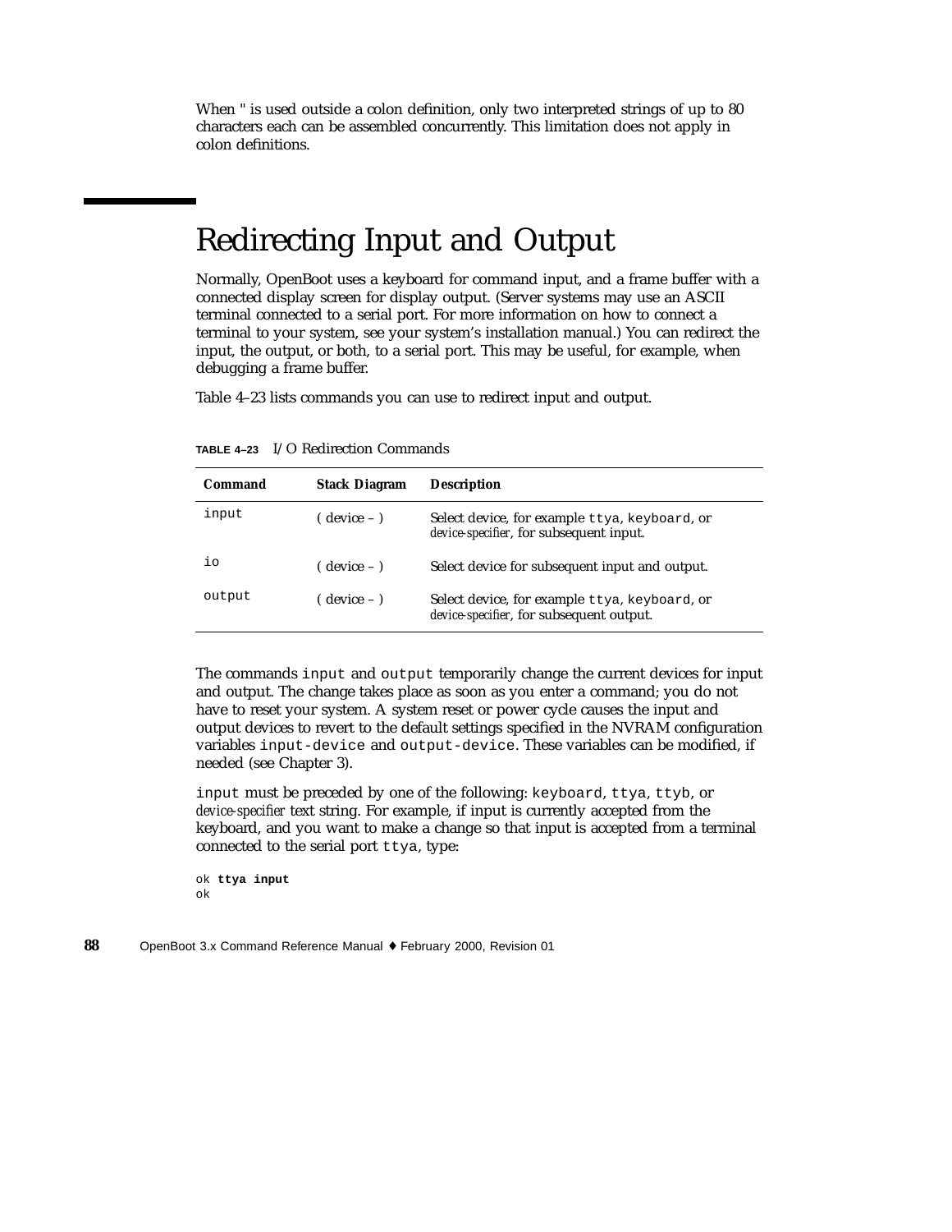When " is used outside a colon definition, only two interpreted strings of up to 80 characters each can be assembled concurrently. This limitation does not apply in colon definitions.

## Redirecting Input and Output

Normally, OpenBoot uses a keyboard for command input, and a frame buffer with a connected display screen for display output. (Server systems may use an ASCII terminal connected to a serial port. For more information on how to connect a terminal to your system, see your system's installation manual.) You can redirect the input, the output, or both, to a serial port. This may be useful, for example, when debugging a frame buffer.

Table 4–23 lists commands you can use to redirect input and output.

**TABLE 4–23** I/O Redirection Commands

| Command | Stack Diagram | Description |
| --- | --- | --- |
| `input` | ( device – ) | Select device, for example `ttya`, `keyboard`, or *device-specifier*, for subsequent input. |
| `io` | ( device – ) | Select device for subsequent input and output. |
| `output` | ( device – ) | Select device, for example `ttya`, `keyboard`, or *device-specifier*, for subsequent output. |

The commands `input` and `output` temporarily change the current devices for input and output. The change takes place as soon as you enter a command; you do not have to reset your system. A system reset or power cycle causes the input and output devices to revert to the default settings specified in the NVRAM configuration variables `input-device` and `output-device`. These variables can be modified, if needed (see Chapter 3).

`input` must be preceded by one of the following: `keyboard`, `ttya`, `ttyb`, or *device-specifier* text string. For example, if input is currently accepted from the keyboard, and you want to make a change so that input is accepted from a terminal connected to the serial port `ttya`, type:

```
ok ttya input
ok
```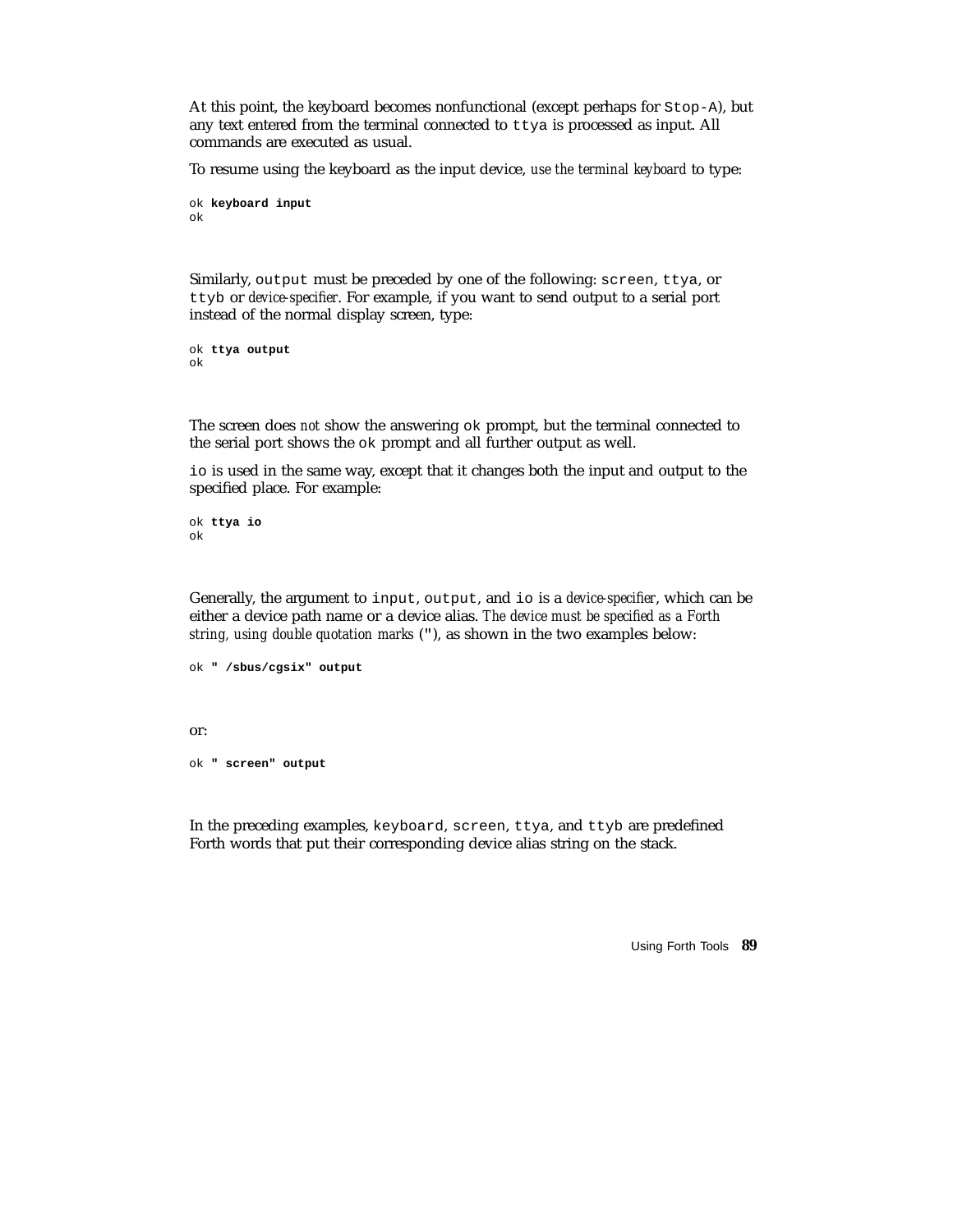At this point, the keyboard becomes nonfunctional (except perhaps for `Stop-A`), but any text entered from the terminal connected to `ttya` is processed as input. All commands are executed as usual.

To resume using the keyboard as the input device, *use the terminal keyboard* to type:

```
ok keyboard input
ok
```

Similarly, `output` must be preceded by one of the following: `screen`, `ttya`, or `ttyb` or *device-specifier*. For example, if you want to send output to a serial port instead of the normal display screen, type:

```
ok ttya output
ok
```

The screen does *not* show the answering `ok` prompt, but the terminal connected to the serial port shows the `ok` prompt and all further output as well.

`io` is used in the same way, except that it changes both the input and output to the specified place. For example:

```
ok ttya io
ok
```

Generally, the argument to `input`, `output`, and `io` is a *device-specifier*, which can be either a device path name or a device alias. *The device must be specified as a Forth string, using double quotation marks* (`"`), as shown in the two examples below:

```
ok " /sbus/cgsix" output
```

or:

```
ok " screen" output
```

In the preceding examples, `keyboard`, `screen`, `ttya`, and `ttyb` are predefined Forth words that put their corresponding device alias string on the stack.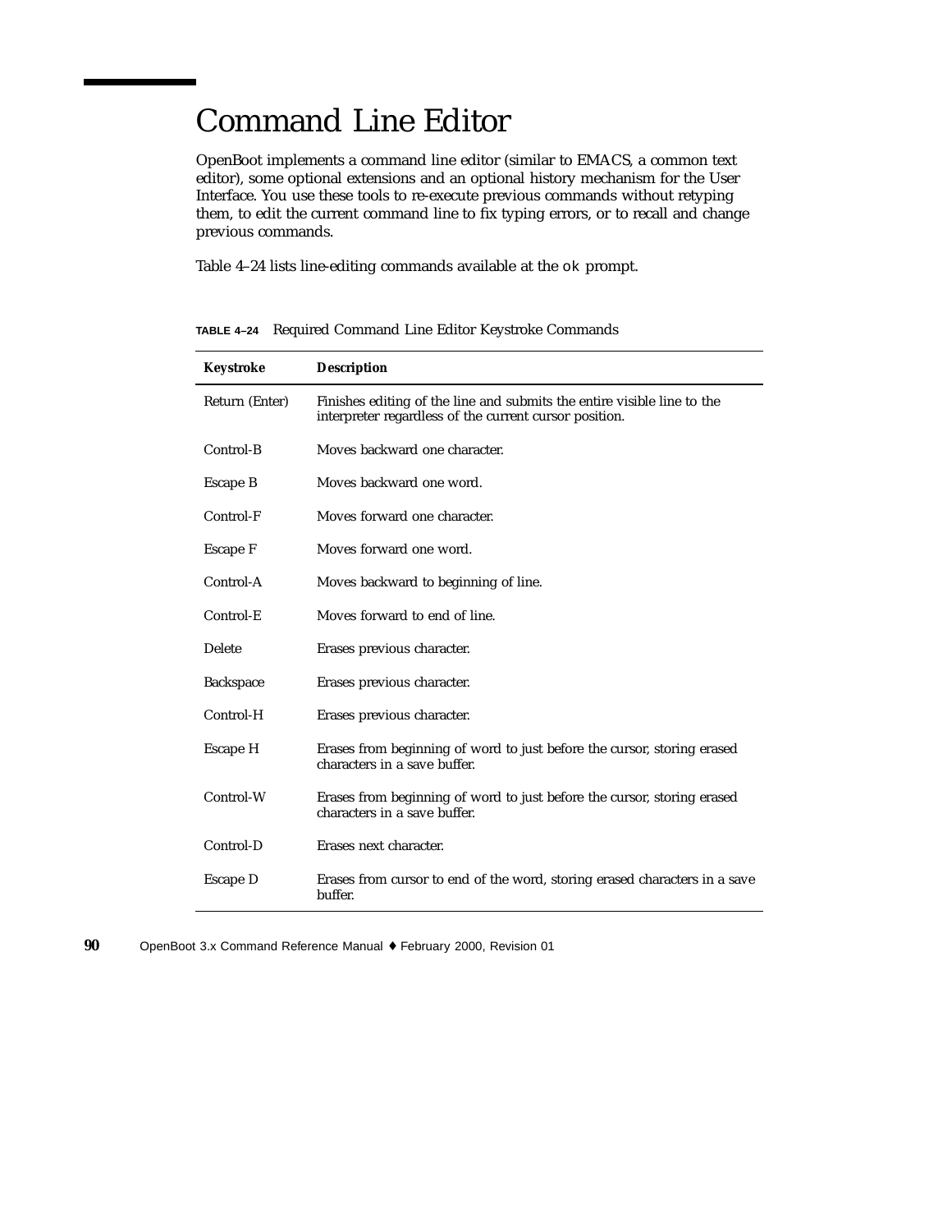# Command Line Editor

OpenBoot implements a command line editor (similar to EMACS, a common text editor), some optional extensions and an optional history mechanism for the User Interface. You use these tools to re-execute previous commands without retyping them, to edit the current command line to fix typing errors, or to recall and change previous commands.

Table 4–24 lists line-editing commands available at the `ok` prompt.

**TABLE 4–24** Required Command Line Editor Keystroke Commands

| Keystroke | Description |
|---|---|
| Return (Enter) | Finishes editing of the line and submits the entire visible line to the interpreter regardless of the current cursor position. |
| Control-B | Moves backward one character. |
| Escape B | Moves backward one word. |
| Control-F | Moves forward one character. |
| Escape F | Moves forward one word. |
| Control-A | Moves backward to beginning of line. |
| Control-E | Moves forward to end of line. |
| Delete | Erases previous character. |
| Backspace | Erases previous character. |
| Control-H | Erases previous character. |
| Escape H | Erases from beginning of word to just before the cursor, storing erased characters in a save buffer. |
| Control-W | Erases from beginning of word to just before the cursor, storing erased characters in a save buffer. |
| Control-D | Erases next character. |
| Escape D | Erases from cursor to end of the word, storing erased characters in a save buffer. |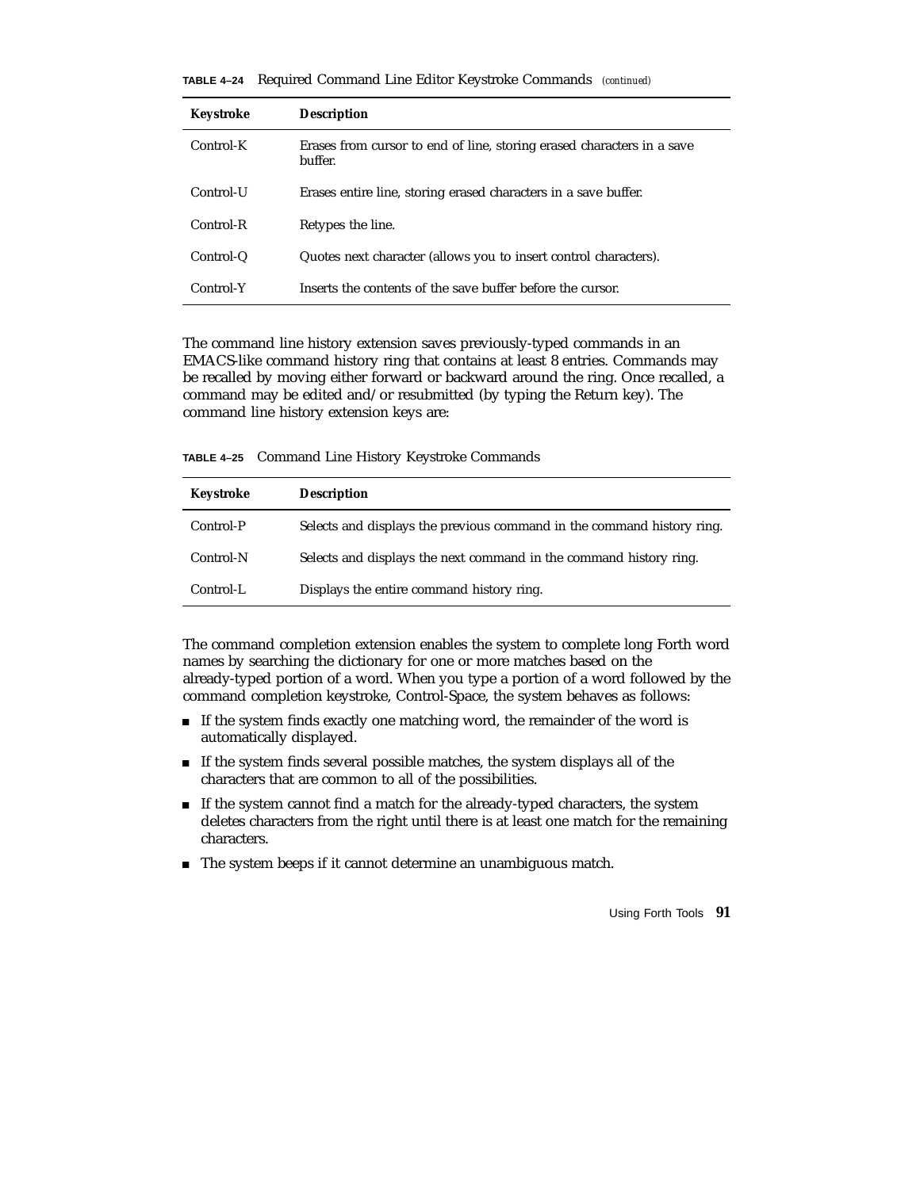**TABLE 4–24** Required Command Line Editor Keystroke Commands *(continued)*

| Keystroke | Description |
|---|---|
| Control-K | Erases from cursor to end of line, storing erased characters in a save buffer. |
| Control-U | Erases entire line, storing erased characters in a save buffer. |
| Control-R | Retypes the line. |
| Control-Q | Quotes next character (allows you to insert control characters). |
| Control-Y | Inserts the contents of the save buffer before the cursor. |

The command line history extension saves previously-typed commands in an EMACS-like command history ring that contains at least 8 entries. Commands may be recalled by moving either forward or backward around the ring. Once recalled, a command may be edited and/or resubmitted (by typing the Return key). The command line history extension keys are:

**TABLE 4–25** Command Line History Keystroke Commands

| Keystroke | Description |
|---|---|
| Control-P | Selects and displays the previous command in the command history ring. |
| Control-N | Selects and displays the next command in the command history ring. |
| Control-L | Displays the entire command history ring. |

The command completion extension enables the system to complete long Forth word names by searching the dictionary for one or more matches based on the already-typed portion of a word. When you type a portion of a word followed by the command completion keystroke, Control-Space, the system behaves as follows:

- If the system finds exactly one matching word, the remainder of the word is automatically displayed.
- If the system finds several possible matches, the system displays all of the characters that are common to all of the possibilities.
- If the system cannot find a match for the already-typed characters, the system deletes characters from the right until there is at least one match for the remaining characters.
- The system beeps if it cannot determine an unambiguous match.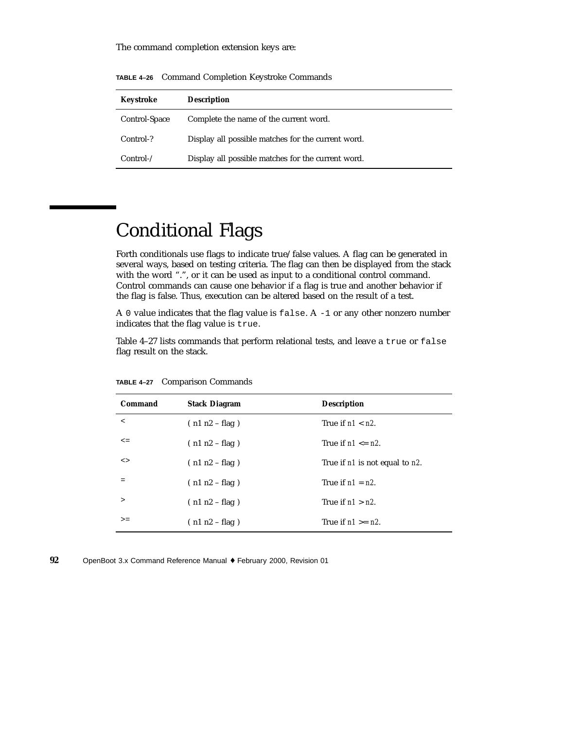The command completion extension keys are:

**TABLE 4–26** Command Completion Keystroke Commands

| Keystroke | Description |
|---|---|
| Control-Space | Complete the name of the current word. |
| Control-? | Display all possible matches for the current word. |
| Control-/ | Display all possible matches for the current word. |

# Conditional Flags

Forth conditionals use flags to indicate true/false values. A flag can be generated in several ways, based on testing criteria. The flag can then be displayed from the stack with the word ".", or it can be used as input to a conditional control command. Control commands can cause one behavior if a flag is true and another behavior if the flag is false. Thus, execution can be altered based on the result of a test.

A `0` value indicates that the flag value is `false`. A `-1` or any other nonzero number indicates that the flag value is `true`.

Table 4–27 lists commands that perform relational tests, and leave a `true` or `false` flag result on the stack.

**TABLE 4–27** Comparison Commands

| Command | Stack Diagram | Description |
|---|---|---|
| < | ( n1 n2 – flag ) | True if *n1* < *n2*. |
| <= | ( n1 n2 – flag ) | True if *n1* <= *n2*. |
| <> | ( n1 n2 – flag ) | True if *n1* is not equal to *n2*. |
| = | ( n1 n2 – flag ) | True if *n1* = *n2*. |
| > | ( n1 n2 – flag ) | True if *n1* > *n2*. |
| >= | ( n1 n2 – flag ) | True if *n1* >= *n2*. |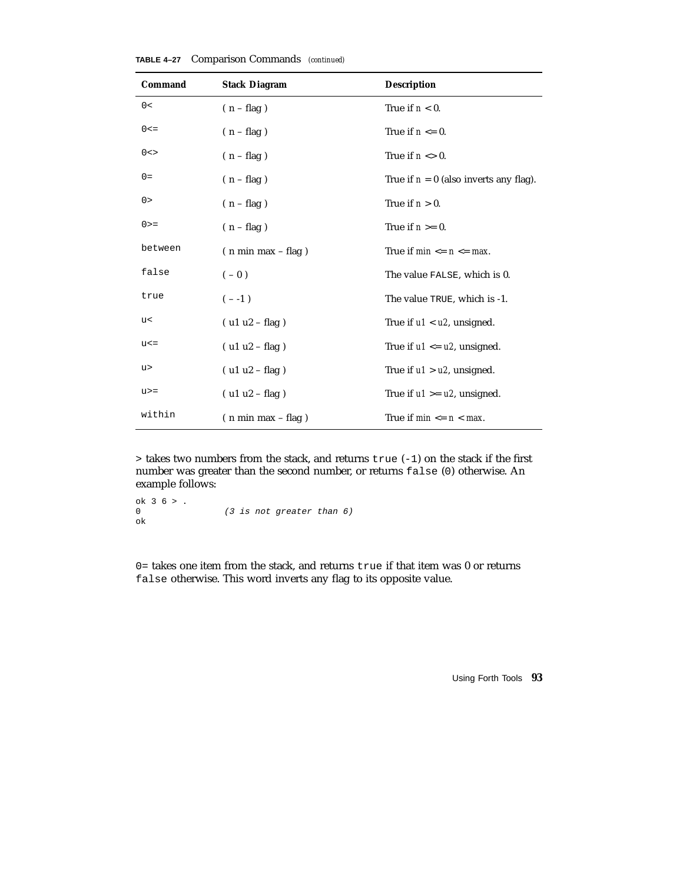**TABLE 4–27** Comparison Commands *(continued)*

| Command | Stack Diagram | Description |
|---|---|---|
| `0<` | ( n – flag ) | True if *n* < 0. |
| `0<=` | ( n – flag ) | True if *n* <= 0. |
| `0<>` | ( n – flag ) | True if *n* <> 0. |
| `0=` | ( n – flag ) | True if *n* = 0 (also inverts any flag). |
| `0>` | ( n – flag ) | True if *n* > 0. |
| `0>=` | ( n – flag ) | True if *n* >= 0. |
| `between` | ( n min max – flag ) | True if *min* <= *n* <= *max*. |
| `false` | ( – 0 ) | The value `FALSE`, which is 0. |
| `true` | ( – -1 ) | The value `TRUE`, which is -1. |
| `u<` | ( u1 u2 – flag ) | True if *u1* < *u2*, unsigned. |
| `u<=` | ( u1 u2 – flag ) | True if *u1* <= *u2*, unsigned. |
| `u>` | ( u1 u2 – flag ) | True if *u1* > *u2*, unsigned. |
| `u>=` | ( u1 u2 – flag ) | True if *u1* >= *u2*, unsigned. |
| `within` | ( n min max – flag ) | True if *min* <= *n* < *max*. |

`>` takes two numbers from the stack, and returns `true` (`-1`) on the stack if the first number was greater than the second number, or returns `false` (`0`) otherwise. An example follows:

```
ok 3 6 > .
0               (3 is not greater than 6)
ok
```

`0=` takes one item from the stack, and returns `true` if that item was 0 or returns `false` otherwise. This word inverts any flag to its opposite value.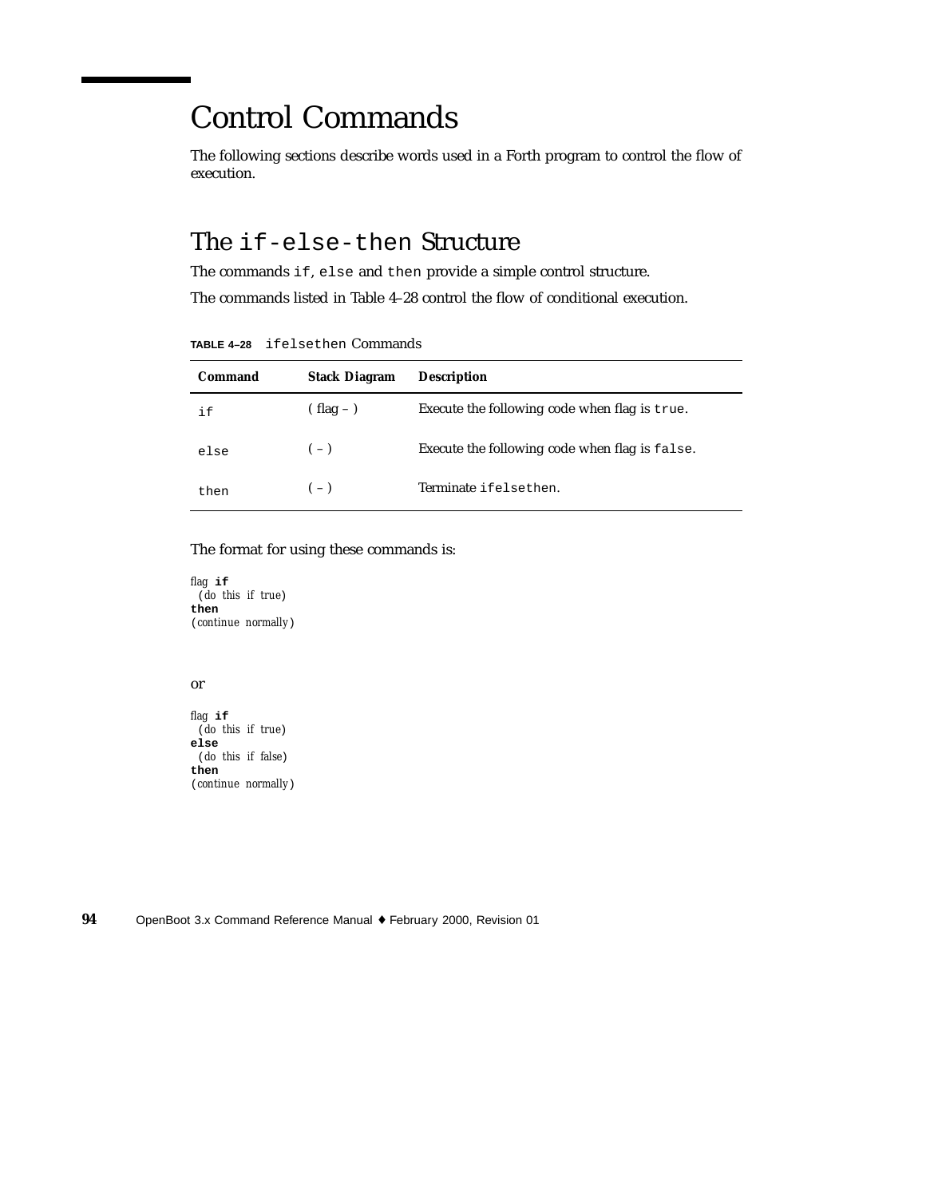# Control Commands

The following sections describe words used in a Forth program to control the flow of execution.

## The `if-else-then` Structure

The commands `if`, `else` and `then` provide a simple control structure.

The commands listed in Table 4–28 control the flow of conditional execution.

**TABLE 4–28** `ifelsethen` Commands

| Command | Stack Diagram | Description |
|---|---|---|
| `if` | ( flag -- ) | Execute the following code when flag is `true`. |
| `else` | ( -- ) | Execute the following code when flag is `false`. |
| `then` | ( -- ) | Terminate `ifelsethen`. |

The format for using these commands is:

```
flag if
  (do this if true)
then
(continue normally)
```

or

```
flag if
  (do this if true)
else
  (do this if false)
then
(continue normally)
```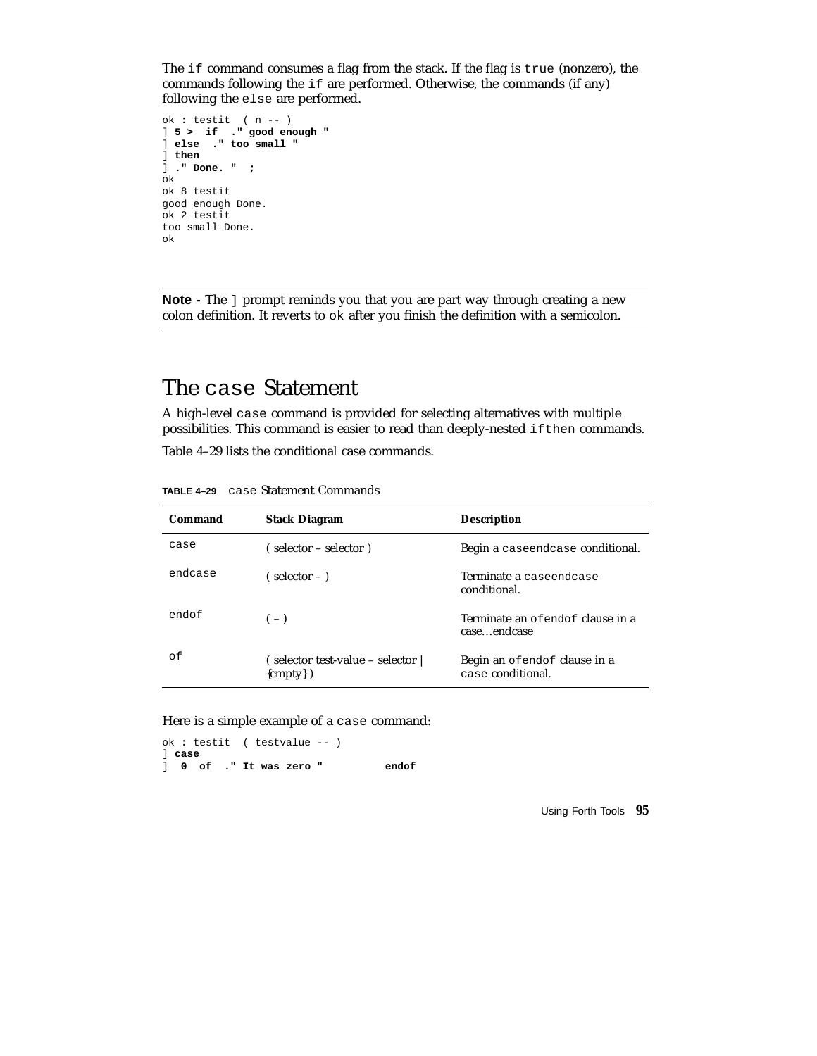The `if` command consumes a flag from the stack. If the flag is `true` (nonzero), the commands following the `if` are performed. Otherwise, the commands (if any) following the `else` are performed.

```
ok : testit  ( n -- )
] 5 >  if  ." good enough "
] else  ." too small "
] then
] ." Done. "  ;
ok
ok 8 testit
good enough Done.
ok 2 testit
too small Done.
ok
```

---

**Note -** The `]` prompt reminds you that you are part way through creating a new colon definition. It reverts to `ok` after you finish the definition with a semicolon.

---

## The `case` Statement

A high-level `case` command is provided for selecting alternatives with multiple possibilities. This command is easier to read than deeply-nested `ifthen` commands.

Table 4–29 lists the conditional case commands.

**TABLE 4–29** `case` Statement Commands

| Command | Stack Diagram | Description |
|---|---|---|
| `case` | ( selector – selector ) | Begin a `caseendcase` conditional. |
| `endcase` | ( selector – ) | Terminate a `caseendcase` conditional. |
| `endof` | ( – ) | Terminate an `ofendof` clause in a case…endcase |
| `of` | ( selector test-value – selector \| {empty} ) | Begin an `ofendof` clause in a `case` conditional. |

Here is a simple example of a `case` command:

```
ok : testit  ( testvalue -- )
] case
]  0  of  ." It was zero "          endof
```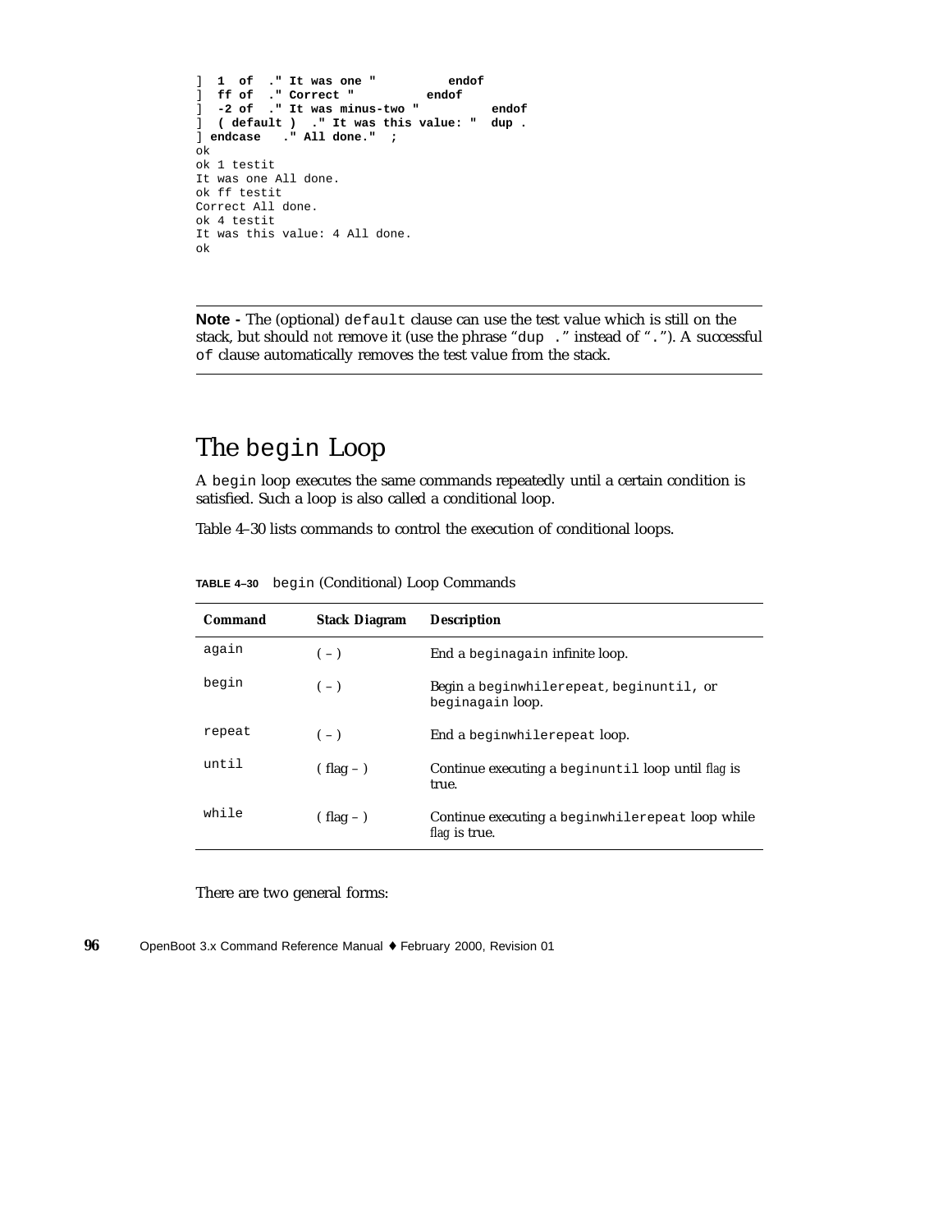```
]  1  of  ." It was one "          endof
]  ff of  ." Correct "         endof
]  -2 of  ." It was minus-two "         endof
]  ( default )  ." It was this value: "  dup .
] endcase   ." All done."  ;
ok
ok 1 testit
It was one All done.
ok ff testit
Correct All done.
ok 4 testit
It was this value: 4 All done.
ok
```

---

**Note -** The (optional) `default` clause can use the test value which is still on the stack, but should *not* remove it (use the phrase "`dup .`" instead of "`.`"). A successful `of` clause automatically removes the test value from the stack.

---

## The `begin` Loop

A `begin` loop executes the same commands repeatedly until a certain condition is satisfied. Such a loop is also called a conditional loop.

Table 4–30 lists commands to control the execution of conditional loops.

**TABLE 4–30** `begin` (Conditional) Loop Commands

| Command | Stack Diagram | Description |
| --- | --- | --- |
| `again` | ( – ) | End a `beginagain` infinite loop. |
| `begin` | ( – ) | Begin a `beginwhilerepeat`, `beginuntil`, or `beginagain` loop. |
| `repeat` | ( – ) | End a `beginwhilerepeat` loop. |
| `until` | ( flag – ) | Continue executing a `beginuntil` loop until *flag* is true. |
| `while` | ( flag – ) | Continue executing a `beginwhilerepeat` loop while *flag* is true. |

There are two general forms: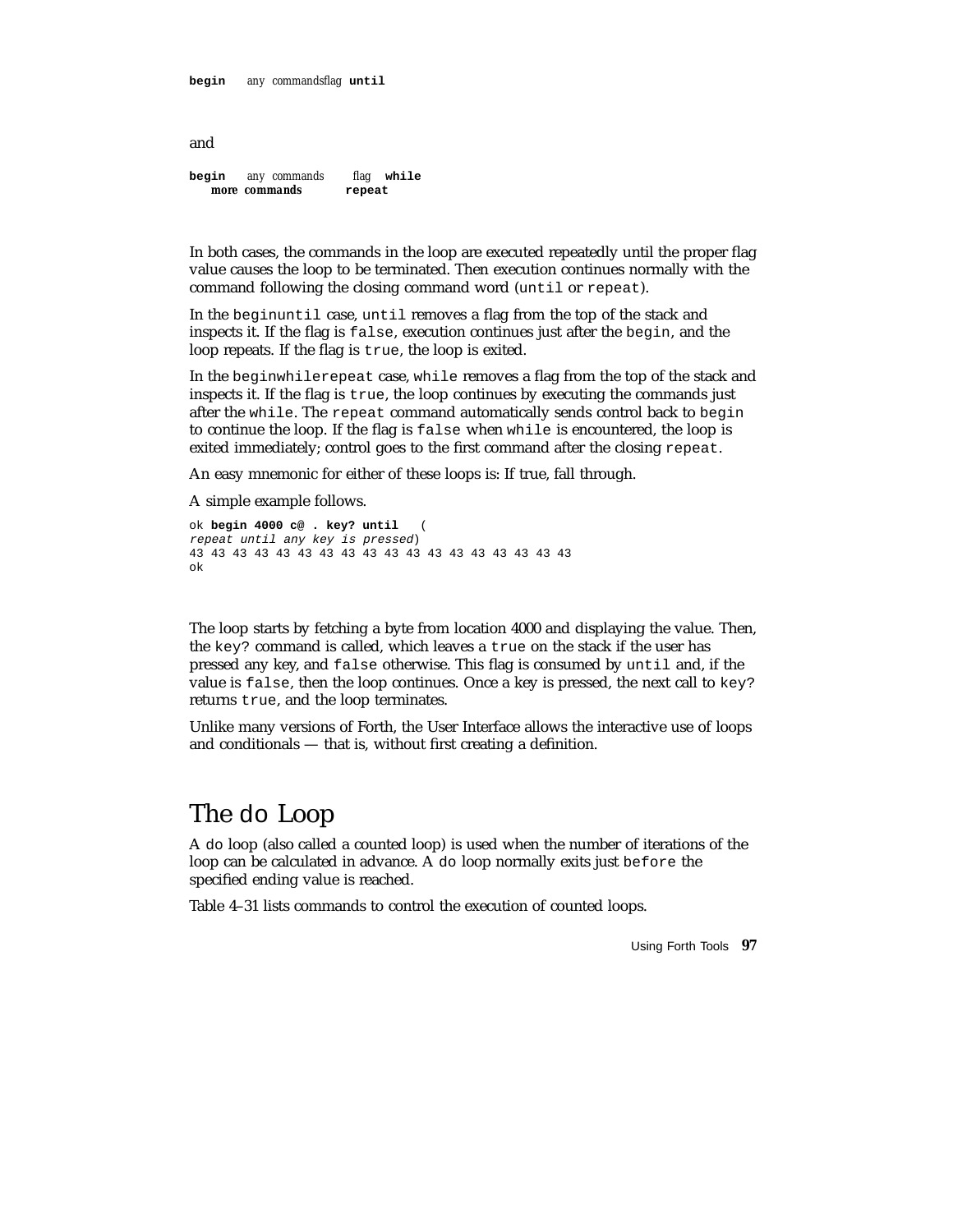```
begin    any commandsflag until
```

and

```
begin    any commands    flag  while
   more commands       repeat
```

In both cases, the commands in the loop are executed repeatedly until the proper flag value causes the loop to be terminated. Then execution continues normally with the command following the closing command word (`until` or `repeat`).

In the `beginuntil` case, `until` removes a flag from the top of the stack and inspects it. If the flag is `false`, execution continues just after the `begin`, and the loop repeats. If the flag is `true`, the loop is exited.

In the `beginwhilerepeat` case, `while` removes a flag from the top of the stack and inspects it. If the flag is `true`, the loop continues by executing the commands just after the `while`. The `repeat` command automatically sends control back to `begin` to continue the loop. If the flag is `false` when `while` is encountered, the loop is exited immediately; control goes to the first command after the closing `repeat`.

An easy mnemonic for either of these loops is: If true, fall through.

A simple example follows.

```
ok begin 4000 c@ . key? until   (
repeat until any key is pressed)
43 43 43 43 43 43 43 43 43 43 43 43 43 43 43 43 43 43
ok
```

The loop starts by fetching a byte from location 4000 and displaying the value. Then, the `key?` command is called, which leaves a `true` on the stack if the user has pressed any key, and `false` otherwise. This flag is consumed by `until` and, if the value is `false`, then the loop continues. Once a key is pressed, the next call to `key?` returns `true`, and the loop terminates.

Unlike many versions of Forth, the User Interface allows the interactive use of loops and conditionals — that is, without first creating a definition.

## The `do` Loop

A `do` loop (also called a counted loop) is used when the number of iterations of the loop can be calculated in advance. A `do` loop normally exits just `before` the specified ending value is reached.

Table 4–31 lists commands to control the execution of counted loops.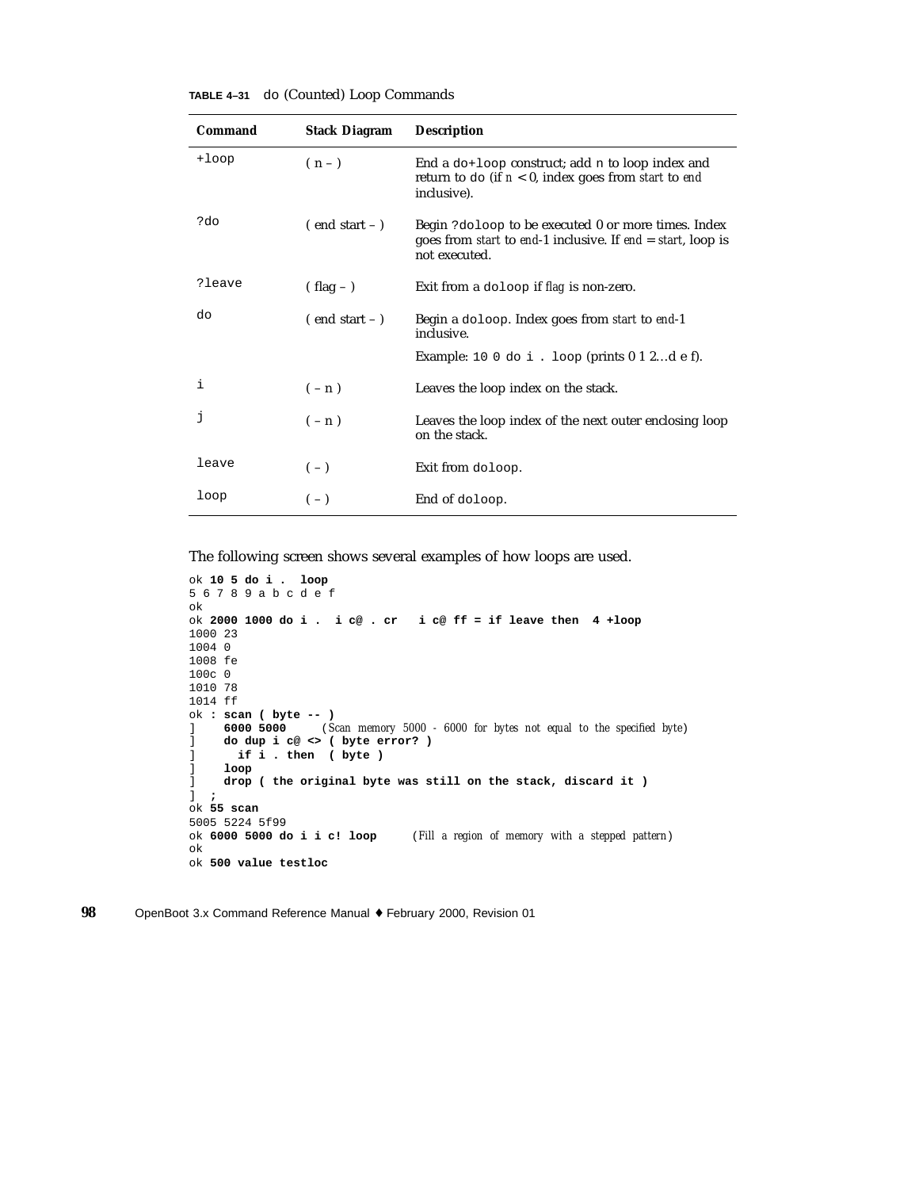**TABLE 4–31** do (Counted) Loop Commands

| Command | Stack Diagram | Description |
|---|---|---|
| `+loop` | ( n – ) | End a `do+loop` construct; add n to loop index and return to `do` (if *n* < 0, index goes from *start* to *end* inclusive). |
| `?do` | ( end start – ) | Begin `?doloop` to be executed 0 or more times. Index goes from *start* to *end*-1 inclusive. If *end* = *start*, loop is not executed. |
| `?leave` | ( flag – ) | Exit from a `doloop` if *flag* is non-zero. |
| `do` | ( end start – ) | Begin a `doloop`. Index goes from *start* to *end*-1 inclusive.<br>Example: `10 0 do i . loop` (prints 0 1 2…d e f). |
| `i` | ( – n ) | Leaves the loop index on the stack. |
| `j` | ( – n ) | Leaves the loop index of the next outer enclosing loop on the stack. |
| `leave` | ( – ) | Exit from `doloop`. |
| `loop` | ( – ) | End of `doloop`. |

The following screen shows several examples of how loops are used.

```
ok 10 5 do i .  loop
5 6 7 8 9 a b c d e f
ok
ok 2000 1000 do i .  i c@ . cr   i c@ ff = if leave then  4 +loop
1000 23
1004 0
1008 fe
100c 0
1010 78
1014 ff
ok : scan ( byte -- )
]    6000 5000      (Scan memory 5000 - 6000 for bytes not equal to the specified byte)
]    do dup i c@ <> ( byte error? )
]      if i . then  ( byte )
]    loop
]    drop ( the original byte was still on the stack, discard it )
]  ;
ok 55 scan
5005 5224 5f99
ok 6000 5000 do i i c! loop      (Fill a region of memory with a stepped pattern)
ok
ok 500 value testloc
```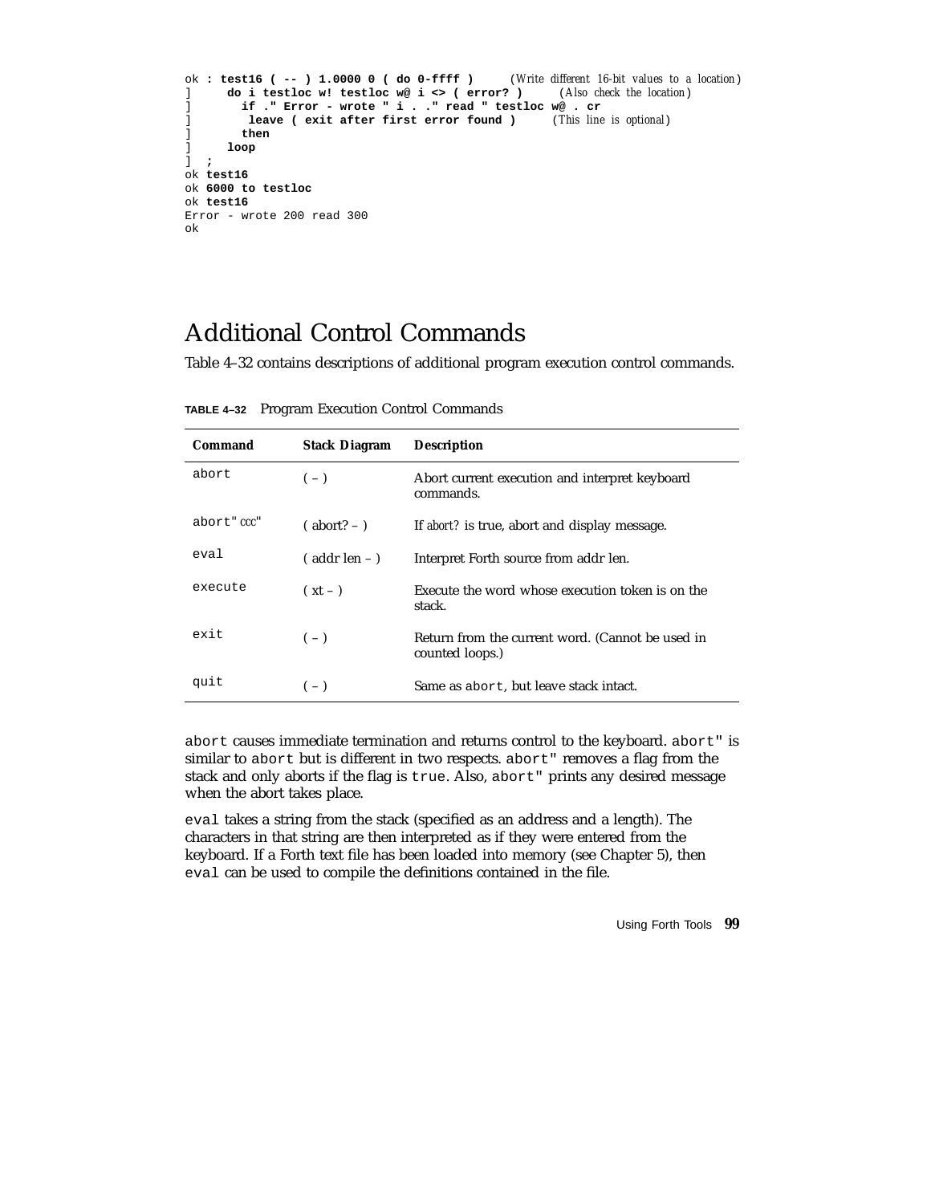```
ok : test16 ( -- ) 1.0000 0 ( do 0-ffff )      (Write different 16-bit values to a location)
]     do i testloc w! testloc w@ i <> ( error? )     (Also check the location)
]       if ." Error - wrote " i . ." read " testloc w@ . cr
]        leave ( exit after first error found )     (This line is optional)
]       then
]     loop
]  ;
ok test16
ok 6000 to testloc
ok test16
Error - wrote 200 read 300
ok
```

## Additional Control Commands

Table 4–32 contains descriptions of additional program execution control commands.

**TABLE 4–32** Program Execution Control Commands

| Command | Stack Diagram | Description |
|---|---|---|
| `abort` | ( -- ) | Abort current execution and interpret keyboard commands. |
| `abort"` *ccc*" | ( abort? -- ) | If *abort?* is true, abort and display message. |
| `eval` | ( addr len -- ) | Interpret Forth source from addr len. |
| `execute` | ( xt -- ) | Execute the word whose execution token is on the stack. |
| `exit` | ( -- ) | Return from the current word. (Cannot be used in counted loops.) |
| `quit` | ( -- ) | Same as `abort`, but leave stack intact. |

`abort` causes immediate termination and returns control to the keyboard. `abort"` is similar to `abort` but is different in two respects. `abort"` removes a flag from the stack and only aborts if the flag is `true`. Also, `abort"` prints any desired message when the abort takes place.

`eval` takes a string from the stack (specified as an address and a length). The characters in that string are then interpreted as if they were entered from the keyboard. If a Forth text file has been loaded into memory (see Chapter 5), then `eval` can be used to compile the definitions contained in the file.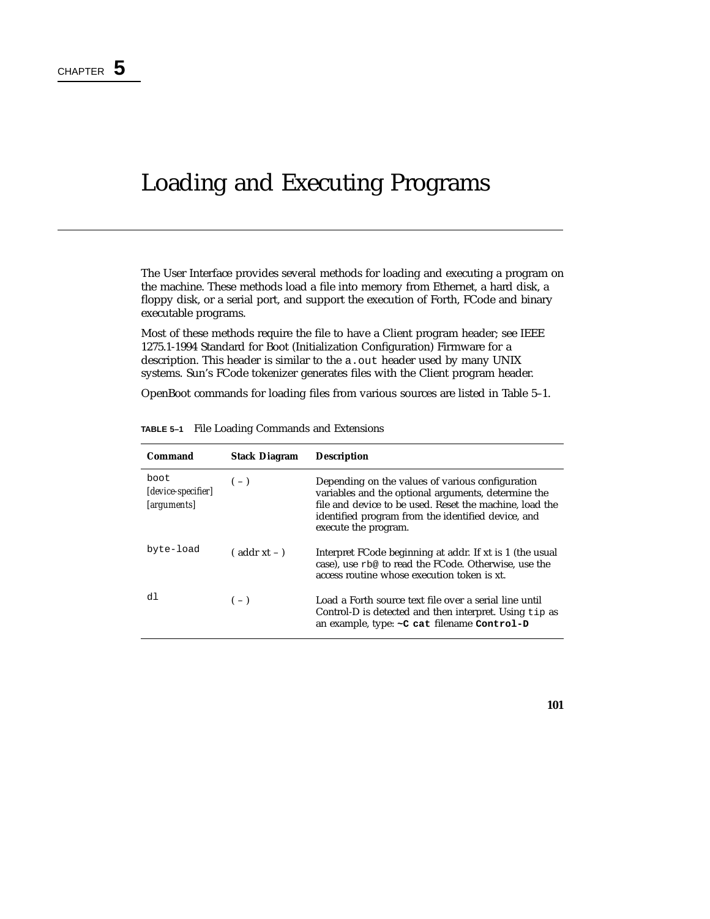# CHAPTER 5

# Loading and Executing Programs

The User Interface provides several methods for loading and executing a program on the machine. These methods load a file into memory from Ethernet, a hard disk, a floppy disk, or a serial port, and support the execution of Forth, FCode and binary executable programs.

Most of these methods require the file to have a Client program header; see IEEE 1275.1-1994 Standard for Boot (Initialization Configuration) Firmware for a description. This header is similar to the `a.out` header used by many UNIX systems. Sun's FCode tokenizer generates files with the Client program header.

OpenBoot commands for loading files from various sources are listed in Table 5–1.

**TABLE 5–1** File Loading Commands and Extensions

| Command | Stack Diagram | Description |
|---|---|---|
| `boot` *[device-specifier] [arguments]* | ( – ) | Depending on the values of various configuration variables and the optional arguments, determine the file and device to be used. Reset the machine, load the identified program from the identified device, and execute the program. |
| `byte-load` | ( addr xt – ) | Interpret FCode beginning at addr. If xt is 1 (the usual case), use `rb@` to read the FCode. Otherwise, use the access routine whose execution token is xt. |
| `dl` | ( – ) | Load a Forth source text file over a serial line until Control-D is detected and then interpret. Using `tip` as an example, type: **`~C cat`** filename **`Control-D`** |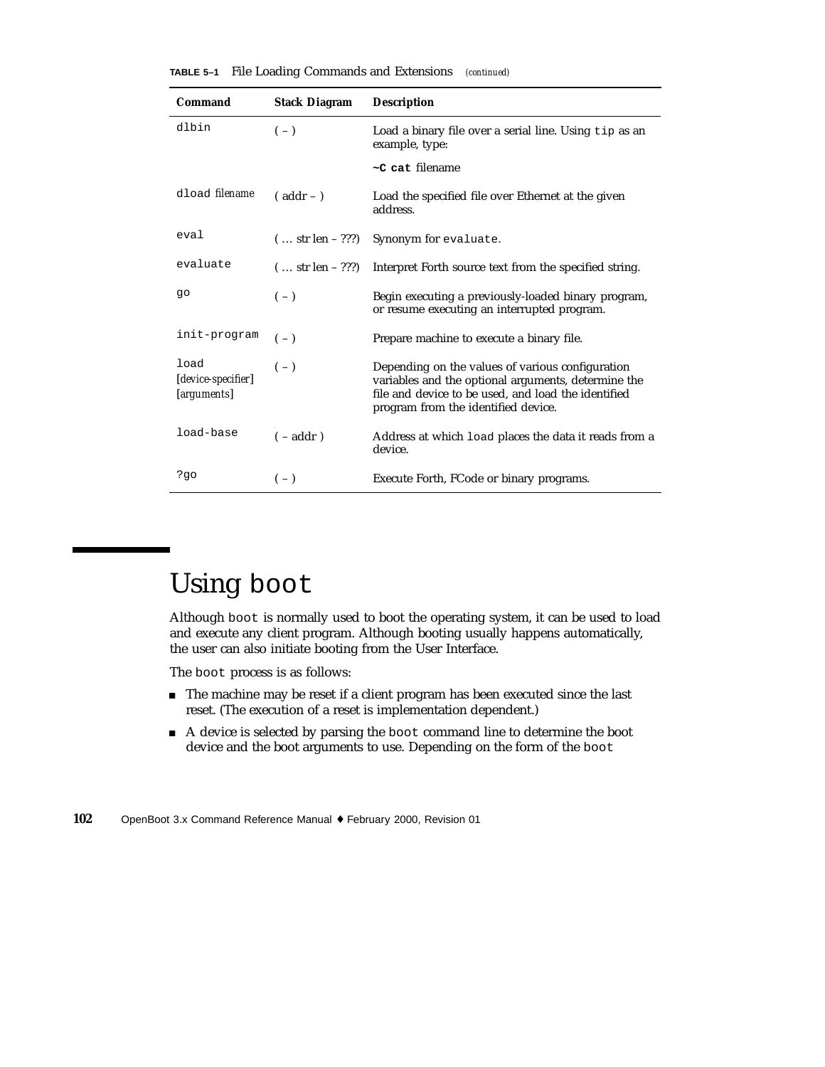**TABLE 5–1** File Loading Commands and Extensions *(continued)*

| Command | Stack Diagram | Description |
|---|---|---|
| `dlbin` | ( – ) | Load a binary file over a serial line. Using `tip` as an example, type: **`~C cat`** filename |
| `dload` *filename* | ( addr – ) | Load the specified file over Ethernet at the given address. |
| `eval` | ( … str len – ???) | Synonym for `evaluate`. |
| `evaluate` | ( … str len – ???) | Interpret Forth source text from the specified string. |
| `go` | ( – ) | Begin executing a previously-loaded binary program, or resume executing an interrupted program. |
| `init-program` | ( – ) | Prepare machine to execute a binary file. |
| `load` [*device-specifier*] [*arguments*] | ( – ) | Depending on the values of various configuration variables and the optional arguments, determine the file and device to be used, and load the identified program from the identified device. |
| `load-base` | ( – addr ) | Address at which `load` places the data it reads from a device. |
| `?go` | ( – ) | Execute Forth, FCode or binary programs. |

# Using `boot`

Although `boot` is normally used to boot the operating system, it can be used to load and execute any client program. Although booting usually happens automatically, the user can also initiate booting from the User Interface.

The `boot` process is as follows:

- The machine may be reset if a client program has been executed since the last reset. (The execution of a reset is implementation dependent.)
- A device is selected by parsing the `boot` command line to determine the boot device and the boot arguments to use. Depending on the form of the `boot`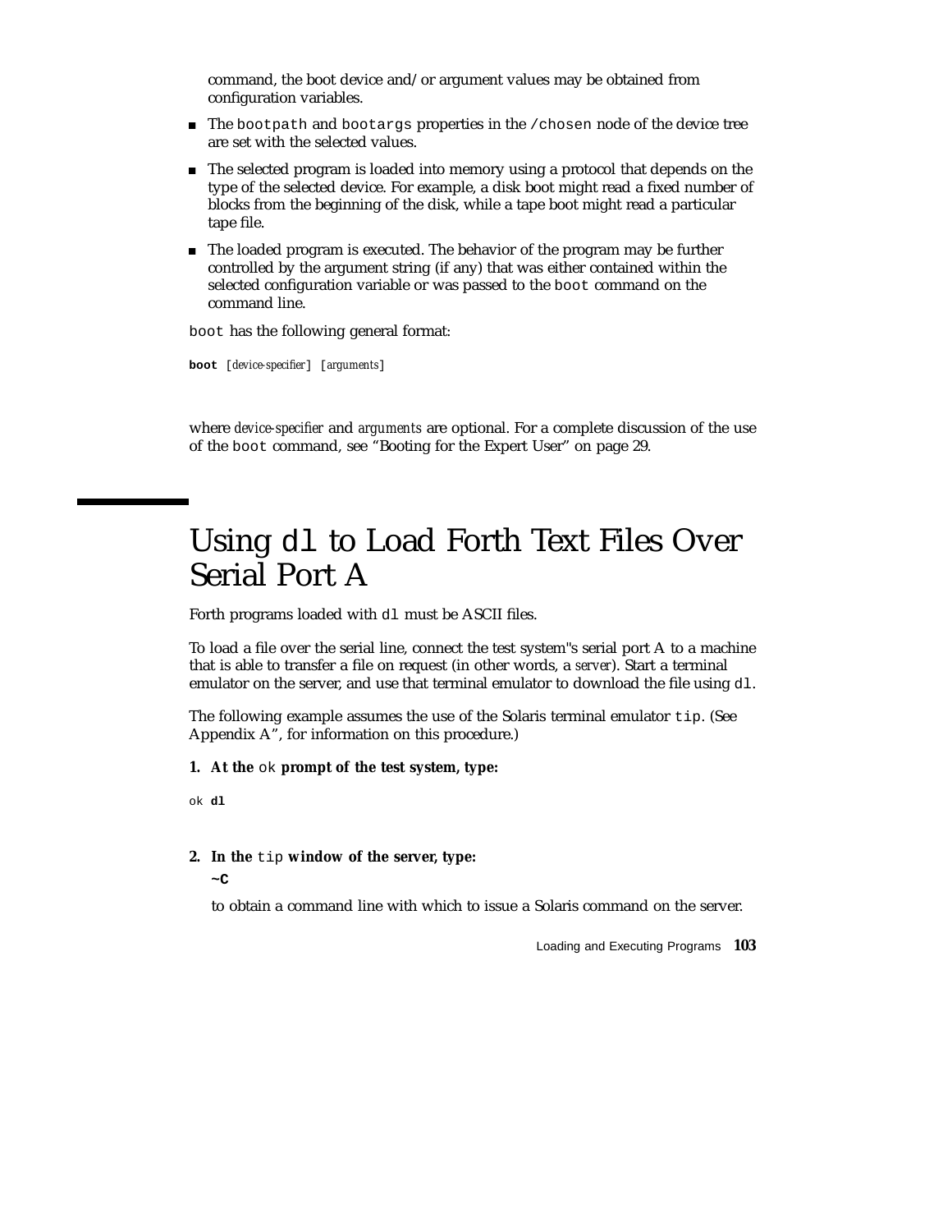command, the boot device and/or argument values may be obtained from configuration variables.

- The `bootpath` and `bootargs` properties in the `/chosen` node of the device tree are set with the selected values.
- The selected program is loaded into memory using a protocol that depends on the type of the selected device. For example, a disk boot might read a fixed number of blocks from the beginning of the disk, while a tape boot might read a particular tape file.
- The loaded program is executed. The behavior of the program may be further controlled by the argument string (if any) that was either contained within the selected configuration variable or was passed to the `boot` command on the command line.

`boot` has the following general format:

```
boot [device-specifier] [arguments]
```

where *device-specifier* and *arguments* are optional. For a complete discussion of the use of the `boot` command, see "Booting for the Expert User" on page 29.

# Using `dl` to Load Forth Text Files Over Serial Port A

Forth programs loaded with `dl` must be ASCII files.

To load a file over the serial line, connect the test system''s serial port A to a machine that is able to transfer a file on request (in other words, a *server*). Start a terminal emulator on the server, and use that terminal emulator to download the file using `dl`.

The following example assumes the use of the Solaris terminal emulator `tip`. (See Appendix A", for information on this procedure.)

**1. At the** `ok` **prompt of the test system, type:**

```
ok dl
```

**2. In the** `tip` **window of the server, type:**

**~C**

to obtain a command line with which to issue a Solaris command on the server.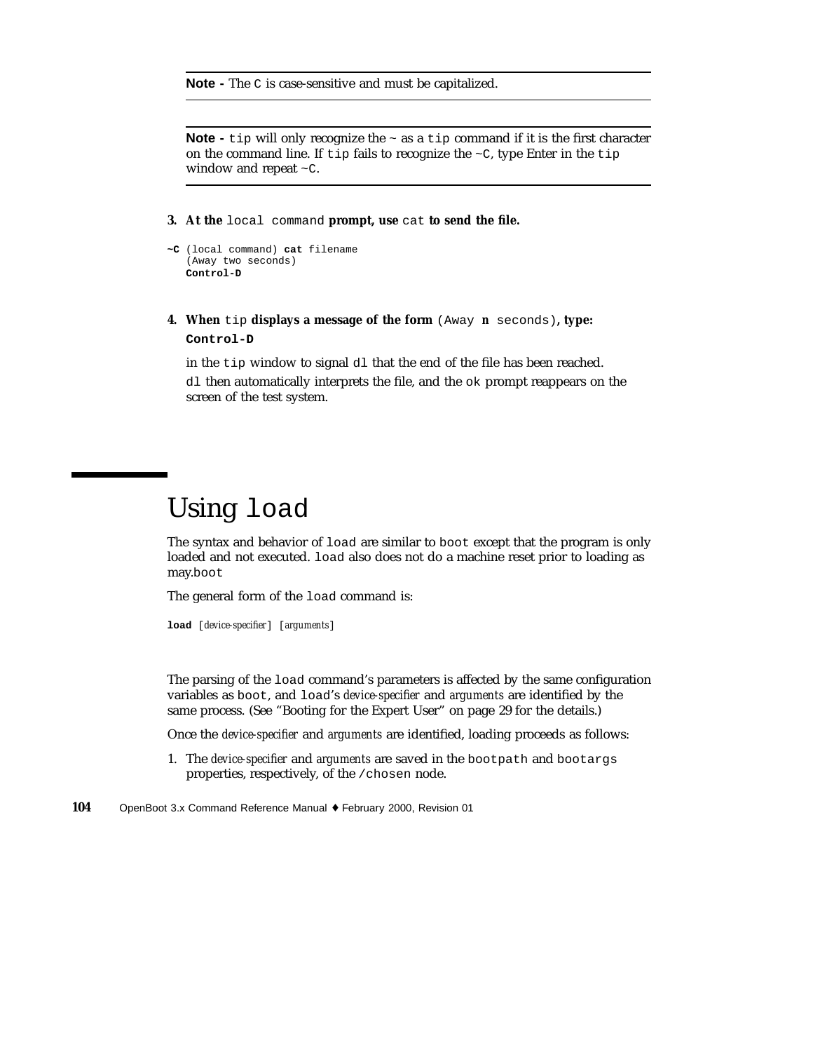---

**Note -** The `C` is case-sensitive and must be capitalized.

---

**Note -** `tip` will only recognize the ~ as a `tip` command if it is the first character on the command line. If `tip` fails to recognize the `~C`, type Enter in the `tip` window and repeat `~C`.

---

**3. At the** `local command` **prompt, use** `cat` **to send the file.**

```
~C (local command) cat filename
   (Away two seconds)
   Control-D
```

**4. When** `tip` **displays a message of the form** `(Away n seconds)`**, type:**

**`Control-D`**

in the `tip` window to signal `dl` that the end of the file has been reached.

`dl` then automatically interprets the file, and the `ok` prompt reappears on the screen of the test system.

# Using `load`

The syntax and behavior of `load` are similar to `boot` except that the program is only loaded and not executed. `load` also does not do a machine reset prior to loading as may.`boot`

The general form of the `load` command is:

```
load [device-specifier] [arguments]
```

The parsing of the `load` command's parameters is affected by the same configuration variables as `boot`, and `load`'s *device-specifier* and *arguments* are identified by the same process. (See "Booting for the Expert User" on page 29 for the details.)

Once the *device-specifier* and *arguments* are identified, loading proceeds as follows:

1. The *device-specifier* and *arguments* are saved in the `bootpath` and `bootargs` properties, respectively, of the `/chosen` node.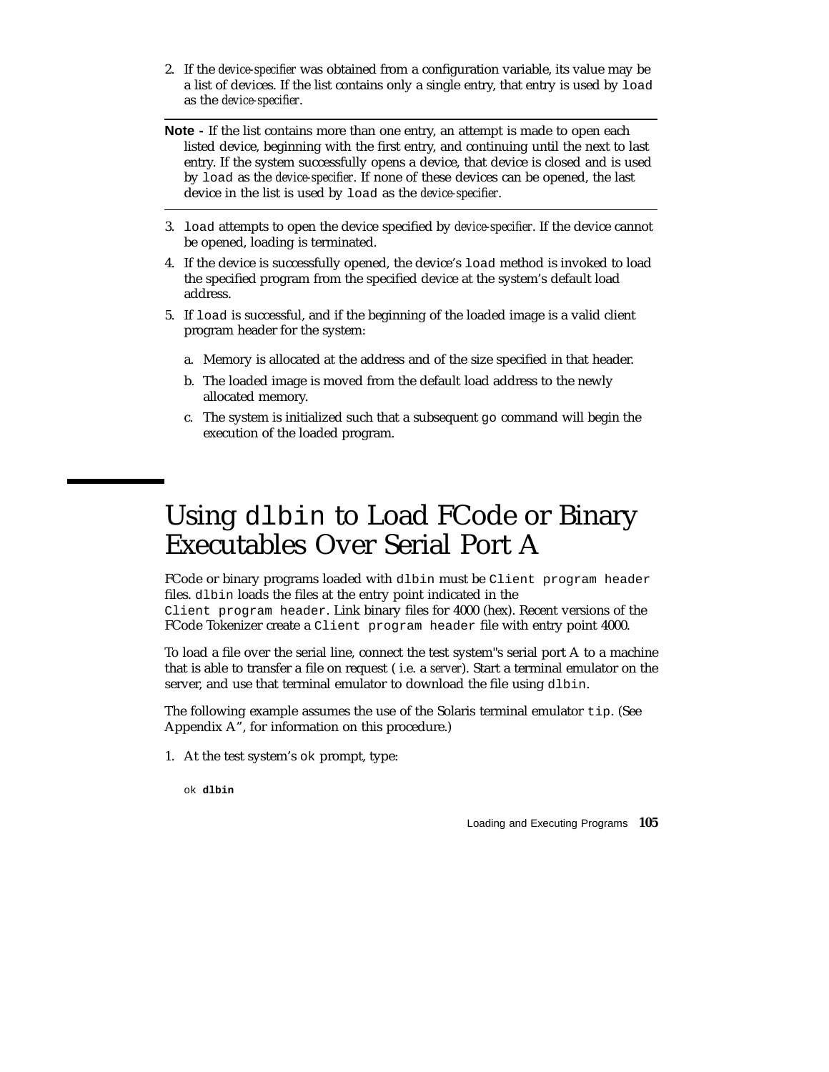2. If the *device-specifier* was obtained from a configuration variable, its value may be a list of devices. If the list contains only a single entry, that entry is used by `load` as the *device-specifier*.

---

**Note -** If the list contains more than one entry, an attempt is made to open each listed device, beginning with the first entry, and continuing until the next to last entry. If the system successfully opens a device, that device is closed and is used by `load` as the *device-specifier*. If none of these devices can be opened, the last device in the list is used by `load` as the *device-specifier*.

---

3. `load` attempts to open the device specified by *device-specifier*. If the device cannot be opened, loading is terminated.
4. If the device is successfully opened, the device's `load` method is invoked to load the specified program from the specified device at the system's default load address.
5. If `load` is successful, and if the beginning of the loaded image is a valid client program header for the system:
   a. Memory is allocated at the address and of the size specified in that header.
   b. The loaded image is moved from the default load address to the newly allocated memory.
   c. The system is initialized such that a subsequent `go` command will begin the execution of the loaded program.

## Using `dlbin` to Load FCode or Binary Executables Over Serial Port A

FCode or binary programs loaded with `dlbin` must be `Client program header` files. `dlbin` loads the files at the entry point indicated in the `Client program header`. Link binary files for 4000 (hex). Recent versions of the FCode Tokenizer create a `Client program header` file with entry point 4000.

To load a file over the serial line, connect the test system"s serial port A to a machine that is able to transfer a file on request ( i.e. a *server*). Start a terminal emulator on the server, and use that terminal emulator to download the file using `dlbin`.

The following example assumes the use of the Solaris terminal emulator `tip`. (See Appendix A", for information on this procedure.)

1. At the test system's `ok` prompt, type:

```
ok dlbin
```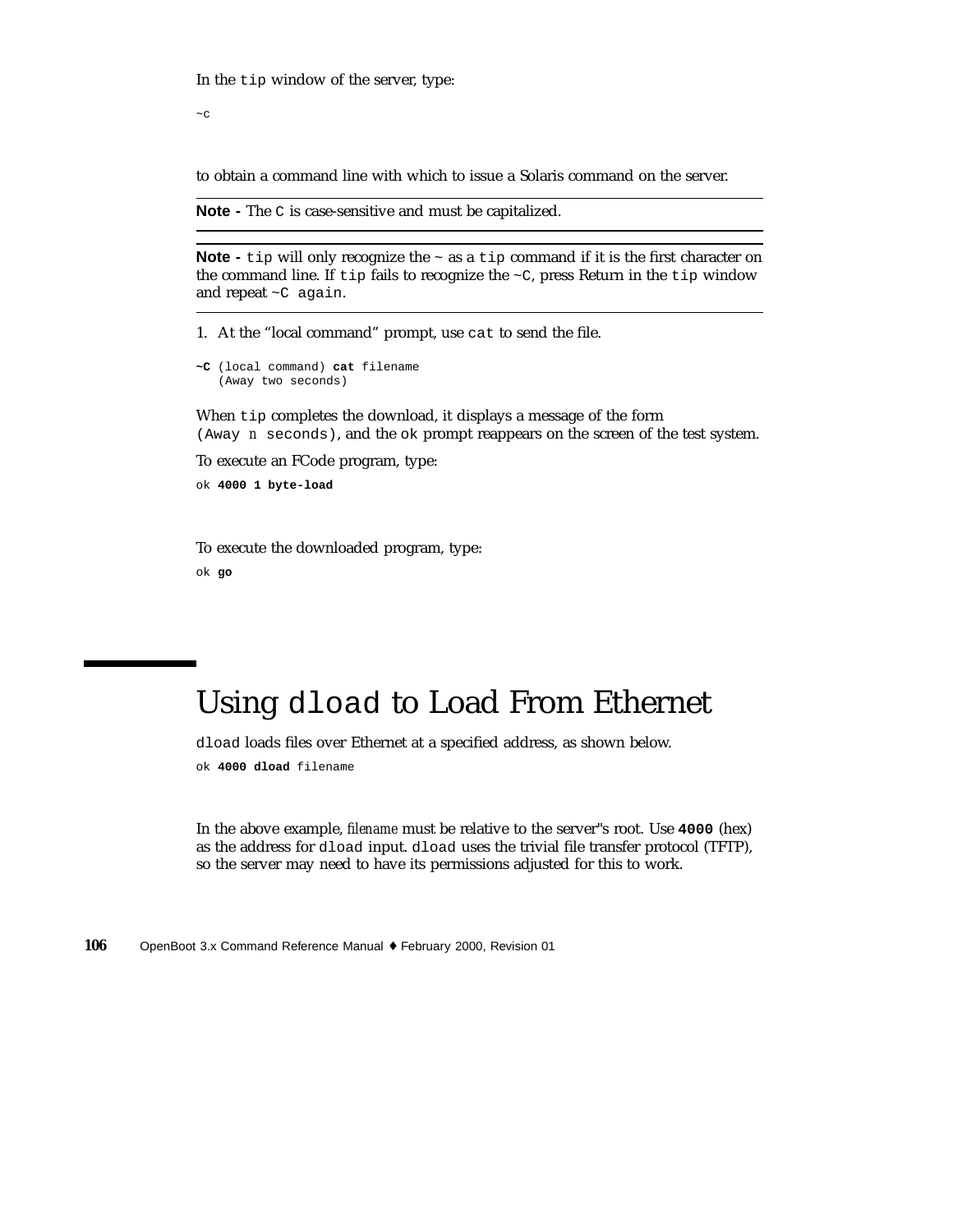In the `tip` window of the server, type:

```
~C
```

to obtain a command line with which to issue a Solaris command on the server.

---

**Note -** The `C` is case-sensitive and must be capitalized.

---

---

**Note -** `tip` will only recognize the `~` as a `tip` command if it is the first character on the command line. If `tip` fails to recognize the `~C`, press Return in the `tip` window and repeat `~C again`.

---

1. At the "local command" prompt, use `cat` to send the file.

```
~C (local command) cat filename
   (Away two seconds)
```

When `tip` completes the download, it displays a message of the form `(Away n seconds)`, and the `ok` prompt reappears on the screen of the test system.

To execute an FCode program, type:

```
ok 4000 1 byte-load
```

To execute the downloaded program, type:

```
ok go
```

# Using `dload` to Load From Ethernet

`dload` loads files over Ethernet at a specified address, as shown below.

```
ok 4000 dload filename
```

In the above example, *filename* must be relative to the server"s root. Use **`4000`** (hex) as the address for `dload` input. `dload` uses the trivial file transfer protocol (TFTP), so the server may need to have its permissions adjusted for this to work.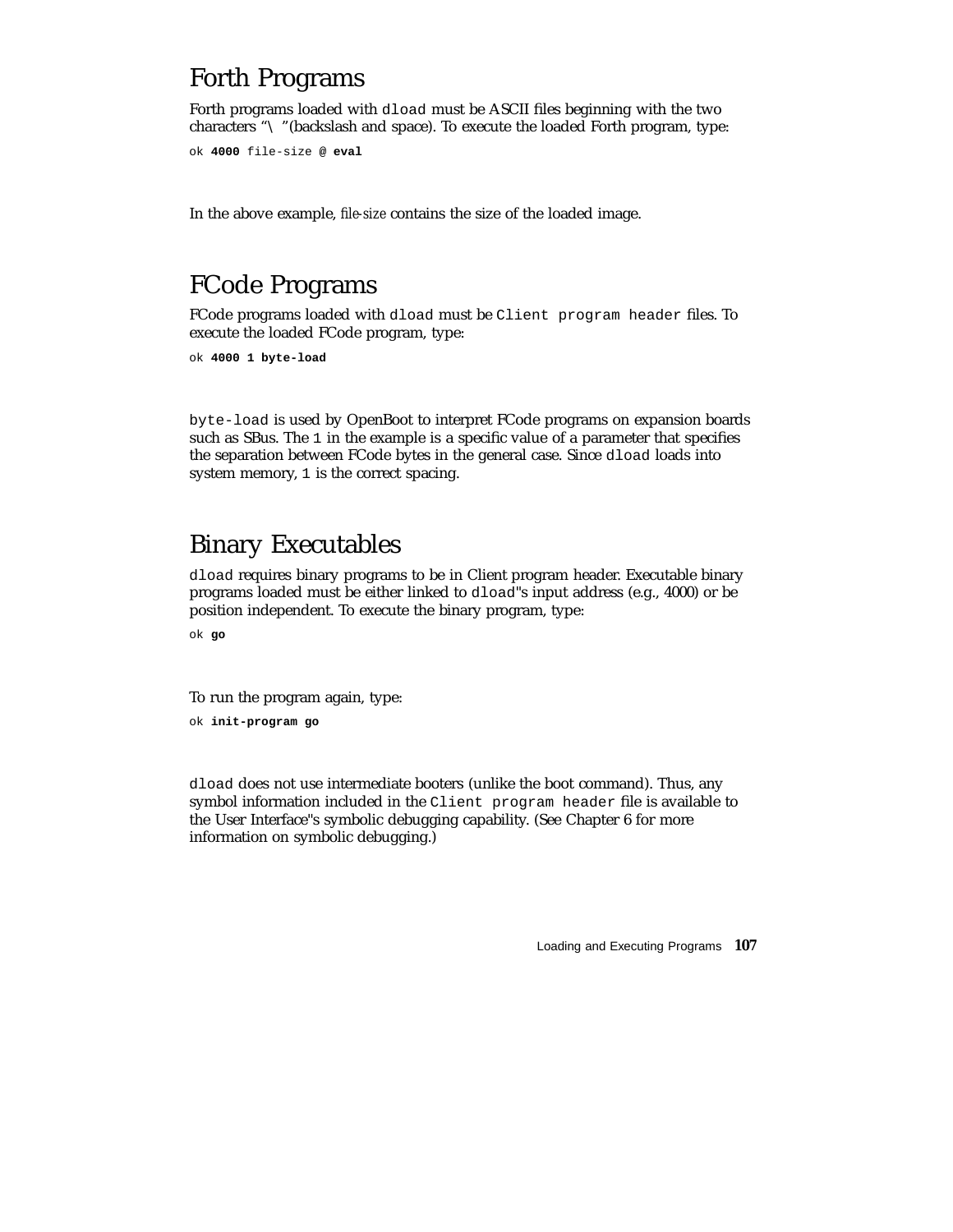## Forth Programs

Forth programs loaded with `dload` must be ASCII files beginning with the two characters "`\ `"(backslash and space). To execute the loaded Forth program, type:

```
ok 4000 file-size @ eval
```

In the above example, *file-size* contains the size of the loaded image.

## FCode Programs

FCode programs loaded with `dload` must be `Client program header` files. To execute the loaded FCode program, type:

```
ok 4000 1 byte-load
```

`byte-load` is used by OpenBoot to interpret FCode programs on expansion boards such as SBus. The `1` in the example is a specific value of a parameter that specifies the separation between FCode bytes in the general case. Since `dload` loads into system memory, `1` is the correct spacing.

## Binary Executables

`dload` requires binary programs to be in Client program header. Executable binary programs loaded must be either linked to `dload`"s input address (e.g., 4000) or be position independent. To execute the binary program, type:

```
ok go
```

To run the program again, type:

```
ok init-program go
```

`dload` does not use intermediate booters (unlike the boot command). Thus, any symbol information included in the `Client program header` file is available to the User Interface"s symbolic debugging capability. (See Chapter 6 for more information on symbolic debugging.)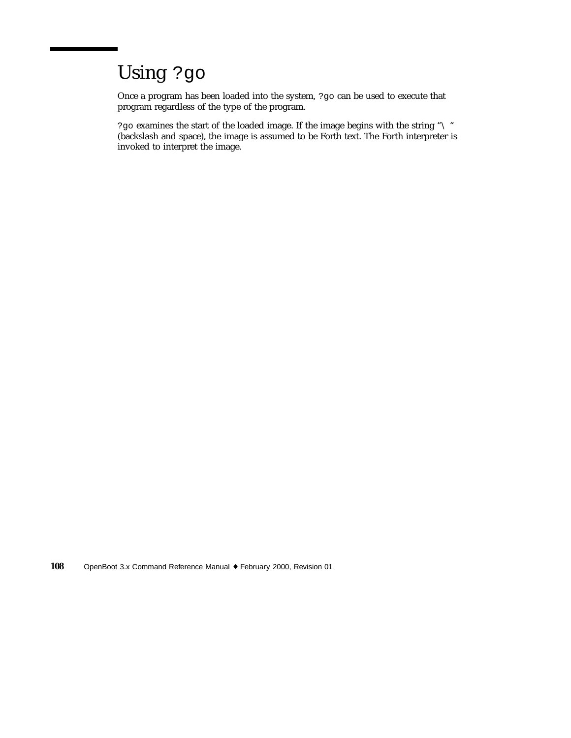## Using ?go

Once a program has been loaded into the system, `?go` can be used to execute that program regardless of the type of the program.

`?go` examines the start of the loaded image. If the image begins with the string "`\ `" (backslash and space), the image is assumed to be Forth text. The Forth interpreter is invoked to interpret the image.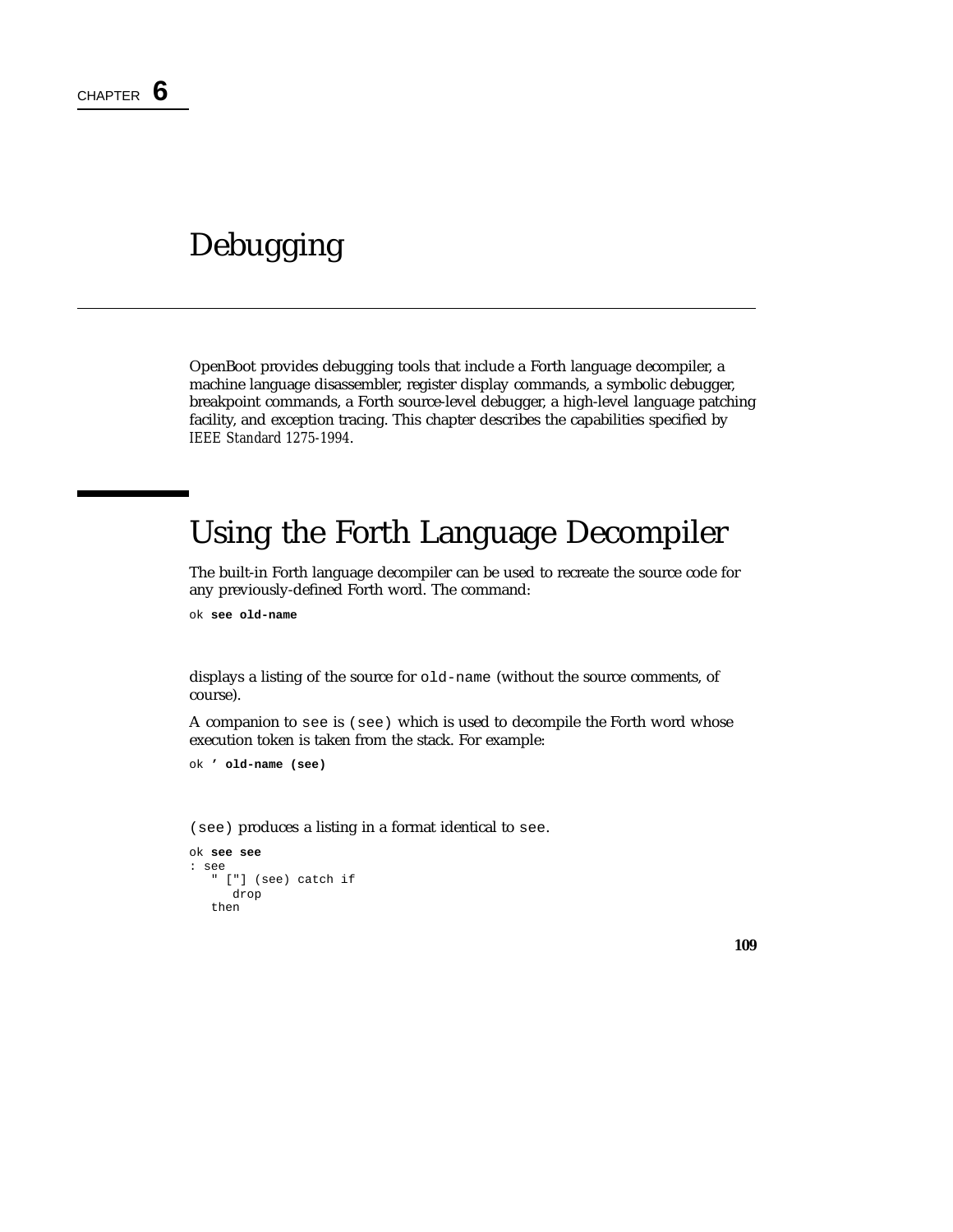CHAPTER **6**

# Debugging

OpenBoot provides debugging tools that include a Forth language decompiler, a machine language disassembler, register display commands, a symbolic debugger, breakpoint commands, a Forth source-level debugger, a high-level language patching facility, and exception tracing. This chapter describes the capabilities specified by *IEEE Standard 1275-1994*.

## Using the Forth Language Decompiler

The built-in Forth language decompiler can be used to recreate the source code for any previously-defined Forth word. The command:

```
ok see old-name
```

displays a listing of the source for `old-name` (without the source comments, of course).

A companion to `see` is `(see)` which is used to decompile the Forth word whose execution token is taken from the stack. For example:

```
ok ' old-name (see)
```

`(see)` produces a listing in a format identical to `see`.

```
ok see see
: see
   " ["] (see) catch if
      drop
   then
```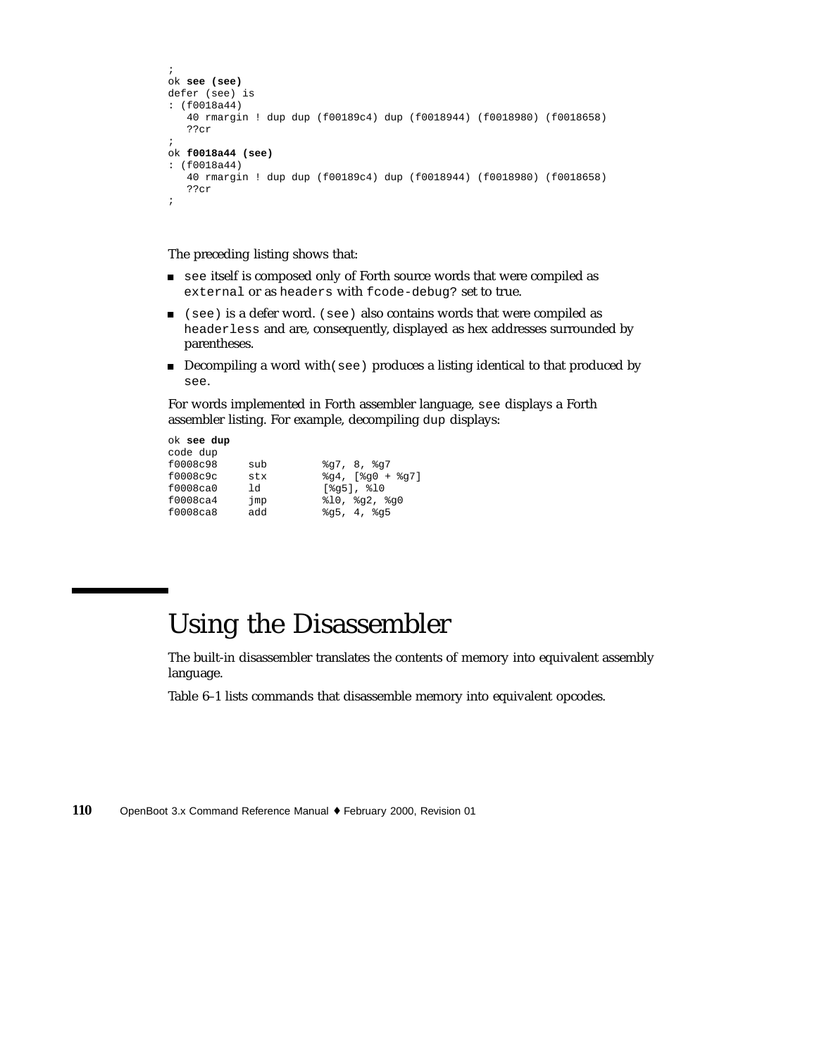```
;
ok see (see)
defer (see) is
: (f0018a44)
   40 rmargin ! dup dup (f00189c4) dup (f0018944) (f0018980) (f0018658)
   ??cr
;
ok f0018a44 (see)
: (f0018a44)
   40 rmargin ! dup dup (f00189c4) dup (f0018944) (f0018980) (f0018658)
   ??cr
;
```

The preceding listing shows that:

- `see` itself is composed only of Forth source words that were compiled as `external` or as `headers` with `fcode-debug?` set to true.
- `(see)` is a defer word. `(see)` also contains words that were compiled as `headerless` and are, consequently, displayed as hex addresses surrounded by parentheses.
- Decompiling a word with `(see)` produces a listing identical to that produced by `see`.

For words implemented in Forth assembler language, `see` displays a Forth assembler listing. For example, decompiling `dup` displays:

```
ok see dup
code dup
f0008c98     sub         %g7, 8, %g7
f0008c9c     stx         %g4, [%g0 + %g7]
f0008ca0     ld          [%g5], %l0
f0008ca4     jmp         %l0, %g2, %g0
f0008ca8     add         %g5, 4, %g5
```

# Using the Disassembler

The built-in disassembler translates the contents of memory into equivalent assembly language.

Table 6–1 lists commands that disassemble memory into equivalent opcodes.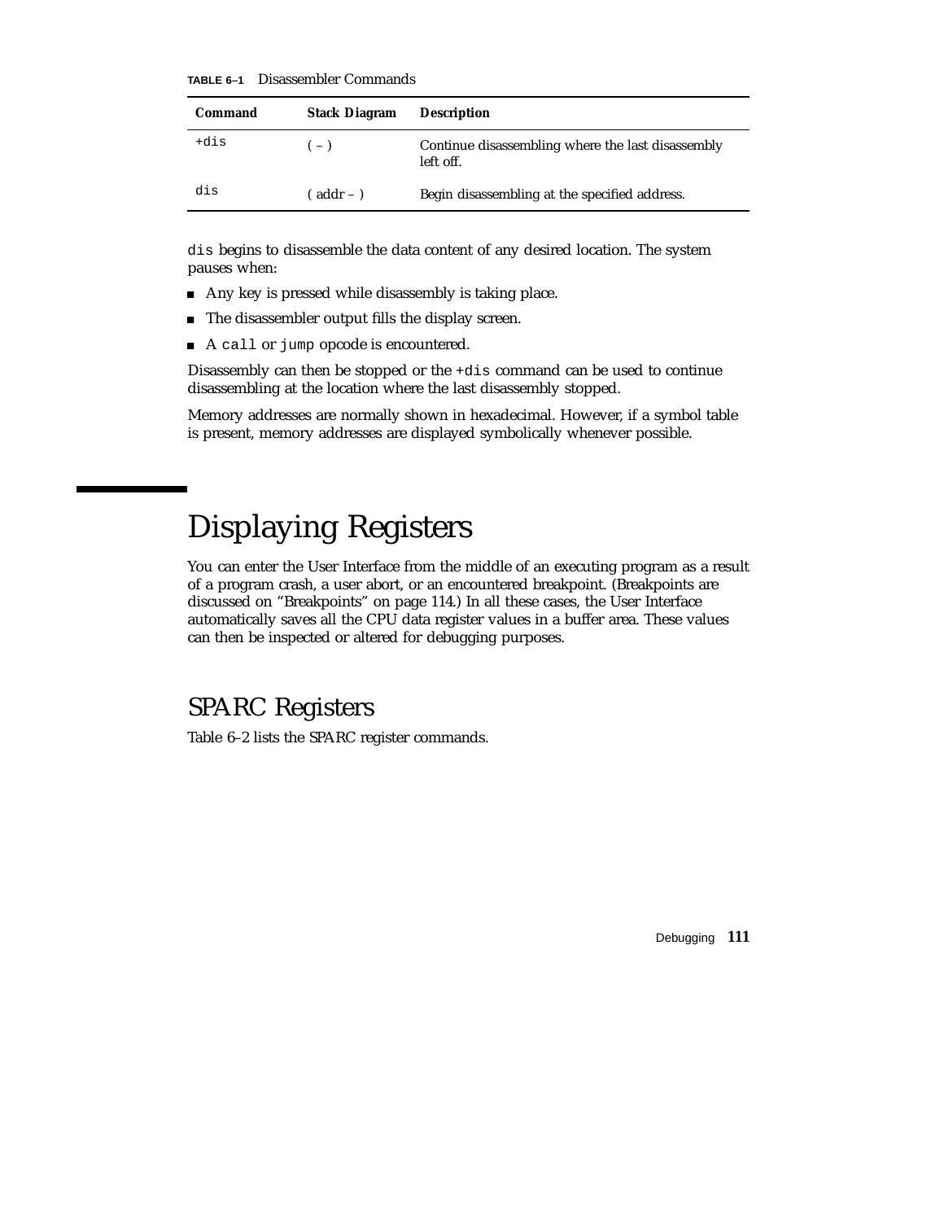**TABLE 6–1** Disassembler Commands

| Command | Stack Diagram | Description |
|---|---|---|
| `+dis` | ( – ) | Continue disassembling where the last disassembly left off. |
| `dis` | ( addr – ) | Begin disassembling at the specified address. |

`dis` begins to disassemble the data content of any desired location. The system pauses when:

- Any key is pressed while disassembly is taking place.
- The disassembler output fills the display screen.
- A `call` or `jump` opcode is encountered.

Disassembly can then be stopped or the `+dis` command can be used to continue disassembling at the location where the last disassembly stopped.

Memory addresses are normally shown in hexadecimal. However, if a symbol table is present, memory addresses are displayed symbolically whenever possible.

# Displaying Registers

You can enter the User Interface from the middle of an executing program as a result of a program crash, a user abort, or an encountered breakpoint. (Breakpoints are discussed on "Breakpoints" on page 114.) In all these cases, the User Interface automatically saves all the CPU data register values in a buffer area. These values can then be inspected or altered for debugging purposes.

## SPARC Registers

Table 6–2 lists the SPARC register commands.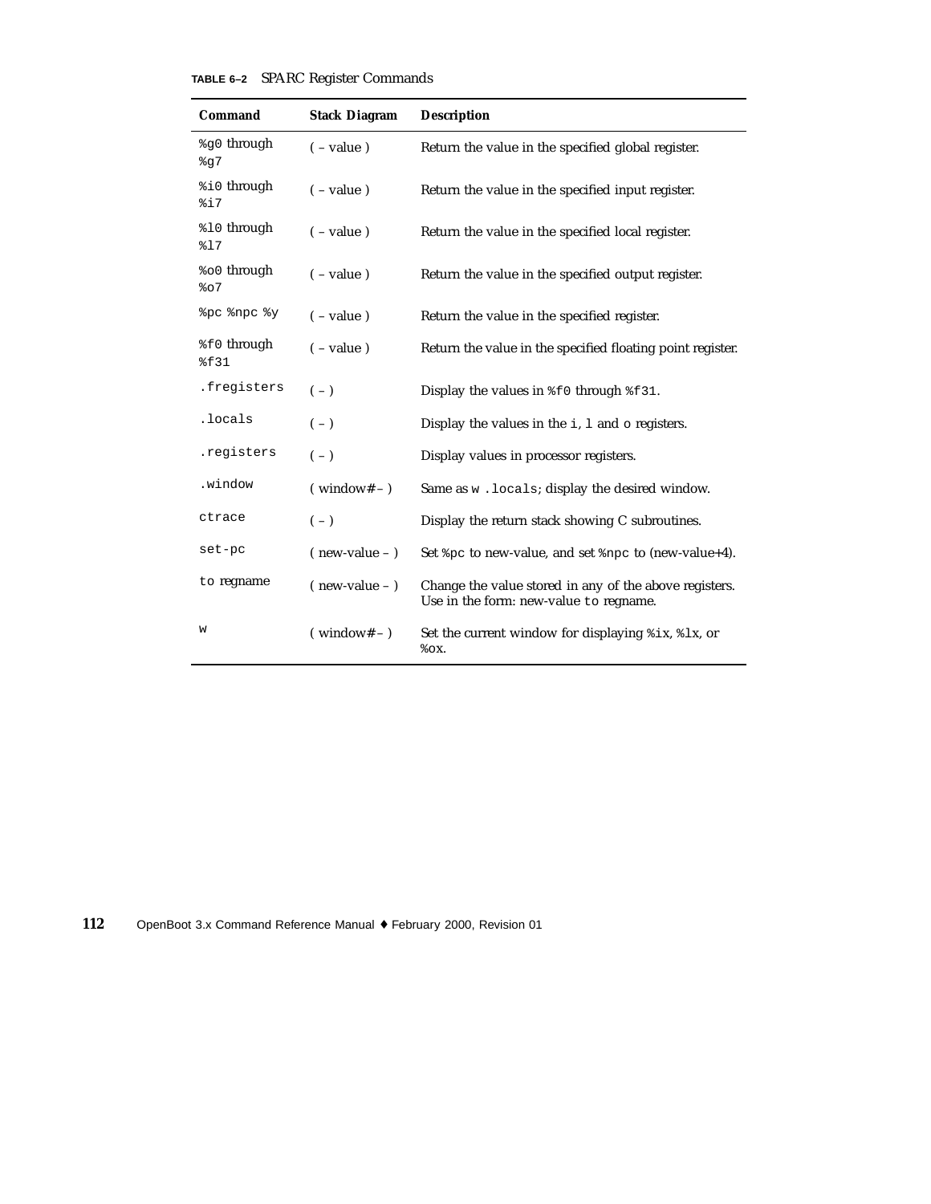**TABLE 6–2** SPARC Register Commands

| Command | Stack Diagram | Description |
|---|---|---|
| %g0 through %g7 | ( – value ) | Return the value in the specified global register. |
| %i0 through %i7 | ( – value ) | Return the value in the specified input register. |
| %l0 through %l7 | ( – value ) | Return the value in the specified local register. |
| %o0 through %o7 | ( – value ) | Return the value in the specified output register. |
| %pc %npc %y | ( – value ) | Return the value in the specified register. |
| %f0 through %f31 | ( – value ) | Return the value in the specified floating point register. |
| .fregisters | ( – ) | Display the values in %f0 through %f31. |
| .locals | ( – ) | Display the values in the i, l and o registers. |
| .registers | ( – ) | Display values in processor registers. |
| .window | ( window# – ) | Same as w .locals; display the desired window. |
| ctrace | ( – ) | Display the return stack showing C subroutines. |
| set-pc | ( new-value – ) | Set %pc to new-value, and set %npc to (new-value+4). |
| to regname | ( new-value – ) | Change the value stored in any of the above registers. Use in the form: new-value to regname. |
| w | ( window# – ) | Set the current window for displaying %ix, %lx, or %ox. |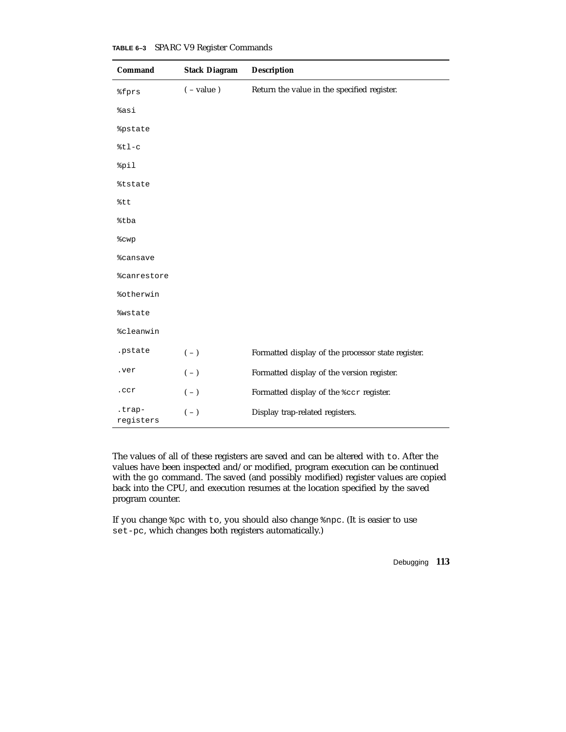**TABLE 6–3** SPARC V9 Register Commands

| Command | Stack Diagram | Description |
| --- | --- | --- |
| `%fprs` | ( – value ) | Return the value in the specified register. |
| `%asi` | | |
| `%pstate` | | |
| `%tl-c` | | |
| `%pil` | | |
| `%tstate` | | |
| `%tt` | | |
| `%tba` | | |
| `%cwp` | | |
| `%cansave` | | |
| `%canrestore` | | |
| `%otherwin` | | |
| `%wstate` | | |
| `%cleanwin` | | |
| `.pstate` | ( – ) | Formatted display of the processor state register. |
| `.ver` | ( – ) | Formatted display of the version register. |
| `.ccr` | ( – ) | Formatted display of the `%ccr` register. |
| `.trap-registers` | ( – ) | Display trap-related registers. |

The values of all of these registers are saved and can be altered with `to`. After the values have been inspected and/or modified, program execution can be continued with the `go` command. The saved (and possibly modified) register values are copied back into the CPU, and execution resumes at the location specified by the saved program counter.

If you change `%pc` with `to`, you should also change `%npc`. (It is easier to use `set-pc`, which changes both registers automatically.)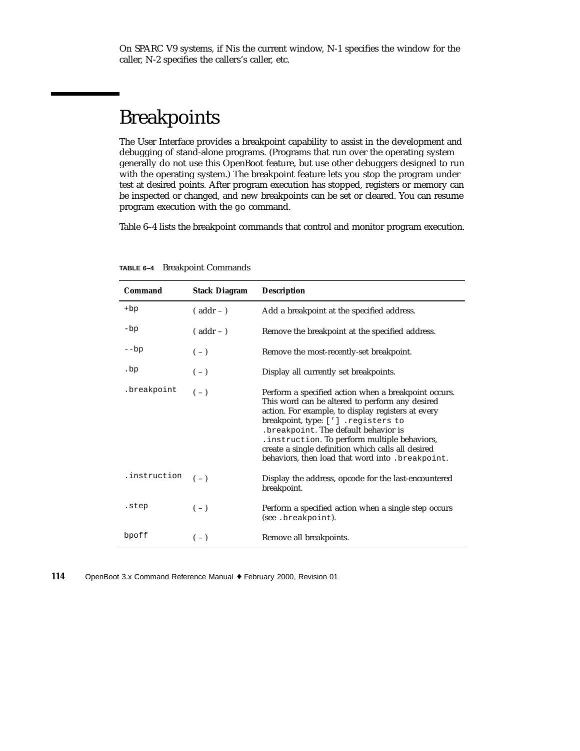On SPARC V9 systems, if Nis the current window, N-1 specifies the window for the caller, N-2 specifies the callers's caller, etc.

## Breakpoints

The User Interface provides a breakpoint capability to assist in the development and debugging of stand-alone programs. (Programs that run over the operating system generally do not use this OpenBoot feature, but use other debuggers designed to run with the operating system.) The breakpoint feature lets you stop the program under test at desired points. After program execution has stopped, registers or memory can be inspected or changed, and new breakpoints can be set or cleared. You can resume program execution with the go command.

Table 6–4 lists the breakpoint commands that control and monitor program execution.

**TABLE 6–4** Breakpoint Commands

| Command | Stack Diagram | Description |
|---|---|---|
| `+bp` | ( addr – ) | Add a breakpoint at the specified address. |
| `-bp` | ( addr – ) | Remove the breakpoint at the specified address. |
| `--bp` | ( – ) | Remove the most-recently-set breakpoint. |
| `.bp` | ( – ) | Display all currently set breakpoints. |
| `.breakpoint` | ( – ) | Perform a specified action when a breakpoint occurs. This word can be altered to perform any desired action. For example, to display registers at every breakpoint, type: `[’] .registers to .breakpoint`. The default behavior is `.instruction`. To perform multiple behaviors, create a single definition which calls all desired behaviors, then load that word into `.breakpoint`. |
| `.instruction` | ( – ) | Display the address, opcode for the last-encountered breakpoint. |
| `.step` | ( – ) | Perform a specified action when a single step occurs (see `.breakpoint`). |
| `bpoff` | ( – ) | Remove all breakpoints. |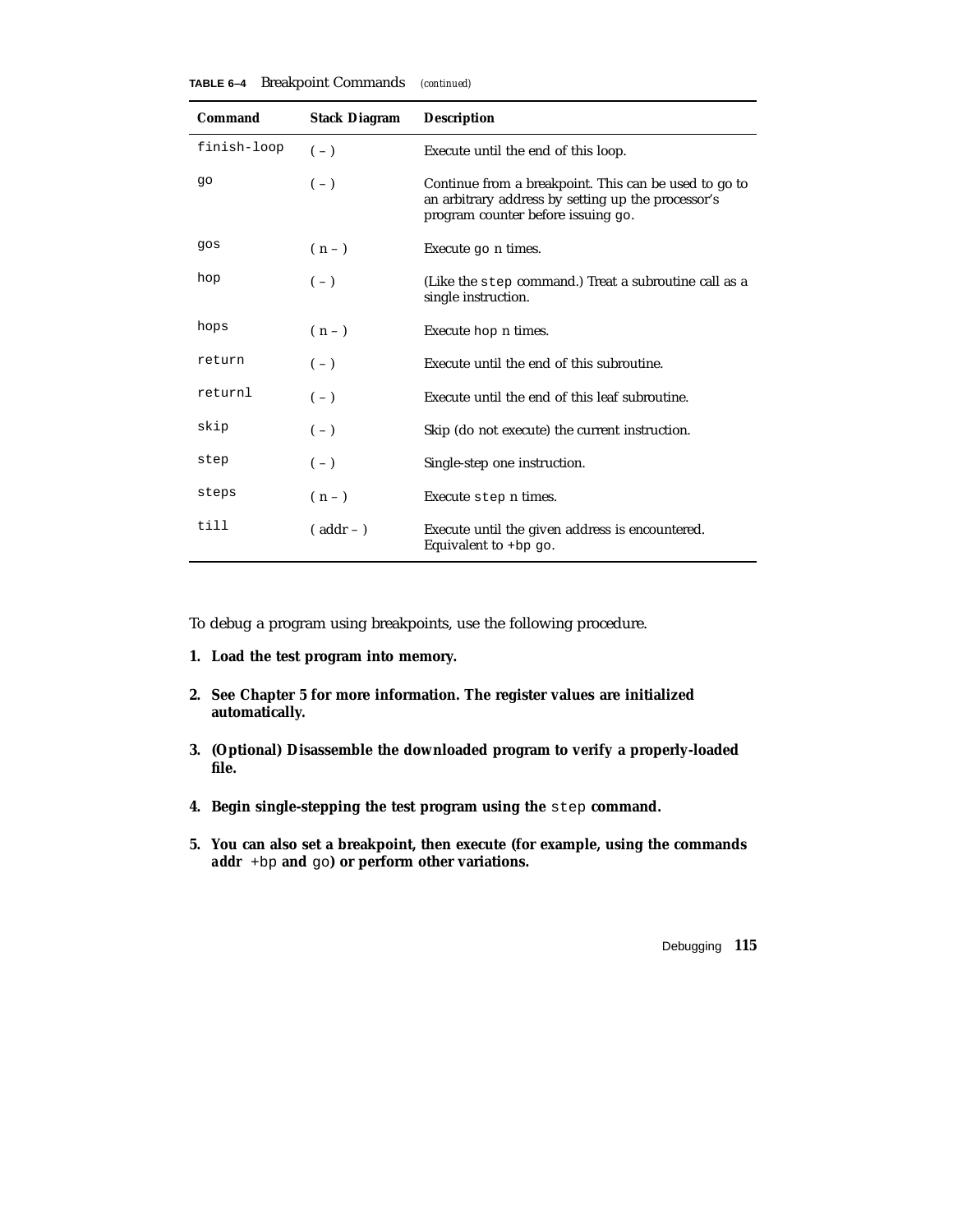**TABLE 6–4** Breakpoint Commands *(continued)*

| Command | Stack Diagram | Description |
|---|---|---|
| `finish-loop` | ( – ) | Execute until the end of this loop. |
| `go` | ( – ) | Continue from a breakpoint. This can be used to go to an arbitrary address by setting up the processor's program counter before issuing `go`. |
| `gos` | ( n – ) | Execute `go` n times. |
| `hop` | ( – ) | (Like the `step` command.) Treat a subroutine call as a single instruction. |
| `hops` | ( n – ) | Execute `hop` n times. |
| `return` | ( – ) | Execute until the end of this subroutine. |
| `returnl` | ( – ) | Execute until the end of this leaf subroutine. |
| `skip` | ( – ) | Skip (do not execute) the current instruction. |
| `step` | ( – ) | Single-step one instruction. |
| `steps` | ( n – ) | Execute `step` n times. |
| `till` | ( addr – ) | Execute until the given address is encountered. Equivalent to `+bp go`. |

To debug a program using breakpoints, use the following procedure.

1. **Load the test program into memory.**

2. **See Chapter 5 for more information. The register values are initialized automatically.**

3. **(Optional) Disassemble the downloaded program to verify a properly-loaded file.**

4. **Begin single-stepping the test program using the `step` command.**

5. **You can also set a breakpoint, then execute (for example, using the commands *addr* `+bp` and `go`) or perform other variations.**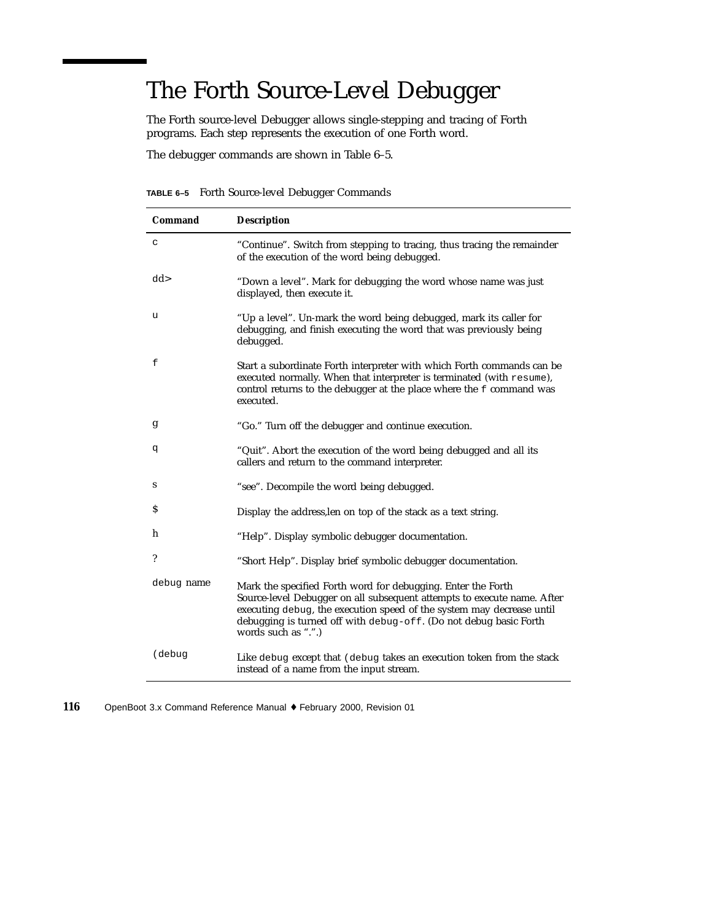# The Forth Source-Level Debugger

The Forth source-level Debugger allows single-stepping and tracing of Forth programs. Each step represents the execution of one Forth word.

The debugger commands are shown in Table 6–5.

**TABLE 6–5** Forth Source-level Debugger Commands

| Command | Description |
|---|---|
| `c` | "Continue". Switch from stepping to tracing, thus tracing the remainder of the execution of the word being debugged. |
| `dd>` | "Down a level". Mark for debugging the word whose name was just displayed, then execute it. |
| `u` | "Up a level". Un-mark the word being debugged, mark its caller for debugging, and finish executing the word that was previously being debugged. |
| `f` | Start a subordinate Forth interpreter with which Forth commands can be executed normally. When that interpreter is terminated (with `resume`), control returns to the debugger at the place where the `f` command was executed. |
| `g` | "Go." Turn off the debugger and continue execution. |
| `q` | "Quit". Abort the execution of the word being debugged and all its callers and return to the command interpreter. |
| `s` | "see". Decompile the word being debugged. |
| `$` | Display the address,len on top of the stack as a text string. |
| `h` | "Help". Display symbolic debugger documentation. |
| `?` | "Short Help". Display brief symbolic debugger documentation. |
| `debug` *name* | Mark the specified Forth word for debugging. Enter the Forth Source-level Debugger on all subsequent attempts to execute name. After executing `debug`, the execution speed of the system may decrease until debugging is turned off with `debug-off`. (Do not debug basic Forth words such as ".".) |
| `(debug` | Like `debug` except that `(debug` takes an execution token from the stack instead of a name from the input stream. |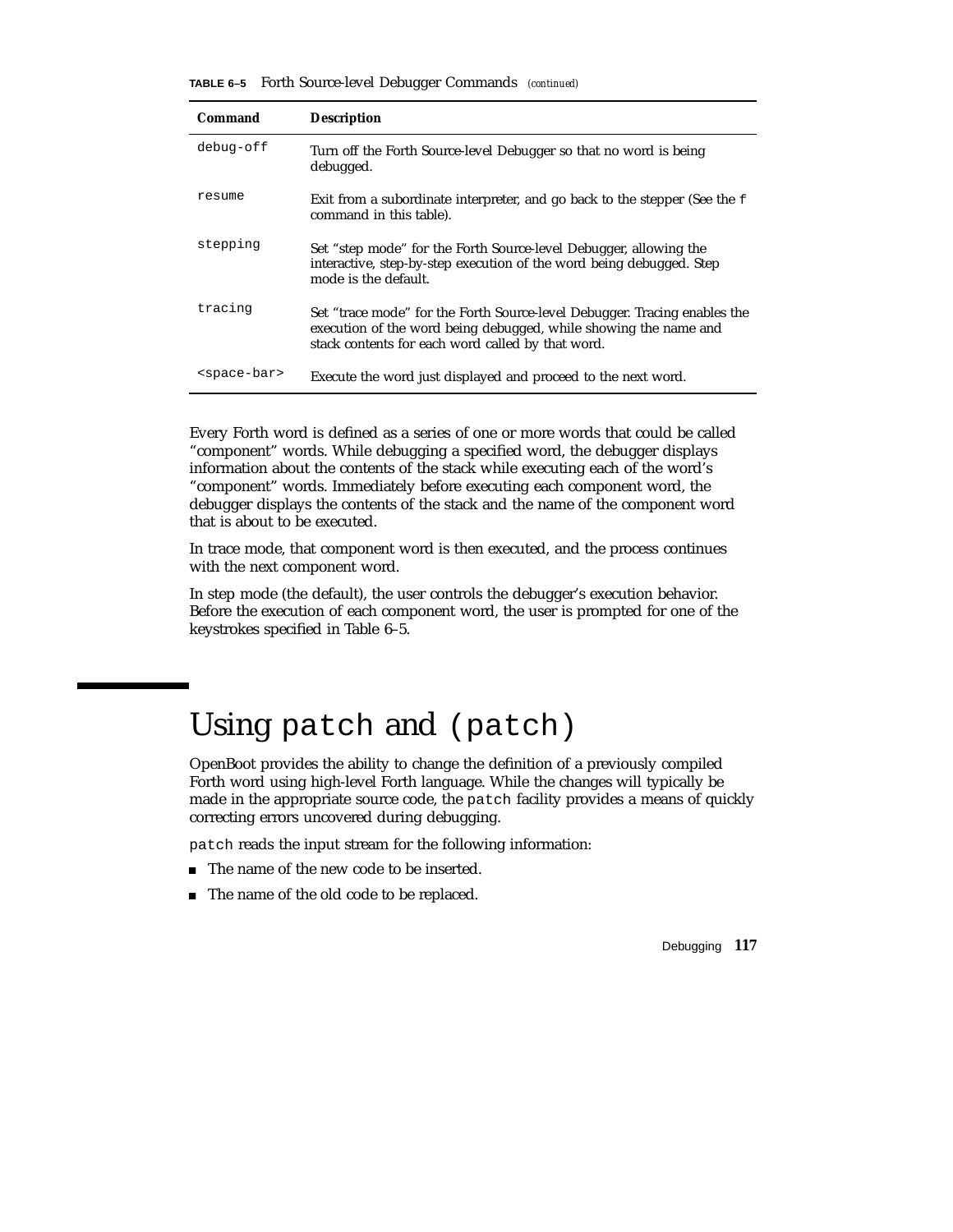**TABLE 6–5** Forth Source-level Debugger Commands *(continued)*

| Command | Description |
|---|---|
| `debug-off` | Turn off the Forth Source-level Debugger so that no word is being debugged. |
| `resume` | Exit from a subordinate interpreter, and go back to the stepper (See the `f` command in this table). |
| `stepping` | Set "step mode" for the Forth Source-level Debugger, allowing the interactive, step-by-step execution of the word being debugged. Step mode is the default. |
| `tracing` | Set "trace mode" for the Forth Source-level Debugger. Tracing enables the execution of the word being debugged, while showing the name and stack contents for each word called by that word. |
| `<space-bar>` | Execute the word just displayed and proceed to the next word. |

Every Forth word is defined as a series of one or more words that could be called "component" words. While debugging a specified word, the debugger displays information about the contents of the stack while executing each of the word's "component" words. Immediately before executing each component word, the debugger displays the contents of the stack and the name of the component word that is about to be executed.

In trace mode, that component word is then executed, and the process continues with the next component word.

In step mode (the default), the user controls the debugger's execution behavior. Before the execution of each component word, the user is prompted for one of the keystrokes specified in Table 6–5.

# Using `patch` and `(patch)`

OpenBoot provides the ability to change the definition of a previously compiled Forth word using high-level Forth language. While the changes will typically be made in the appropriate source code, the `patch` facility provides a means of quickly correcting errors uncovered during debugging.

`patch` reads the input stream for the following information:

- The name of the new code to be inserted.
- The name of the old code to be replaced.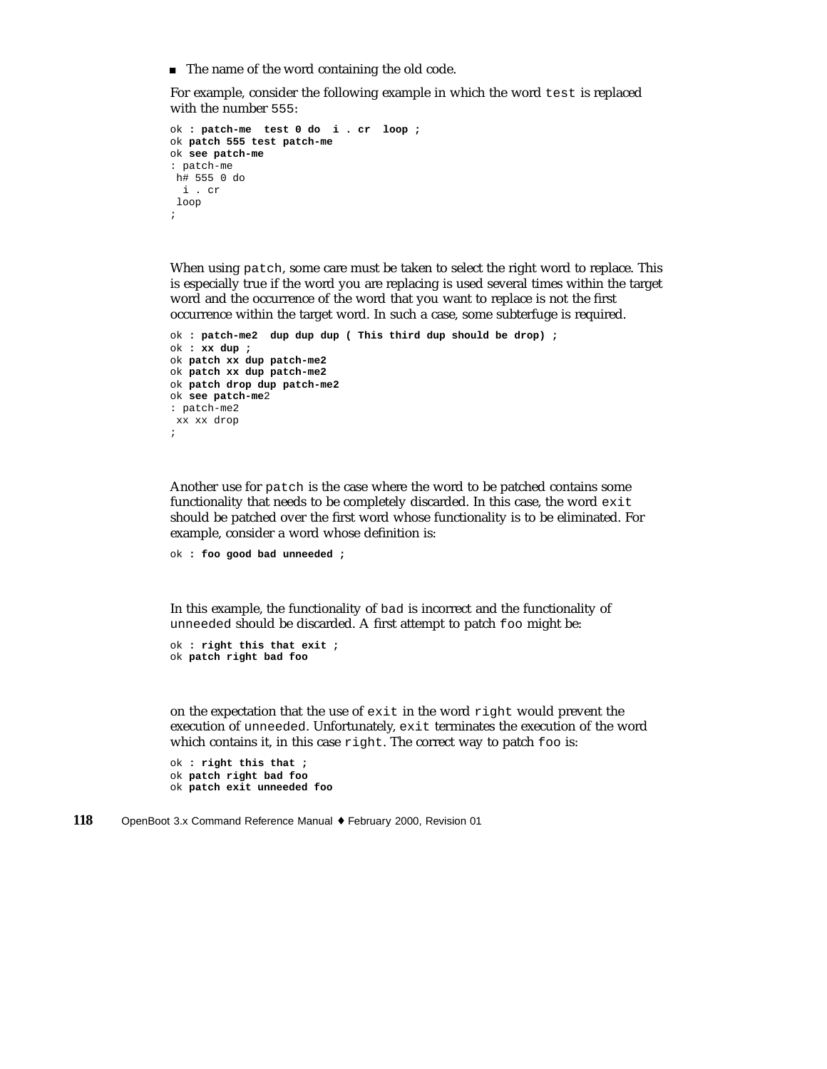- The name of the word containing the old code.

For example, consider the following example in which the word `test` is replaced with the number `555`:

```
ok : patch-me  test 0 do  i . cr  loop ;
ok patch 555 test patch-me
ok see patch-me
: patch-me
 h# 555 0 do
  i . cr
 loop
;
```

When using `patch`, some care must be taken to select the right word to replace. This is especially true if the word you are replacing is used several times within the target word and the occurrence of the word that you want to replace is not the first occurrence within the target word. In such a case, some subterfuge is required.

```
ok : patch-me2  dup dup dup ( This third dup should be drop) ;
ok : xx dup ;
ok patch xx dup patch-me2
ok patch xx dup patch-me2
ok patch drop dup patch-me2
ok see patch-me2
: patch-me2
 xx xx drop
;
```

Another use for `patch` is the case where the word to be patched contains some functionality that needs to be completely discarded. In this case, the word `exit` should be patched over the first word whose functionality is to be eliminated. For example, consider a word whose definition is:

```
ok : foo good bad unneeded ;
```

In this example, the functionality of `bad` is incorrect and the functionality of `unneeded` should be discarded. A first attempt to patch `foo` might be:

```
ok : right this that exit ;
ok patch right bad foo
```

on the expectation that the use of `exit` in the word `right` would prevent the execution of `unneeded`. Unfortunately, `exit` terminates the execution of the word which contains it, in this case `right`. The correct way to patch `foo` is:

```
ok : right this that ;
ok patch right bad foo
ok patch exit unneeded foo
```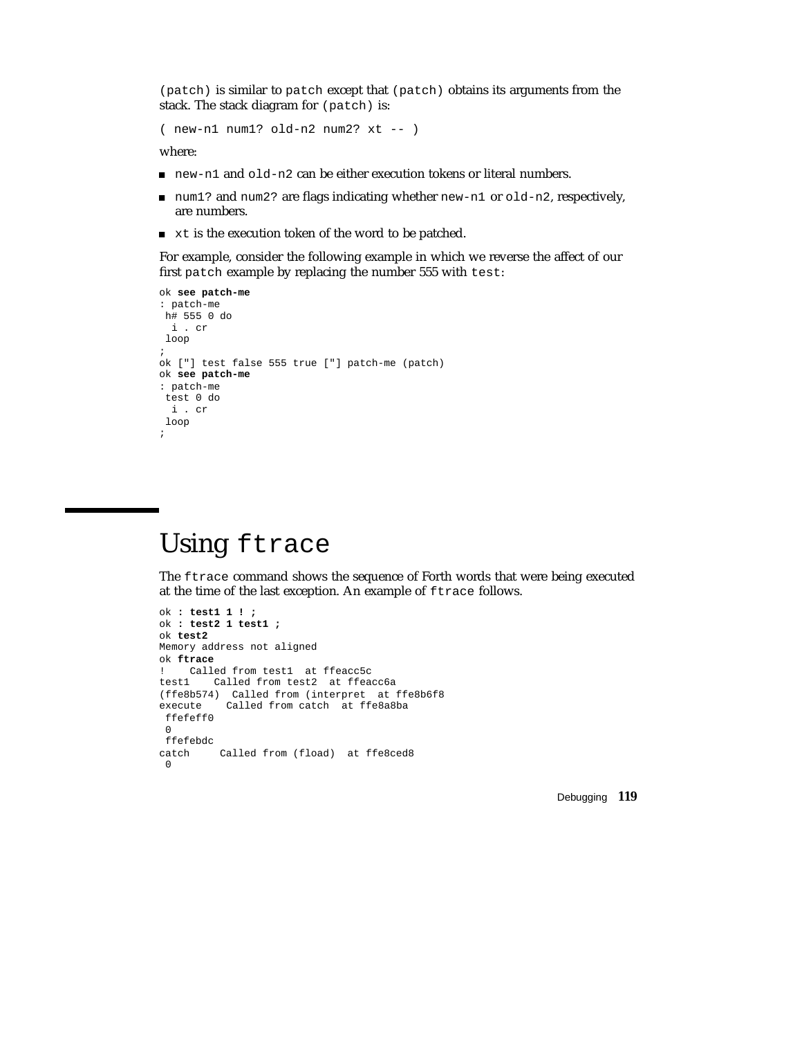(patch) is similar to patch except that (patch) obtains its arguments from the stack. The stack diagram for (patch) is:

```
( new-n1 num1? old-n2 num2? xt -- )
```

where:

- new-n1 and old-n2 can be either execution tokens or literal numbers.
- num1? and num2? are flags indicating whether new-n1 or old-n2, respectively, are numbers.
- xt is the execution token of the word to be patched.

For example, consider the following example in which we reverse the affect of our first patch example by replacing the number 555 with test:

```
ok see patch-me
: patch-me
 h# 555 0 do
  i . cr
 loop
;
ok ['] test false 555 true ['] patch-me (patch)
ok see patch-me
: patch-me
 test 0 do
  i . cr
 loop
;
```

## Using ftrace

The ftrace command shows the sequence of Forth words that were being executed at the time of the last exception. An example of ftrace follows.

```
ok : test1 1 ! ;
ok : test2 1 test1 ;
ok test2
Memory address not aligned
ok ftrace
!    Called from test1  at ffeacc5c
test1    Called from test2  at ffeacc6a
(ffe8b574)  Called from (interpret  at ffe8b6f8
execute    Called from catch  at ffe8a8ba
 ffefeff0
 0
 ffefebdc
catch     Called from (fload)  at ffe8ced8
 0
```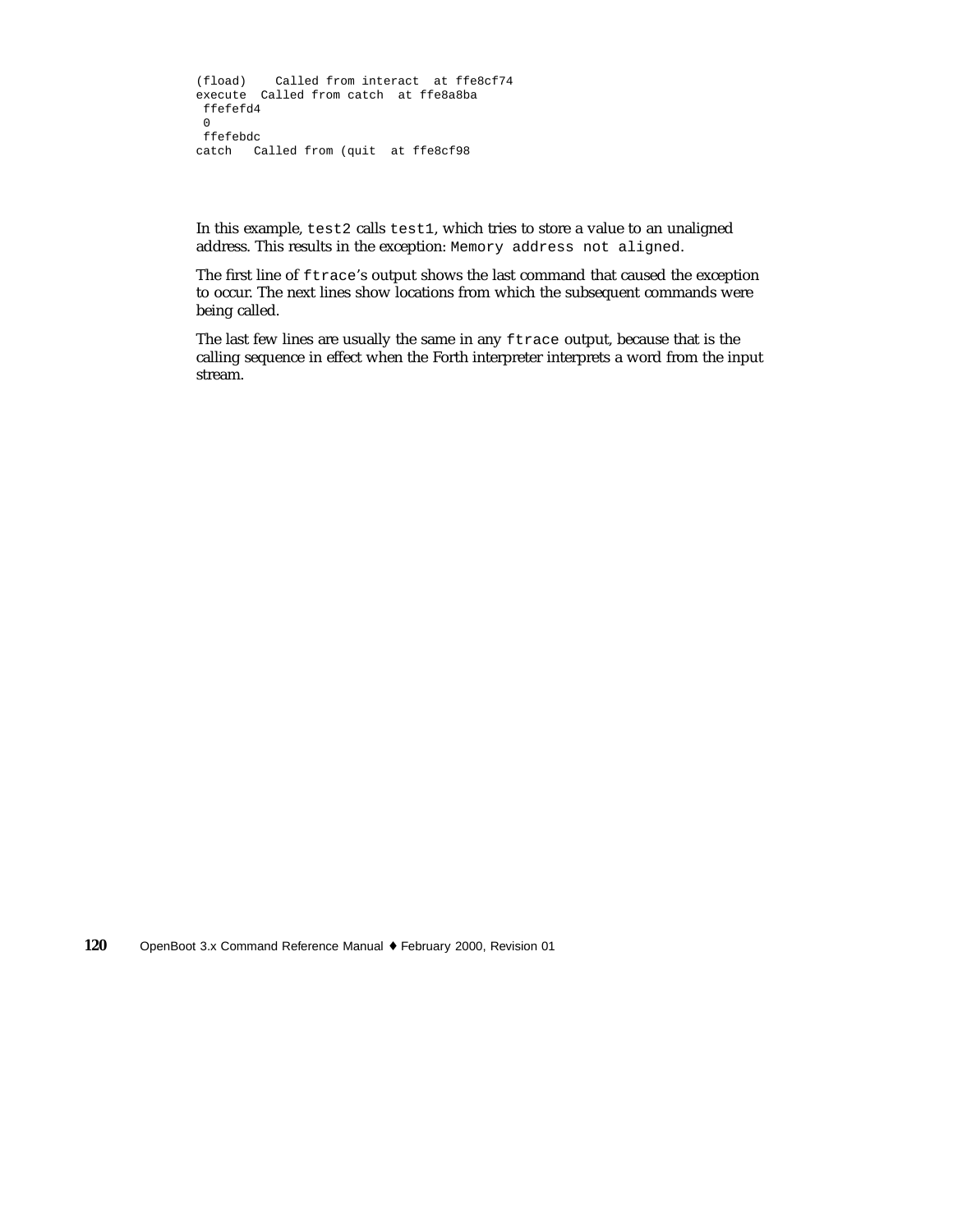```
(fload)    Called from interact  at ffe8cf74
execute  Called from catch  at ffe8a8ba
 ffefefd4
 0
 ffefebdc
catch   Called from (quit  at ffe8cf98
```

In this example, `test2` calls `test1`, which tries to store a value to an unaligned address. This results in the exception: `Memory address not aligned`.

The first line of `ftrace`'s output shows the last command that caused the exception to occur. The next lines show locations from which the subsequent commands were being called.

The last few lines are usually the same in any `ftrace` output, because that is the calling sequence in effect when the Forth interpreter interprets a word from the input stream.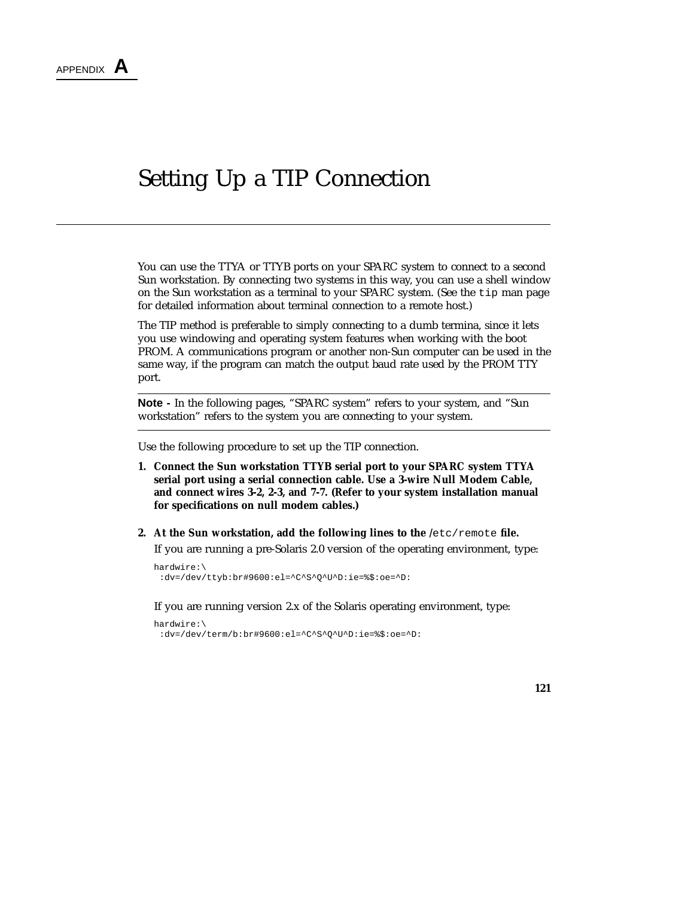APPENDIX **A**

# Setting Up a TIP Connection

You can use the TTYA or TTYB ports on your SPARC system to connect to a second Sun workstation. By connecting two systems in this way, you can use a shell window on the Sun workstation as a terminal to your SPARC system. (See the `tip` man page for detailed information about terminal connection to a remote host.)

The TIP method is preferable to simply connecting to a dumb termina, since it lets you use windowing and operating system features when working with the boot PROM. A communications program or another non-Sun computer can be used in the same way, if the program can match the output baud rate used by the PROM TTY port.

---

**Note -** In the following pages, "SPARC system" refers to your system, and "Sun workstation" refers to the system you are connecting to your system.

---

Use the following procedure to set up the TIP connection.

1. **Connect the Sun workstation TTYB serial port to your SPARC system TTYA serial port using a serial connection cable. Use a 3-wire Null Modem Cable, and connect wires 3-2, 2-3, and 7-7. (Refer to your system installation manual for specifications on null modem cables.)**

2. **At the Sun workstation, add the following lines to the /`etc/remote` file.**

   If you are running a pre-Solaris 2.0 version of the operating environment, type:

   ```
   hardwire:\
    :dv=/dev/ttyb:br#9600:el=^C^S^Q^U^D:ie=%$:oe=^D:
   ```

   If you are running version 2.x of the Solaris operating environment, type:

   ```
   hardwire:\
    :dv=/dev/term/b:br#9600:el=^C^S^Q^U^D:ie=%$:oe=^D:
   ```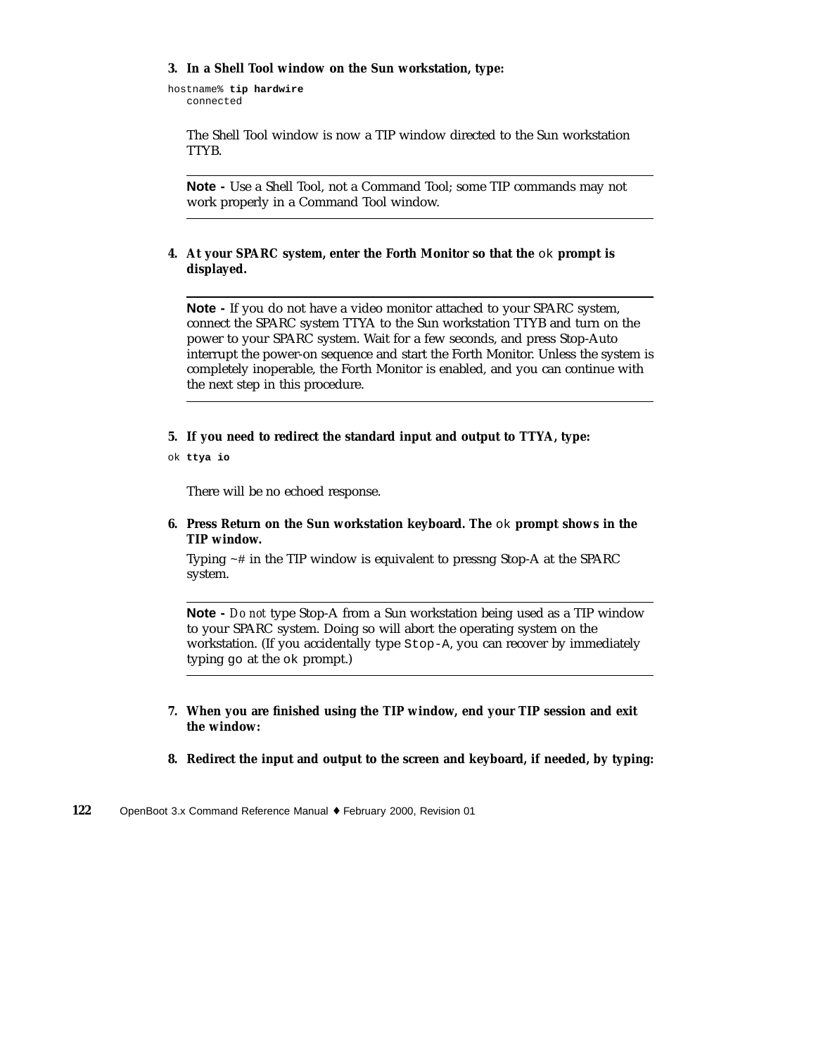3. **In a Shell Tool window on the Sun workstation, type:**

```
hostname% tip hardwire
   connected
```

The Shell Tool window is now a TIP window directed to the Sun workstation TTYB.

---

**Note -** Use a Shell Tool, not a Command Tool; some TIP commands may not work properly in a Command Tool window.

---

4. **At your SPARC system, enter the Forth Monitor so that the `ok` prompt is displayed.**

---

**Note -** If you do not have a video monitor attached to your SPARC system, connect the SPARC system TTYA to the Sun workstation TTYB and turn on the power to your SPARC system. Wait for a few seconds, and press Stop-Auto interrupt the power-on sequence and start the Forth Monitor. Unless the system is completely inoperable, the Forth Monitor is enabled, and you can continue with the next step in this procedure.

---

5. **If you need to redirect the standard input and output to TTYA, type:**

```
ok ttya io
```

There will be no echoed response.

6. **Press Return on the Sun workstation keyboard. The `ok` prompt shows in the TIP window.**

   Typing ~# in the TIP window is equivalent to pressng Stop-A at the SPARC system.

---

**Note -** *Do not* type Stop-A from a Sun workstation being used as a TIP window to your SPARC system. Doing so will abort the operating system on the workstation. (If you accidentally type `Stop-A`, you can recover by immediately typing `go` at the `ok` prompt.)

---

7. **When you are finished using the TIP window, end your TIP session and exit the window:**

8. **Redirect the input and output to the screen and keyboard, if needed, by typing:**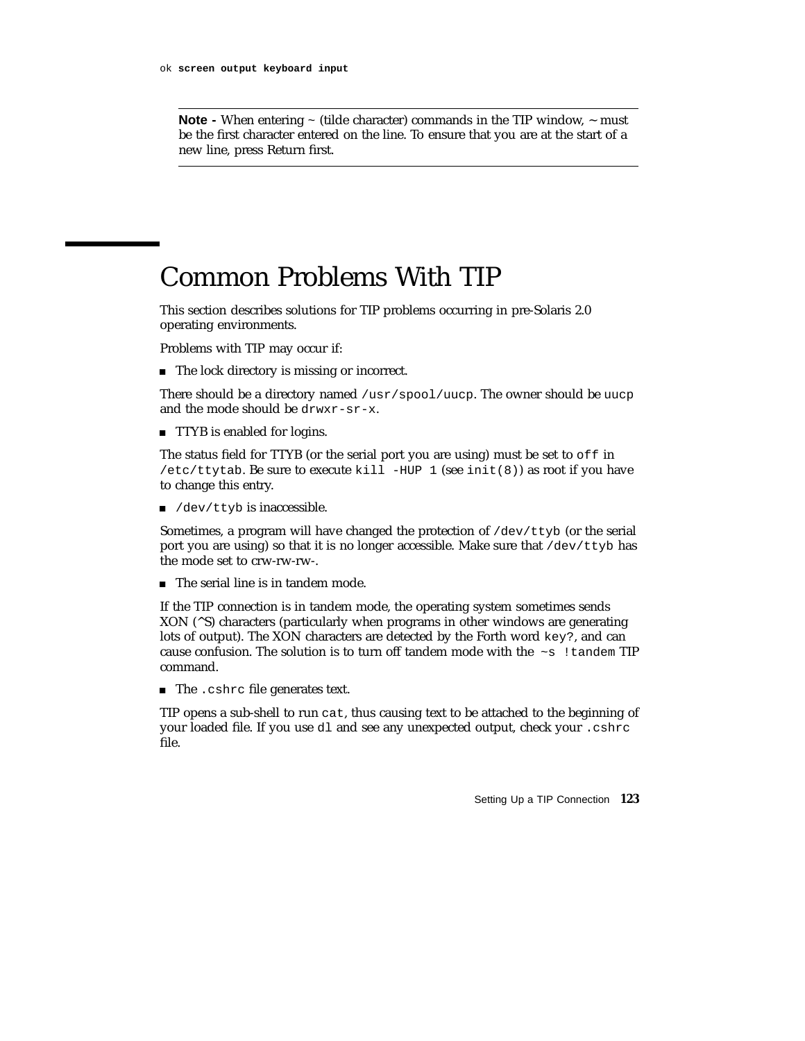```
ok screen output keyboard input
```

---

**Note -** When entering ~ (tilde character) commands in the TIP window, ~ must be the first character entered on the line. To ensure that you are at the start of a new line, press Return first.

---

## Common Problems With TIP

This section describes solutions for TIP problems occurring in pre-Solaris 2.0 operating environments.

Problems with TIP may occur if:

- The lock directory is missing or incorrect.

There should be a directory named `/usr/spool/uucp`. The owner should be `uucp` and the mode should be `drwxr-sr-x`.

- TTYB is enabled for logins.

The status field for TTYB (or the serial port you are using) must be set to `off` in `/etc/ttytab`. Be sure to execute `kill -HUP 1` (see `init(8)`) as root if you have to change this entry.

- `/dev/ttyb` is inaccessible.

Sometimes, a program will have changed the protection of `/dev/ttyb` (or the serial port you are using) so that it is no longer accessible. Make sure that `/dev/ttyb` has the mode set to crw-rw-rw-.

- The serial line is in tandem mode.

If the TIP connection is in tandem mode, the operating system sometimes sends XON (^S) characters (particularly when programs in other windows are generating lots of output). The XON characters are detected by the Forth word `key?`, and can cause confusion. The solution is to turn off tandem mode with the `~s !tandem` TIP command.

- The `.cshrc` file generates text.

TIP opens a sub-shell to run `cat`, thus causing text to be attached to the beginning of your loaded file. If you use `dl` and see any unexpected output, check your `.cshrc` file.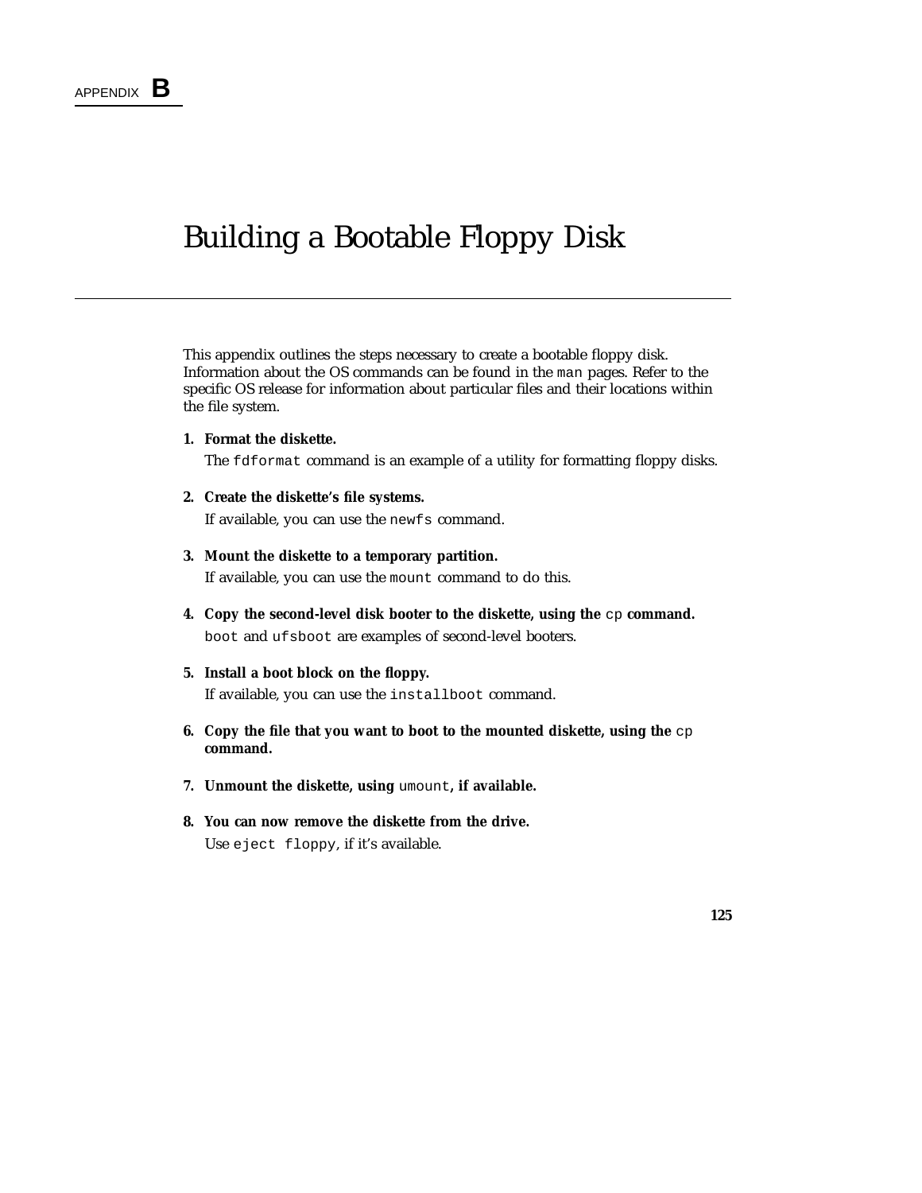APPENDIX **B**

# Building a Bootable Floppy Disk

This appendix outlines the steps necessary to create a bootable floppy disk. Information about the OS commands can be found in the `man` pages. Refer to the specific OS release for information about particular files and their locations within the file system.

1. **Format the diskette.**

   The `fdformat` command is an example of a utility for formatting floppy disks.

2. **Create the diskette's file systems.**

   If available, you can use the `newfs` command.

3. **Mount the diskette to a temporary partition.**

   If available, you can use the `mount` command to do this.

4. **Copy the second-level disk booter to the diskette, using the `cp` command.**

   `boot` and `ufsboot` are examples of second-level booters.

5. **Install a boot block on the floppy.**

   If available, you can use the `installboot` command.

6. **Copy the file that you want to boot to the mounted diskette, using the `cp` command.**

7. **Unmount the diskette, using `umount`, if available.**

8. **You can now remove the diskette from the drive.**

   Use `eject floppy`, if it's available.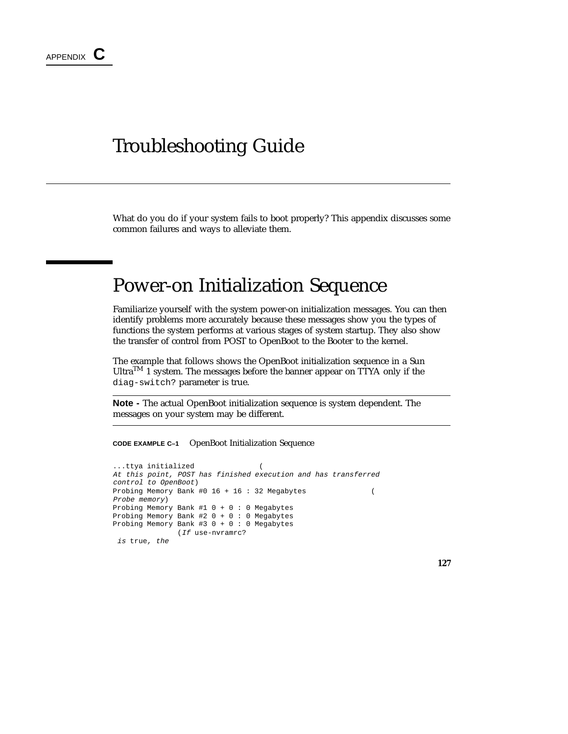APPENDIX **C**

# Troubleshooting Guide

What do you do if your system fails to boot properly? This appendix discusses some common failures and ways to alleviate them.

## Power-on Initialization Sequence

Familiarize yourself with the system power-on initialization messages. You can then identify problems more accurately because these messages show you the types of functions the system performs at various stages of system startup. They also show the transfer of control from POST to OpenBoot to the Booter to the kernel.

The example that follows shows the OpenBoot initialization sequence in a Sun Ultra™ 1 system. The messages before the banner appear on TTYA only if the `diag-switch?` parameter is true.

---

**Note -** The actual OpenBoot initialization sequence is system dependent. The messages on your system may be different.

---

**CODE EXAMPLE C–1** OpenBoot Initialization Sequence

```
...ttya initialized              (
At this point, POST has finished execution and has transferred
control to OpenBoot)
Probing Memory Bank #0 16 + 16 : 32 Megabytes              (
Probe memory)
Probing Memory Bank #1 0 + 0 : 0 Megabytes
Probing Memory Bank #2 0 + 0 : 0 Megabytes
Probing Memory Bank #3 0 + 0 : 0 Megabytes
              (If use-nvramrc?
 is true, the
```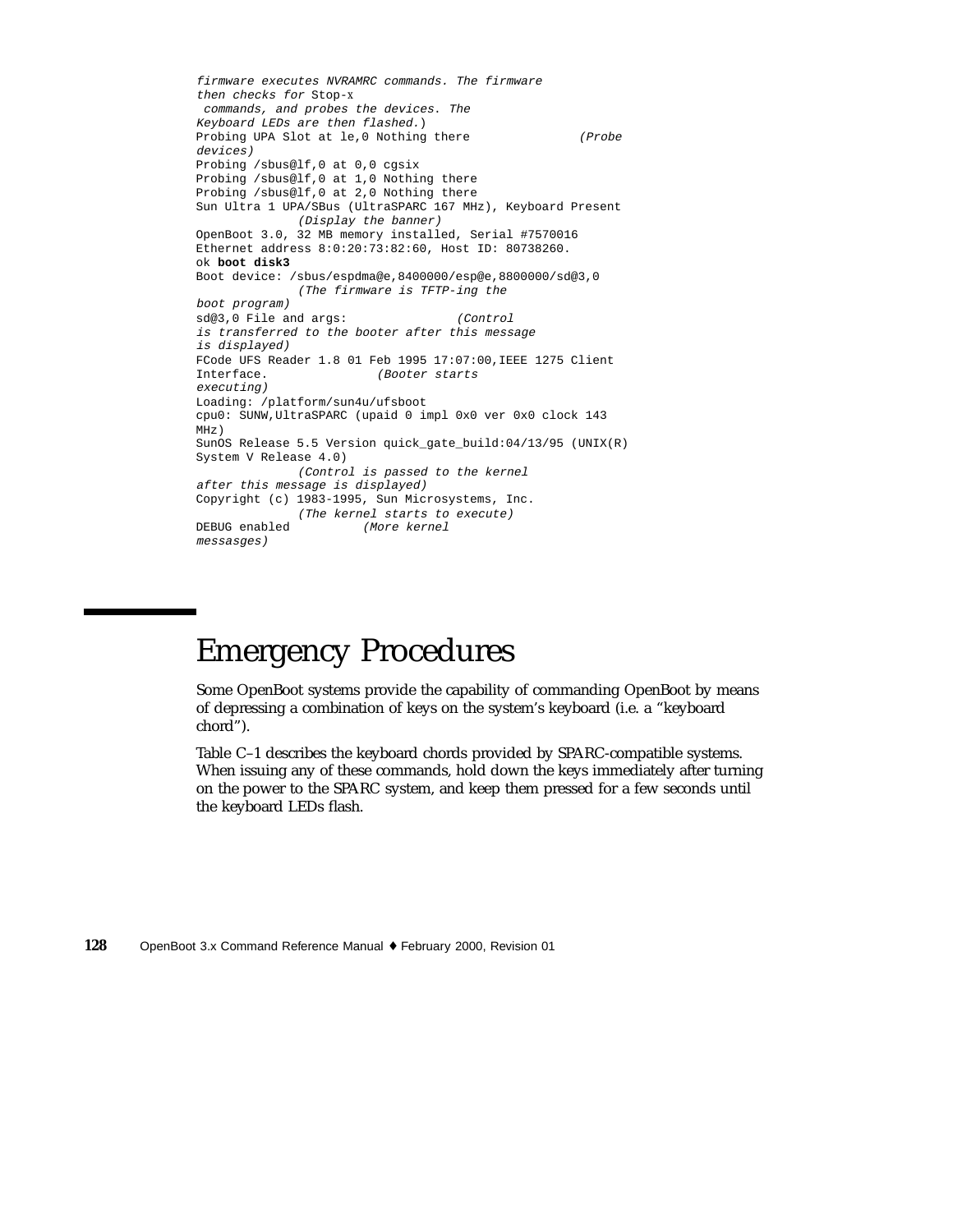```
firmware executes NVRAMRC commands. The firmware
then checks for Stop-x
 commands, and probes the devices. The
Keyboard LEDs are then flashed.)
Probing UPA Slot at le,0 Nothing there              (Probe
devices)
Probing /sbus@lf,0 at 0,0 cgsix
Probing /sbus@lf,0 at 1,0 Nothing there
Probing /sbus@lf,0 at 2,0 Nothing there
Sun Ultra 1 UPA/SBus (UltraSPARC 167 MHz), Keyboard Present
              (Display the banner)
OpenBoot 3.0, 32 MB memory installed, Serial #7570016
Ethernet address 8:0:20:73:82:60, Host ID: 80738260.
ok boot disk3
Boot device: /sbus/espdma@e,8400000/esp@e,8800000/sd@3,0
              (The firmware is TFTP-ing the
boot program)
sd@3,0 File and args:               (Control
is transferred to the booter after this message
is displayed)
FCode UFS Reader 1.8 01 Feb 1995 17:07:00,IEEE 1275 Client
Interface.              (Booter starts
executing)
Loading: /platform/sun4u/ufsboot
cpu0: SUNW,UltraSPARC (upaid 0 impl 0x0 ver 0x0 clock 143
MHz)
SunOS Release 5.5 Version quick_gate_build:04/13/95 (UNIX(R)
System V Release 4.0)
              (Control is passed to the kernel
after this message is displayed)
Copyright (c) 1983-1995, Sun Microsystems, Inc.
              (The kernel starts to execute)
DEBUG enabled         (More kernel
messasges)
```

## Emergency Procedures

Some OpenBoot systems provide the capability of commanding OpenBoot by means of depressing a combination of keys on the system's keyboard (i.e. a "keyboard chord").

Table C–1 describes the keyboard chords provided by SPARC-compatible systems. When issuing any of these commands, hold down the keys immediately after turning on the power to the SPARC system, and keep them pressed for a few seconds until the keyboard LEDs flash.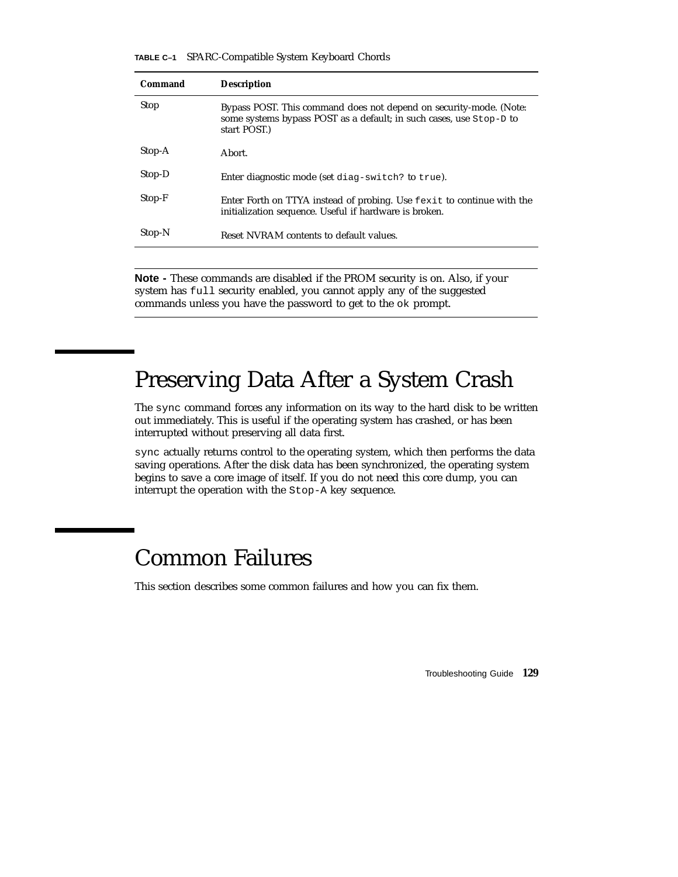**TABLE C–1** SPARC-Compatible System Keyboard Chords

| Command | Description |
|---|---|
| Stop | Bypass POST. This command does not depend on security-mode. (Note: some systems bypass POST as a default; in such cases, use `Stop-D` to start POST.) |
| Stop-A | Abort. |
| Stop-D | Enter diagnostic mode (set `diag-switch?` to `true`). |
| Stop-F | Enter Forth on TTYA instead of probing. Use `fexit` to continue with the initialization sequence. Useful if hardware is broken. |
| Stop-N | Reset NVRAM contents to default values. |

---

**Note -** These commands are disabled if the PROM security is on. Also, if your system has `full` security enabled, you cannot apply any of the suggested commands unless you have the password to get to the `ok` prompt.

---

# Preserving Data After a System Crash

The `sync` command forces any information on its way to the hard disk to be written out immediately. This is useful if the operating system has crashed, or has been interrupted without preserving all data first.

`sync` actually returns control to the operating system, which then performs the data saving operations. After the disk data has been synchronized, the operating system begins to save a core image of itself. If you do not need this core dump, you can interrupt the operation with the `Stop-A` key sequence.

# Common Failures

This section describes some common failures and how you can fix them.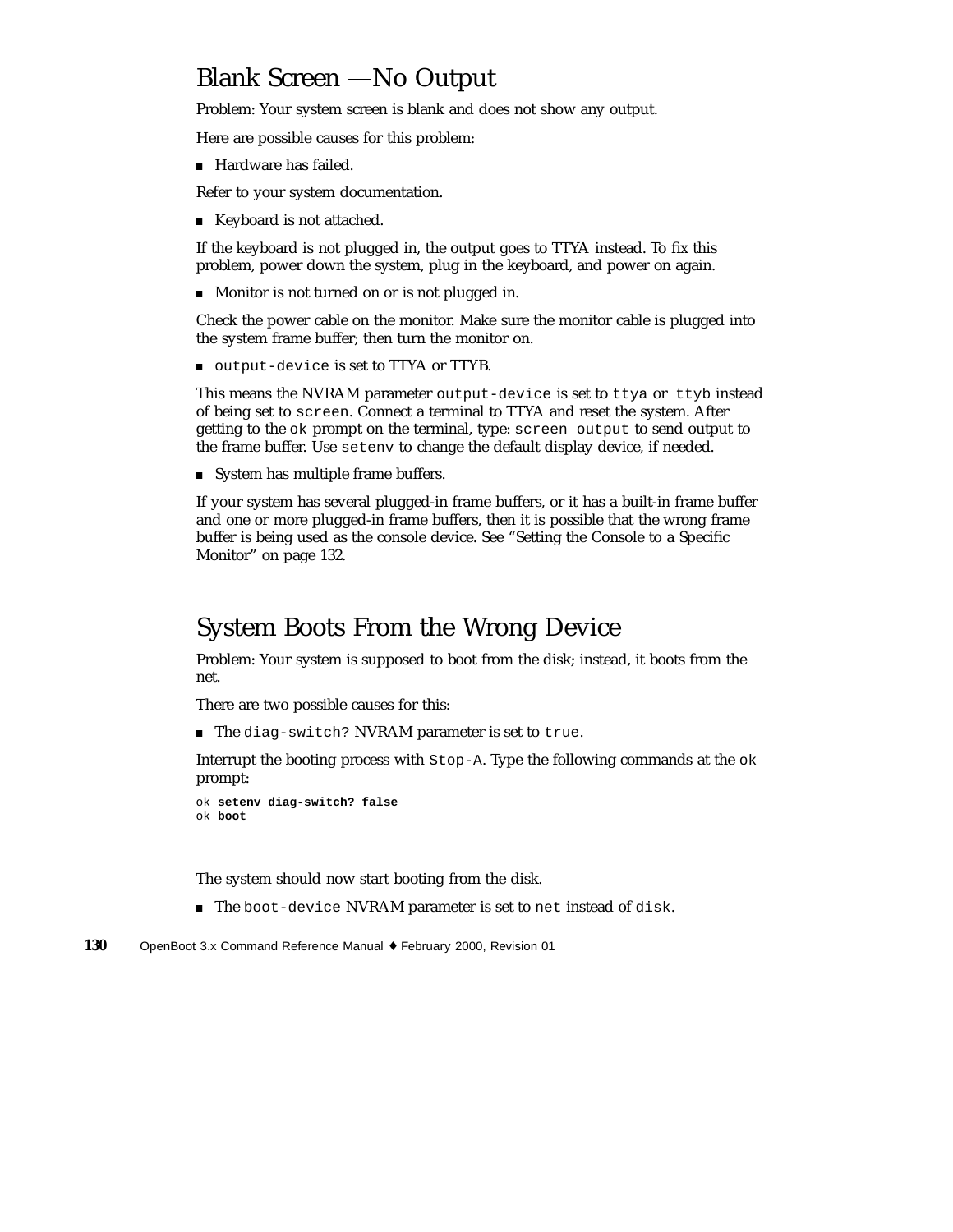## Blank Screen — No Output

Problem: Your system screen is blank and does not show any output.

Here are possible causes for this problem:

- Hardware has failed.

Refer to your system documentation.

- Keyboard is not attached.

If the keyboard is not plugged in, the output goes to TTYA instead. To fix this problem, power down the system, plug in the keyboard, and power on again.

- Monitor is not turned on or is not plugged in.

Check the power cable on the monitor. Make sure the monitor cable is plugged into the system frame buffer; then turn the monitor on.

- `output-device` is set to TTYA or TTYB.

This means the NVRAM parameter `output-device` is set to `ttya` or `ttyb` instead of being set to `screen`. Connect a terminal to TTYA and reset the system. After getting to the `ok` prompt on the terminal, type: `screen output` to send output to the frame buffer. Use `setenv` to change the default display device, if needed.

- System has multiple frame buffers.

If your system has several plugged-in frame buffers, or it has a built-in frame buffer and one or more plugged-in frame buffers, then it is possible that the wrong frame buffer is being used as the console device. See "Setting the Console to a Specific Monitor" on page 132.

## System Boots From the Wrong Device

Problem: Your system is supposed to boot from the disk; instead, it boots from the net.

There are two possible causes for this:

- The `diag-switch?` NVRAM parameter is set to `true`.

Interrupt the booting process with `Stop-A`. Type the following commands at the `ok` prompt:

```
ok setenv diag-switch? false
ok boot
```

The system should now start booting from the disk.

- The `boot-device` NVRAM parameter is set to `net` instead of `disk`.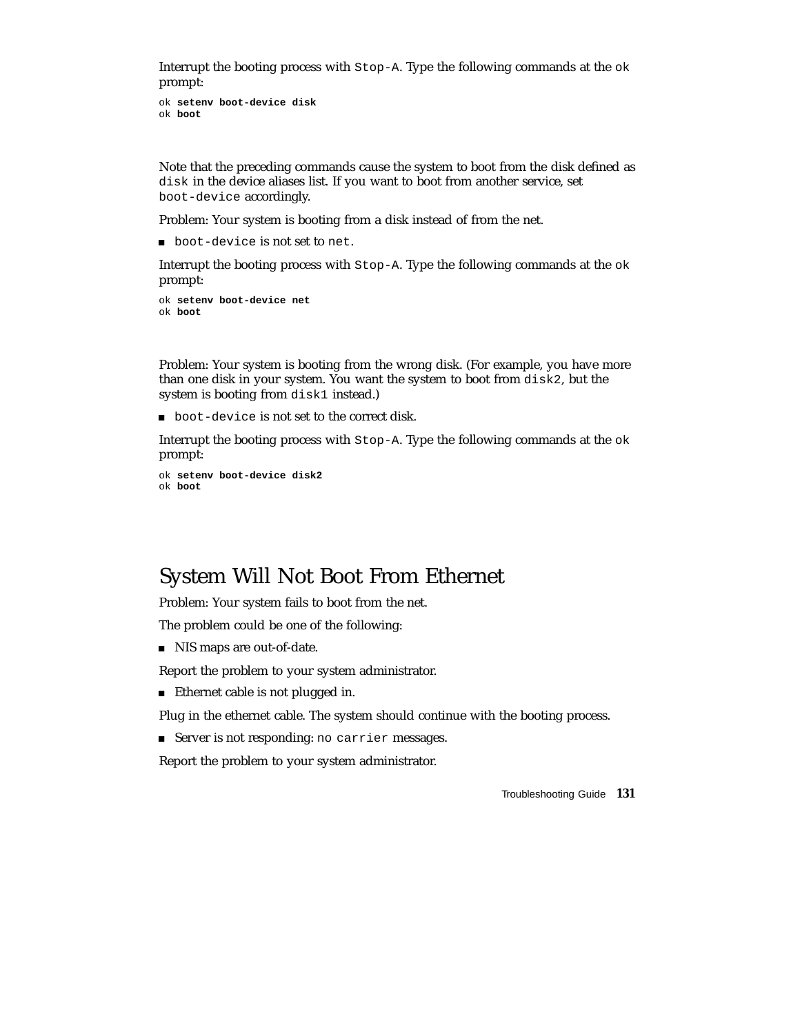Interrupt the booting process with `Stop-A`. Type the following commands at the `ok` prompt:

```
ok setenv boot-device disk
ok boot
```

Note that the preceding commands cause the system to boot from the disk defined as `disk` in the device aliases list. If you want to boot from another service, set `boot-device` accordingly.

Problem: Your system is booting from a disk instead of from the net.

- `boot-device` is not set to `net`.

Interrupt the booting process with `Stop-A`. Type the following commands at the `ok` prompt:

```
ok setenv boot-device net
ok boot
```

Problem: Your system is booting from the wrong disk. (For example, you have more than one disk in your system. You want the system to boot from `disk2`, but the system is booting from `disk1` instead.)

- `boot-device` is not set to the correct disk.

Interrupt the booting process with `Stop-A`. Type the following commands at the `ok` prompt:

```
ok setenv boot-device disk2
ok boot
```

## System Will Not Boot From Ethernet

Problem: Your system fails to boot from the net.

The problem could be one of the following:

- NIS maps are out-of-date.

Report the problem to your system administrator.

- Ethernet cable is not plugged in.

Plug in the ethernet cable. The system should continue with the booting process.

- Server is not responding: `no carrier` messages.

Report the problem to your system administrator.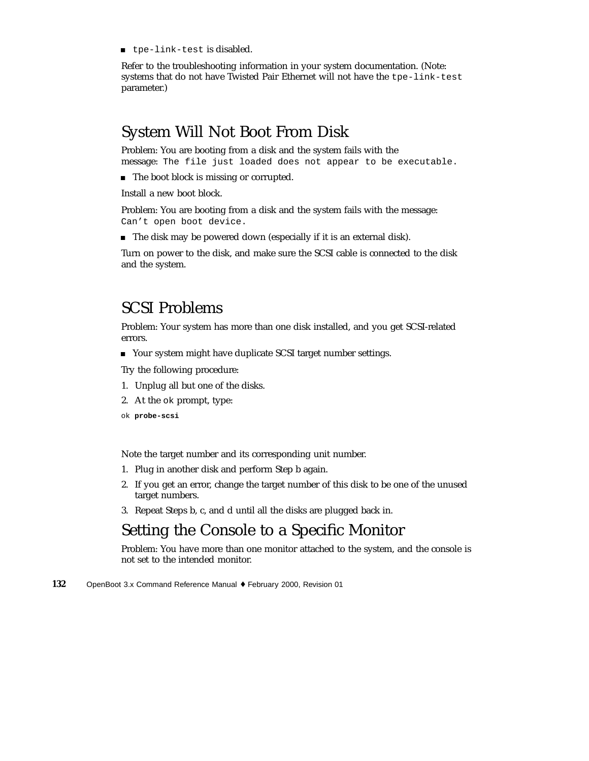- `tpe-link-test` is disabled.

Refer to the troubleshooting information in your system documentation. (Note: systems that do not have Twisted Pair Ethernet will not have the `tpe-link-test` parameter.)

## System Will Not Boot From Disk

Problem: You are booting from a disk and the system fails with the message: `The file just loaded does not appear to be executable.`

- The boot block is missing or corrupted.

Install a new boot block.

Problem: You are booting from a disk and the system fails with the message: `Can't open boot device.`

- The disk may be powered down (especially if it is an external disk).

Turn on power to the disk, and make sure the SCSI cable is connected to the disk and the system.

## SCSI Problems

Problem: Your system has more than one disk installed, and you get SCSI-related errors.

- Your system might have duplicate SCSI target number settings.

Try the following procedure:

1. Unplug all but one of the disks.
2. At the `ok` prompt, type:

```
ok probe-scsi
```

Note the target number and its corresponding unit number.

1. Plug in another disk and perform Step b again.
2. If you get an error, change the target number of this disk to be one of the unused target numbers.
3. Repeat Steps b, c, and d until all the disks are plugged back in.

## Setting the Console to a Specific Monitor

Problem: You have more than one monitor attached to the system, and the console is not set to the intended monitor.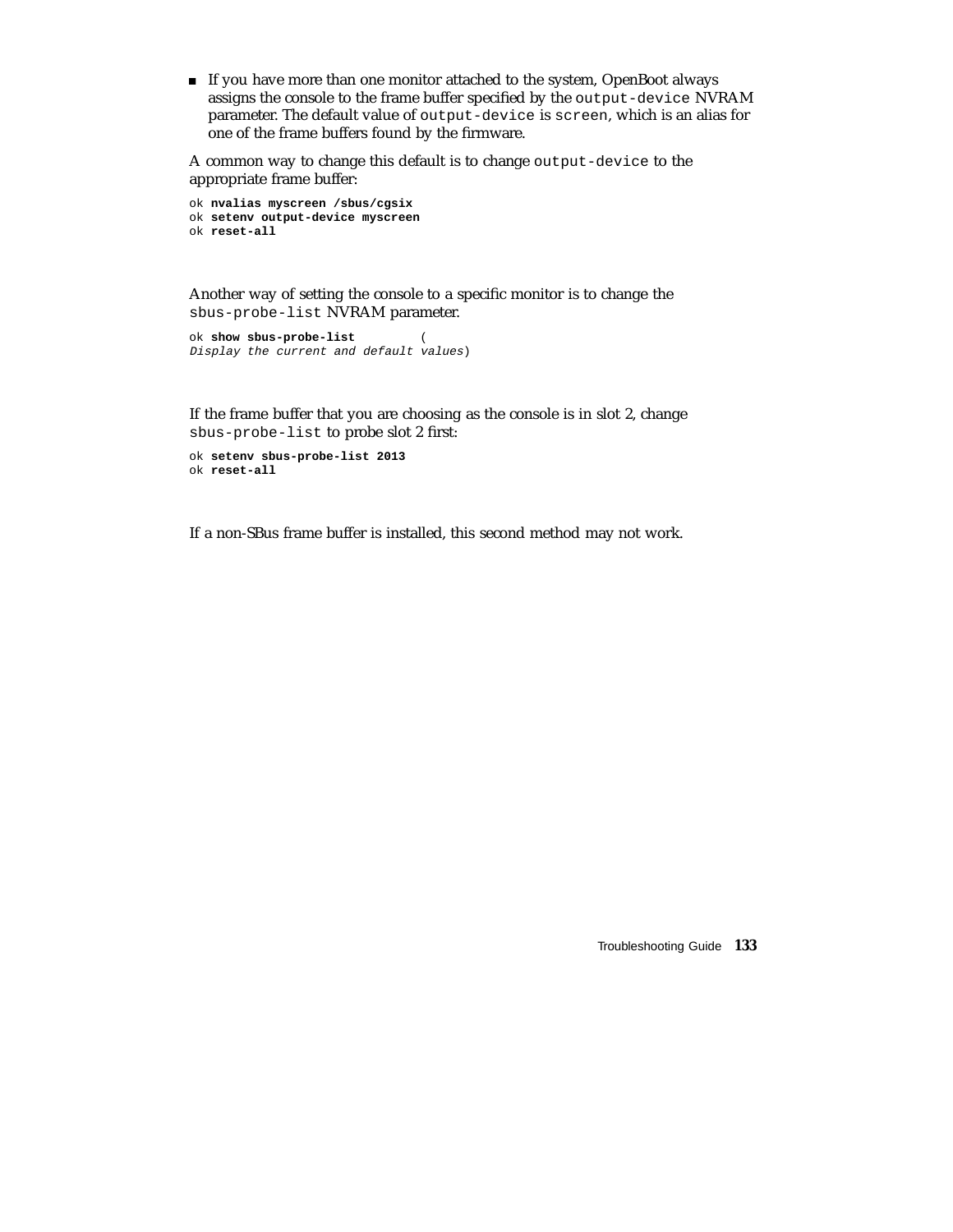- If you have more than one monitor attached to the system, OpenBoot always assigns the console to the frame buffer specified by the `output-device` NVRAM parameter. The default value of `output-device` is `screen`, which is an alias for one of the frame buffers found by the firmware.

A common way to change this default is to change `output-device` to the appropriate frame buffer:

```
ok nvalias myscreen /sbus/cgsix
ok setenv output-device myscreen
ok reset-all
```

Another way of setting the console to a specific monitor is to change the `sbus-probe-list` NVRAM parameter.

```
ok show sbus-probe-list         (
Display the current and default values)
```

If the frame buffer that you are choosing as the console is in slot 2, change `sbus-probe-list` to probe slot 2 first:

```
ok setenv sbus-probe-list 2013
ok reset-all
```

If a non-SBus frame buffer is installed, this second method may not work.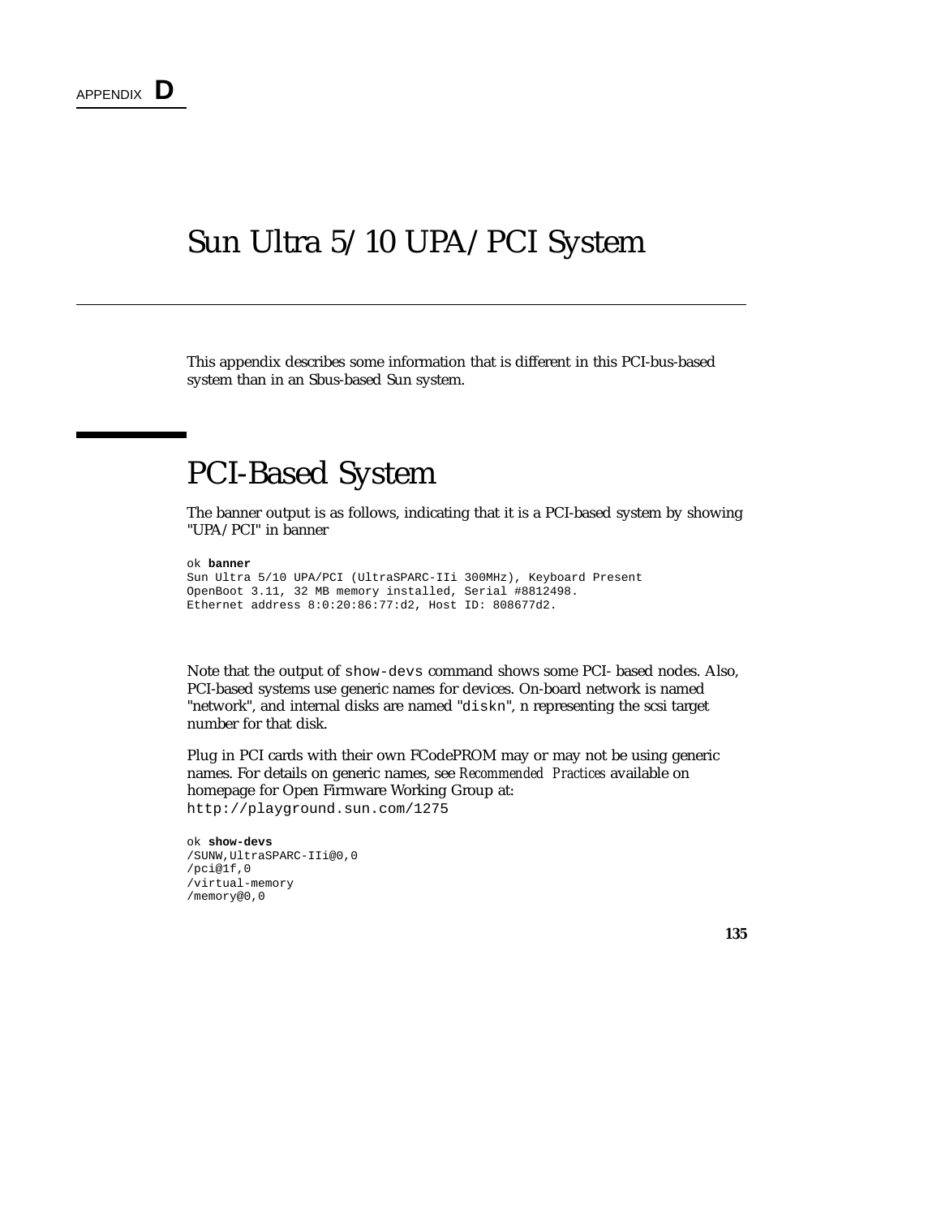APPENDIX **D**

# Sun Ultra 5/10 UPA/PCI System

This appendix describes some information that is different in this PCI-bus-based system than in an Sbus-based Sun system.

## PCI-Based System

The banner output is as follows, indicating that it is a PCI-based system by showing "UPA/PCI" in banner

```
ok banner
Sun Ultra 5/10 UPA/PCI (UltraSPARC-IIi 300MHz), Keyboard Present
OpenBoot 3.11, 32 MB memory installed, Serial #8812498.
Ethernet address 8:0:20:86:77:d2, Host ID: 808677d2.
```

Note that the output of `show-devs` command shows some PCI- based nodes. Also, PCI-based systems use generic names for devices. On-board network is named "network", and internal disks are named "`diskn`", n representing the scsi target number for that disk.

Plug in PCI cards with their own FCodePROM may or may not be using generic names. For details on generic names, see *Recommended Practices* available on homepage for Open Firmware Working Group at: `http://playground.sun.com/1275`

```
ok show-devs
/SUNW,UltraSPARC-IIi@0,0
/pci@1f,0
/virtual-memory
/memory@0,0
```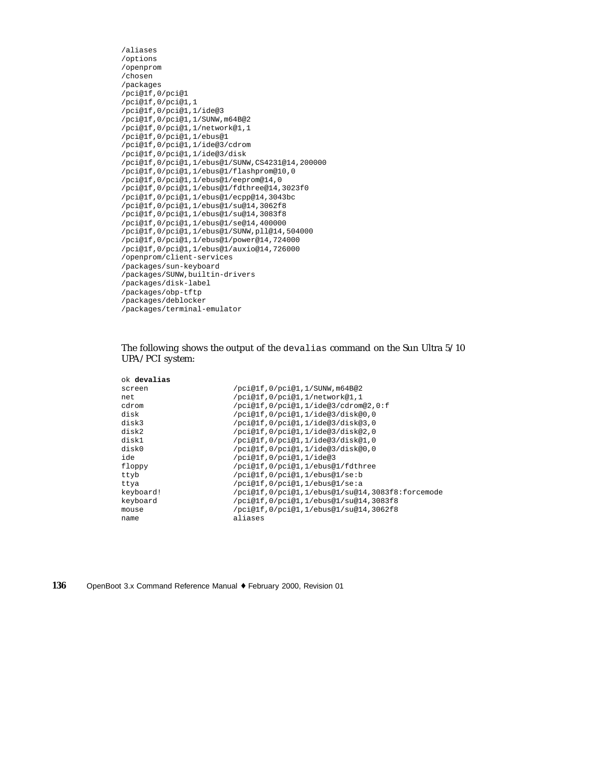```
/aliases
/options
/openprom
/chosen
/packages
/pci@1f,0/pci@1
/pci@1f,0/pci@1,1
/pci@1f,0/pci@1,1/ide@3
/pci@1f,0/pci@1,1/SUNW,m64B@2
/pci@1f,0/pci@1,1/network@1,1
/pci@1f,0/pci@1,1/ebus@1
/pci@1f,0/pci@1,1/ide@3/cdrom
/pci@1f,0/pci@1,1/ide@3/disk
/pci@1f,0/pci@1,1/ebus@1/SUNW,CS4231@14,200000
/pci@1f,0/pci@1,1/ebus@1/flashprom@10,0
/pci@1f,0/pci@1,1/ebus@1/eeprom@14,0
/pci@1f,0/pci@1,1/ebus@1/fdthree@14,3023f0
/pci@1f,0/pci@1,1/ebus@1/ecpp@14,3043bc
/pci@1f,0/pci@1,1/ebus@1/su@14,3062f8
/pci@1f,0/pci@1,1/ebus@1/su@14,3083f8
/pci@1f,0/pci@1,1/ebus@1/se@14,400000
/pci@1f,0/pci@1,1/ebus@1/SUNW,pll@14,504000
/pci@1f,0/pci@1,1/ebus@1/power@14,724000
/pci@1f,0/pci@1,1/ebus@1/auxio@14,726000
/openprom/client-services
/packages/sun-keyboard
/packages/SUNW,builtin-drivers
/packages/disk-label
/packages/obp-tftp
/packages/deblocker
/packages/terminal-emulator
```

The following shows the output of the `devalias` command on the Sun Ultra 5/10 UPA/PCI system:

```
ok devalias
screen              /pci@1f,0/pci@1,1/SUNW,m64B@2
net                 /pci@1f,0/pci@1,1/network@1,1
cdrom               /pci@1f,0/pci@1,1/ide@3/cdrom@2,0:f
disk                /pci@1f,0/pci@1,1/ide@3/disk@0,0
disk3               /pci@1f,0/pci@1,1/ide@3/disk@3,0
disk2               /pci@1f,0/pci@1,1/ide@3/disk@2,0
disk1               /pci@1f,0/pci@1,1/ide@3/disk@1,0
disk0               /pci@1f,0/pci@1,1/ide@3/disk@0,0
ide                 /pci@1f,0/pci@1,1/ide@3
floppy              /pci@1f,0/pci@1,1/ebus@1/fdthree
ttyb                /pci@1f,0/pci@1,1/ebus@1/se:b
ttya                /pci@1f,0/pci@1,1/ebus@1/se:a
keyboard!           /pci@1f,0/pci@1,1/ebus@1/su@14,3083f8:forcemode
keyboard            /pci@1f,0/pci@1,1/ebus@1/su@14,3083f8
mouse               /pci@1f,0/pci@1,1/ebus@1/su@14,3062f8
name                aliases
```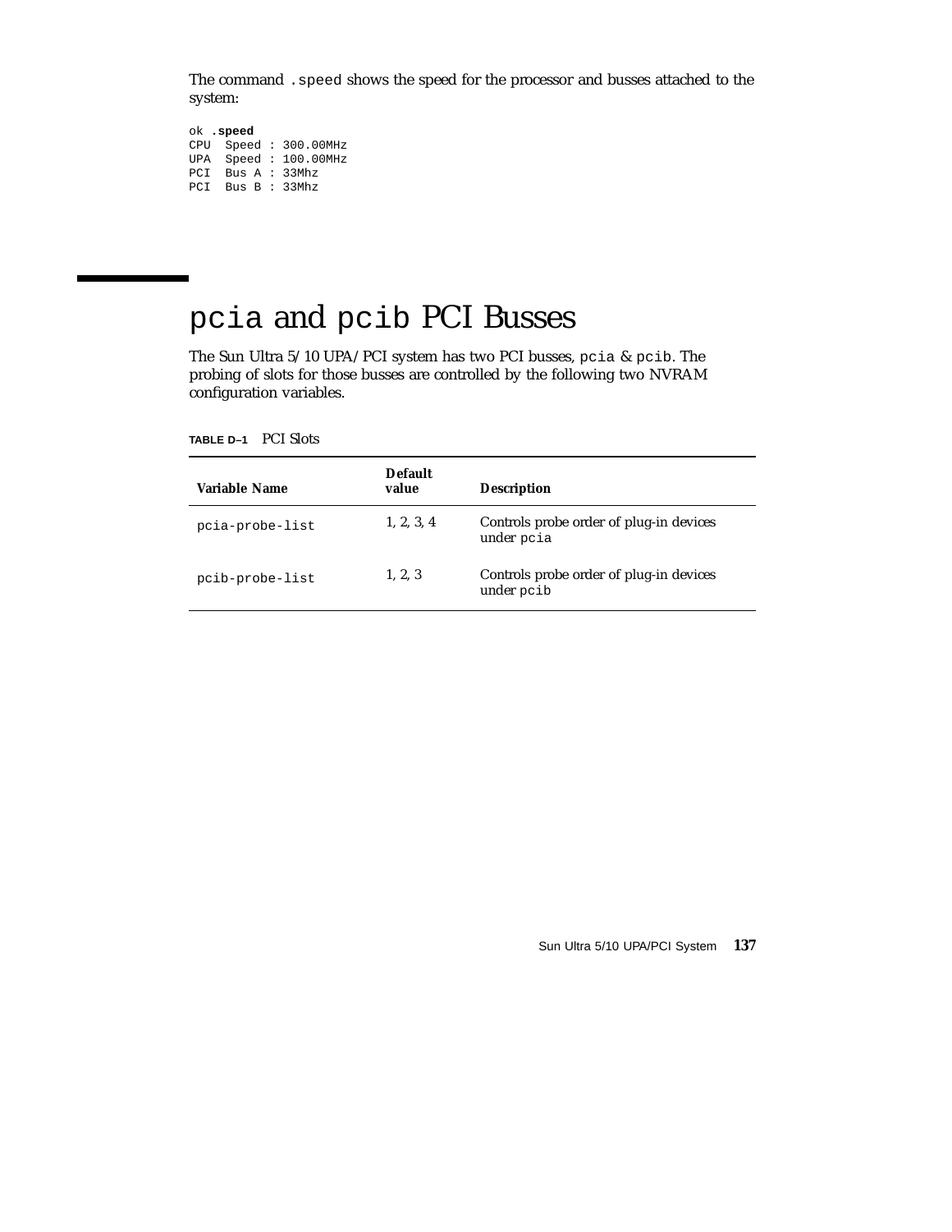The command `.speed` shows the speed for the processor and busses attached to the system:

```
ok .speed
CPU  Speed : 300.00MHz
UPA  Speed : 100.00MHz
PCI  Bus A : 33Mhz
PCI  Bus B : 33Mhz
```

# `pcia` and `pcib` PCI Busses

The Sun Ultra 5/10 UPA/PCI system has two PCI busses, `pcia` & `pcib`. The probing of slots for those busses are controlled by the following two NVRAM configuration variables.

**TABLE D–1** PCI Slots

| Variable Name | Default value | Description |
|---|---|---|
| `pcia-probe-list` | 1, 2, 3, 4 | Controls probe order of plug-in devices under `pcia` |
| `pcib-probe-list` | 1, 2, 3 | Controls probe order of plug-in devices under `pcib` |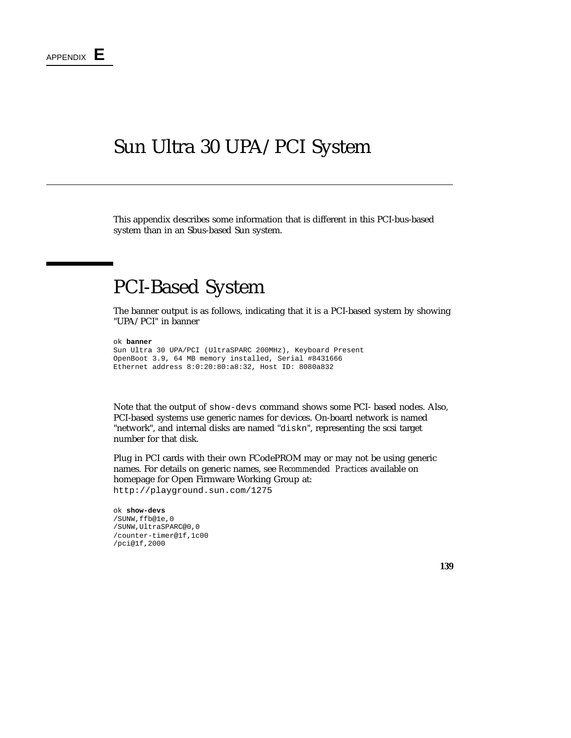APPENDIX **E**

# Sun Ultra 30 UPA/PCI System

This appendix describes some information that is different in this PCI-bus-based system than in an Sbus-based Sun system.

## PCI-Based System

The banner output is as follows, indicating that it is a PCI-based system by showing "UPA/PCI" in banner

```
ok banner
Sun Ultra 30 UPA/PCI (UltraSPARC 200MHz), Keyboard Present
OpenBoot 3.9, 64 MB memory installed, Serial #8431666
Ethernet address 8:0:20:80:a8:32, Host ID: 8080a832
```

Note that the output of `show-devs` command shows some PCI- based nodes. Also, PCI-based systems use generic names for devices. On-board network is named "network", and internal disks are named "`diskn`", representing the scsi target number for that disk.

Plug in PCI cards with their own FCodePROM may or may not be using generic names. For details on generic names, see *Recommended Practices* available on homepage for Open Firmware Working Group at: `http://playground.sun.com/1275`

```
ok show-devs
/SUNW,ffb@1e,0
/SUNW,UltraSPARC@0,0
/counter-timer@1f,1c00
/pci@1f,2000
```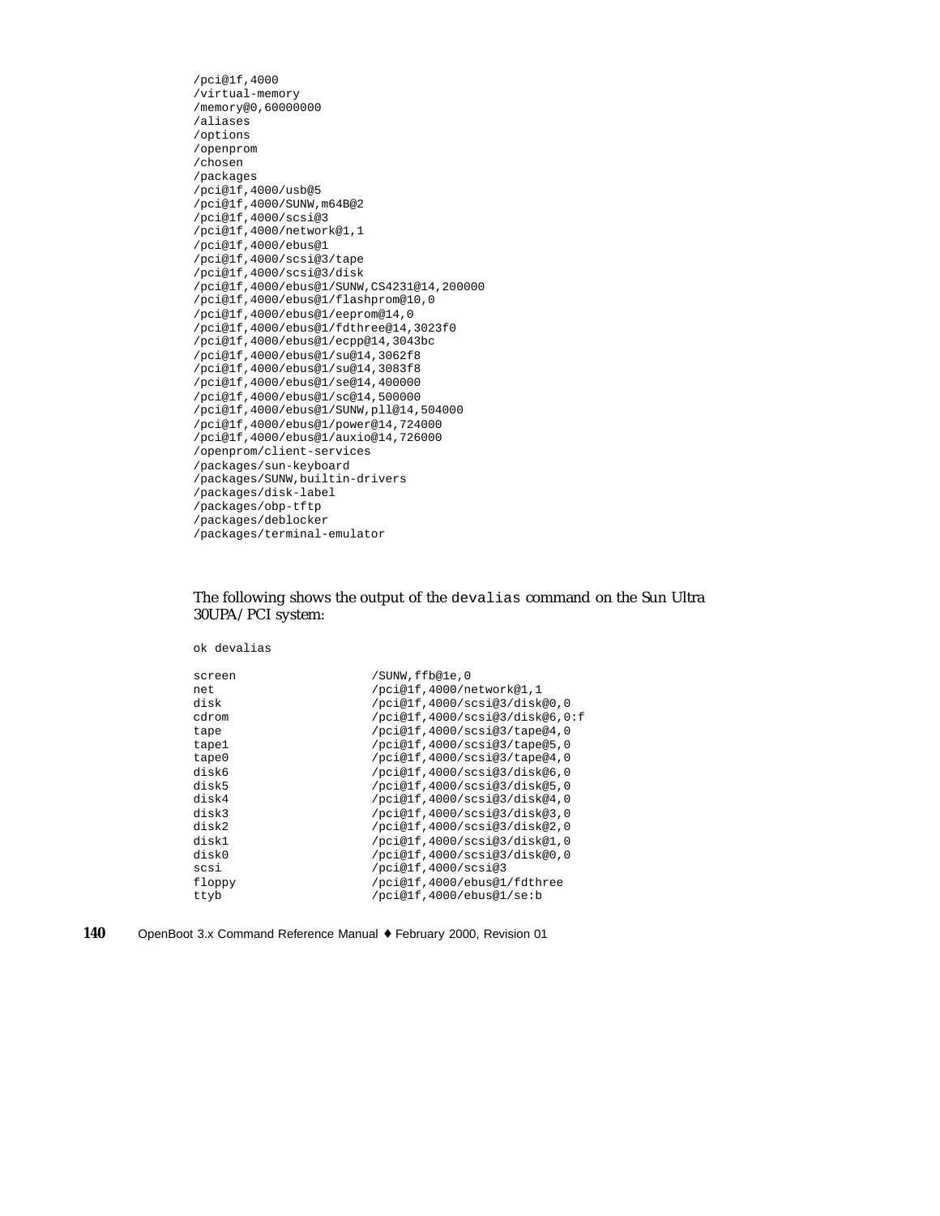```
/pci@1f,4000
/virtual-memory
/memory@0,60000000
/aliases
/options
/openprom
/chosen
/packages
/pci@1f,4000/usb@5
/pci@1f,4000/SUNW,m64B@2
/pci@1f,4000/scsi@3
/pci@1f,4000/network@1,1
/pci@1f,4000/ebus@1
/pci@1f,4000/scsi@3/tape
/pci@1f,4000/scsi@3/disk
/pci@1f,4000/ebus@1/SUNW,CS4231@14,200000
/pci@1f,4000/ebus@1/flashprom@10,0
/pci@1f,4000/ebus@1/eeprom@14,0
/pci@1f,4000/ebus@1/fdthree@14,3023f0
/pci@1f,4000/ebus@1/ecpp@14,3043bc
/pci@1f,4000/ebus@1/su@14,3062f8
/pci@1f,4000/ebus@1/su@14,3083f8
/pci@1f,4000/ebus@1/se@14,400000
/pci@1f,4000/ebus@1/sc@14,500000
/pci@1f,4000/ebus@1/SUNW,pll@14,504000
/pci@1f,4000/ebus@1/power@14,724000
/pci@1f,4000/ebus@1/auxio@14,726000
/openprom/client-services
/packages/sun-keyboard
/packages/SUNW,builtin-drivers
/packages/disk-label
/packages/obp-tftp
/packages/deblocker
/packages/terminal-emulator
```

The following shows the output of the `devalias` command on the Sun Ultra 30UPA/PCI system:

```
ok devalias

screen                  /SUNW,ffb@1e,0
net                     /pci@1f,4000/network@1,1
disk                    /pci@1f,4000/scsi@3/disk@0,0
cdrom                   /pci@1f,4000/scsi@3/disk@6,0:f
tape                    /pci@1f,4000/scsi@3/tape@4,0
tape1                   /pci@1f,4000/scsi@3/tape@5,0
tape0                   /pci@1f,4000/scsi@3/tape@4,0
disk6                   /pci@1f,4000/scsi@3/disk@6,0
disk5                   /pci@1f,4000/scsi@3/disk@5,0
disk4                   /pci@1f,4000/scsi@3/disk@4,0
disk3                   /pci@1f,4000/scsi@3/disk@3,0
disk2                   /pci@1f,4000/scsi@3/disk@2,0
disk1                   /pci@1f,4000/scsi@3/disk@1,0
disk0                   /pci@1f,4000/scsi@3/disk@0,0
scsi                    /pci@1f,4000/scsi@3
floppy                  /pci@1f,4000/ebus@1/fdthree
ttyb                    /pci@1f,4000/ebus@1/se:b
```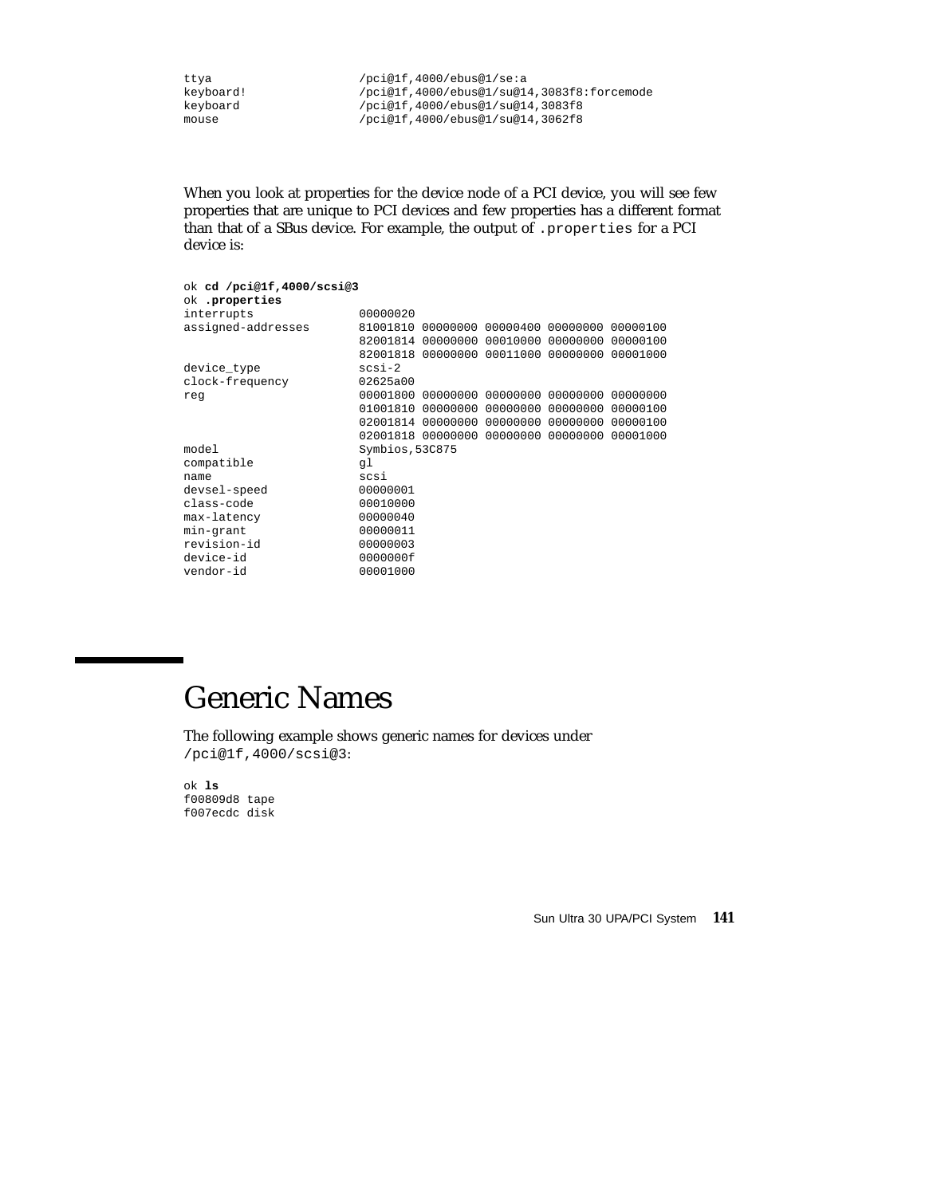```
ttya                  /pci@1f,4000/ebus@1/se:a
keyboard!             /pci@1f,4000/ebus@1/su@14,3083f8:forcemode
keyboard              /pci@1f,4000/ebus@1/su@14,3083f8
mouse                 /pci@1f,4000/ebus@1/su@14,3062f8
```

When you look at properties for the device node of a PCI device, you will see few properties that are unique to PCI devices and few properties has a different format than that of a SBus device. For example, the output of `.properties` for a PCI device is:

```
ok cd /pci@1f,4000/scsi@3
ok .properties
interrupts            00000020
assigned-addresses    81001810 00000000 00000400 00000000 00000100
                      82001814 00000000 00010000 00000000 00000100
                      82001818 00000000 00011000 00000000 00001000
device_type           scsi-2
clock-frequency       02625a00
reg                   00001800 00000000 00000000 00000000 00000000
                      01001810 00000000 00000000 00000000 00000100
                      02001814 00000000 00000000 00000000 00000100
                      02001818 00000000 00000000 00000000 00001000
model                 Symbios,53C875
compatible            gl
name                  scsi
devsel-speed          00000001
class-code            00010000
max-latency           00000040
min-grant             00000011
revision-id           00000003
device-id             0000000f
vendor-id             00001000
```

## Generic Names

The following example shows generic names for devices under `/pci@1f,4000/scsi@3`:

```
ok ls
f00809d8 tape
f007ecdc disk
```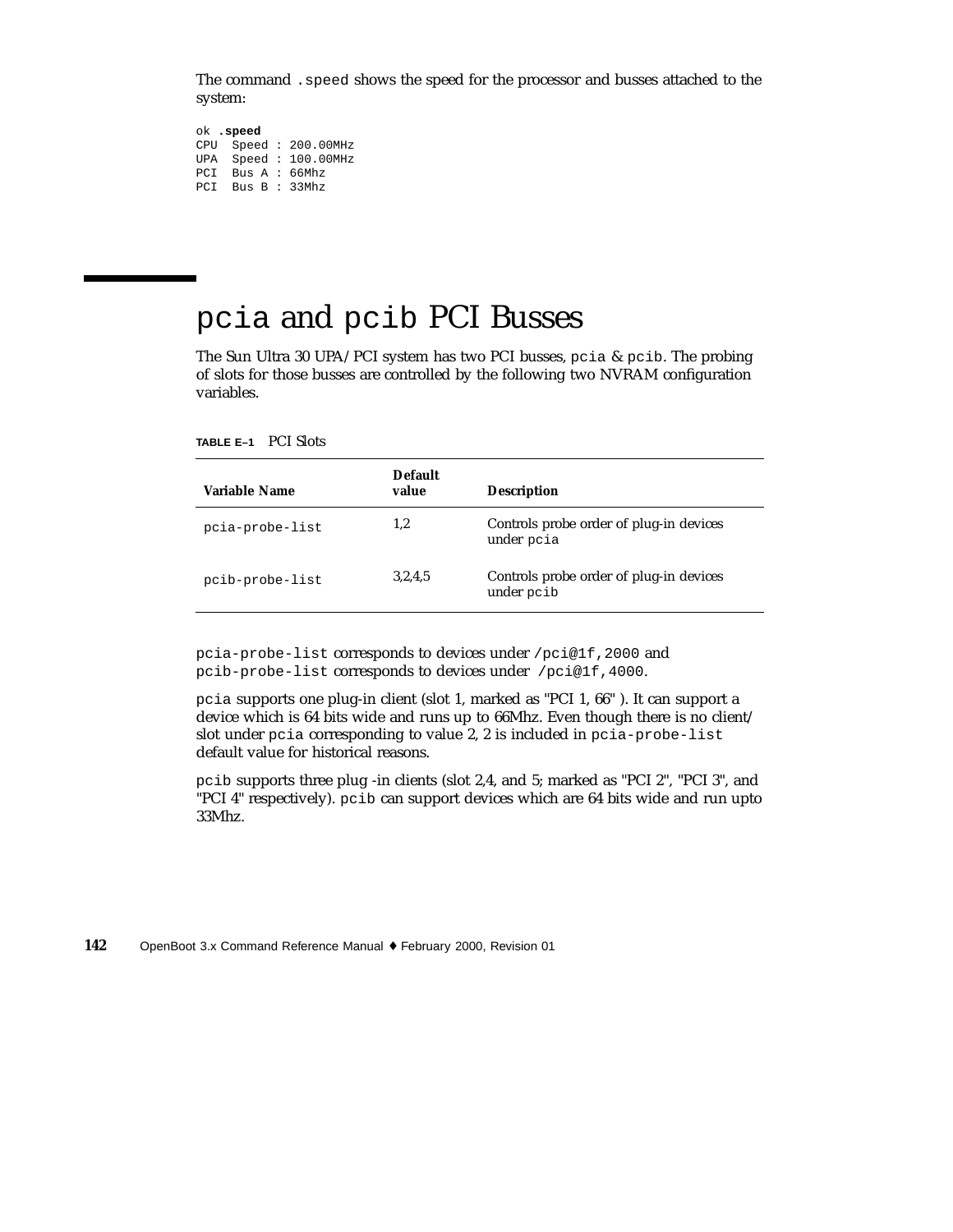The command `.speed` shows the speed for the processor and busses attached to the system:

```
ok .speed
CPU  Speed : 200.00MHz
UPA  Speed : 100.00MHz
PCI  Bus A : 66Mhz
PCI  Bus B : 33Mhz
```

# `pcia` and `pcib` PCI Busses

The Sun Ultra 30 UPA/PCI system has two PCI busses, `pcia` & `pcib`. The probing of slots for those busses are controlled by the following two NVRAM configuration variables.

**TABLE E–1** PCI Slots

| Variable Name | Default value | Description |
|---|---|---|
| `pcia-probe-list` | 1,2 | Controls probe order of plug-in devices under `pcia` |
| `pcib-probe-list` | 3,2,4,5 | Controls probe order of plug-in devices under `pcib` |

`pcia-probe-list` corresponds to devices under `/pci@1f,2000` and `pcib-probe-list` corresponds to devices under `/pci@1f,4000`.

`pcia` supports one plug-in client (slot 1, marked as "PCI 1, 66" ). It can support a device which is 64 bits wide and runs up to 66Mhz. Even though there is no client/slot under `pcia` corresponding to value 2, 2 is included in `pcia-probe-list` default value for historical reasons.

`pcib` supports three plug -in clients (slot 2,4, and 5; marked as "PCI 2", "PCI 3", and "PCI 4" respectively). `pcib` can support devices which are 64 bits wide and run upto 33Mhz.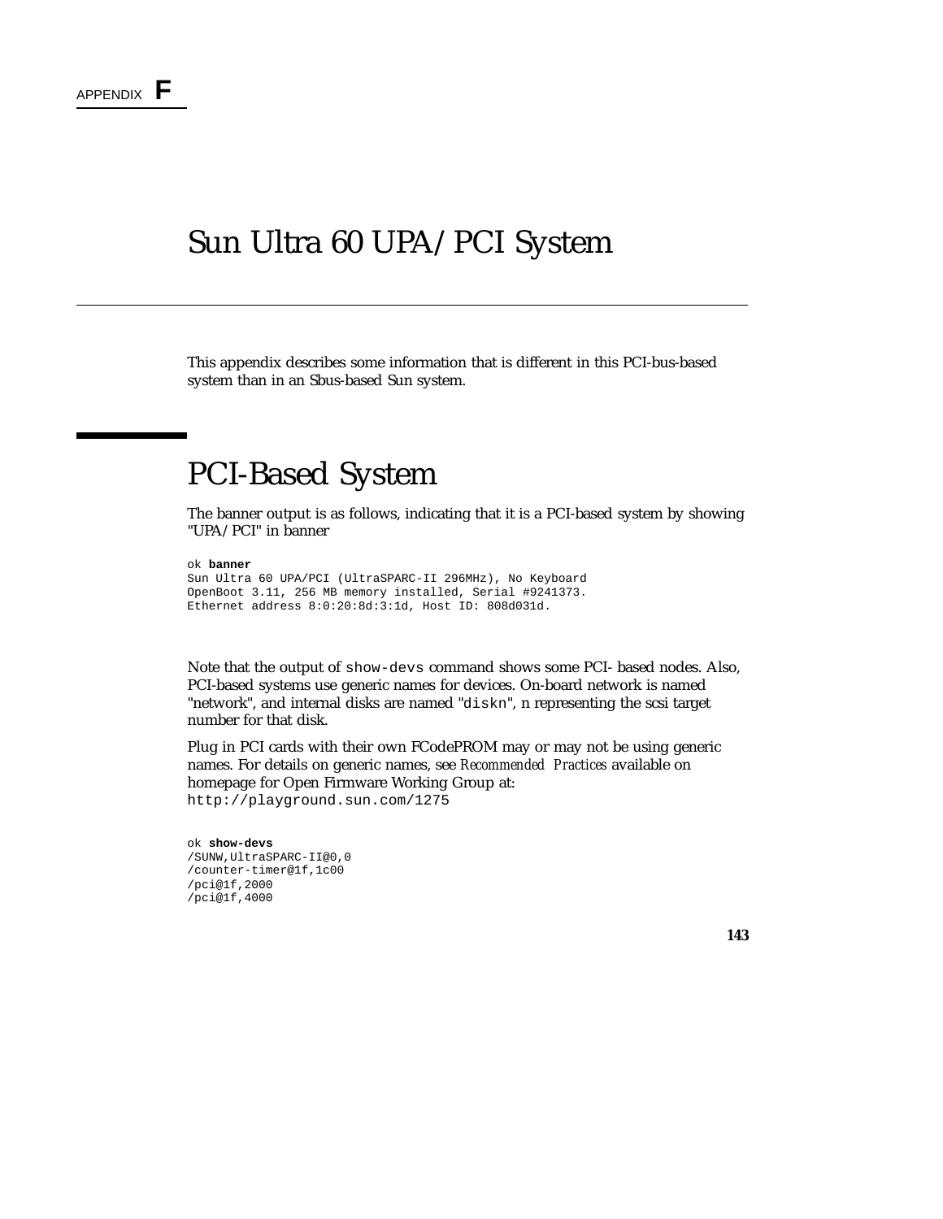APPENDIX **F**

# Sun Ultra 60 UPA/PCI System

This appendix describes some information that is different in this PCI-bus-based system than in an Sbus-based Sun system.

## PCI-Based System

The banner output is as follows, indicating that it is a PCI-based system by showing "UPA/PCI" in banner

```
ok banner
Sun Ultra 60 UPA/PCI (UltraSPARC-II 296MHz), No Keyboard
OpenBoot 3.11, 256 MB memory installed, Serial #9241373.
Ethernet address 8:0:20:8d:3:1d, Host ID: 808d031d.
```

Note that the output of `show-devs` command shows some PCI- based nodes. Also, PCI-based systems use generic names for devices. On-board network is named "network", and internal disks are named "`diskn`", n representing the scsi target number for that disk.

Plug in PCI cards with their own FCodePROM may or may not be using generic names. For details on generic names, see *Recommended Practices* available on homepage for Open Firmware Working Group at: `http://playground.sun.com/1275`

```
ok show-devs
/SUNW,UltraSPARC-II@0,0
/counter-timer@1f,1c00
/pci@1f,2000
/pci@1f,4000
```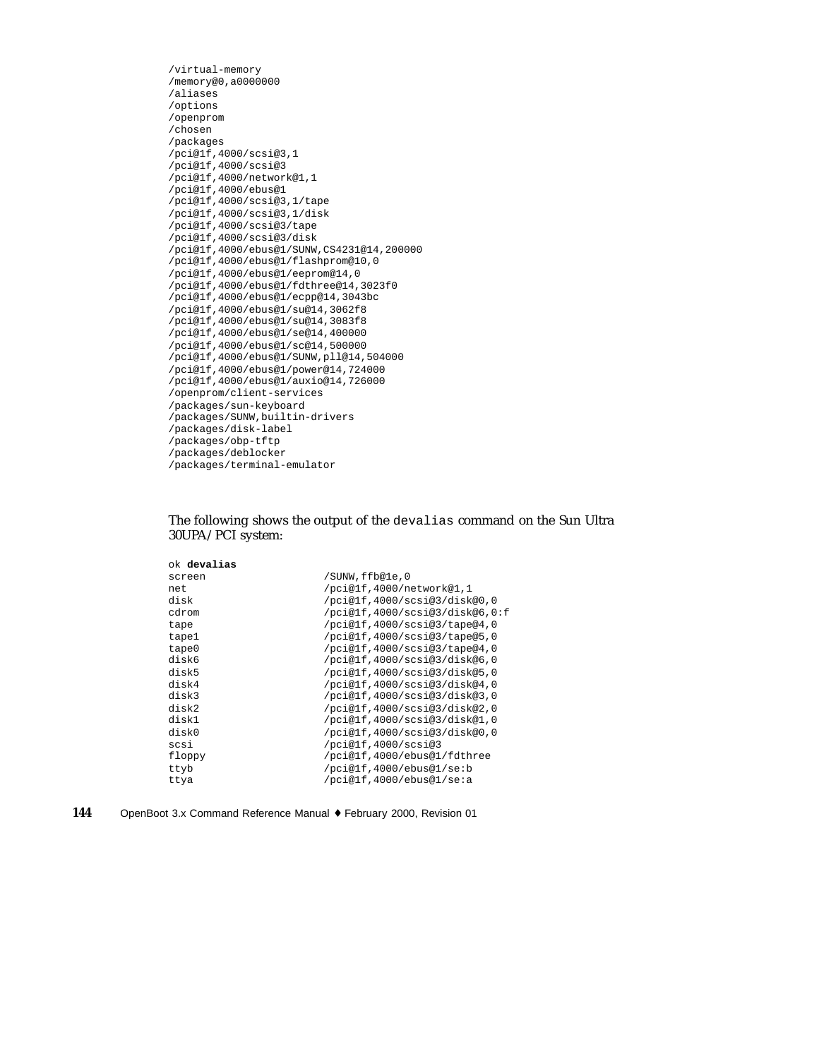```
/virtual-memory
/memory@0,a0000000
/aliases
/options
/openprom
/chosen
/packages
/pci@1f,4000/scsi@3,1
/pci@1f,4000/scsi@3
/pci@1f,4000/network@1,1
/pci@1f,4000/ebus@1
/pci@1f,4000/scsi@3,1/tape
/pci@1f,4000/scsi@3,1/disk
/pci@1f,4000/scsi@3/tape
/pci@1f,4000/scsi@3/disk
/pci@1f,4000/ebus@1/SUNW,CS4231@14,200000
/pci@1f,4000/ebus@1/flashprom@10,0
/pci@1f,4000/ebus@1/eeprom@14,0
/pci@1f,4000/ebus@1/fdthree@14,3023f0
/pci@1f,4000/ebus@1/ecpp@14,3043bc
/pci@1f,4000/ebus@1/su@14,3062f8
/pci@1f,4000/ebus@1/su@14,3083f8
/pci@1f,4000/ebus@1/se@14,400000
/pci@1f,4000/ebus@1/sc@14,500000
/pci@1f,4000/ebus@1/SUNW,pll@14,504000
/pci@1f,4000/ebus@1/power@14,724000
/pci@1f,4000/ebus@1/auxio@14,726000
/openprom/client-services
/packages/sun-keyboard
/packages/SUNW,builtin-drivers
/packages/disk-label
/packages/obp-tftp
/packages/deblocker
/packages/terminal-emulator
```

The following shows the output of the `devalias` command on the Sun Ultra 30UPA/PCI system:

```
ok devalias
screen                  /SUNW,ffb@1e,0
net                     /pci@1f,4000/network@1,1
disk                    /pci@1f,4000/scsi@3/disk@0,0
cdrom                   /pci@1f,4000/scsi@3/disk@6,0:f
tape                    /pci@1f,4000/scsi@3/tape@4,0
tape1                   /pci@1f,4000/scsi@3/tape@5,0
tape0                   /pci@1f,4000/scsi@3/tape@4,0
disk6                   /pci@1f,4000/scsi@3/disk@6,0
disk5                   /pci@1f,4000/scsi@3/disk@5,0
disk4                   /pci@1f,4000/scsi@3/disk@4,0
disk3                   /pci@1f,4000/scsi@3/disk@3,0
disk2                   /pci@1f,4000/scsi@3/disk@2,0
disk1                   /pci@1f,4000/scsi@3/disk@1,0
disk0                   /pci@1f,4000/scsi@3/disk@0,0
scsi                    /pci@1f,4000/scsi@3
floppy                  /pci@1f,4000/ebus@1/fdthree
ttyb                    /pci@1f,4000/ebus@1/se:b
ttya                    /pci@1f,4000/ebus@1/se:a
```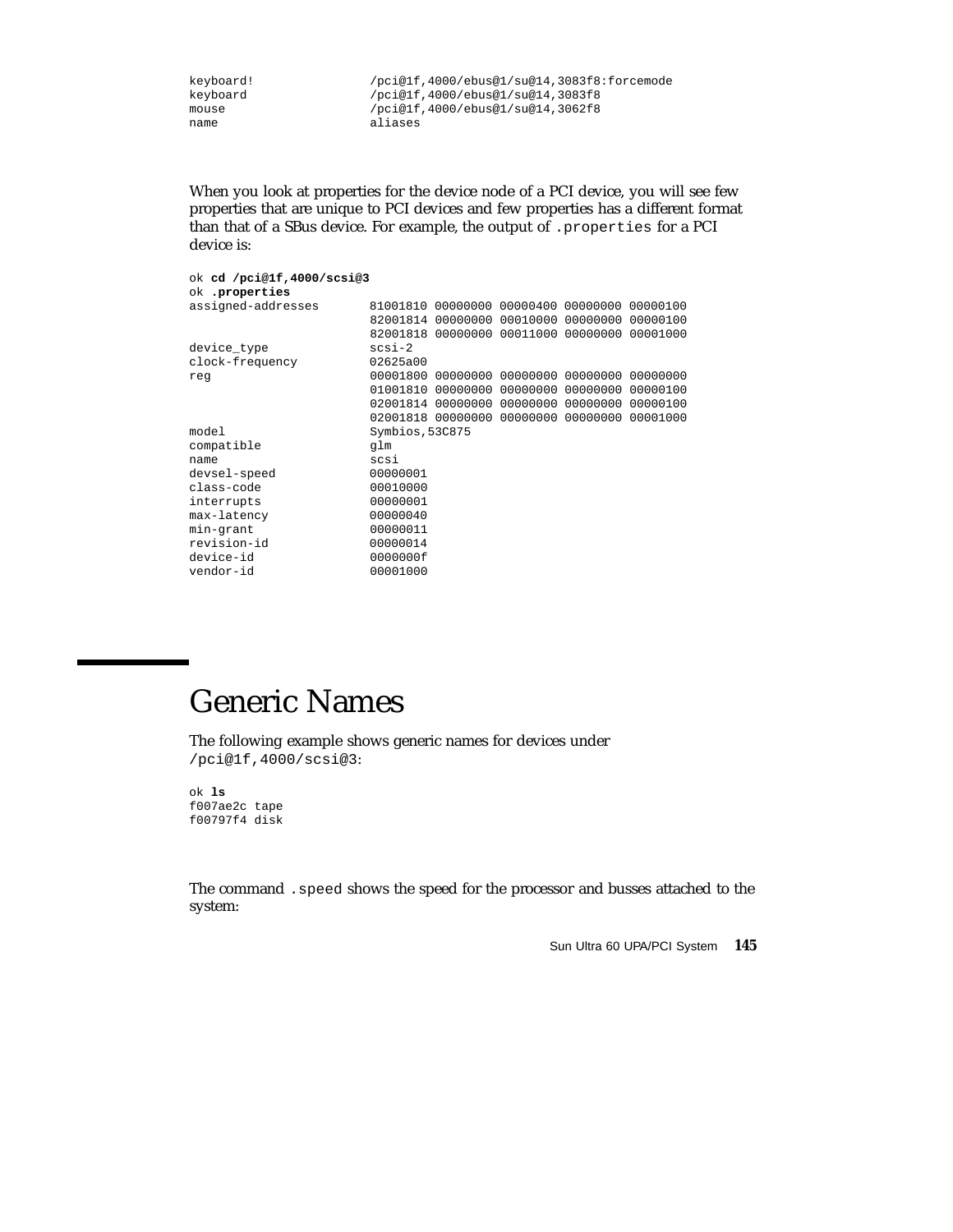```
keyboard!               /pci@1f,4000/ebus@1/su@14,3083f8:forcemode
keyboard                /pci@1f,4000/ebus@1/su@14,3083f8
mouse                   /pci@1f,4000/ebus@1/su@14,3062f8
name                    aliases
```

When you look at properties for the device node of a PCI device, you will see few properties that are unique to PCI devices and few properties has a different format than that of a SBus device. For example, the output of `.properties` for a PCI device is:

```
ok cd /pci@1f,4000/scsi@3
ok .properties
assigned-addresses      81001810 00000000 00000400 00000000 00000100
                        82001814 00000000 00010000 00000000 00000100
                        82001818 00000000 00011000 00000000 00001000
device_type             scsi-2
clock-frequency         02625a00
reg                     00001800 00000000 00000000 00000000 00000000
                        01001810 00000000 00000000 00000000 00000100
                        02001814 00000000 00000000 00000000 00000100
                        02001818 00000000 00000000 00000000 00001000
model                   Symbios,53C875
compatible              glm
name                    scsi
devsel-speed            00000001
class-code              00010000
interrupts              00000001
max-latency             00000040
min-grant               00000011
revision-id             00000014
device-id               0000000f
vendor-id               00001000
```

# Generic Names

The following example shows generic names for devices under `/pci@1f,4000/scsi@3`:

```
ok ls
f007ae2c tape
f00797f4 disk
```

The command `.speed` shows the speed for the processor and busses attached to the system: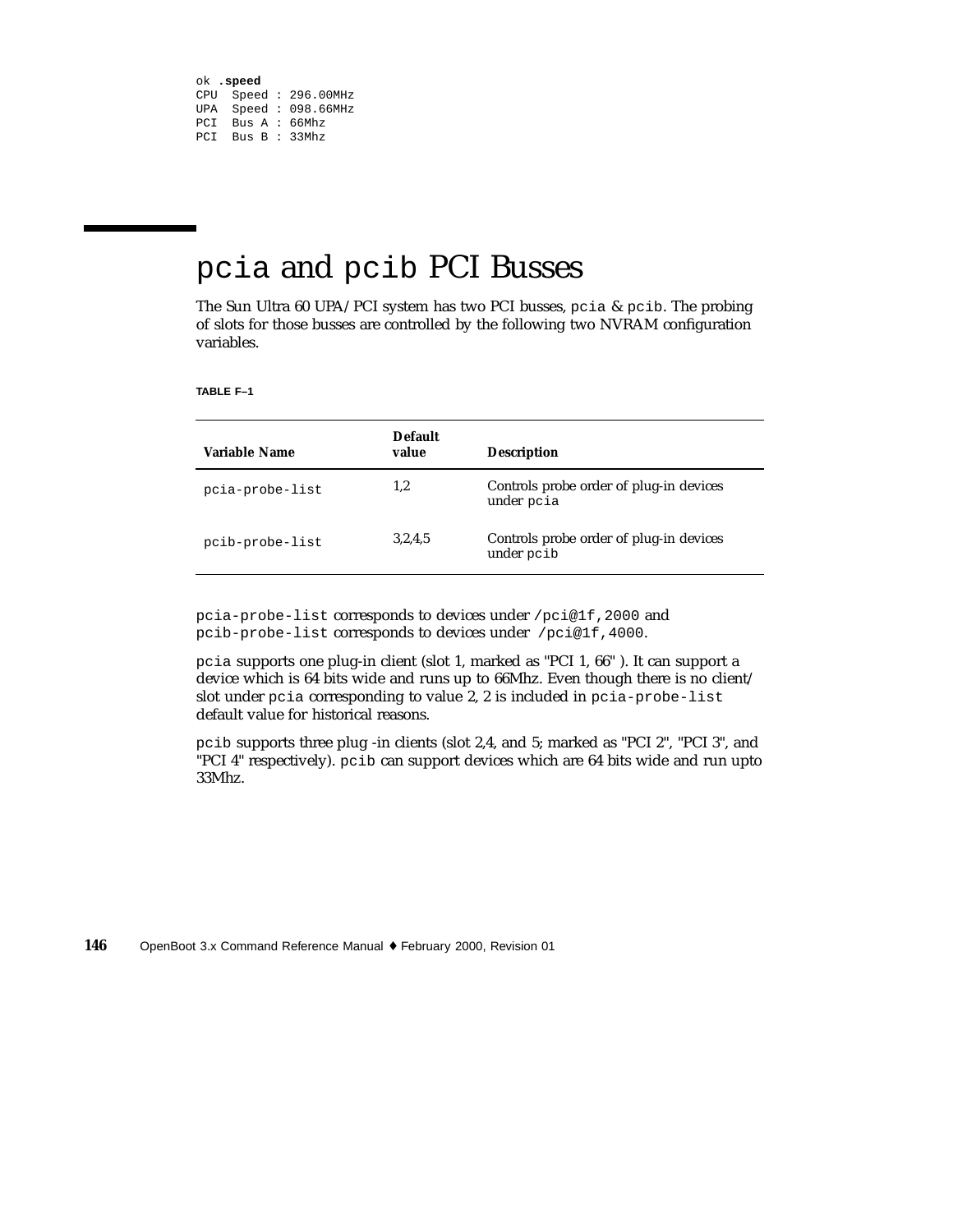```
ok .speed
CPU  Speed : 296.00MHz
UPA  Speed : 098.66MHz
PCI  Bus A : 66Mhz
PCI  Bus B : 33Mhz
```

# `pcia` and `pcib` PCI Busses

The Sun Ultra 60 UPA/PCI system has two PCI busses, `pcia` & `pcib`. The probing of slots for those busses are controlled by the following two NVRAM configuration variables.

**TABLE F–1**

| Variable Name | Default value | Description |
|---|---|---|
| `pcia-probe-list` | 1,2 | Controls probe order of plug-in devices under `pcia` |
| `pcib-probe-list` | 3,2,4,5 | Controls probe order of plug-in devices under `pcib` |

`pcia-probe-list` corresponds to devices under `/pci@1f,2000` and `pcib-probe-list` corresponds to devices under `/pci@1f,4000`.

`pcia` supports one plug-in client (slot 1, marked as "PCI 1, 66" ). It can support a device which is 64 bits wide and runs up to 66Mhz. Even though there is no client/slot under `pcia` corresponding to value 2, 2 is included in `pcia-probe-list` default value for historical reasons.

`pcib` supports three plug -in clients (slot 2,4, and 5; marked as "PCI 2", "PCI 3", and "PCI 4" respectively). `pcib` can support devices which are 64 bits wide and run upto 33Mhz.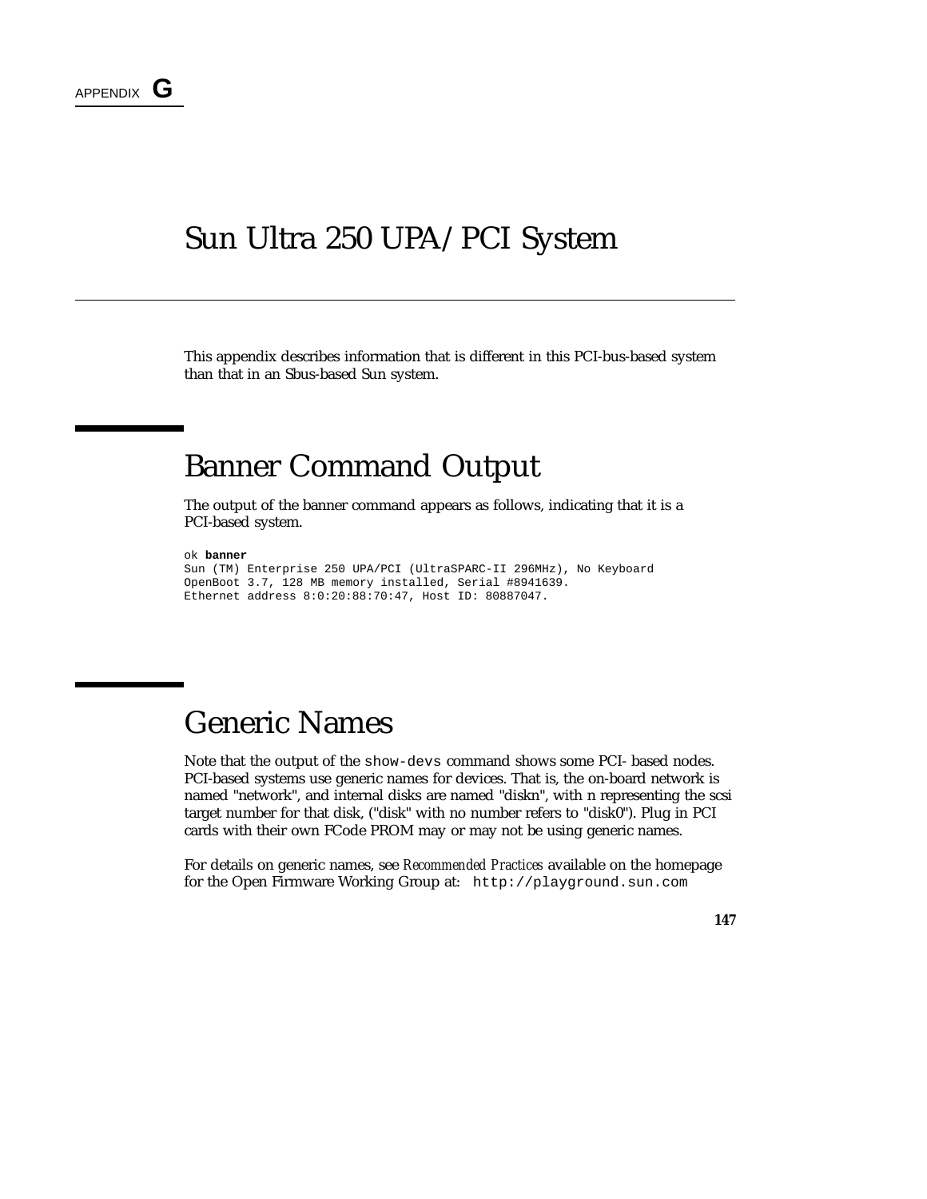APPENDIX **G**

# Sun Ultra 250 UPA/PCI System

This appendix describes information that is different in this PCI-bus-based system than that in an Sbus-based Sun system.

## Banner Command Output

The output of the banner command appears as follows, indicating that it is a PCI-based system.

```
ok banner
Sun (TM) Enterprise 250 UPA/PCI (UltraSPARC-II 296MHz), No Keyboard
OpenBoot 3.7, 128 MB memory installed, Serial #8941639.
Ethernet address 8:0:20:88:70:47, Host ID: 80887047.
```

## Generic Names

Note that the output of the `show-devs` command shows some PCI- based nodes. PCI-based systems use generic names for devices. That is, the on-board network is named "network", and internal disks are named "diskn", with n representing the scsi target number for that disk, ("disk" with no number refers to "disk0"). Plug in PCI cards with their own FCode PROM may or may not be using generic names.

For details on generic names, see *Recommended Practices* available on the homepage for the Open Firmware Working Group at: `http://playground.sun.com`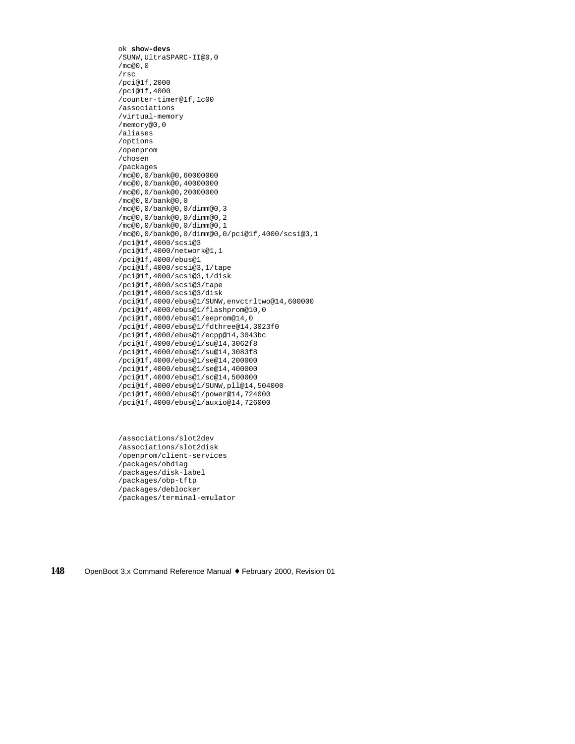```
ok show-devs
/SUNW,UltraSPARC-II@0,0
/mc@0,0
/rsc
/pci@1f,2000
/pci@1f,4000
/counter-timer@1f,1c00
/associations
/virtual-memory
/memory@0,0
/aliases
/options
/openprom
/chosen
/packages
/mc@0,0/bank@0,60000000
/mc@0,0/bank@0,40000000
/mc@0,0/bank@0,20000000
/mc@0,0/bank@0,0
/mc@0,0/bank@0,0/dimm@0,3
/mc@0,0/bank@0,0/dimm@0,2
/mc@0,0/bank@0,0/dimm@0,1
/mc@0,0/bank@0,0/dimm@0,0/pci@1f,4000/scsi@3,1
/pci@1f,4000/scsi@3
/pci@1f,4000/network@1,1
/pci@1f,4000/ebus@1
/pci@1f,4000/scsi@3,1/tape
/pci@1f,4000/scsi@3,1/disk
/pci@1f,4000/scsi@3/tape
/pci@1f,4000/scsi@3/disk
/pci@1f,4000/ebus@1/SUNW,envctrltwo@14,600000
/pci@1f,4000/ebus@1/flashprom@10,0
/pci@1f,4000/ebus@1/eeprom@14,0
/pci@1f,4000/ebus@1/fdthree@14,3023f0
/pci@1f,4000/ebus@1/ecpp@14,3043bc
/pci@1f,4000/ebus@1/su@14,3062f8
/pci@1f,4000/ebus@1/su@14,3083f8
/pci@1f,4000/ebus@1/se@14,200000
/pci@1f,4000/ebus@1/se@14,400000
/pci@1f,4000/ebus@1/sc@14,500000
/pci@1f,4000/ebus@1/SUNW,pll@14,504000
/pci@1f,4000/ebus@1/power@14,724000
/pci@1f,4000/ebus@1/auxio@14,726000


/associations/slot2dev
/associations/slot2disk
/openprom/client-services
/packages/obdiag
/packages/disk-label
/packages/obp-tftp
/packages/deblocker
/packages/terminal-emulator
```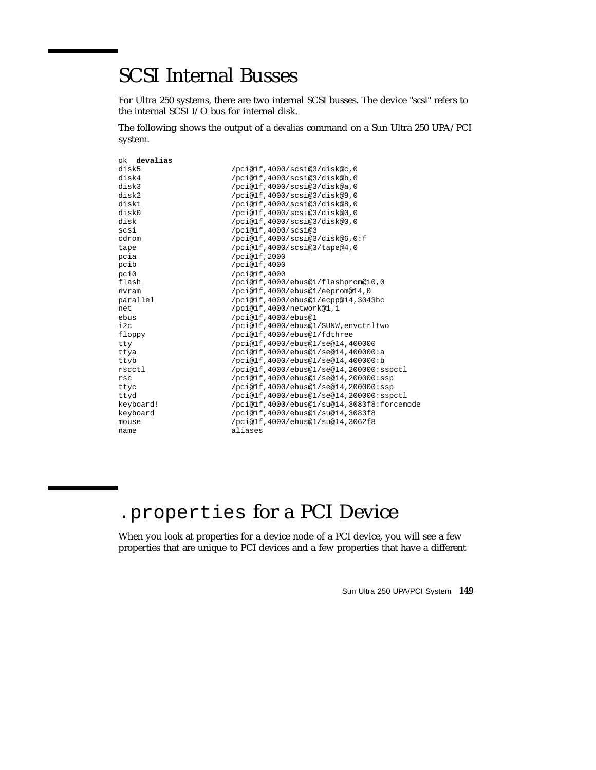# SCSI Internal Busses

For Ultra 250 systems, there are two internal SCSI busses. The device "scsi" refers to the internal SCSI I/O bus for internal disk.

The following shows the output of a *devalias* command on a Sun Ultra 250 UPA/PCI system.

```
ok  devalias
disk5                   /pci@1f,4000/scsi@3/disk@c,0
disk4                   /pci@1f,4000/scsi@3/disk@b,0
disk3                   /pci@1f,4000/scsi@3/disk@a,0
disk2                   /pci@1f,4000/scsi@3/disk@9,0
disk1                   /pci@1f,4000/scsi@3/disk@8,0
disk0                   /pci@1f,4000/scsi@3/disk@0,0
disk                    /pci@1f,4000/scsi@3/disk@0,0
scsi                    /pci@1f,4000/scsi@3
cdrom                   /pci@1f,4000/scsi@3/disk@6,0:f
tape                    /pci@1f,4000/scsi@3/tape@4,0
pcia                    /pci@1f,2000
pcib                    /pci@1f,4000
pci0                    /pci@1f,4000
flash                   /pci@1f,4000/ebus@1/flashprom@10,0
nvram                   /pci@1f,4000/ebus@1/eeprom@14,0
parallel                /pci@1f,4000/ebus@1/ecpp@14,3043bc
net                     /pci@1f,4000/network@1,1
ebus                    /pci@1f,4000/ebus@1
i2c                     /pci@1f,4000/ebus@1/SUNW,envctrltwo
floppy                  /pci@1f,4000/ebus@1/fdthree
tty                     /pci@1f,4000/ebus@1/se@14,400000
ttya                    /pci@1f,4000/ebus@1/se@14,400000:a
ttyb                    /pci@1f,4000/ebus@1/se@14,400000:b
rscctl                  /pci@1f,4000/ebus@1/se@14,200000:sspctl
rsc                     /pci@1f,4000/ebus@1/se@14,200000:ssp
ttyc                    /pci@1f,4000/ebus@1/se@14,200000:ssp
ttyd                    /pci@1f,4000/ebus@1/se@14,200000:sspctl
keyboard!               /pci@1f,4000/ebus@1/su@14,3083f8:forcemode
keyboard                /pci@1f,4000/ebus@1/su@14,3083f8
mouse                   /pci@1f,4000/ebus@1/su@14,3062f8
name                    aliases
```

# `.properties` for a PCI Device

When you look at properties for a device node of a PCI device, you will see a few properties that are unique to PCI devices and a few properties that have a different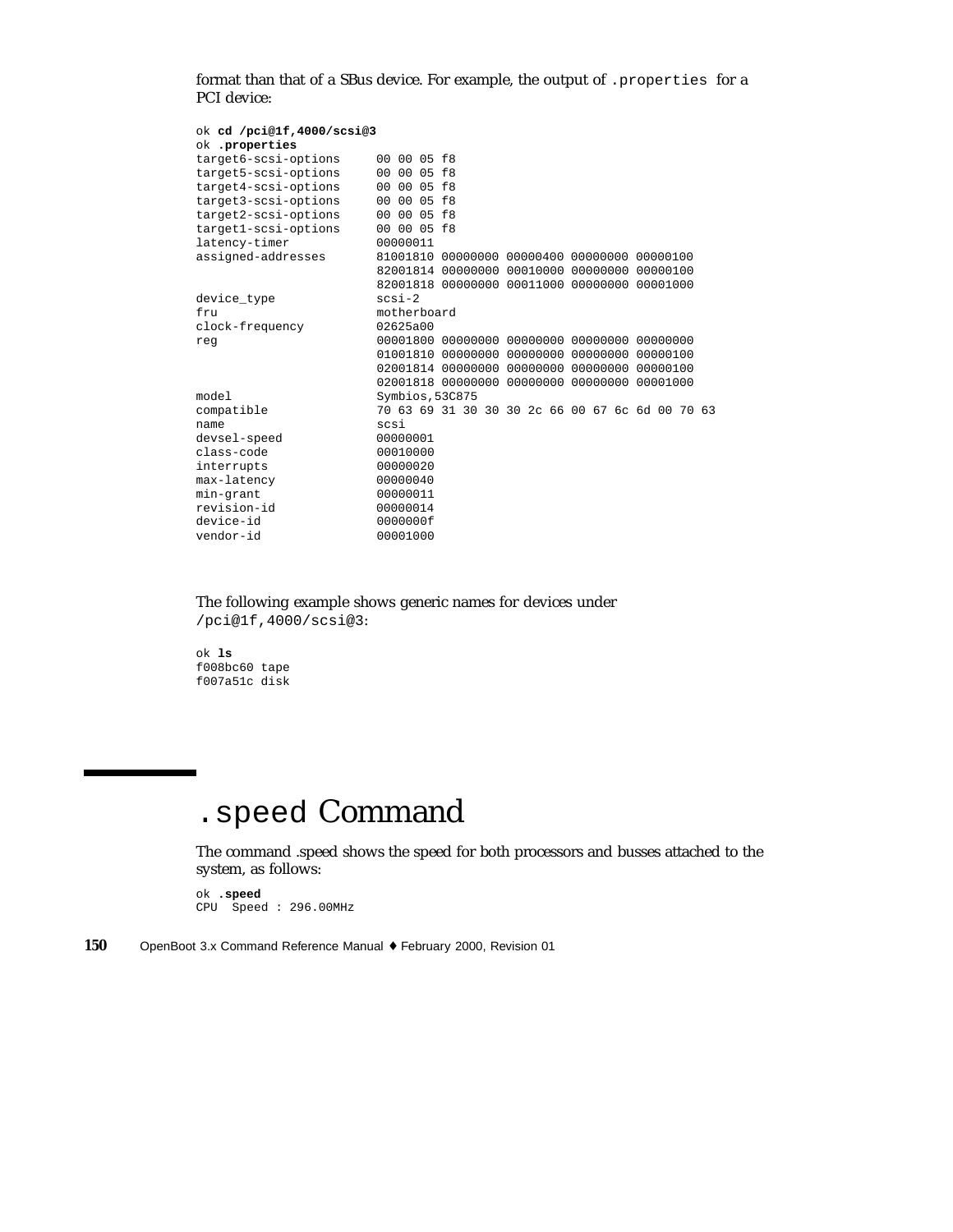format than that of a SBus device. For example, the output of `.properties` for a PCI device:

```
ok cd /pci@1f,4000/scsi@3
ok .properties
target6-scsi-options     00 00 05 f8
target5-scsi-options     00 00 05 f8
target4-scsi-options     00 00 05 f8
target3-scsi-options     00 00 05 f8
target2-scsi-options     00 00 05 f8
target1-scsi-options     00 00 05 f8
latency-timer            00000011
assigned-addresses       81001810 00000000 00000400 00000000 00000100
                         82001814 00000000 00010000 00000000 00000100
                         82001818 00000000 00011000 00000000 00001000
device_type              scsi-2
fru                      motherboard
clock-frequency          02625a00
reg                      00001800 00000000 00000000 00000000 00000000
                         01001810 00000000 00000000 00000000 00000100
                         02001814 00000000 00000000 00000000 00000100
                         02001818 00000000 00000000 00000000 00001000
model                    Symbios,53C875
compatible               70 63 69 31 30 30 30 2c 66 00 67 6c 6d 00 70 63
name                     scsi
devsel-speed             00000001
class-code               00010000
interrupts               00000020
max-latency              00000040
min-grant                00000011
revision-id              00000014
device-id                0000000f
vendor-id                00001000
```

The following example shows generic names for devices under `/pci@1f,4000/scsi@3`:

```
ok ls
f008bc60 tape
f007a51c disk
```

## `.speed` Command

The command .speed shows the speed for both processors and busses attached to the system, as follows:

```
ok .speed
CPU  Speed : 296.00MHz
```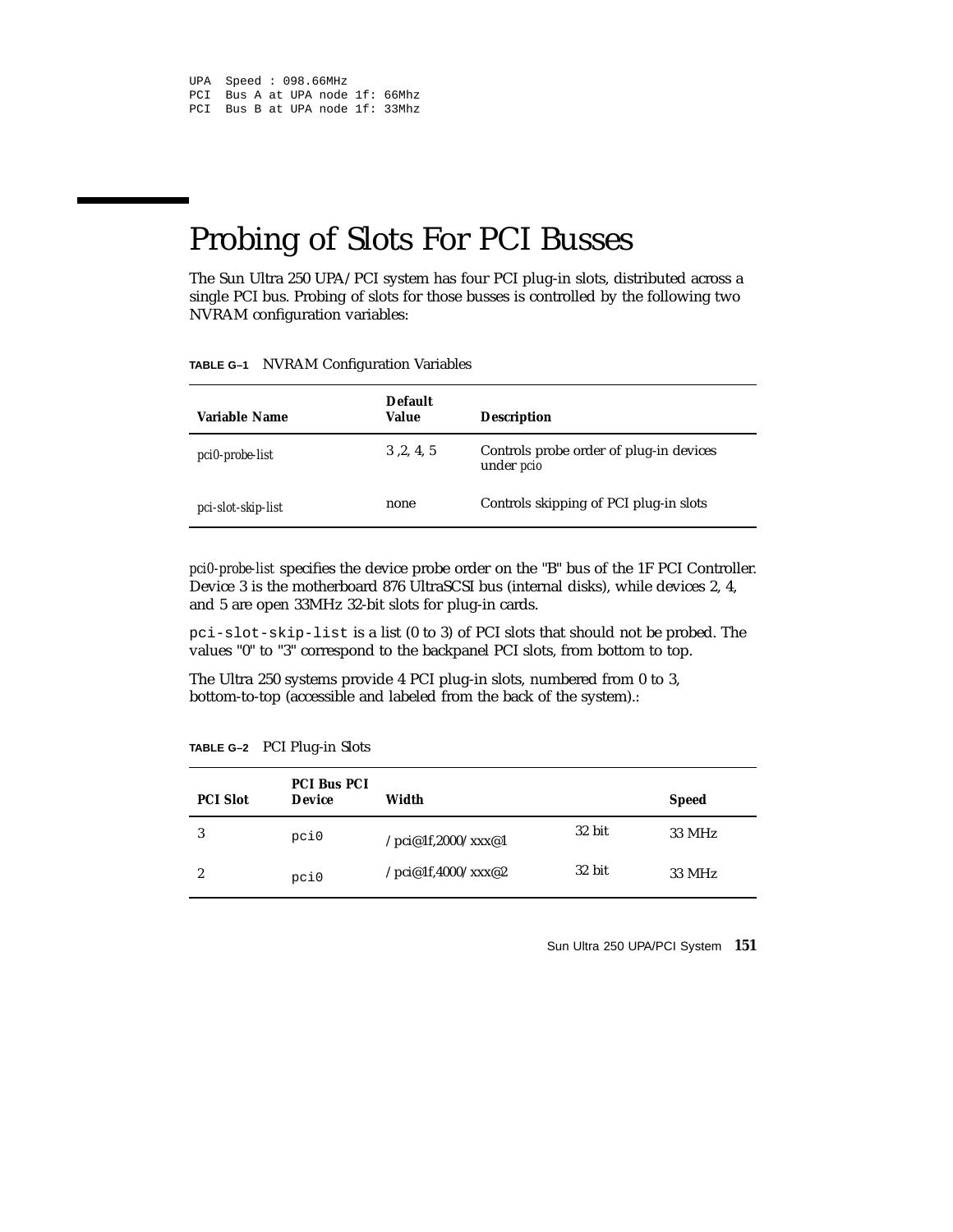```
UPA  Speed : 098.66MHz
PCI  Bus A at UPA node 1f: 66Mhz
PCI  Bus B at UPA node 1f: 33Mhz
```

# Probing of Slots For PCI Busses

The Sun Ultra 250 UPA/PCI system has four PCI plug-in slots, distributed across a single PCI bus. Probing of slots for those busses is controlled by the following two NVRAM configuration variables:

**TABLE G–1** NVRAM Configuration Variables

| Variable Name | Default Value | Description |
|---|---|---|
| *pci0-probe-list* | 3 ,2, 4, 5 | Controls probe order of plug-in devices under *pcio* |
| *pci-slot-skip-list* | none | Controls skipping of PCI plug-in slots |

*pci0-probe-list* specifies the device probe order on the "B" bus of the 1F PCI Controller. Device 3 is the motherboard 876 UltraSCSI bus (internal disks), while devices 2, 4, and 5 are open 33MHz 32-bit slots for plug-in cards.

`pci-slot-skip-list` is a list (0 to 3) of PCI slots that should not be probed. The values "0" to "3" correspond to the backpanel PCI slots, from bottom to top.

The Ultra 250 systems provide 4 PCI plug-in slots, numbered from 0 to 3, bottom-to-top (accessible and labeled from the back of the system).:

**TABLE G–2** PCI Plug-in Slots

| PCI Slot | PCI Bus PCI Device | Width | | Speed |
|---|---|---|---|---|
| 3 | `pci0` | /pci@1f,2000/xxx@1 | 32 bit | 33 MHz |
| 2 | `pci0` | /pci@1f,4000/xxx@2 | 32 bit | 33 MHz |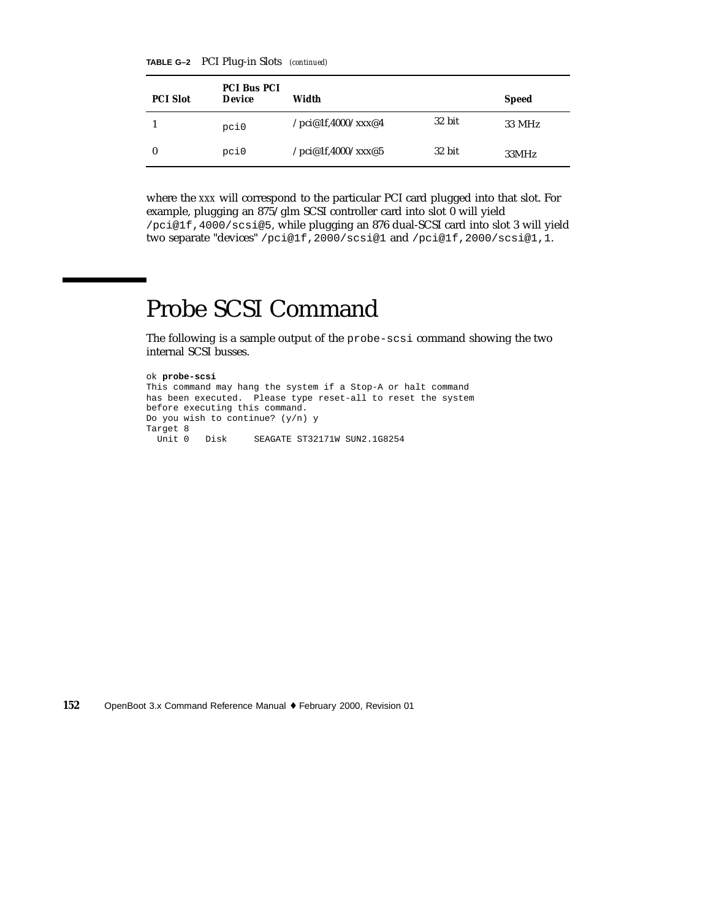**TABLE G–2** PCI Plug-in Slots *(continued)*

| PCI Slot | PCI Bus PCI Device | Width | | Speed |
|---|---|---|---|---|
| 1 | pci0 | /pci@1f,4000/xxx@4 | 32 bit | 33 MHz |
| 0 | pci0 | /pci@1f,4000/xxx@5 | 32 bit | 33MHz |

where the *xxx* will correspond to the particular PCI card plugged into that slot. For example, plugging an 875/glm SCSI controller card into slot 0 will yield `/pci@1f,4000/scsi@5`, while plugging an 876 dual-SCSI card into slot 3 will yield two separate "devices" `/pci@1f,2000/scsi@1` and `/pci@1f,2000/scsi@1,1`.

# Probe SCSI Command

The following is a sample output of the `probe-scsi` command showing the two internal SCSI busses.

```
ok probe-scsi
This command may hang the system if a Stop-A or halt command
has been executed.  Please type reset-all to reset the system
before executing this command.
Do you wish to continue? (y/n) y
Target 8
  Unit 0   Disk     SEAGATE ST32171W SUN2.1G8254
```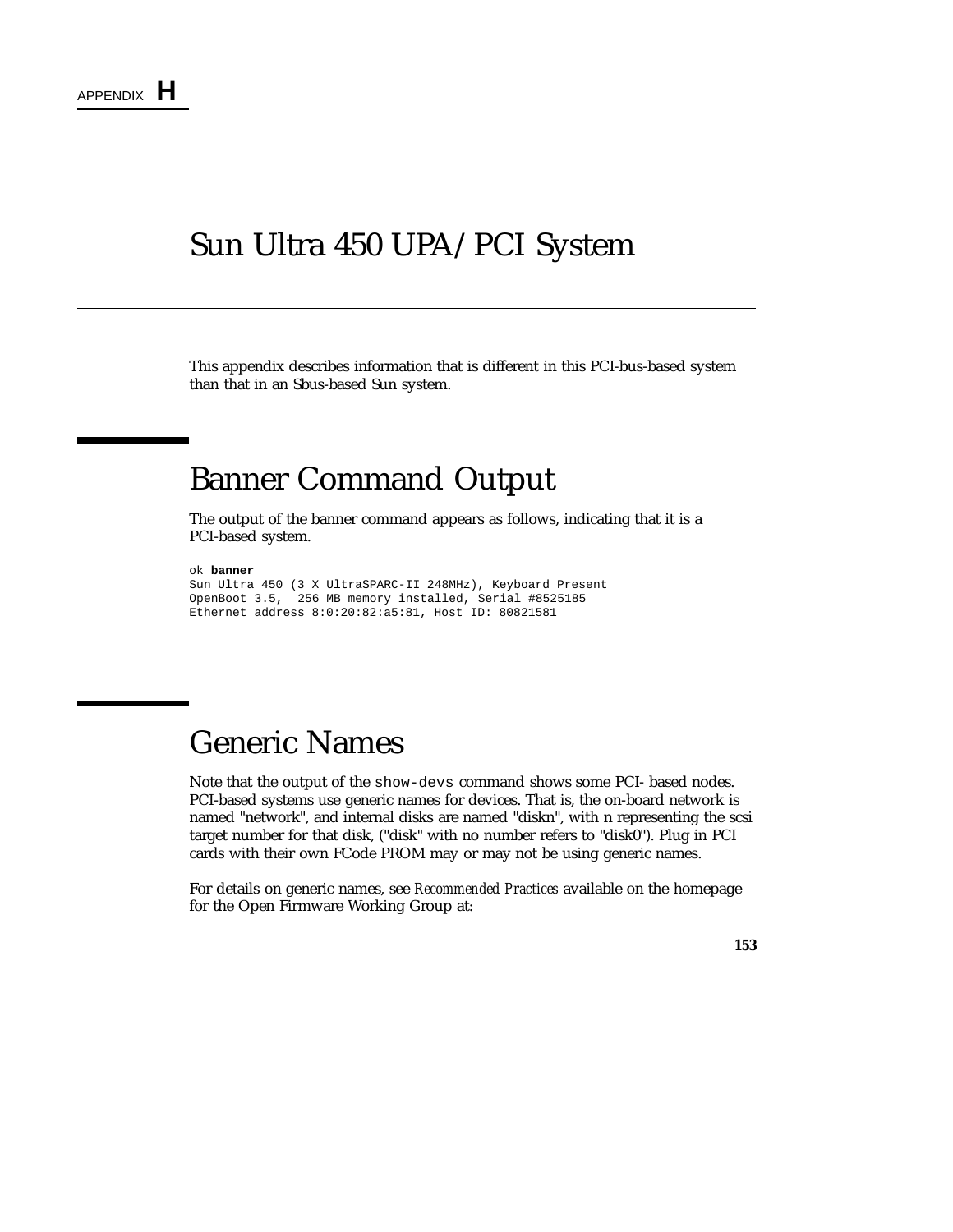APPENDIX **H**

# Sun Ultra 450 UPA/PCI System

This appendix describes information that is different in this PCI-bus-based system than that in an Sbus-based Sun system.

## Banner Command Output

The output of the banner command appears as follows, indicating that it is a PCI-based system.

```
ok banner
Sun Ultra 450 (3 X UltraSPARC-II 248MHz), Keyboard Present
OpenBoot 3.5,  256 MB memory installed, Serial #8525185
Ethernet address 8:0:20:82:a5:81, Host ID: 80821581
```

## Generic Names

Note that the output of the `show-devs` command shows some PCI- based nodes. PCI-based systems use generic names for devices. That is, the on-board network is named "network", and internal disks are named "diskn", with n representing the scsi target number for that disk, ("disk" with no number refers to "disk0"). Plug in PCI cards with their own FCode PROM may or may not be using generic names.

For details on generic names, see *Recommended Practices* available on the homepage for the Open Firmware Working Group at: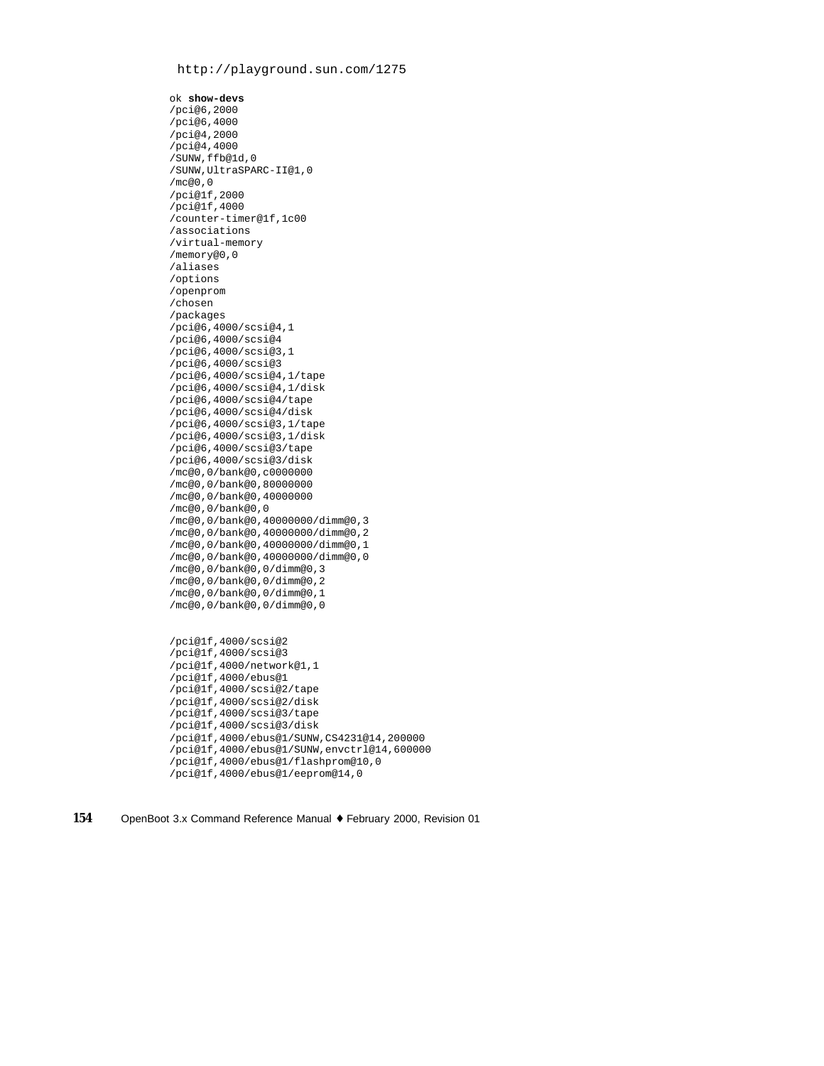```
http://playground.sun.com/1275
```

```
ok show-devs
/pci@6,2000
/pci@6,4000
/pci@4,2000
/pci@4,4000
/SUNW,ffb@1d,0
/SUNW,UltraSPARC-II@1,0
/mc@0,0
/pci@1f,2000
/pci@1f,4000
/counter-timer@1f,1c00
/associations
/virtual-memory
/memory@0,0
/aliases
/options
/openprom
/chosen
/packages
/pci@6,4000/scsi@4,1
/pci@6,4000/scsi@4
/pci@6,4000/scsi@3,1
/pci@6,4000/scsi@3
/pci@6,4000/scsi@4,1/tape
/pci@6,4000/scsi@4,1/disk
/pci@6,4000/scsi@4/tape
/pci@6,4000/scsi@4/disk
/pci@6,4000/scsi@3,1/tape
/pci@6,4000/scsi@3,1/disk
/pci@6,4000/scsi@3/tape
/pci@6,4000/scsi@3/disk
/mc@0,0/bank@0,c0000000
/mc@0,0/bank@0,80000000
/mc@0,0/bank@0,40000000
/mc@0,0/bank@0,0
/mc@0,0/bank@0,40000000/dimm@0,3
/mc@0,0/bank@0,40000000/dimm@0,2
/mc@0,0/bank@0,40000000/dimm@0,1
/mc@0,0/bank@0,40000000/dimm@0,0
/mc@0,0/bank@0,0/dimm@0,3
/mc@0,0/bank@0,0/dimm@0,2
/mc@0,0/bank@0,0/dimm@0,1
/mc@0,0/bank@0,0/dimm@0,0


/pci@1f,4000/scsi@2
/pci@1f,4000/scsi@3
/pci@1f,4000/network@1,1
/pci@1f,4000/ebus@1
/pci@1f,4000/scsi@2/tape
/pci@1f,4000/scsi@2/disk
/pci@1f,4000/scsi@3/tape
/pci@1f,4000/scsi@3/disk
/pci@1f,4000/ebus@1/SUNW,CS4231@14,200000
/pci@1f,4000/ebus@1/SUNW,envctrl@14,600000
/pci@1f,4000/ebus@1/flashprom@10,0
/pci@1f,4000/ebus@1/eeprom@14,0
```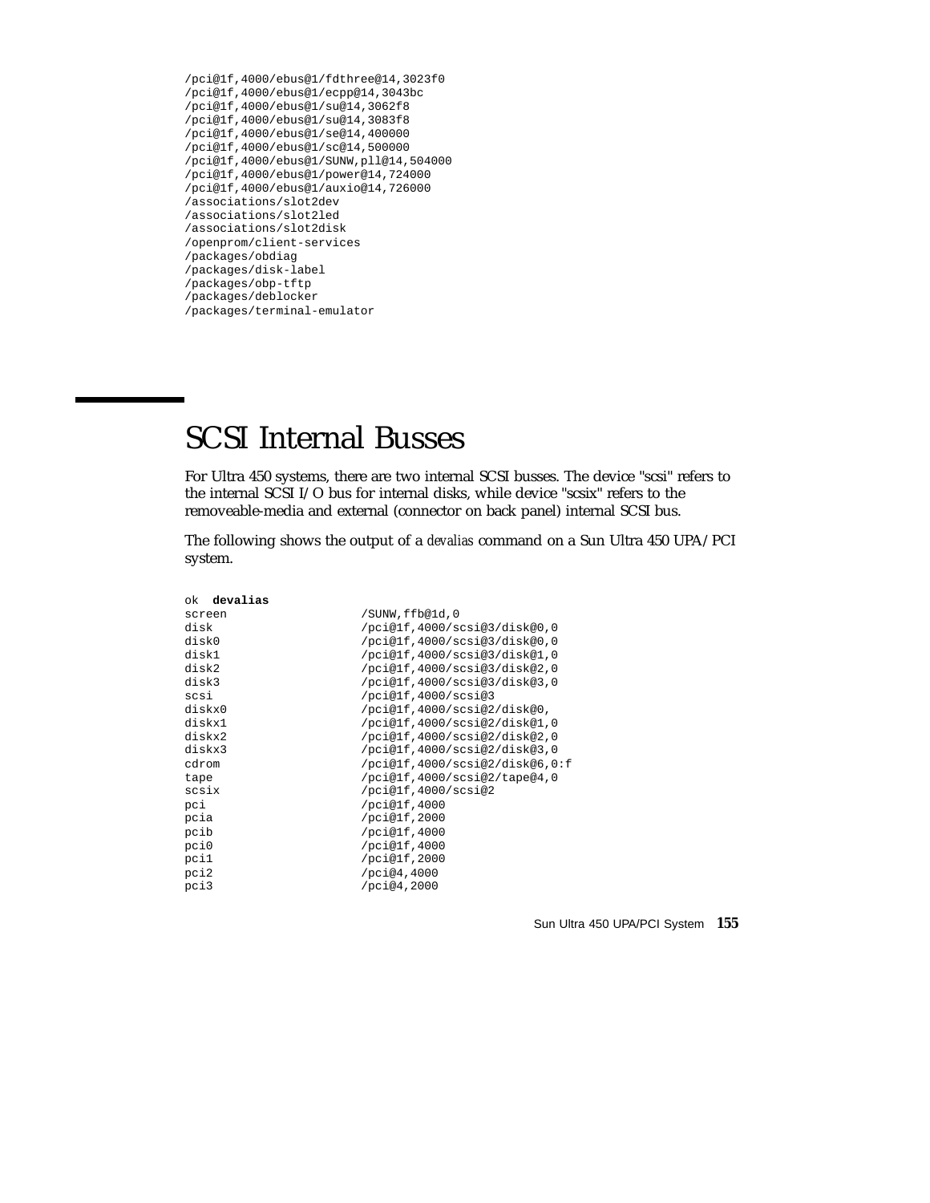```
/pci@1f,4000/ebus@1/fdthree@14,3023f0
/pci@1f,4000/ebus@1/ecpp@14,3043bc
/pci@1f,4000/ebus@1/su@14,3062f8
/pci@1f,4000/ebus@1/su@14,3083f8
/pci@1f,4000/ebus@1/se@14,400000
/pci@1f,4000/ebus@1/sc@14,500000
/pci@1f,4000/ebus@1/SUNW,pll@14,504000
/pci@1f,4000/ebus@1/power@14,724000
/pci@1f,4000/ebus@1/auxio@14,726000
/associations/slot2dev
/associations/slot2led
/associations/slot2disk
/openprom/client-services
/packages/obdiag
/packages/disk-label
/packages/obp-tftp
/packages/deblocker
/packages/terminal-emulator
```

## SCSI Internal Busses

For Ultra 450 systems, there are two internal SCSI busses. The device "scsi" refers to the internal SCSI I/O bus for internal disks, while device "scsix" refers to the removeable-media and external (connector on back panel) internal SCSI bus.

The following shows the output of a *devalias* command on a Sun Ultra 450 UPA/PCI system.

```
ok  devalias
screen                /SUNW,ffb@1d,0
disk                  /pci@1f,4000/scsi@3/disk@0,0
disk0                 /pci@1f,4000/scsi@3/disk@0,0
disk1                 /pci@1f,4000/scsi@3/disk@1,0
disk2                 /pci@1f,4000/scsi@3/disk@2,0
disk3                 /pci@1f,4000/scsi@3/disk@3,0
scsi                  /pci@1f,4000/scsi@3
diskx0                /pci@1f,4000/scsi@2/disk@0,
diskx1                /pci@1f,4000/scsi@2/disk@1,0
diskx2                /pci@1f,4000/scsi@2/disk@2,0
diskx3                /pci@1f,4000/scsi@2/disk@3,0
cdrom                 /pci@1f,4000/scsi@2/disk@6,0:f
tape                  /pci@1f,4000/scsi@2/tape@4,0
scsix                 /pci@1f,4000/scsi@2
pci                   /pci@1f,4000
pcia                  /pci@1f,2000
pcib                  /pci@1f,4000
pci0                  /pci@1f,4000
pci1                  /pci@1f,2000
pci2                  /pci@4,4000
pci3                  /pci@4,2000
```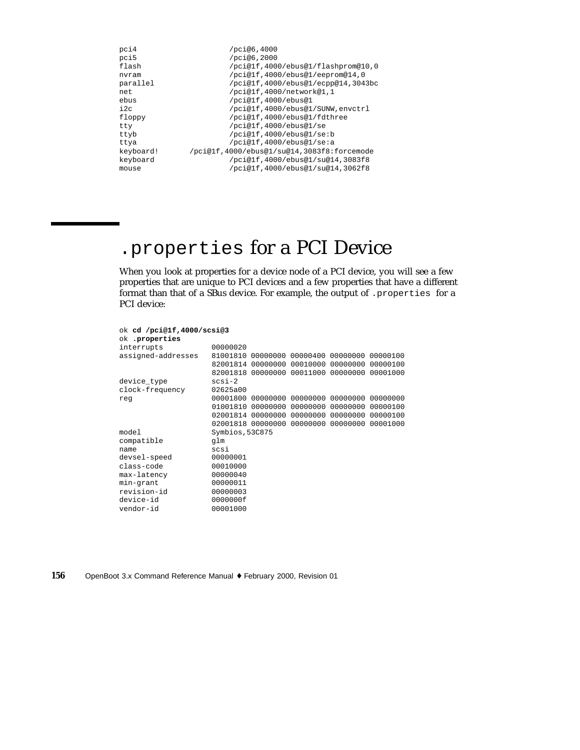```
pci4                 /pci@6,4000
pci5                 /pci@6,2000
flash                /pci@1f,4000/ebus@1/flashprom@10,0
nvram                /pci@1f,4000/ebus@1/eeprom@14,0
parallel             /pci@1f,4000/ebus@1/ecpp@14,3043bc
net                  /pci@1f,4000/network@1,1
ebus                 /pci@1f,4000/ebus@1
i2c                  /pci@1f,4000/ebus@1/SUNW,envctrl
floppy               /pci@1f,4000/ebus@1/fdthree
tty                  /pci@1f,4000/ebus@1/se
ttyb                 /pci@1f,4000/ebus@1/se:b
ttya                 /pci@1f,4000/ebus@1/se:a
keyboard!       /pci@1f,4000/ebus@1/su@14,3083f8:forcemode
keyboard             /pci@1f,4000/ebus@1/su@14,3083f8
mouse                /pci@1f,4000/ebus@1/su@14,3062f8
```

## `.properties` for a PCI Device

When you look at properties for a device node of a PCI device, you will see a few properties that are unique to PCI devices and a few properties that have a different format than that of a SBus device. For example, the output of `.properties` for a PCI device:

```
ok cd /pci@1f,4000/scsi@3
ok .properties
interrupts           00000020
assigned-addresses   81001810 00000000 00000400 00000000 00000100
                     82001814 00000000 00010000 00000000 00000100
                     82001818 00000000 00011000 00000000 00001000
device_type          scsi-2
clock-frequency      02625a00
reg                  00001800 00000000 00000000 00000000 00000000
                     01001810 00000000 00000000 00000000 00000100
                     02001814 00000000 00000000 00000000 00000100
                     02001818 00000000 00000000 00000000 00001000
model                Symbios,53C875
compatible           glm
name                 scsi
devsel-speed         00000001
class-code           00010000
max-latency          00000040
min-grant            00000011
revision-id          00000003
device-id            0000000f
vendor-id            00001000
```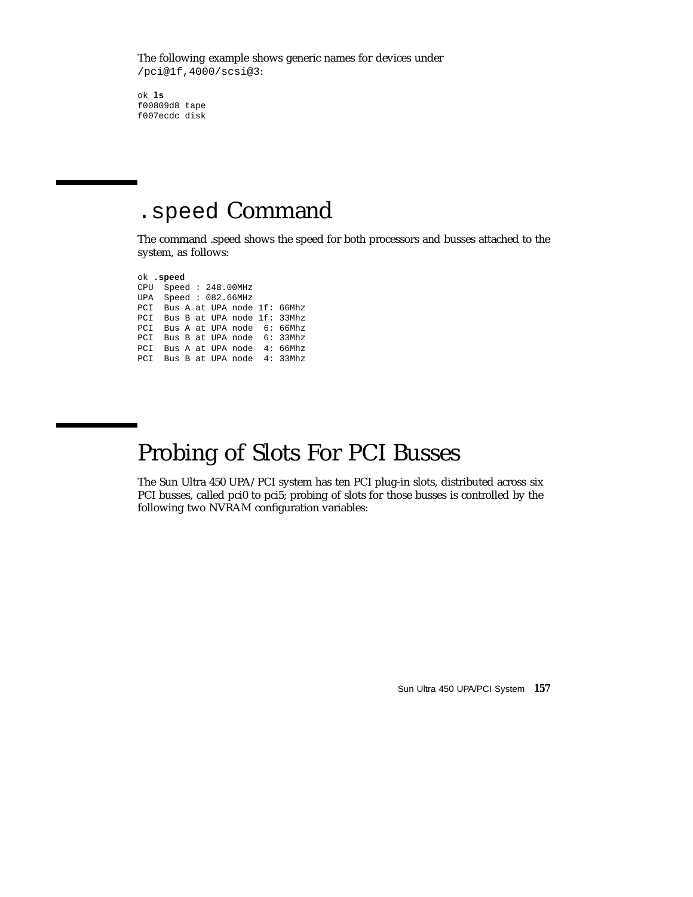The following example shows generic names for devices under `/pci@1f,4000/scsi@3`:

```
ok ls
f00809d8 tape
f007ecdc disk
```

# `.speed` Command

The command .speed shows the speed for both processors and busses attached to the system, as follows:

```
ok .speed
CPU  Speed : 248.00MHz
UPA  Speed : 082.66MHz
PCI  Bus A at UPA node 1f: 66Mhz
PCI  Bus B at UPA node 1f: 33Mhz
PCI  Bus A at UPA node  6: 66Mhz
PCI  Bus B at UPA node  6: 33Mhz
PCI  Bus A at UPA node  4: 66Mhz
PCI  Bus B at UPA node  4: 33Mhz
```

# Probing of Slots For PCI Busses

The Sun Ultra 450 UPA/PCI system has ten PCI plug-in slots, distributed across six PCI busses, called pci0 to pci5; probing of slots for those busses is controlled by the following two NVRAM configuration variables: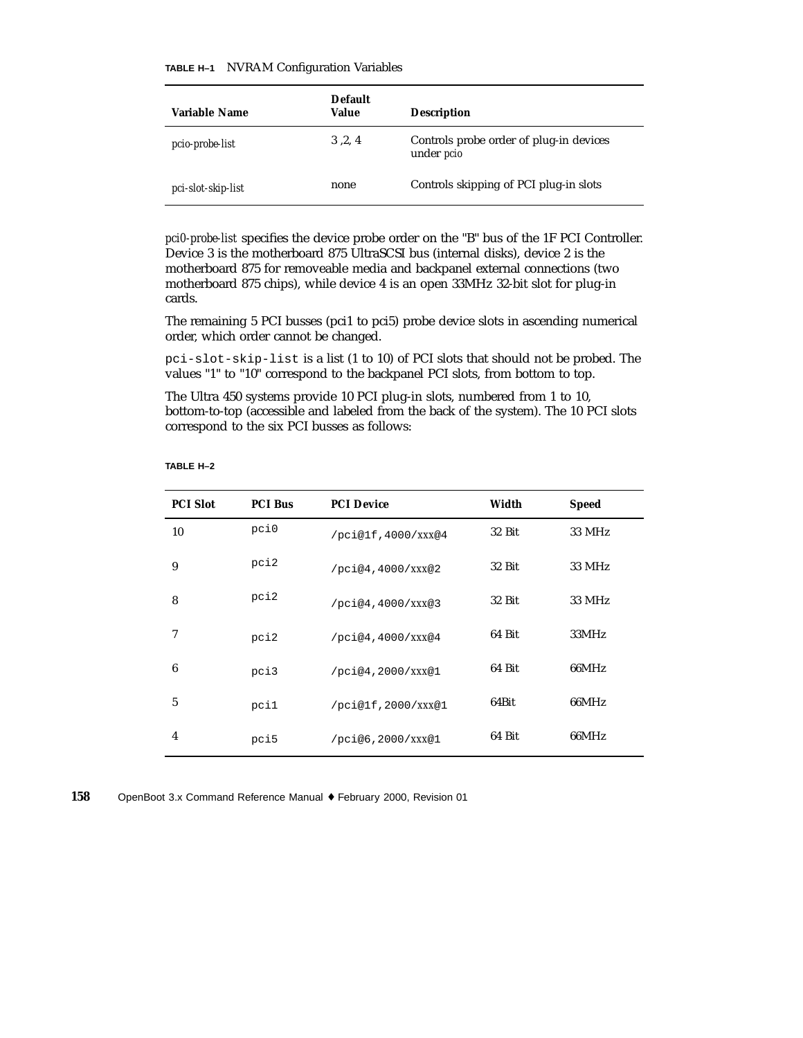**TABLE H–1** NVRAM Configuration Variables

| Variable Name | Default Value | Description |
|---|---|---|
| *pcio-probe-list* | 3 ,2, 4 | Controls probe order of plug-in devices under *pcio* |
| *pci-slot-skip-list* | none | Controls skipping of PCI plug-in slots |

*pci0-probe-list* specifies the device probe order on the "B" bus of the 1F PCI Controller. Device 3 is the motherboard 875 UltraSCSI bus (internal disks), device 2 is the motherboard 875 for removeable media and backpanel external connections (two motherboard 875 chips), while device 4 is an open 33MHz 32-bit slot for plug-in cards.

The remaining 5 PCI busses (pci1 to pci5) probe device slots in ascending numerical order, which order cannot be changed.

`pci-slot-skip-list` is a list (1 to 10) of PCI slots that should not be probed. The values "1" to "10" correspond to the backpanel PCI slots, from bottom to top.

The Ultra 450 systems provide 10 PCI plug-in slots, numbered from 1 to 10, bottom-to-top (accessible and labeled from the back of the system). The 10 PCI slots correspond to the six PCI busses as follows:

**TABLE H–2**

| PCI Slot | PCI Bus | PCI Device | Width | Speed |
|---|---|---|---|---|
| 10 | `pci0` | `/pci@1f,4000/xxx@4` | 32 Bit | 33 MHz |
| 9 | `pci2` | `/pci@4,4000/xxx@2` | 32 Bit | 33 MHz |
| 8 | `pci2` | `/pci@4,4000/xxx@3` | 32 Bit | 33 MHz |
| 7 | `pci2` | `/pci@4,4000/xxx@4` | 64 Bit | 33MHz |
| 6 | `pci3` | `/pci@4,2000/xxx@1` | 64 Bit | 66MHz |
| 5 | `pci1` | `/pci@1f,2000/xxx@1` | 64Bit | 66MHz |
| 4 | `pci5` | `/pci@6,2000/xxx@1` | 64 Bit | 66MHz |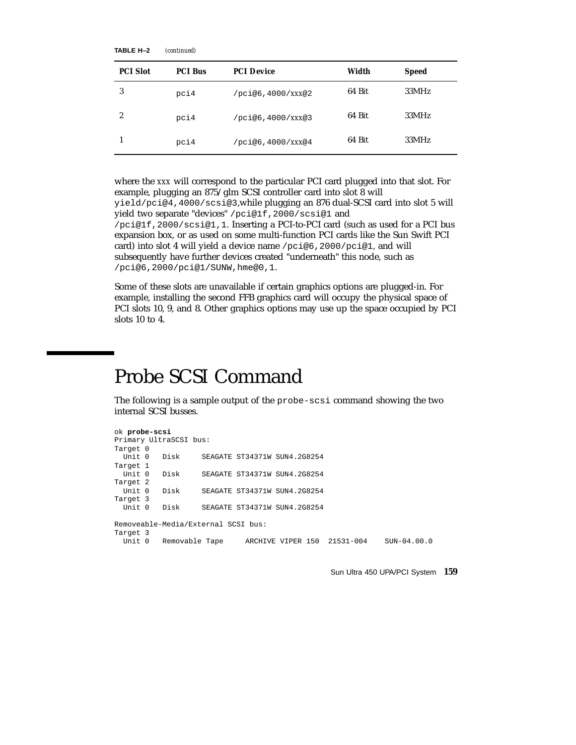**TABLE H–2** *(continued)*

| PCI Slot | PCI Bus | PCI Device | Width | Speed |
|---|---|---|---|---|
| 3 | pci4 | /pci@6,4000/xxx@2 | 64 Bit | 33MHz |
| 2 | pci4 | /pci@6,4000/xxx@3 | 64 Bit | 33MHz |
| 1 | pci4 | /pci@6,4000/xxx@4 | 64 Bit | 33MHz |

where the *xxx* will correspond to the particular PCI card plugged into that slot. For example, plugging an 875/glm SCSI controller card into slot 8 will yield`/pci@4,4000/scsi@3`,while plugging an 876 dual-SCSI card into slot 5 will yield two separate "devices" `/pci@1f,2000/scsi@1` and `/pci@1f,2000/scsi@1,1`. Inserting a PCI-to-PCI card (such as used for a PCI bus expansion box, or as used on some multi-function PCI cards like the Sun Swift PCI card) into slot 4 will yield a device name `/pci@6,2000/pci@1`, and will subsequently have further devices created "underneath" this node, such as `/pci@6,2000/pci@1/SUNW,hme@0,1`.

Some of these slots are unavailable if certain graphics options are plugged-in. For example, installing the second FFB graphics card will occupy the physical space of PCI slots 10, 9, and 8. Other graphics options may use up the space occupied by PCI slots 10 to 4.

# Probe SCSI Command

The following is a sample output of the `probe-scsi` command showing the two internal SCSI busses.

```
ok probe-scsi
Primary UltraSCSI bus:
Target 0
  Unit 0   Disk     SEAGATE ST34371W SUN4.2G8254
Target 1
  Unit 0   Disk     SEAGATE ST34371W SUN4.2G8254
Target 2
  Unit 0   Disk     SEAGATE ST34371W SUN4.2G8254
Target 3
  Unit 0   Disk     SEAGATE ST34371W SUN4.2G8254

Removeable-Media/External SCSI bus:
Target 3
  Unit 0   Removable Tape     ARCHIVE VIPER 150  21531-004    SUN-04.00.0
```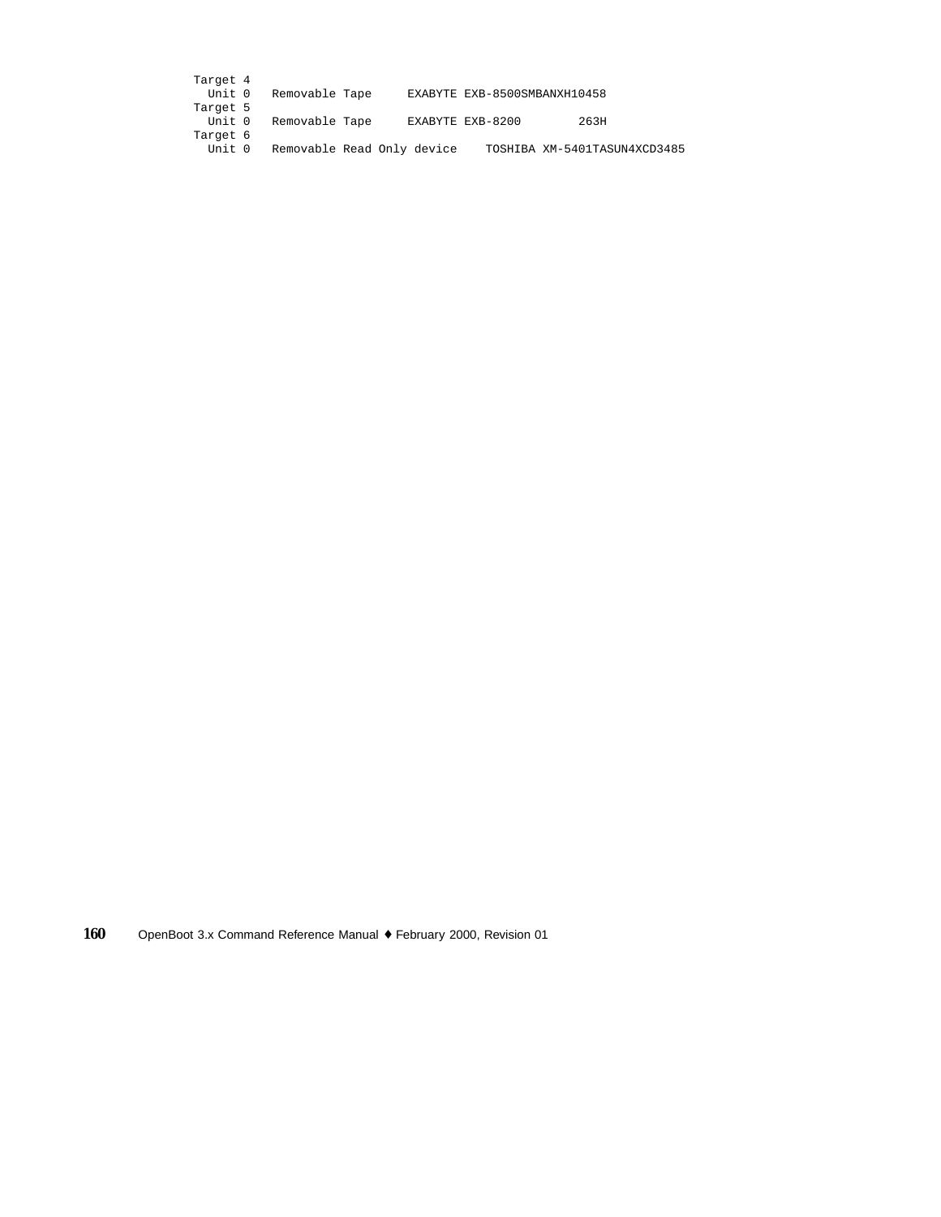```
Target 4
  Unit 0   Removable Tape     EXABYTE EXB-8500SMBANXH10458
Target 5
  Unit 0   Removable Tape     EXABYTE EXB-8200        263H
Target 6
  Unit 0   Removable Read Only device    TOSHIBA XM-5401TASUN4XCD3485
```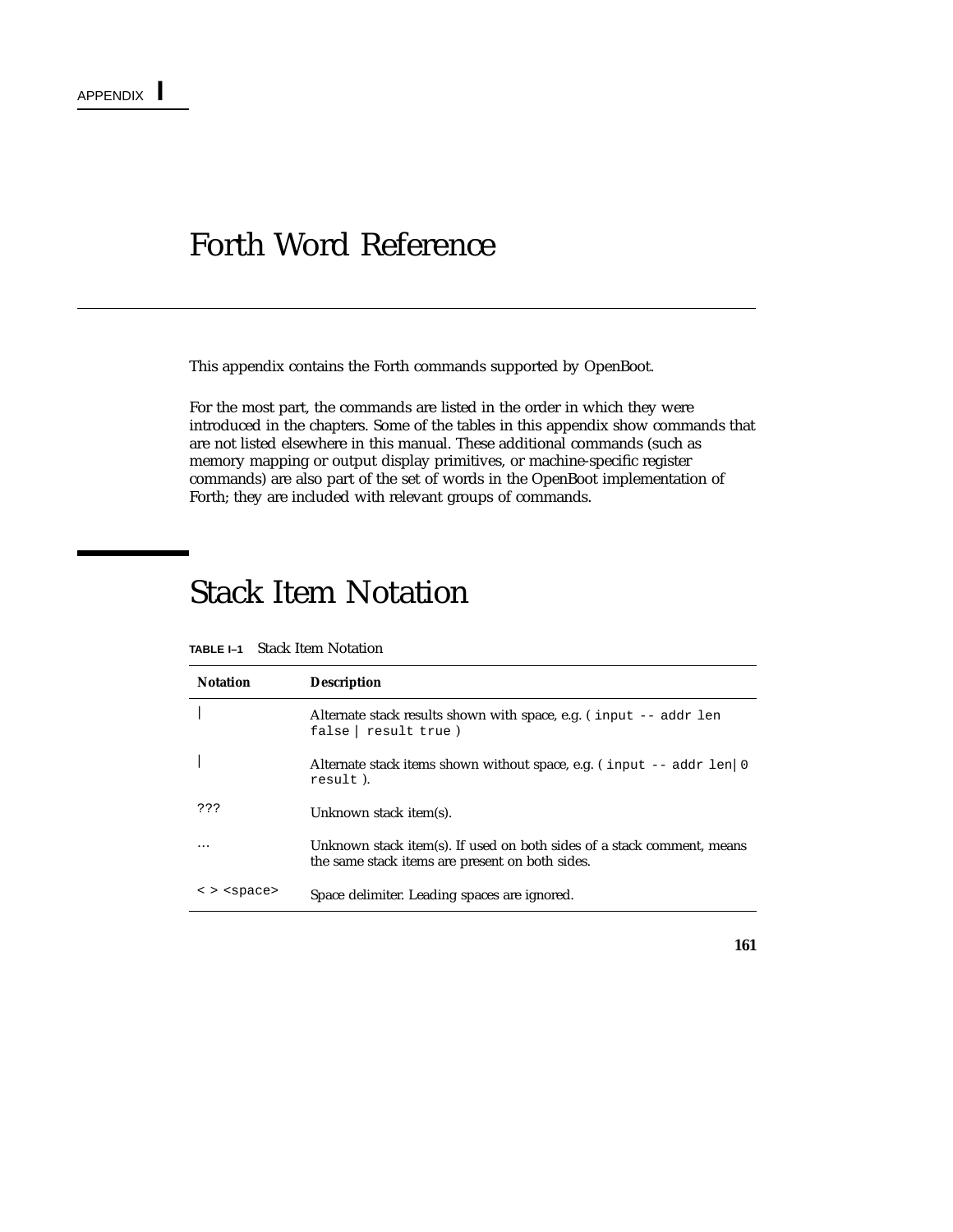APPENDIX I

# Forth Word Reference

This appendix contains the Forth commands supported by OpenBoot.

For the most part, the commands are listed in the order in which they were introduced in the chapters. Some of the tables in this appendix show commands that are not listed elsewhere in this manual. These additional commands (such as memory mapping or output display primitives, or machine-specific register commands) are also part of the set of words in the OpenBoot implementation of Forth; they are included with relevant groups of commands.

## Stack Item Notation

**TABLE I–1** Stack Item Notation

| Notation | Description |
|---|---|
| \| | Alternate stack results shown with space, e.g. ( `input -- addr len false | result true` ) |
| \| | Alternate stack items shown without space, e.g. ( `input -- addr len|0 result` ). |
| `???` | Unknown stack item(s). |
| … | Unknown stack item(s). If used on both sides of a stack comment, means the same stack items are present on both sides. |
| `< > <space>` | Space delimiter. Leading spaces are ignored. |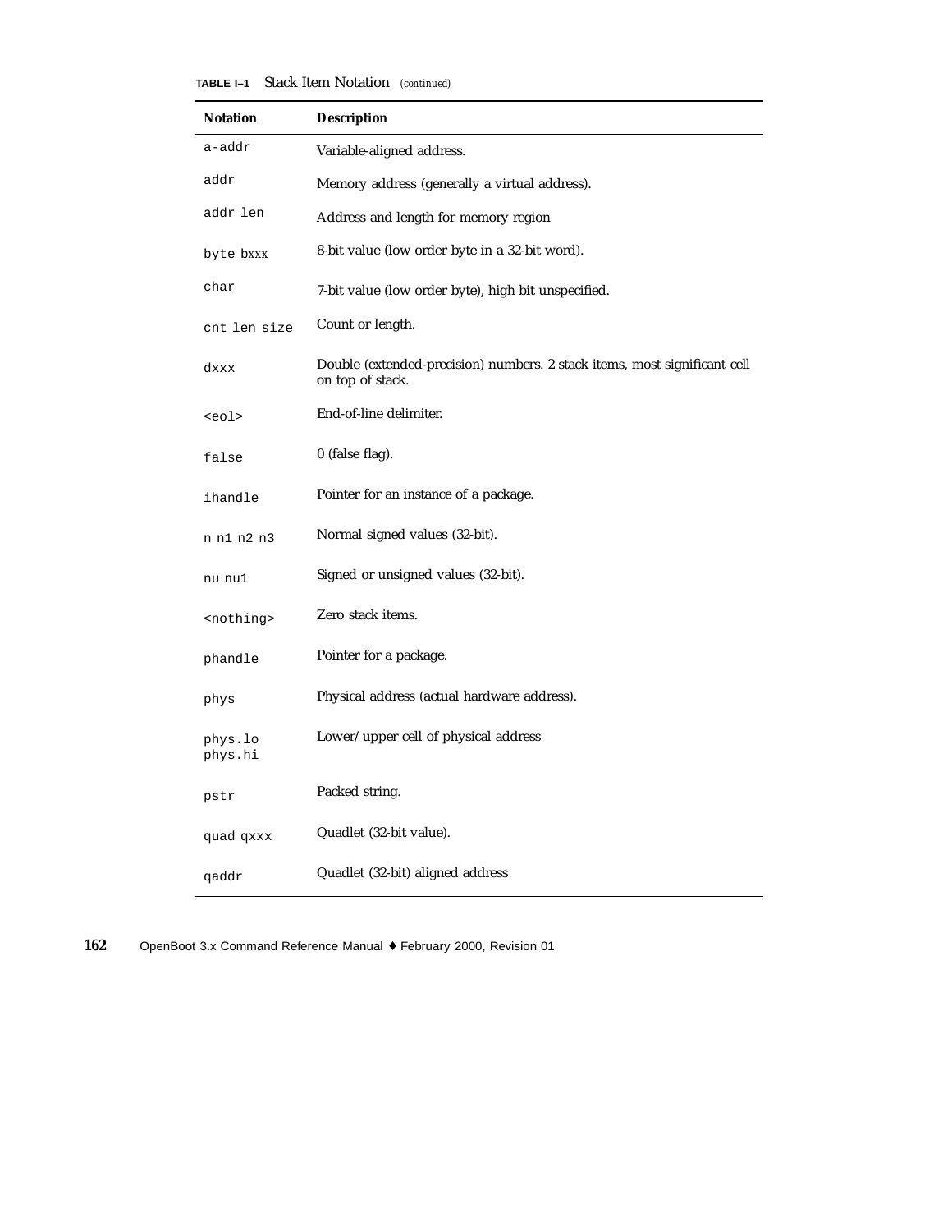**TABLE I–1** Stack Item Notation *(continued)*

| Notation | Description |
|---|---|
| `a-addr` | Variable-aligned address. |
| `addr` | Memory address (generally a virtual address). |
| `addr len` | Address and length for memory region |
| `byte bxxx` | 8-bit value (low order byte in a 32-bit word). |
| `char` | 7-bit value (low order byte), high bit unspecified. |
| `cnt len size` | Count or length. |
| `dxxx` | Double (extended-precision) numbers. 2 stack items, most significant cell on top of stack. |
| `<eol>` | End-of-line delimiter. |
| `false` | 0 (false flag). |
| `ihandle` | Pointer for an instance of a package. |
| `n n1 n2 n3` | Normal signed values (32-bit). |
| `nu nu1` | Signed or unsigned values (32-bit). |
| `<nothing>` | Zero stack items. |
| `phandle` | Pointer for a package. |
| `phys` | Physical address (actual hardware address). |
| `phys.lo phys.hi` | Lower/upper cell of physical address |
| `pstr` | Packed string. |
| `quad qxxx` | Quadlet (32-bit value). |
| `qaddr` | Quadlet (32-bit) aligned address |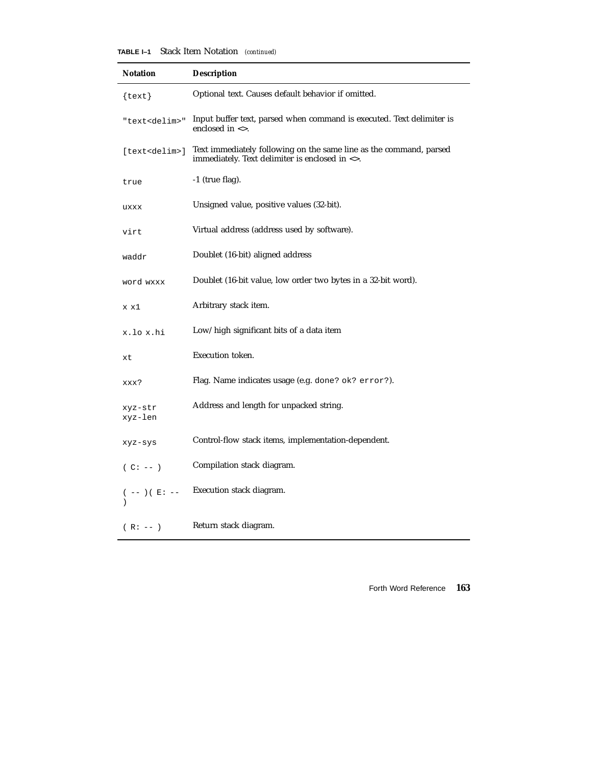**TABLE I–1** Stack Item Notation *(continued)*

| Notation | Description |
|---|---|
| `{text}` | Optional text. Causes default behavior if omitted. |
| `"text<delim>"` | Input buffer text, parsed when command is executed. Text delimiter is enclosed in <>. |
| `[text<delim>]` | Text immediately following on the same line as the command, parsed immediately. Text delimiter is enclosed in <>. |
| `true` | -1 (true flag). |
| `uxxx` | Unsigned value, positive values (32-bit). |
| `virt` | Virtual address (address used by software). |
| `waddr` | Doublet (16-bit) aligned address |
| `word wxxx` | Doublet (16-bit value, low order two bytes in a 32-bit word). |
| `x x1` | Arbitrary stack item. |
| `x.lo x.hi` | Low/high significant bits of a data item |
| `xt` | Execution token. |
| `xxx?` | Flag. Name indicates usage (e.g. `done? ok? error?`). |
| `xyz-str xyz-len` | Address and length for unpacked string. |
| `xyz-sys` | Control-flow stack items, implementation-dependent. |
| `( C: -- )` | Compilation stack diagram. |
| `( -- )( E: -- )` | Execution stack diagram. |
| `( R: -- )` | Return stack diagram. |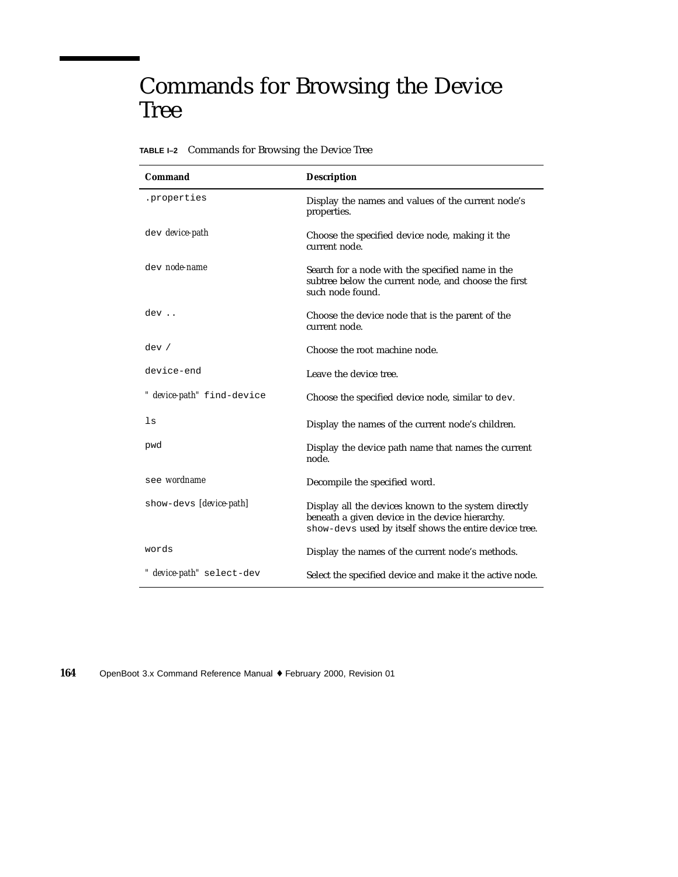# Commands for Browsing the Device Tree

**TABLE I–2** Commands for Browsing the Device Tree

| Command | Description |
|---|---|
| `.properties` | Display the names and values of the current node's properties. |
| `dev` *device-path* | Choose the specified device node, making it the current node. |
| `dev` *node-name* | Search for a node with the specified name in the subtree below the current node, and choose the first such node found. |
| `dev ..` | Choose the device node that is the parent of the current node. |
| `dev /` | Choose the root machine node. |
| `device-end` | Leave the device tree. |
| `"` *device-path*`"` `find-device` | Choose the specified device node, similar to `dev`. |
| `ls` | Display the names of the current node's children. |
| `pwd` | Display the device path name that names the current node. |
| `see` *wordname* | Decompile the specified word. |
| `show-devs` [*device-path*] | Display all the devices known to the system directly beneath a given device in the device hierarchy. `show-devs` used by itself shows the entire device tree. |
| `words` | Display the names of the current node's methods. |
| `"` *device-path*`"` `select-dev` | Select the specified device and make it the active node. |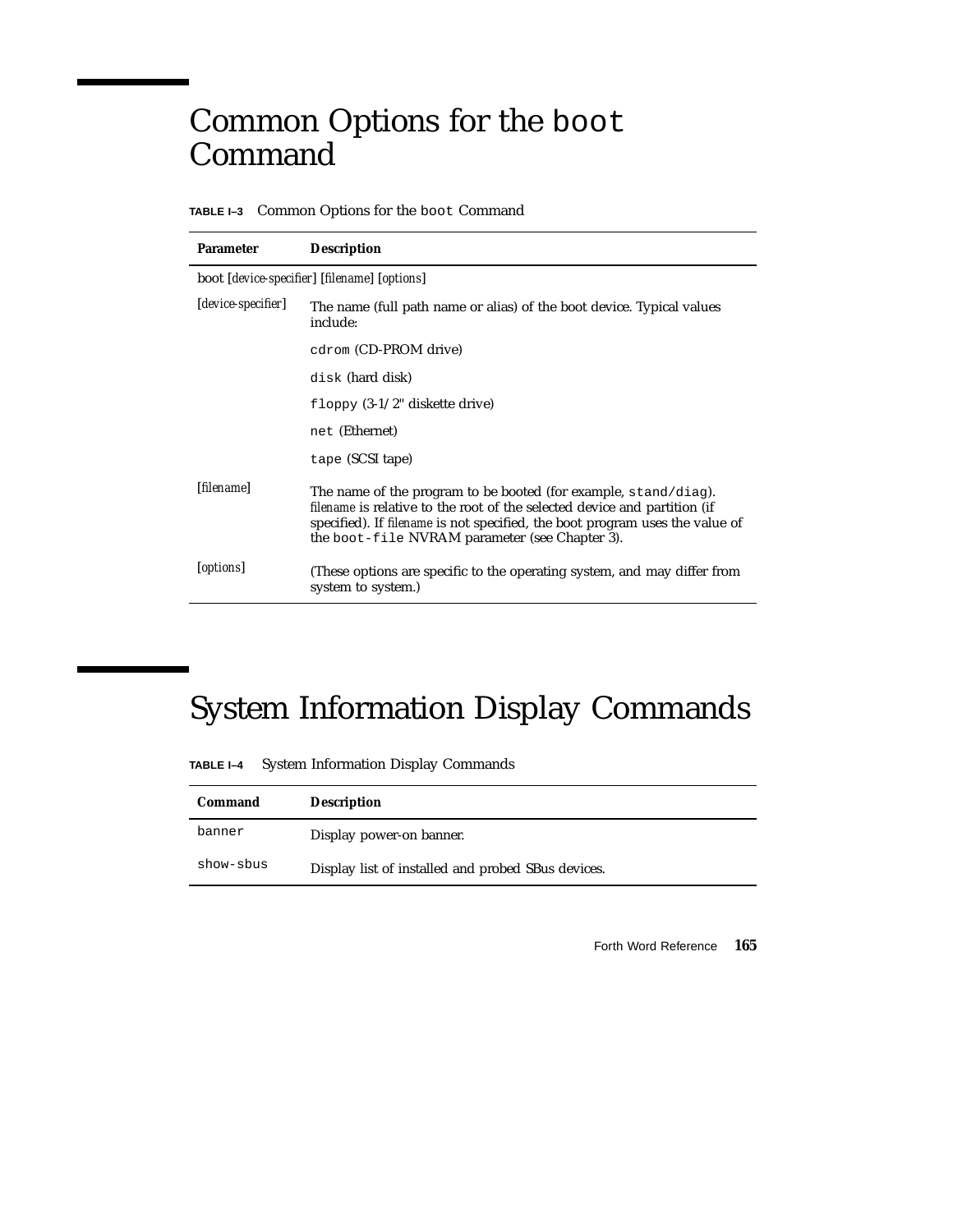## Common Options for the `boot` Command

**TABLE I–3** Common Options for the `boot` Command

| Parameter | Description |
|---|---|
| boot [*device-specifier*] [*filename*] [*options*] | |
| [*device-specifier*] | The name (full path name or alias) of the boot device. Typical values include: |
| | `cdrom` (CD-PROM drive) |
| | `disk` (hard disk) |
| | `floppy` (3-1/2" diskette drive) |
| | `net` (Ethernet) |
| | `tape` (SCSI tape) |
| [*filename*] | The name of the program to be booted (for example, `stand/diag`). *filename* is relative to the root of the selected device and partition (if specified). If *filename* is not specified, the boot program uses the value of the `boot-file` NVRAM parameter (see Chapter 3). |
| [*options*] | (These options are specific to the operating system, and may differ from system to system.) |

## System Information Display Commands

**TABLE I–4** System Information Display Commands

| Command | Description |
|---|---|
| `banner` | Display power-on banner. |
| `show-sbus` | Display list of installed and probed SBus devices. |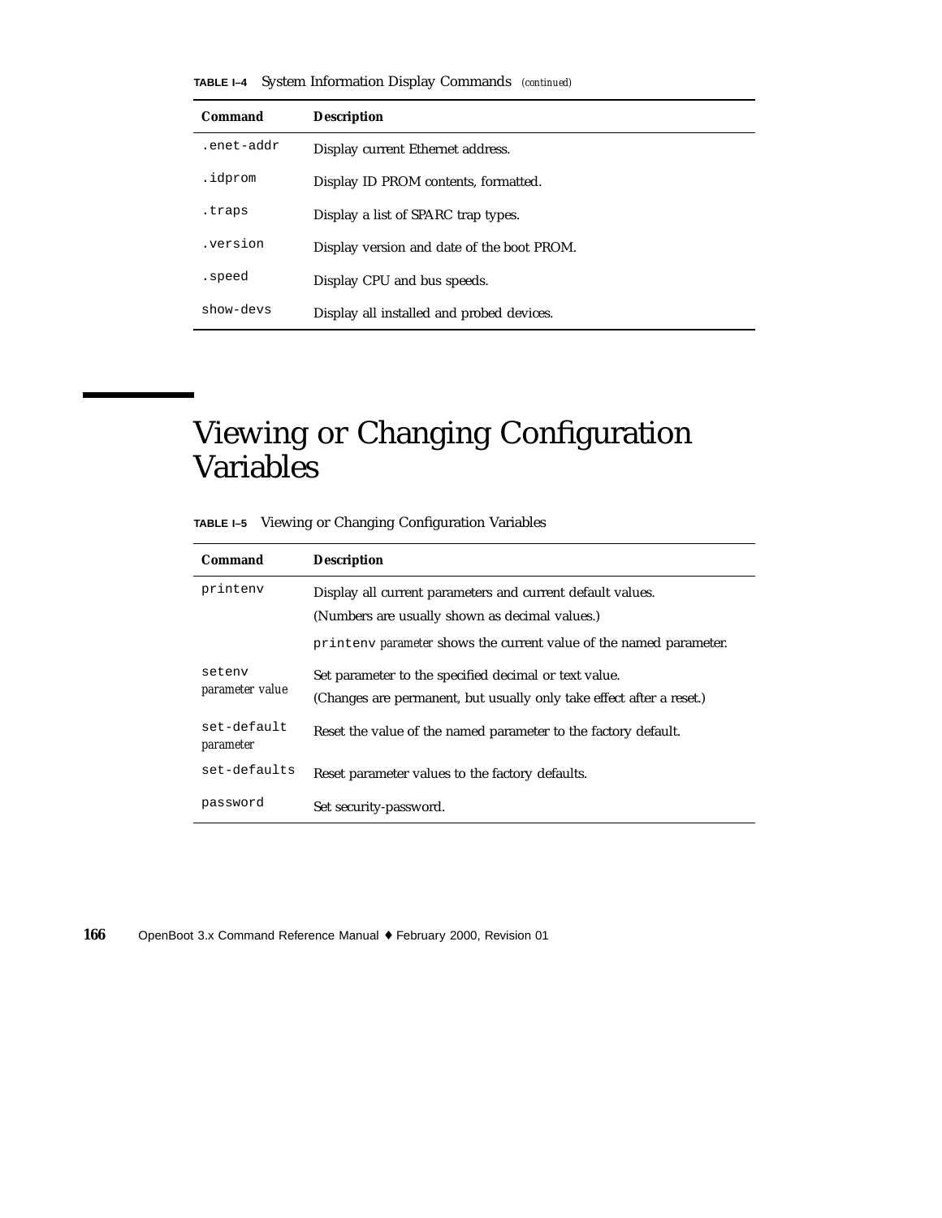**TABLE I–4** System Information Display Commands *(continued)*

| Command | Description |
| --- | --- |
| `.enet-addr` | Display current Ethernet address. |
| `.idprom` | Display ID PROM contents, formatted. |
| `.traps` | Display a list of SPARC trap types. |
| `.version` | Display version and date of the boot PROM. |
| `.speed` | Display CPU and bus speeds. |
| `show-devs` | Display all installed and probed devices. |

# Viewing or Changing Configuration Variables

**TABLE I–5** Viewing or Changing Configuration Variables

| Command | Description |
| --- | --- |
| `printenv` | Display all current parameters and current default values. (Numbers are usually shown as decimal values.) `printenv` *parameter* shows the current value of the named parameter. |
| `setenv` *parameter value* | Set parameter to the specified decimal or text value. (Changes are permanent, but usually only take effect after a reset.) |
| `set-default` *parameter* | Reset the value of the named parameter to the factory default. |
| `set-defaults` | Reset parameter values to the factory defaults. |
| `password` | Set security-password. |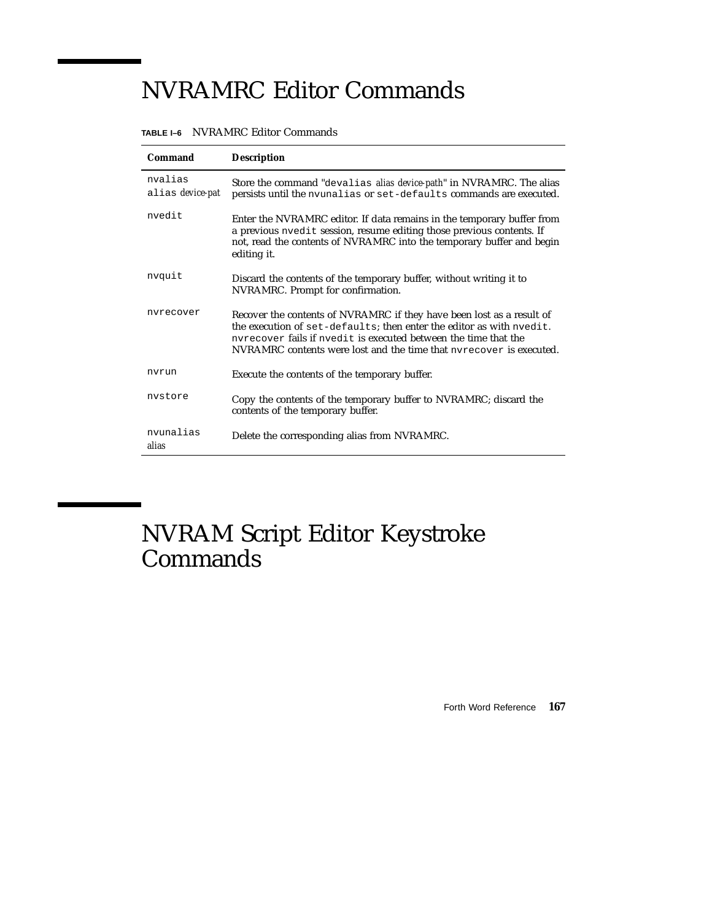# NVRAMRC Editor Commands

**TABLE I–6** NVRAMRC Editor Commands

| Command | Description |
|---|---|
| `nvalias` `alias` *device-pat* | Store the command "`devalias` *alias device-path*" in NVRAMRC. The alias persists until the `nvunalias` or `set-defaults` commands are executed. |
| `nvedit` | Enter the NVRAMRC editor. If data remains in the temporary buffer from a previous `nvedit` session, resume editing those previous contents. If not, read the contents of NVRAMRC into the temporary buffer and begin editing it. |
| `nvquit` | Discard the contents of the temporary buffer, without writing it to NVRAMRC. Prompt for confirmation. |
| `nvrecover` | Recover the contents of NVRAMRC if they have been lost as a result of the execution of `set-defaults`; then enter the editor as with `nvedit`. `nvrecover` fails if `nvedit` is executed between the time that the NVRAMRC contents were lost and the time that `nvrecover` is executed. |
| `nvrun` | Execute the contents of the temporary buffer. |
| `nvstore` | Copy the contents of the temporary buffer to NVRAMRC; discard the contents of the temporary buffer. |
| `nvunalias` *alias* | Delete the corresponding alias from NVRAMRC. |

# NVRAM Script Editor Keystroke Commands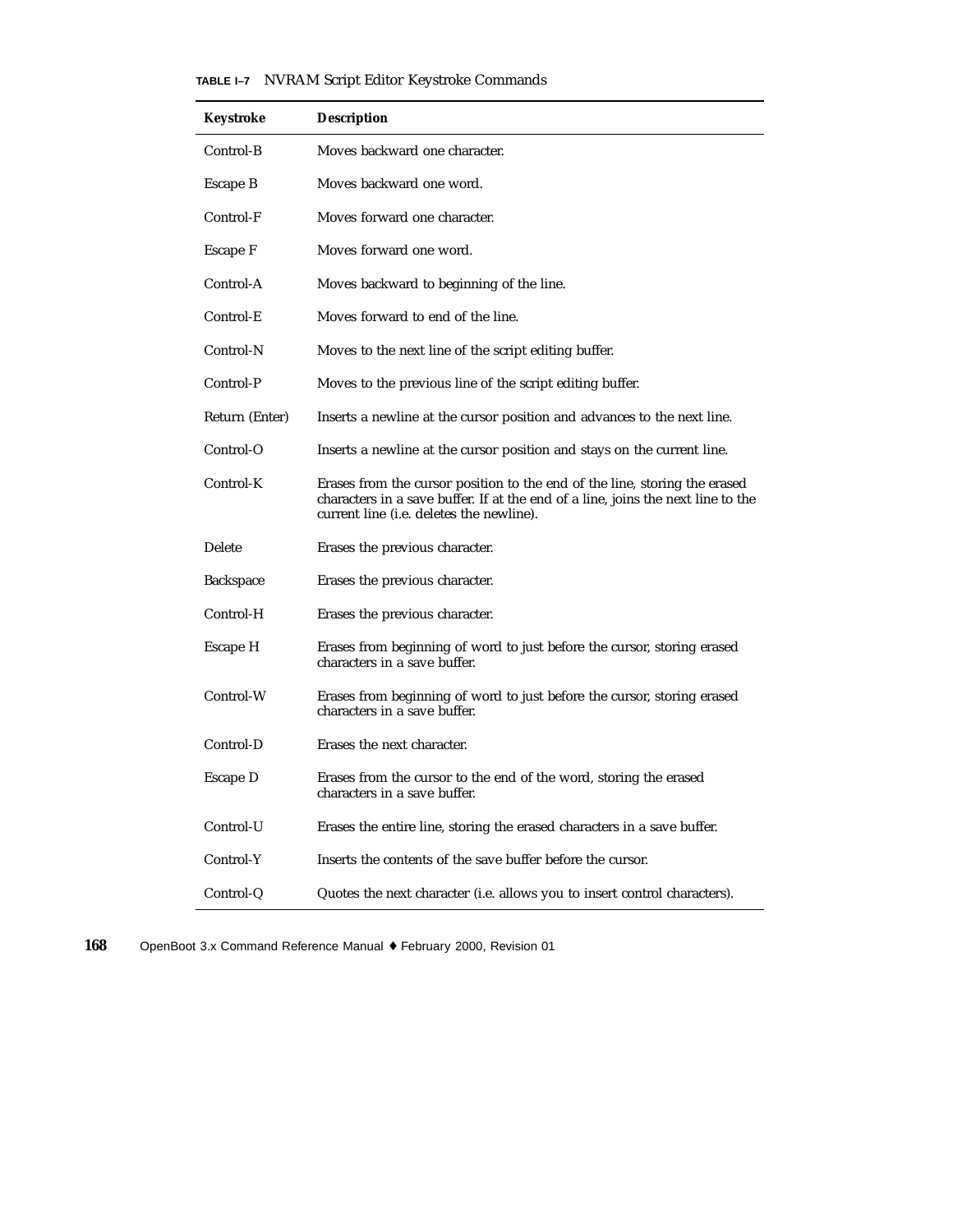**TABLE I–7** NVRAM Script Editor Keystroke Commands

| Keystroke | Description |
|---|---|
| Control-B | Moves backward one character. |
| Escape B | Moves backward one word. |
| Control-F | Moves forward one character. |
| Escape F | Moves forward one word. |
| Control-A | Moves backward to beginning of the line. |
| Control-E | Moves forward to end of the line. |
| Control-N | Moves to the next line of the script editing buffer. |
| Control-P | Moves to the previous line of the script editing buffer. |
| Return (Enter) | Inserts a newline at the cursor position and advances to the next line. |
| Control-O | Inserts a newline at the cursor position and stays on the current line. |
| Control-K | Erases from the cursor position to the end of the line, storing the erased characters in a save buffer. If at the end of a line, joins the next line to the current line (i.e. deletes the newline). |
| Delete | Erases the previous character. |
| Backspace | Erases the previous character. |
| Control-H | Erases the previous character. |
| Escape H | Erases from beginning of word to just before the cursor, storing erased characters in a save buffer. |
| Control-W | Erases from beginning of word to just before the cursor, storing erased characters in a save buffer. |
| Control-D | Erases the next character. |
| Escape D | Erases from the cursor to the end of the word, storing the erased characters in a save buffer. |
| Control-U | Erases the entire line, storing the erased characters in a save buffer. |
| Control-Y | Inserts the contents of the save buffer before the cursor. |
| Control-Q | Quotes the next character (i.e. allows you to insert control characters). |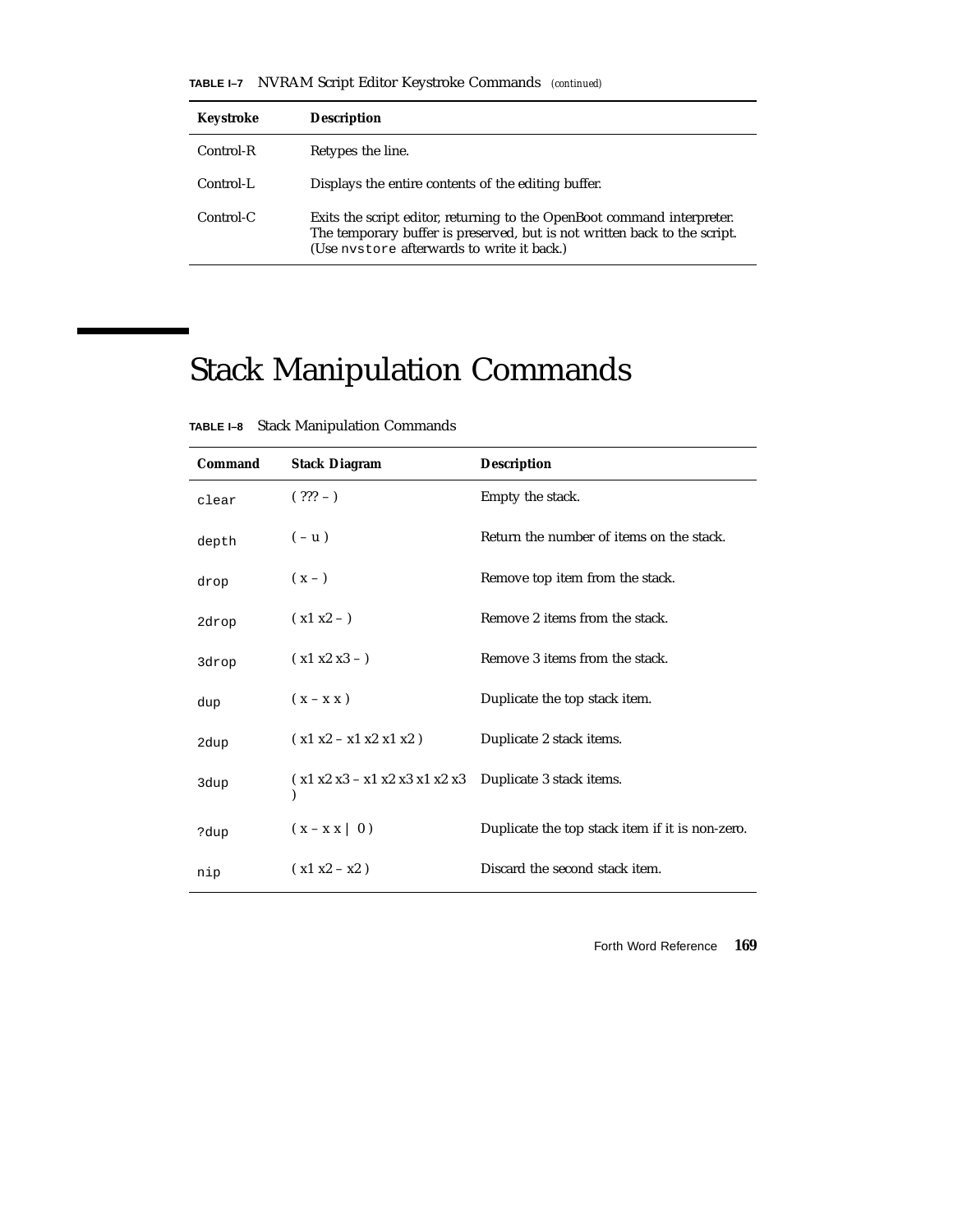**TABLE I–7** NVRAM Script Editor Keystroke Commands *(continued)*

| Keystroke | Description |
| --- | --- |
| Control-R | Retypes the line. |
| Control-L | Displays the entire contents of the editing buffer. |
| Control-C | Exits the script editor, returning to the OpenBoot command interpreter. The temporary buffer is preserved, but is not written back to the script. (Use `nvstore` afterwards to write it back.) |

# Stack Manipulation Commands

**TABLE I–8** Stack Manipulation Commands

| Command | Stack Diagram | Description |
| --- | --- | --- |
| `clear` | ( ??? – ) | Empty the stack. |
| `depth` | ( – u ) | Return the number of items on the stack. |
| `drop` | ( x – ) | Remove top item from the stack. |
| `2drop` | ( x1 x2 – ) | Remove 2 items from the stack. |
| `3drop` | ( x1 x2 x3 – ) | Remove 3 items from the stack. |
| `dup` | ( x – x x ) | Duplicate the top stack item. |
| `2dup` | ( x1 x2 – x1 x2 x1 x2 ) | Duplicate 2 stack items. |
| `3dup` | ( x1 x2 x3 – x1 x2 x3 x1 x2 x3 ) | Duplicate 3 stack items. |
| `?dup` | ( x – x x \| 0 ) | Duplicate the top stack item if it is non-zero. |
| `nip` | ( x1 x2 – x2 ) | Discard the second stack item. |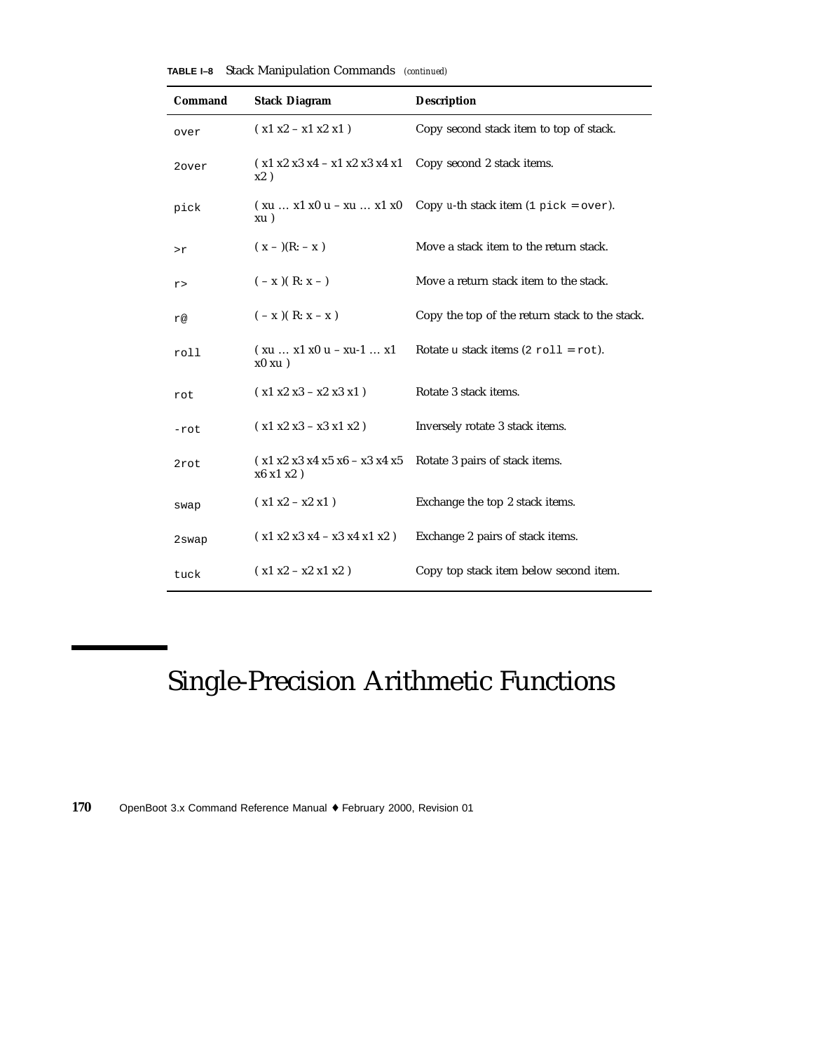**TABLE I–8** Stack Manipulation Commands *(continued)*

| Command | Stack Diagram | Description |
|---|---|---|
| `over` | ( x1 x2 – x1 x2 x1 ) | Copy second stack item to top of stack. |
| `2over` | ( x1 x2 x3 x4 – x1 x2 x3 x4 x1 x2 ) | Copy second 2 stack items. |
| `pick` | ( xu … x1 x0 u – xu … x1 x0 xu ) | Copy u-th stack item (`1 pick` = `over`). |
| `>r` | ( x – )(R: – x ) | Move a stack item to the return stack. |
| `r>` | ( – x )( R: x – ) | Move a return stack item to the stack. |
| `r@` | ( – x )( R: x – x ) | Copy the top of the return stack to the stack. |
| `roll` | ( xu … x1 x0 u – xu-1 … x1 x0 xu ) | Rotate u stack items (`2 roll` = `rot`). |
| `rot` | ( x1 x2 x3 – x2 x3 x1 ) | Rotate 3 stack items. |
| `-rot` | ( x1 x2 x3 – x3 x1 x2 ) | Inversely rotate 3 stack items. |
| `2rot` | ( x1 x2 x3 x4 x5 x6 – x3 x4 x5 x6 x1 x2 ) | Rotate 3 pairs of stack items. |
| `swap` | ( x1 x2 – x2 x1 ) | Exchange the top 2 stack items. |
| `2swap` | ( x1 x2 x3 x4 – x3 x4 x1 x2 ) | Exchange 2 pairs of stack items. |
| `tuck` | ( x1 x2 – x2 x1 x2 ) | Copy top stack item below second item. |

# Single-Precision Arithmetic Functions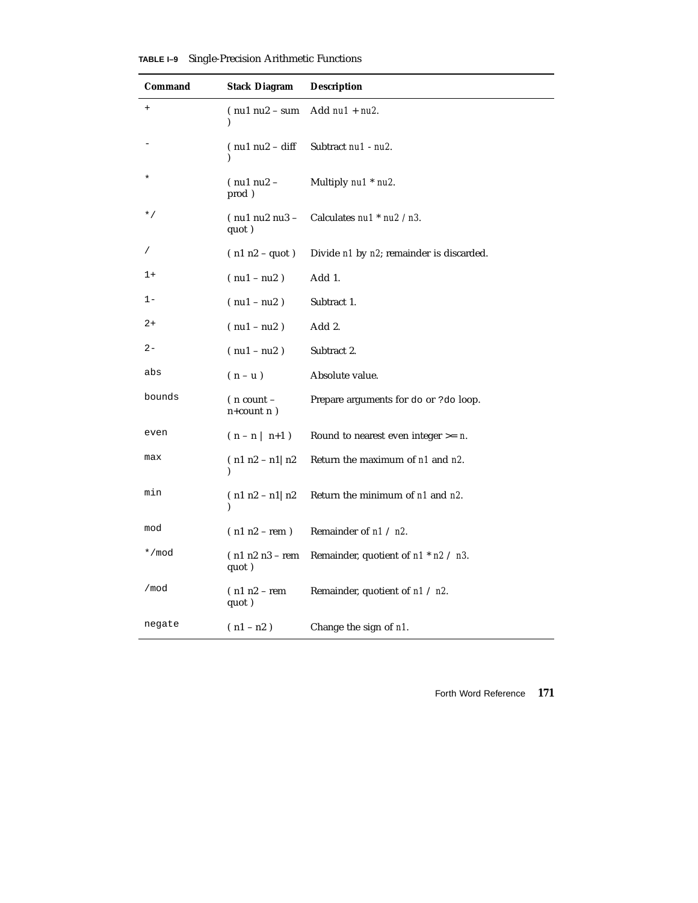**TABLE I–9** Single-Precision Arithmetic Functions

| Command | Stack Diagram | Description |
|---|---|---|
| `+` | ( nu1 nu2 – sum ) | Add *nu1* + *nu2*. |
| `-` | ( nu1 nu2 – diff ) | Subtract *nu1* - *nu2*. |
| `*` | ( nu1 nu2 – prod ) | Multiply *nu1* * *nu2*. |
| `*/` | ( nu1 nu2 nu3 – quot ) | Calculates *nu1* * *nu2* / *n3*. |
| `/` | ( n1 n2 – quot ) | Divide *n1* by *n2*; remainder is discarded. |
| `1+` | ( nu1 – nu2 ) | Add 1. |
| `1-` | ( nu1 – nu2 ) | Subtract 1. |
| `2+` | ( nu1 – nu2 ) | Add 2. |
| `2-` | ( nu1 – nu2 ) | Subtract 2. |
| `abs` | ( n – u ) | Absolute value. |
| `bounds` | ( n count – n+count n ) | Prepare arguments for `do` or `?do` loop. |
| `even` | ( n – n \| n+1 ) | Round to nearest even integer >= *n*. |
| `max` | ( n1 n2 – n1\|n2 ) | Return the maximum of *n1* and *n2*. |
| `min` | ( n1 n2 – n1\|n2 ) | Return the minimum of *n1* and *n2*. |
| `mod` | ( n1 n2 – rem ) | Remainder of *n1* / *n2*. |
| `*/mod` | ( n1 n2 n3 – rem quot ) | Remainder, quotient of *n1* * *n2* / *n3*. |
| `/mod` | ( n1 n2 – rem quot ) | Remainder, quotient of *n1* / *n2*. |
| `negate` | ( n1 – n2 ) | Change the sign of *n1*. |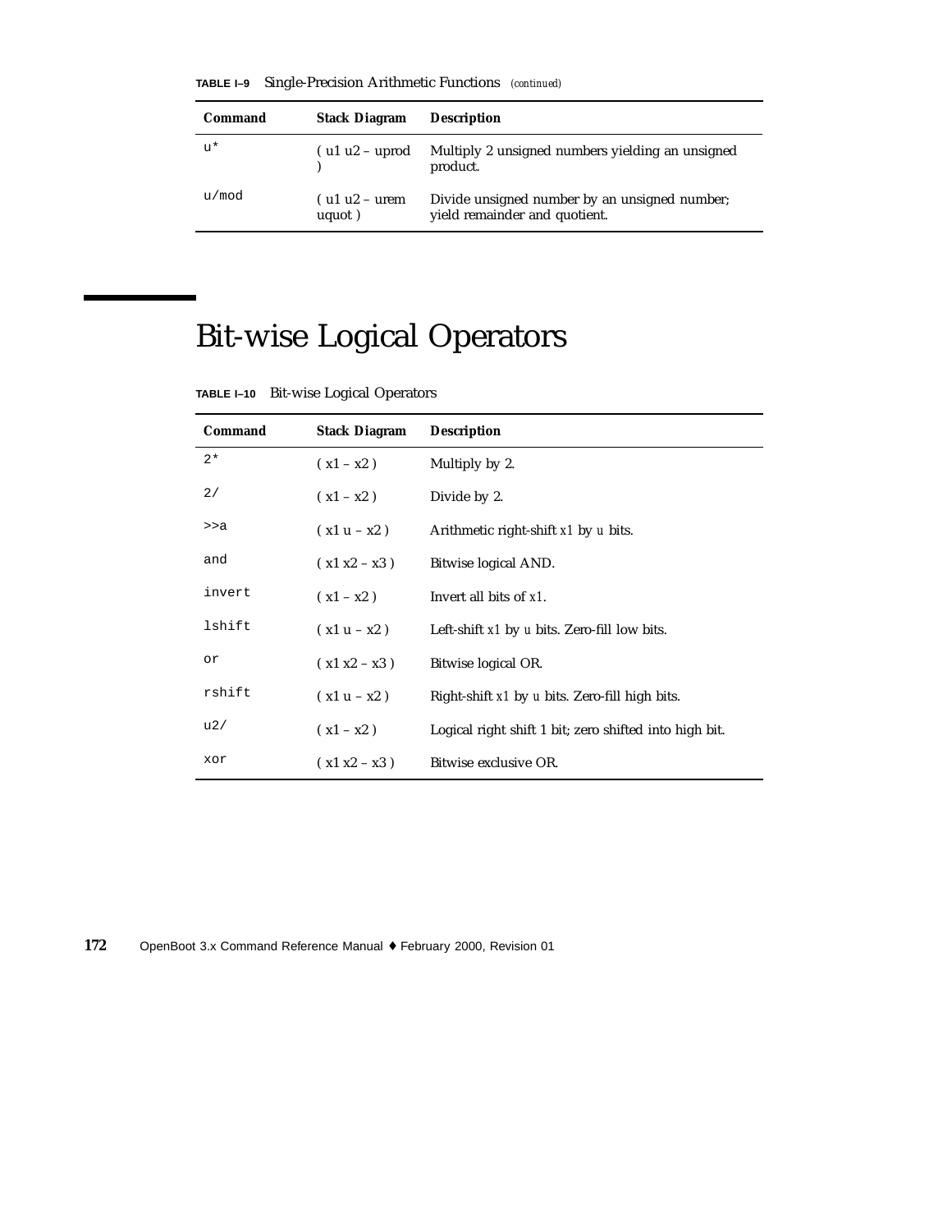**TABLE I–9** Single-Precision Arithmetic Functions *(continued)*

| Command | Stack Diagram | Description |
|---|---|---|
| `u*` | ( u1 u2 – uprod ) | Multiply 2 unsigned numbers yielding an unsigned product. |
| `u/mod` | ( u1 u2 – urem uquot ) | Divide unsigned number by an unsigned number; yield remainder and quotient. |

# Bit-wise Logical Operators

**TABLE I–10** Bit-wise Logical Operators

| Command | Stack Diagram | Description |
|---|---|---|
| `2*` | ( x1 – x2 ) | Multiply by 2. |
| `2/` | ( x1 – x2 ) | Divide by 2. |
| `>>a` | ( x1 u – x2 ) | Arithmetic right-shift *x1* by *u* bits. |
| `and` | ( x1 x2 – x3 ) | Bitwise logical AND. |
| `invert` | ( x1 – x2 ) | Invert all bits of *x1*. |
| `lshift` | ( x1 u – x2 ) | Left-shift *x1* by *u* bits. Zero-fill low bits. |
| `or` | ( x1 x2 – x3 ) | Bitwise logical OR. |
| `rshift` | ( x1 u – x2 ) | Right-shift *x1* by *u* bits. Zero-fill high bits. |
| `u2/` | ( x1 – x2 ) | Logical right shift 1 bit; zero shifted into high bit. |
| `xor` | ( x1 x2 – x3 ) | Bitwise exclusive OR. |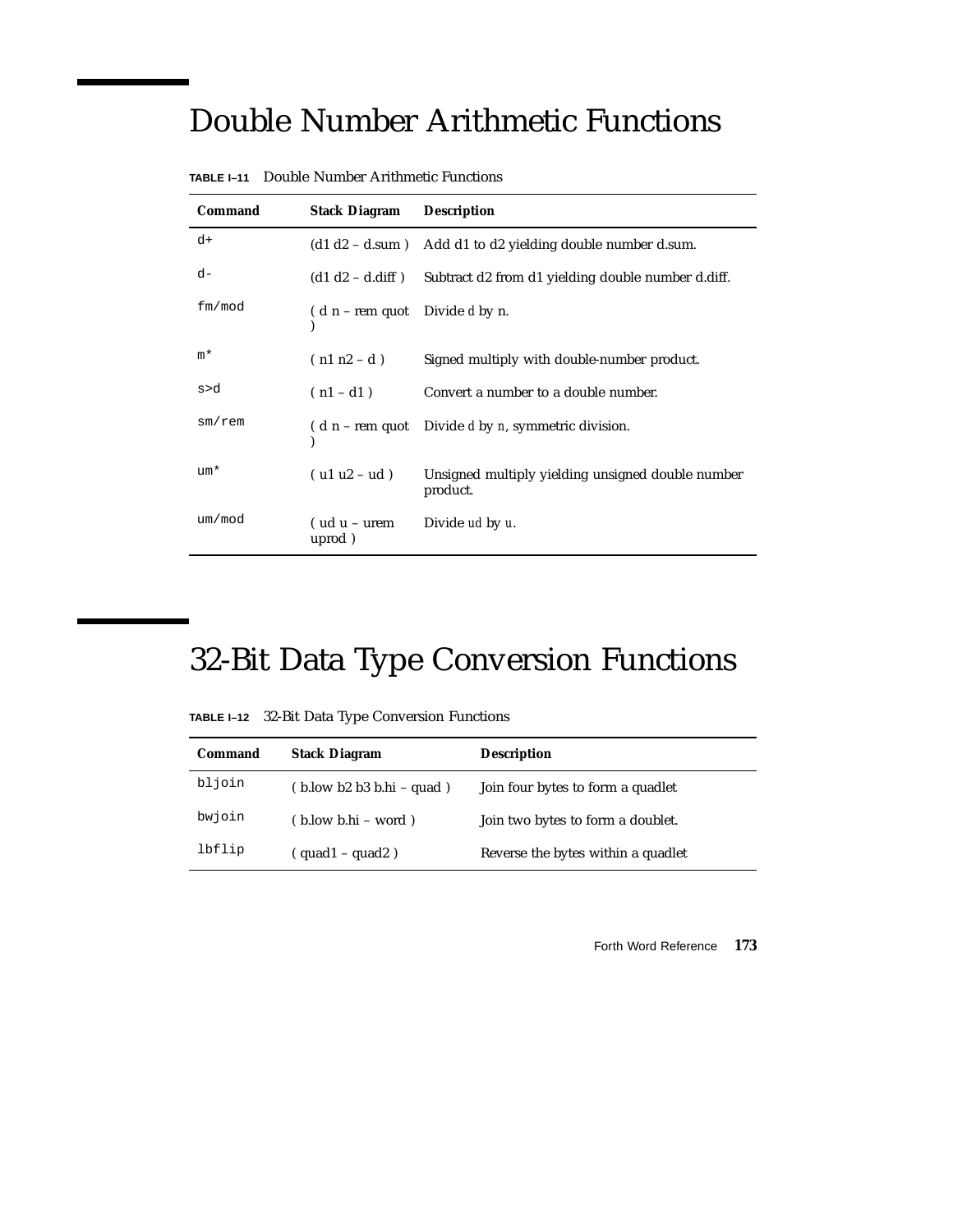# Double Number Arithmetic Functions

**TABLE I–11** Double Number Arithmetic Functions

| Command | Stack Diagram | Description |
|---|---|---|
| d+ | (d1 d2 – d.sum ) | Add d1 to d2 yielding double number d.sum. |
| d- | (d1 d2 – d.diff ) | Subtract d2 from d1 yielding double number d.diff. |
| fm/mod | ( d n – rem quot ) | Divide *d* by n. |
| m* | ( n1 n2 – d ) | Signed multiply with double-number product. |
| s>d | ( n1 – d1 ) | Convert a number to a double number. |
| sm/rem | ( d n – rem quot ) | Divide *d* by *n*, symmetric division. |
| um* | ( u1 u2 – ud ) | Unsigned multiply yielding unsigned double number product. |
| um/mod | ( ud u – urem uprod ) | Divide *ud* by *u*. |

# 32-Bit Data Type Conversion Functions

**TABLE I–12** 32-Bit Data Type Conversion Functions

| Command | Stack Diagram | Description |
|---|---|---|
| bljoin | ( b.low b2 b3 b.hi – quad ) | Join four bytes to form a quadlet |
| bwjoin | ( b.low b.hi – word ) | Join two bytes to form a doublet. |
| lbflip | ( quad1 – quad2 ) | Reverse the bytes within a quadlet |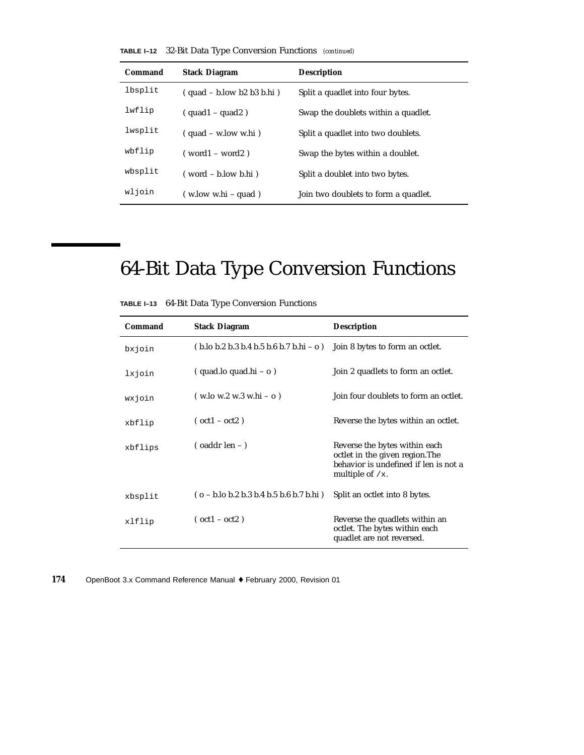**TABLE I–12** 32-Bit Data Type Conversion Functions *(continued)*

| Command | Stack Diagram | Description |
|---|---|---|
| `lbsplit` | ( quad – b.low b2 b3 b.hi ) | Split a quadlet into four bytes. |
| `lwflip` | ( quad1 – quad2 ) | Swap the doublets within a quadlet. |
| `lwsplit` | ( quad – w.low w.hi ) | Split a quadlet into two doublets. |
| `wbflip` | ( word1 – word2 ) | Swap the bytes within a doublet. |
| `wbsplit` | ( word – b.low b.hi ) | Split a doublet into two bytes. |
| `wljoin` | ( w.low w.hi – quad ) | Join two doublets to form a quadlet. |

# 64-Bit Data Type Conversion Functions

**TABLE I–13** 64-Bit Data Type Conversion Functions

| Command | Stack Diagram | Description |
|---|---|---|
| `bxjoin` | ( b.lo b.2 b.3 b.4 b.5 b.6 b.7 b.hi – o ) | Join 8 bytes to form an octlet. |
| `lxjoin` | ( quad.lo quad.hi – o ) | Join 2 quadlets to form an octlet. |
| `wxjoin` | ( w.lo w.2 w.3 w.hi – o ) | Join four doublets to form an octlet. |
| `xbflip` | ( oct1 – oct2 ) | Reverse the bytes within an octlet. |
| `xbflips` | ( oaddr len – ) | Reverse the bytes within each octlet in the given region.The behavior is undefined if len is not a multiple of `/x`. |
| `xbsplit` | ( o – b.lo b.2 b.3 b.4 b.5 b.6 b.7 b.hi ) | Split an octlet into 8 bytes. |
| `xlflip` | ( oct1 – oct2 ) | Reverse the quadlets within an octlet. The bytes within each quadlet are not reversed. |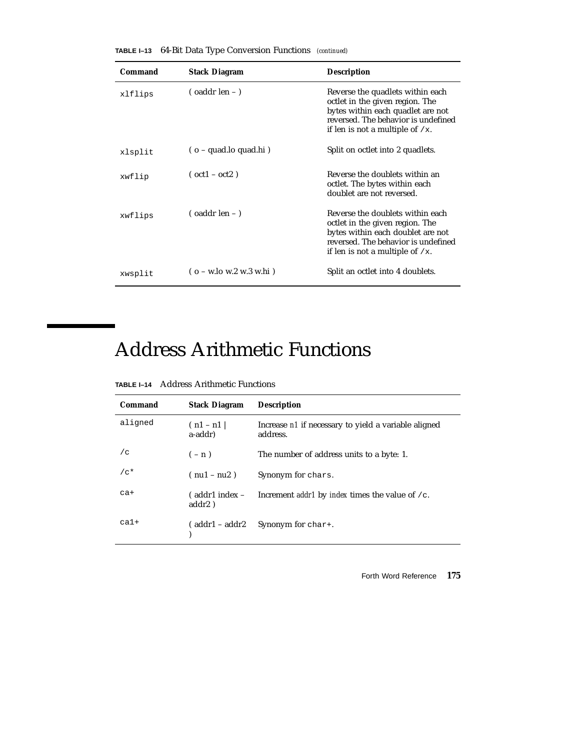**TABLE I–13** 64-Bit Data Type Conversion Functions *(continued)*

| Command | Stack Diagram | Description |
|---|---|---|
| `xlflips` | ( oaddr len – ) | Reverse the quadlets within each octlet in the given region. The bytes within each quadlet are not reversed. The behavior is undefined if len is not a multiple of `/x`. |
| `xlsplit` | ( o – quad.lo quad.hi ) | Split on octlet into 2 quadlets. |
| `xwflip` | ( oct1 – oct2 ) | Reverse the doublets within an octlet. The bytes within each doublet are not reversed. |
| `xwflips` | ( oaddr len – ) | Reverse the doublets within each octlet in the given region. The bytes within each doublet are not reversed. The behavior is undefined if len is not a multiple of `/x`. |
| `xwsplit` | ( o – w.lo w.2 w.3 w.hi ) | Split an octlet into 4 doublets. |

# Address Arithmetic Functions

**TABLE I–14** Address Arithmetic Functions

| Command | Stack Diagram | Description |
|---|---|---|
| `aligned` | ( n1 – n1 \| a-addr) | Increase *n1* if necessary to yield a variable aligned address. |
| `/c` | ( – n ) | The number of address units to a byte: 1. |
| `/c*` | ( nu1 – nu2 ) | Synonym for `chars`. |
| `ca+` | ( addr1 index – addr2 ) | Increment *addr1* by *index* times the value of `/c`. |
| `ca1+` | ( addr1 – addr2 ) | Synonym for `char+`. |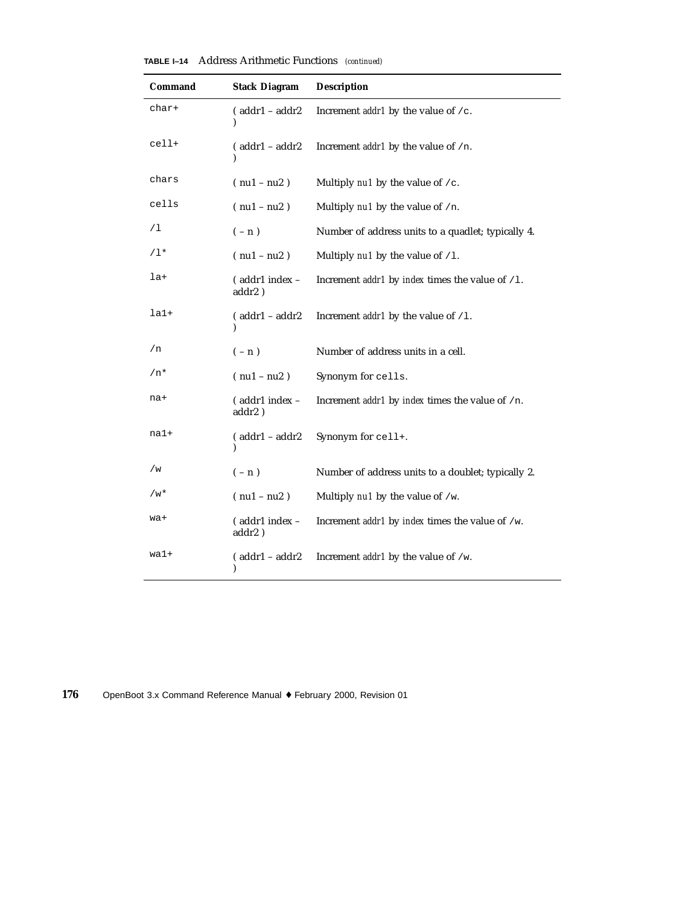**TABLE I–14** Address Arithmetic Functions *(continued)*

| Command | Stack Diagram | Description |
|---|---|---|
| `char+` | ( addr1 – addr2 ) | Increment *addr1* by the value of `/c`. |
| `cell+` | ( addr1 – addr2 ) | Increment *addr1* by the value of `/n`. |
| `chars` | ( nu1 – nu2 ) | Multiply *nu1* by the value of `/c`. |
| `cells` | ( nu1 – nu2 ) | Multiply *nu1* by the value of `/n`. |
| `/l` | ( – n ) | Number of address units to a quadlet; typically 4. |
| `/l*` | ( nu1 – nu2 ) | Multiply *nu1* by the value of `/l`. |
| `la+` | ( addr1 index – addr2 ) | Increment *addr1* by *index* times the value of `/l`. |
| `la1+` | ( addr1 – addr2 ) | Increment *addr1* by the value of `/l`. |
| `/n` | ( – n ) | Number of address units in a cell. |
| `/n*` | ( nu1 – nu2 ) | Synonym for `cells`. |
| `na+` | ( addr1 index – addr2 ) | Increment *addr1* by *index* times the value of `/n`. |
| `na1+` | ( addr1 – addr2 ) | Synonym for `cell+`. |
| `/w` | ( – n ) | Number of address units to a doublet; typically 2. |
| `/w*` | ( nu1 – nu2 ) | Multiply *nu1* by the value of `/w`. |
| `wa+` | ( addr1 index – addr2 ) | Increment *addr1* by *index* times the value of `/w`. |
| `wa1+` | ( addr1 – addr2 ) | Increment *addr1* by the value of `/w`. |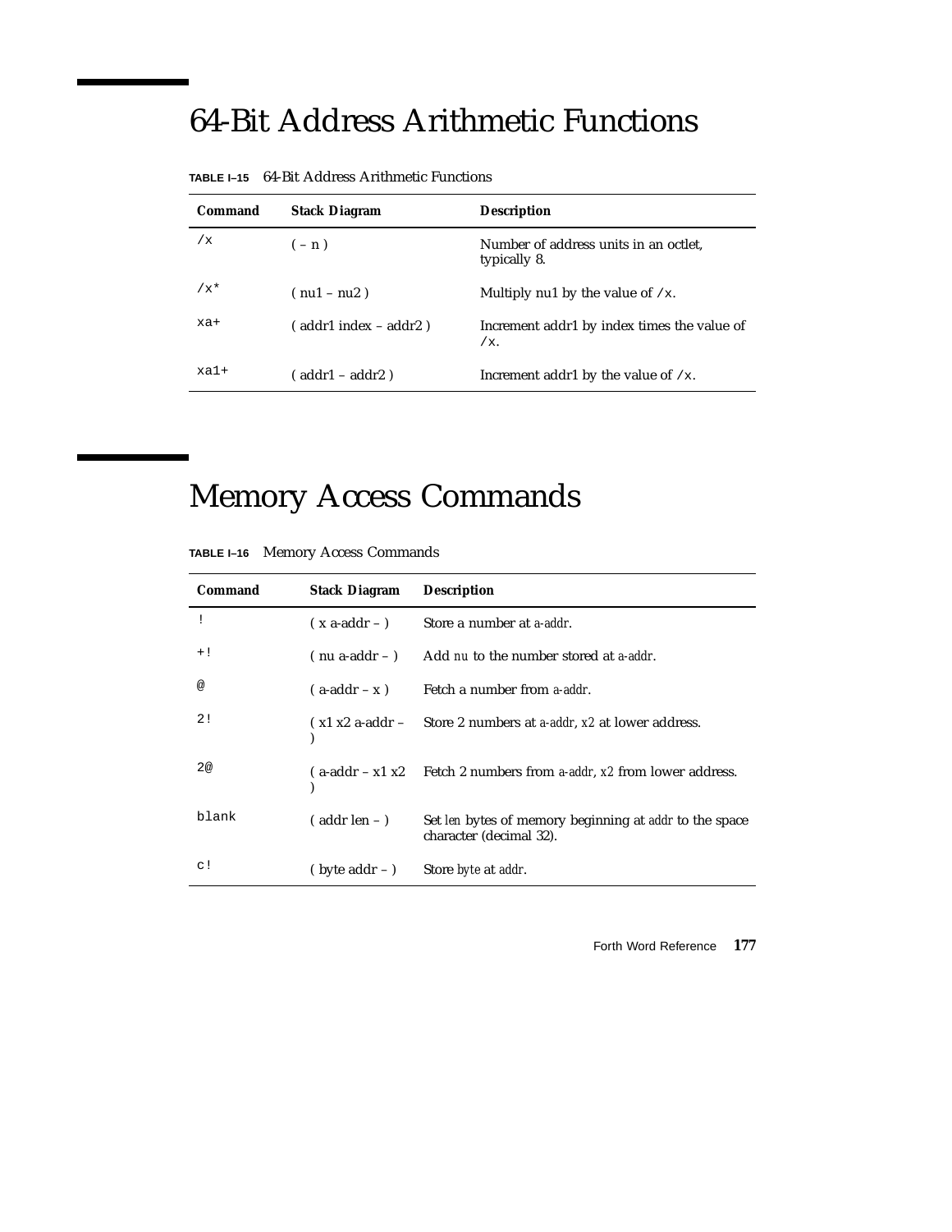# 64-Bit Address Arithmetic Functions

**TABLE I–15** 64-Bit Address Arithmetic Functions

| Command | Stack Diagram | Description |
|---|---|---|
| `/x` | ( – n ) | Number of address units in an octlet, typically 8. |
| `/x*` | ( nu1 – nu2 ) | Multiply nu1 by the value of `/x`. |
| `xa+` | ( addr1 index – addr2 ) | Increment addr1 by index times the value of `/x`. |
| `xa1+` | ( addr1 – addr2 ) | Increment addr1 by the value of `/x`. |

# Memory Access Commands

**TABLE I–16** Memory Access Commands

| Command | Stack Diagram | Description |
|---|---|---|
| `!` | ( x a-addr – ) | Store a number at *a-addr*. |
| `+!` | ( nu a-addr – ) | Add *nu* to the number stored at *a-addr*. |
| `@` | ( a-addr – x ) | Fetch a number from *a-addr*. |
| `2!` | ( x1 x2 a-addr – ) | Store 2 numbers at *a-addr*, *x2* at lower address. |
| `2@` | ( a-addr – x1 x2 ) | Fetch 2 numbers from *a-addr*, *x2* from lower address. |
| `blank` | ( addr len – ) | Set *len* bytes of memory beginning at *addr* to the space character (decimal 32). |
| `c!` | ( byte addr – ) | Store *byte* at *addr*. |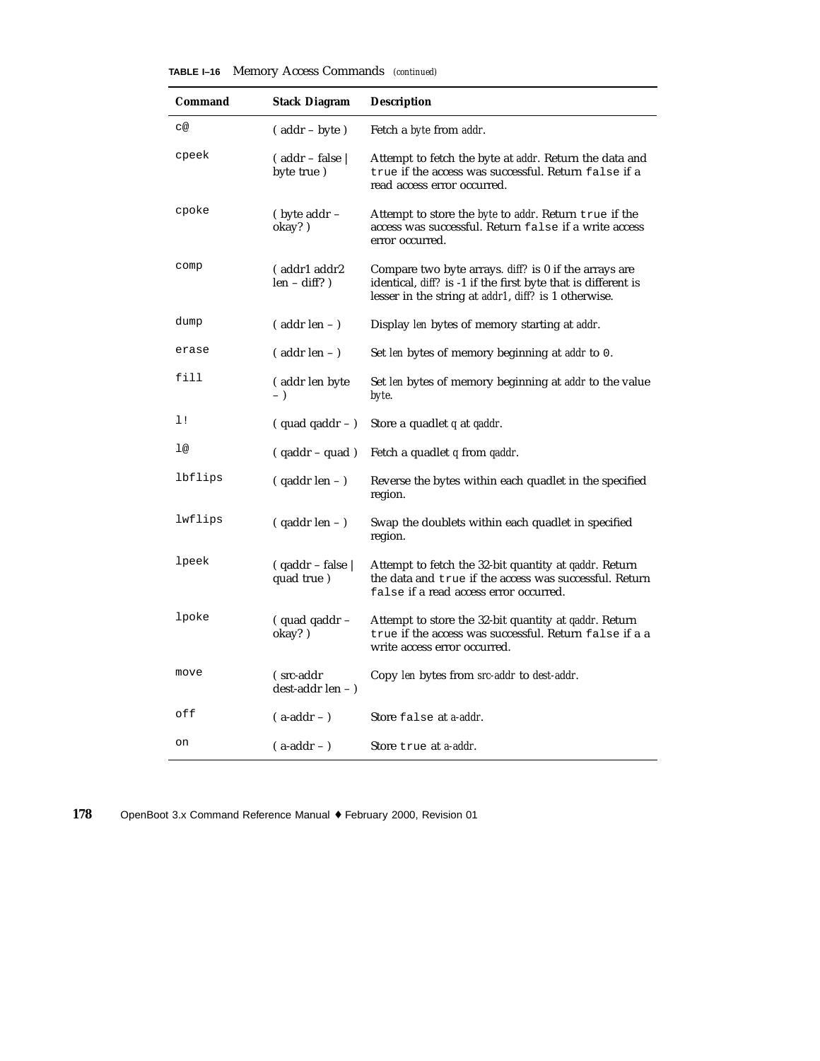**TABLE I–16** Memory Access Commands *(continued)*

| Command | Stack Diagram | Description |
|---|---|---|
| `c@` | ( addr – byte ) | Fetch a *byte* from *addr*. |
| `cpeek` | ( addr – false \| byte true ) | Attempt to fetch the byte at *addr*. Return the data and `true` if the access was successful. Return `false` if a read access error occurred. |
| `cpoke` | ( byte addr – okay? ) | Attempt to store the *byte* to *addr*. Return `true` if the access was successful. Return `false` if a write access error occurred. |
| `comp` | ( addr1 addr2 len – diff? ) | Compare two byte arrays. *diff?* is 0 if the arrays are identical, *diff?* is -1 if the first byte that is different is lesser in the string at *addr1*, *diff?* is 1 otherwise. |
| `dump` | ( addr len – ) | Display *len* bytes of memory starting at *addr*. |
| `erase` | ( addr len – ) | Set *len* bytes of memory beginning at *addr* to `0`. |
| `fill` | ( addr len byte – ) | Set *len* bytes of memory beginning at *addr* to the value *byte*. |
| `l!` | ( quad qaddr – ) | Store a quadlet *q* at *qaddr*. |
| `l@` | ( qaddr – quad ) | Fetch a quadlet *q* from *qaddr*. |
| `lbflips` | ( qaddr len – ) | Reverse the bytes within each quadlet in the specified region. |
| `lwflips` | ( qaddr len – ) | Swap the doublets within each quadlet in specified region. |
| `lpeek` | ( qaddr – false \| quad true ) | Attempt to fetch the 32-bit quantity at *qaddr*. Return the data and `true` if the access was successful. Return `false` if a read access error occurred. |
| `lpoke` | ( quad qaddr – okay? ) | Attempt to store the 32-bit quantity at *qaddr*. Return `true` if the access was successful. Return `false` if a a write access error occurred. |
| `move` | ( src-addr dest-addr len – ) | Copy *len* bytes from *src-addr* to *dest-addr*. |
| `off` | ( a-addr – ) | Store `false` at *a-addr*. |
| `on` | ( a-addr – ) | Store `true` at *a-addr*. |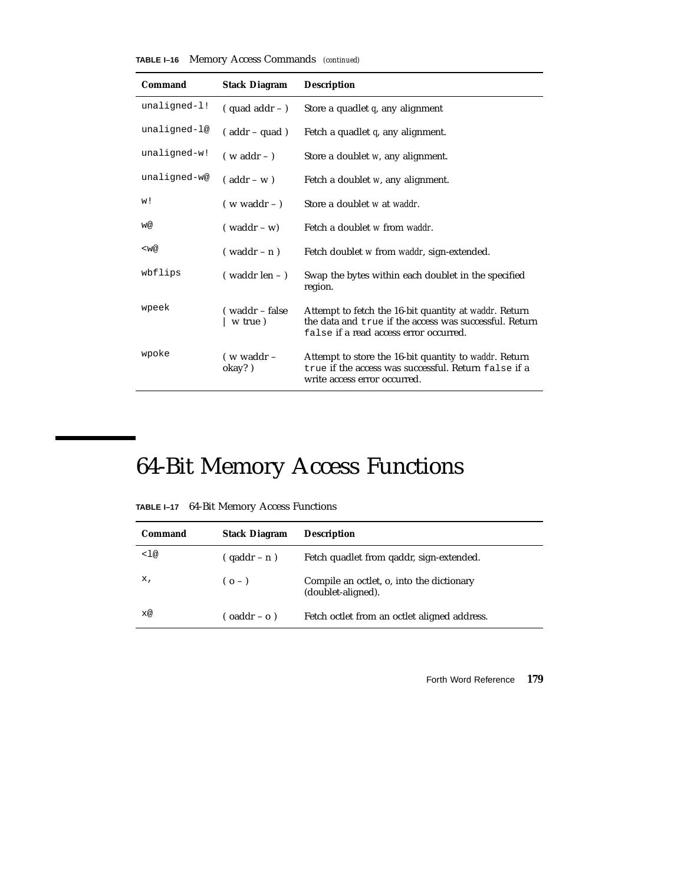**TABLE I–16** Memory Access Commands *(continued)*

| Command | Stack Diagram | Description |
|---|---|---|
| `unaligned-l!` | ( quad addr – ) | Store a quadlet *q*, any alignment |
| `unaligned-l@` | ( addr – quad ) | Fetch a quadlet *q*, any alignment. |
| `unaligned-w!` | ( w addr – ) | Store a doublet *w*, any alignment. |
| `unaligned-w@` | ( addr – w ) | Fetch a doublet *w*, any alignment. |
| `w!` | ( w waddr – ) | Store a doublet *w* at *waddr*. |
| `w@` | ( waddr – w) | Fetch a doublet *w* from *waddr*. |
| `<w@` | ( waddr – n ) | Fetch doublet *w* from *waddr*, sign-extended. |
| `wbflips` | ( waddr len – ) | Swap the bytes within each doublet in the specified region. |
| `wpeek` | ( waddr – false \| w true ) | Attempt to fetch the 16-bit quantity at *waddr*. Return the data and `true` if the access was successful. Return `false` if a read access error occurred. |
| `wpoke` | ( w waddr – okay? ) | Attempt to store the 16-bit quantity to *waddr*. Return `true` if the access was successful. Return `false` if a write access error occurred. |

# 64-Bit Memory Access Functions

**TABLE I–17** 64-Bit Memory Access Functions

| Command | Stack Diagram | Description |
|---|---|---|
| `<l@` | ( qaddr – n ) | Fetch quadlet from qaddr, sign-extended. |
| `x,` | ( o – ) | Compile an octlet, o, into the dictionary (doublet-aligned). |
| `x@` | ( oaddr – o ) | Fetch octlet from an octlet aligned address. |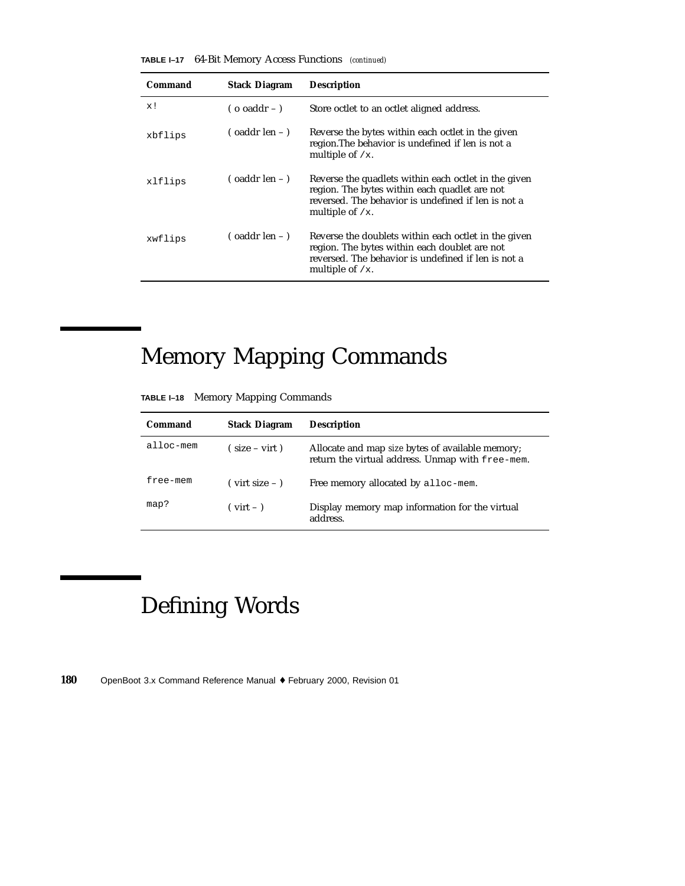**TABLE I–17** 64-Bit Memory Access Functions *(continued)*

| Command | Stack Diagram | Description |
|---|---|---|
| `x!` | ( o oaddr – ) | Store octlet to an octlet aligned address. |
| `xbflips` | ( oaddr len – ) | Reverse the bytes within each octlet in the given region.The behavior is undefined if len is not a multiple of `/x`. |
| `xlflips` | ( oaddr len – ) | Reverse the quadlets within each octlet in the given region. The bytes within each quadlet are not reversed. The behavior is undefined if len is not a multiple of `/x`. |
| `xwflips` | ( oaddr len – ) | Reverse the doublets within each octlet in the given region. The bytes within each doublet are not reversed. The behavior is undefined if len is not a multiple of `/x`. |

# Memory Mapping Commands

**TABLE I–18** Memory Mapping Commands

| Command | Stack Diagram | Description |
|---|---|---|
| `alloc-mem` | ( size – virt ) | Allocate and map *size* bytes of available memory; return the virtual address. Unmap with `free-mem`. |
| `free-mem` | ( virt size – ) | Free memory allocated by `alloc-mem`. |
| `map?` | ( virt – ) | Display memory map information for the virtual address. |

# Defining Words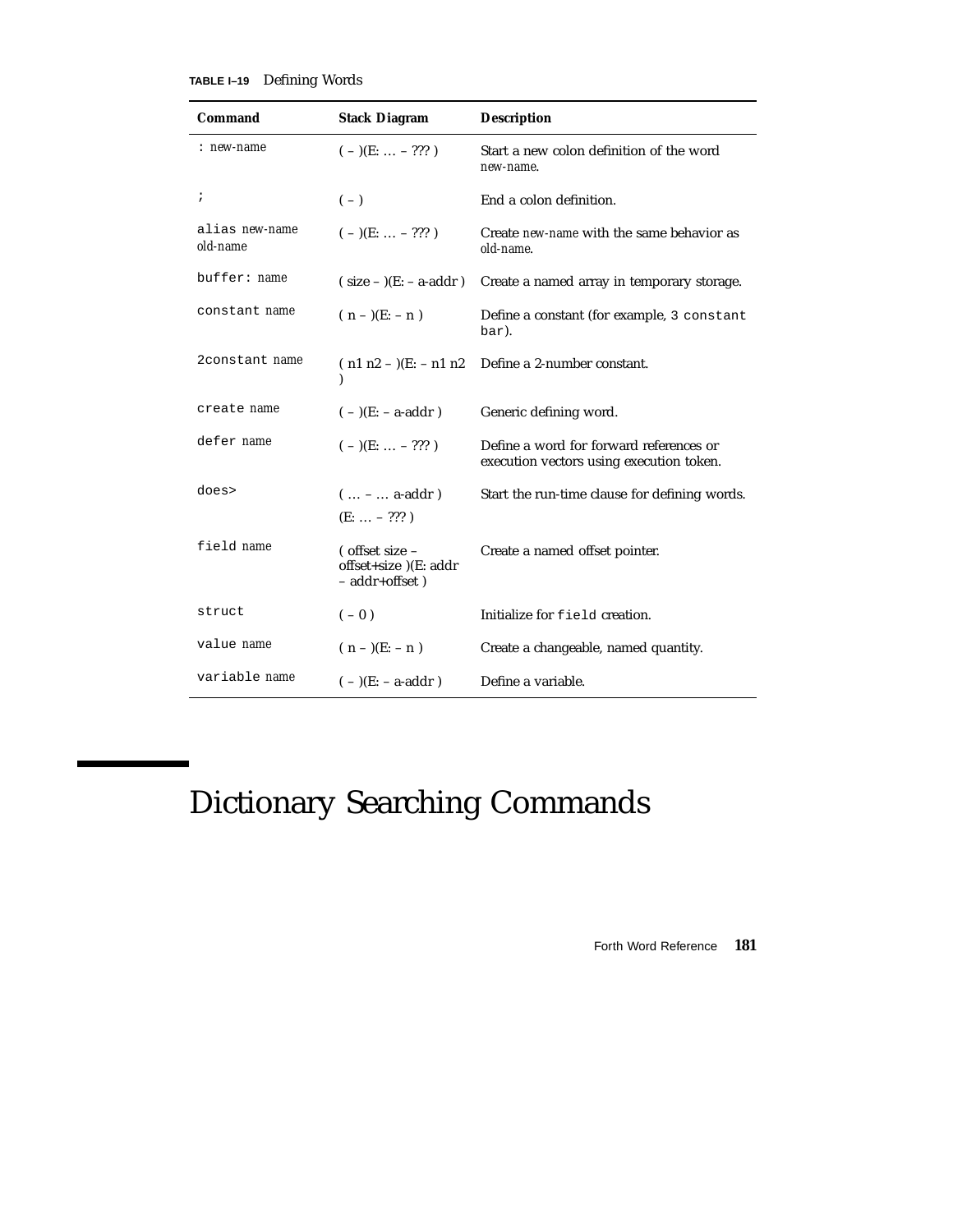**TABLE I–19** Defining Words

| Command | Stack Diagram | Description |
| --- | --- | --- |
| `:` *new-name* | ( – )(E: … – ??? ) | Start a new colon definition of the word *new-name*. |
| `;` | ( – ) | End a colon definition. |
| `alias` *new-name old-name* | ( – )(E: … – ??? ) | Create *new-name* with the same behavior as *old-name*. |
| `buffer:` *name* | ( size – )(E: – a-addr ) | Create a named array in temporary storage. |
| `constant` *name* | ( n – )(E: – n ) | Define a constant (for example, `3 constant bar`). |
| `2constant` *name* | ( n1 n2 – )(E: – n1 n2 ) | Define a 2-number constant. |
| `create` *name* | ( – )(E: – a-addr ) | Generic defining word. |
| `defer` *name* | ( – )(E: … – ??? ) | Define a word for forward references or execution vectors using execution token. |
| `does>` | ( … – … a-addr ) (E: … – ??? ) | Start the run-time clause for defining words. |
| `field` *name* | ( offset size – offset+size )(E: addr – addr+offset ) | Create a named offset pointer. |
| `struct` | ( – 0 ) | Initialize for `field` creation. |
| `value` *name* | ( n – )(E: – n ) | Create a changeable, named quantity. |
| `variable` *name* | ( – )(E: – a-addr ) | Define a variable. |

# Dictionary Searching Commands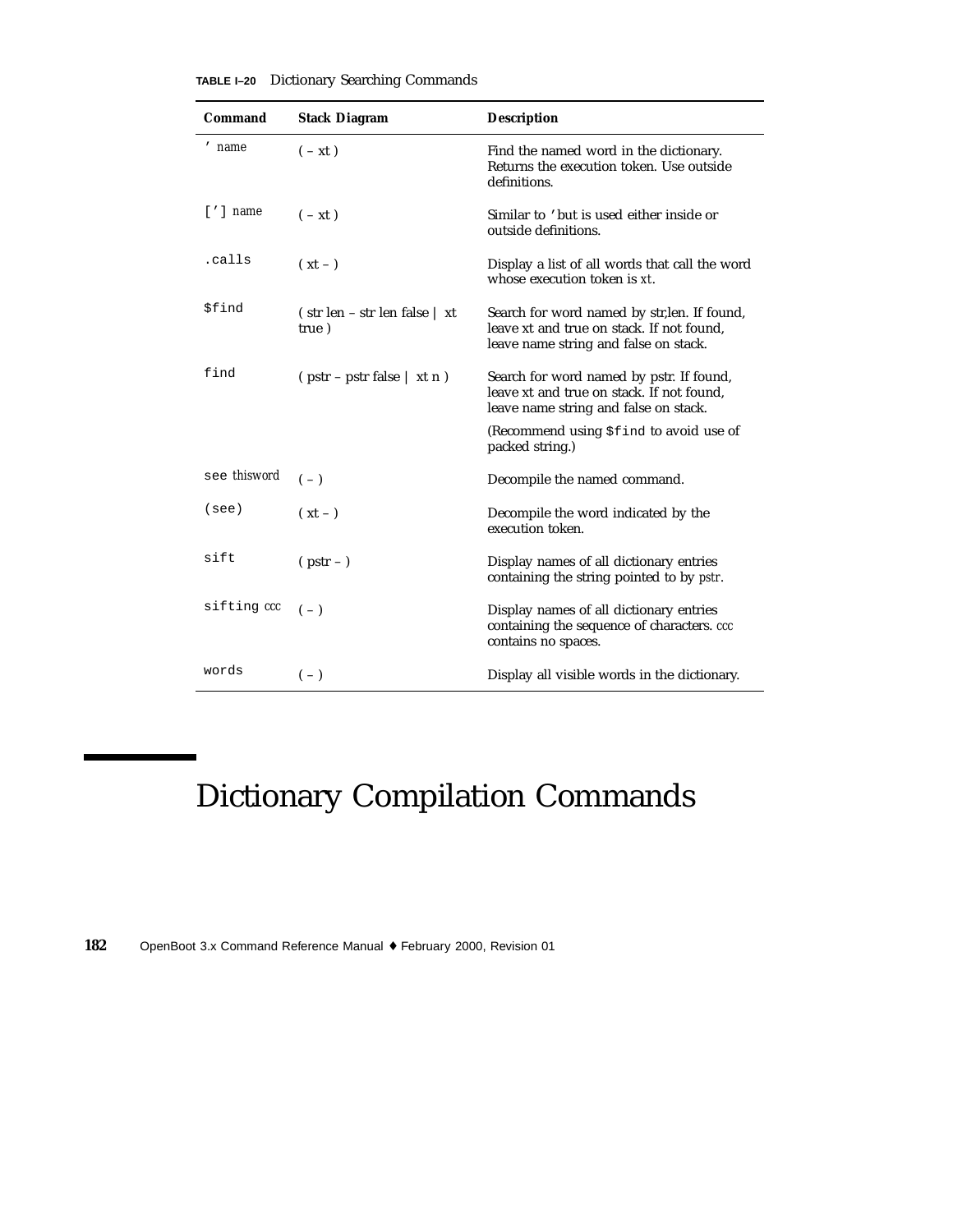**TABLE I–20** Dictionary Searching Commands

| Command | Stack Diagram | Description |
|---|---|---|
| `'` *name* | ( – xt ) | Find the named word in the dictionary. Returns the execution token. Use outside definitions. |
| `[']` *name* | ( – xt ) | Similar to `'` but is used either inside or outside definitions. |
| `.calls` | ( xt – ) | Display a list of all words that call the word whose execution token is *xt*. |
| `$find` | ( str len – str len false \| xt true ) | Search for word named by str,len. If found, leave xt and true on stack. If not found, leave name string and false on stack. |
| `find` | ( pstr – pstr false \| xt n ) | Search for word named by pstr. If found, leave xt and true on stack. If not found, leave name string and false on stack. (Recommend using `$find` to avoid use of packed string.) |
| `see` *thisword* | ( – ) | Decompile the named command. |
| `(see)` | ( xt – ) | Decompile the word indicated by the execution token. |
| `sift` | ( pstr – ) | Display names of all dictionary entries containing the string pointed to by *pstr*. |
| `sifting` *ccc* | ( – ) | Display names of all dictionary entries containing the sequence of characters. *ccc* contains no spaces. |
| `words` | ( – ) | Display all visible words in the dictionary. |

# Dictionary Compilation Commands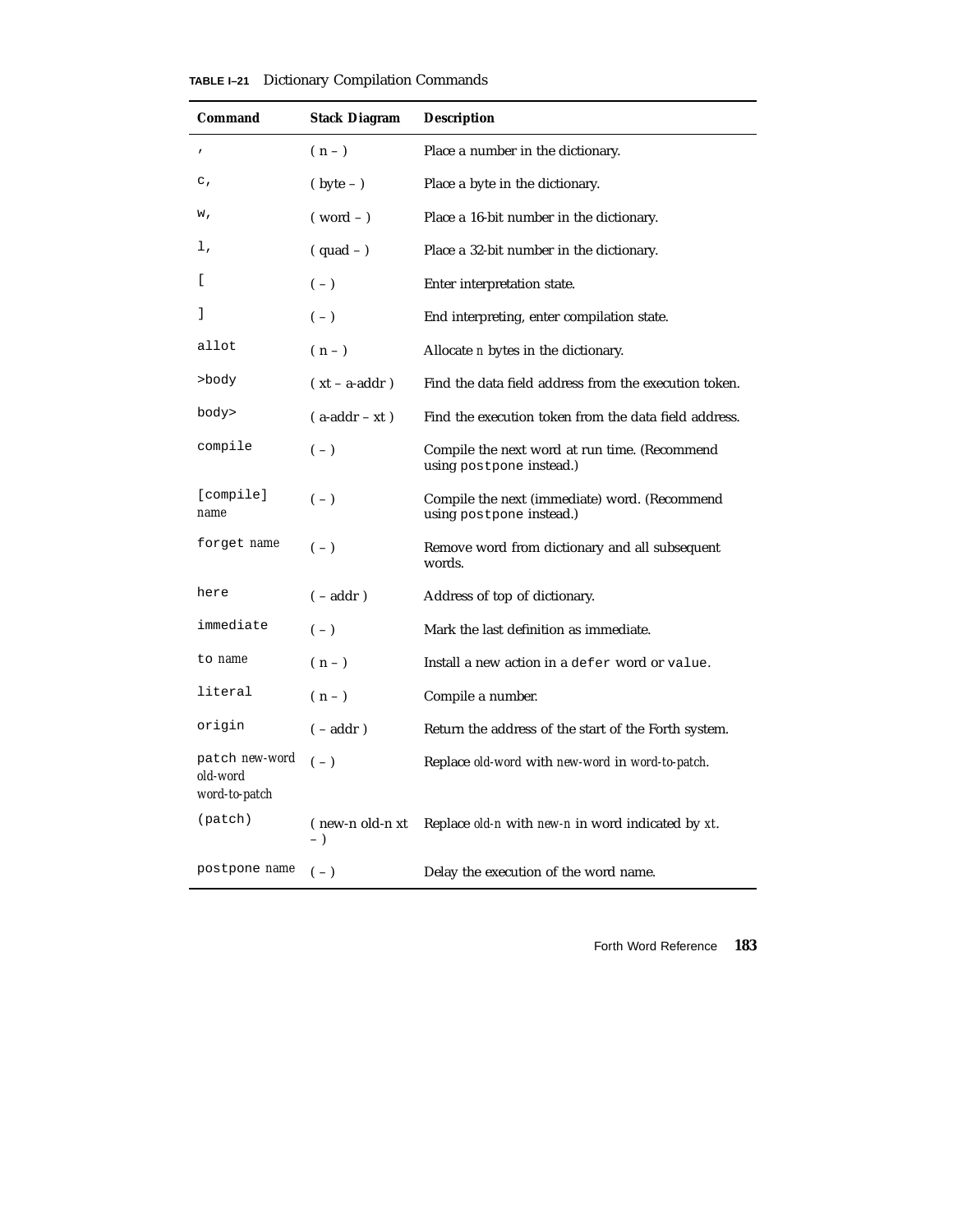**TABLE I–21** Dictionary Compilation Commands

| Command | Stack Diagram | Description |
|---|---|---|
| `,` | ( n – ) | Place a number in the dictionary. |
| `c,` | ( byte – ) | Place a byte in the dictionary. |
| `w,` | ( word – ) | Place a 16-bit number in the dictionary. |
| `l,` | ( quad – ) | Place a 32-bit number in the dictionary. |
| `[` | ( – ) | Enter interpretation state. |
| `]` | ( – ) | End interpreting, enter compilation state. |
| `allot` | ( n – ) | Allocate *n* bytes in the dictionary. |
| `>body` | ( xt – a-addr ) | Find the data field address from the execution token. |
| `body>` | ( a-addr – xt ) | Find the execution token from the data field address. |
| `compile` | ( – ) | Compile the next word at run time. (Recommend using `postpone` instead.) |
| `[compile]` *name* | ( – ) | Compile the next (immediate) word. (Recommend using `postpone` instead.) |
| `forget` *name* | ( – ) | Remove word from dictionary and all subsequent words. |
| `here` | ( – addr ) | Address of top of dictionary. |
| `immediate` | ( – ) | Mark the last definition as immediate. |
| `to` *name* | ( n – ) | Install a new action in a `defer` word or `value`. |
| `literal` | ( n – ) | Compile a number. |
| `origin` | ( – addr ) | Return the address of the start of the Forth system. |
| `patch` *new-word old-word word-to-patch* | ( – ) | Replace *old-word* with *new-word* in *word-to-patch*. |
| `(patch)` | ( new-n old-n xt – ) | Replace *old-n* with *new-n* in word indicated by *xt*. |
| `postpone` *name* | ( – ) | Delay the execution of the word name. |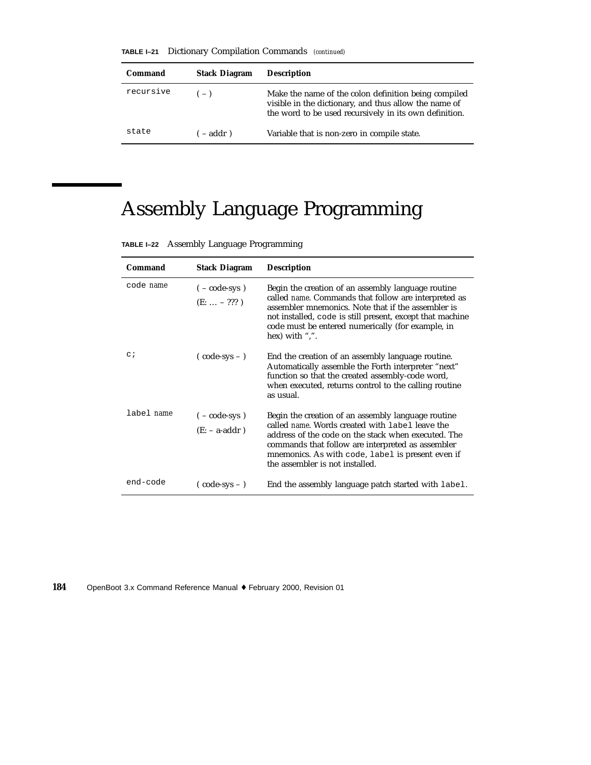**TABLE I–21** Dictionary Compilation Commands *(continued)*

| Command | Stack Diagram | Description |
|---|---|---|
| `recursive` | ( – ) | Make the name of the colon definition being compiled visible in the dictionary, and thus allow the name of the word to be used recursively in its own definition. |
| `state` | ( – addr ) | Variable that is non-zero in compile state. |

# Assembly Language Programming

**TABLE I–22** Assembly Language Programming

| Command | Stack Diagram | Description |
|---|---|---|
| `code` *name* | ( – code-sys ) (E: … – ??? ) | Begin the creation of an assembly language routine called *name*. Commands that follow are interpreted as assembler mnemonics. Note that if the assembler is not installed, `code` is still present, except that machine code must be entered numerically (for example, in hex) with “,”. |
| `c;` | ( code-sys – ) | End the creation of an assembly language routine. Automatically assemble the Forth interpreter “next” function so that the created assembly-code word, when executed, returns control to the calling routine as usual. |
| `label` *name* | ( – code-sys ) (E: – a-addr ) | Begin the creation of an assembly language routine called *name*. Words created with `label` leave the address of the code on the stack when executed. The commands that follow are interpreted as assembler mnemonics. As with `code`, `label` is present even if the assembler is not installed. |
| `end-code` | ( code-sys – ) | End the assembly language patch started with `label`. |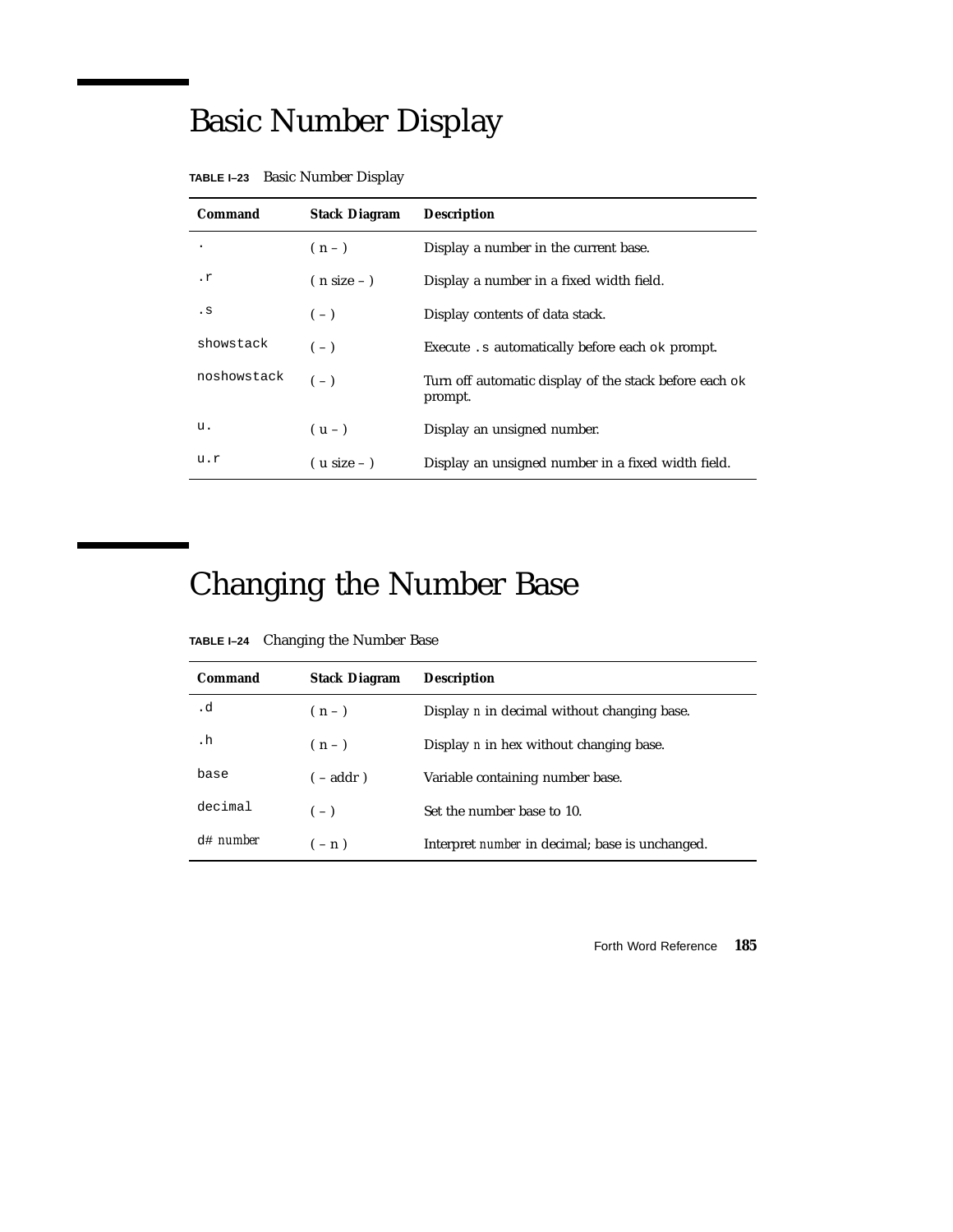# Basic Number Display

**TABLE I–23** Basic Number Display

| Command | Stack Diagram | Description |
| --- | --- | --- |
| `.` | ( n – ) | Display a number in the current base. |
| `.r` | ( n size – ) | Display a number in a fixed width field. |
| `.s` | ( – ) | Display contents of data stack. |
| `showstack` | ( – ) | Execute `.s` automatically before each `ok` prompt. |
| `noshowstack` | ( – ) | Turn off automatic display of the stack before each `ok` prompt. |
| `u.` | ( u – ) | Display an unsigned number. |
| `u.r` | ( u size – ) | Display an unsigned number in a fixed width field. |

# Changing the Number Base

**TABLE I–24** Changing the Number Base

| Command | Stack Diagram | Description |
| --- | --- | --- |
| `.d` | ( n – ) | Display *n* in decimal without changing base. |
| `.h` | ( n – ) | Display *n* in hex without changing base. |
| `base` | ( – addr ) | Variable containing number base. |
| `decimal` | ( – ) | Set the number base to 10. |
| `d#` *number* | ( – n ) | Interpret *number* in decimal; base is unchanged. |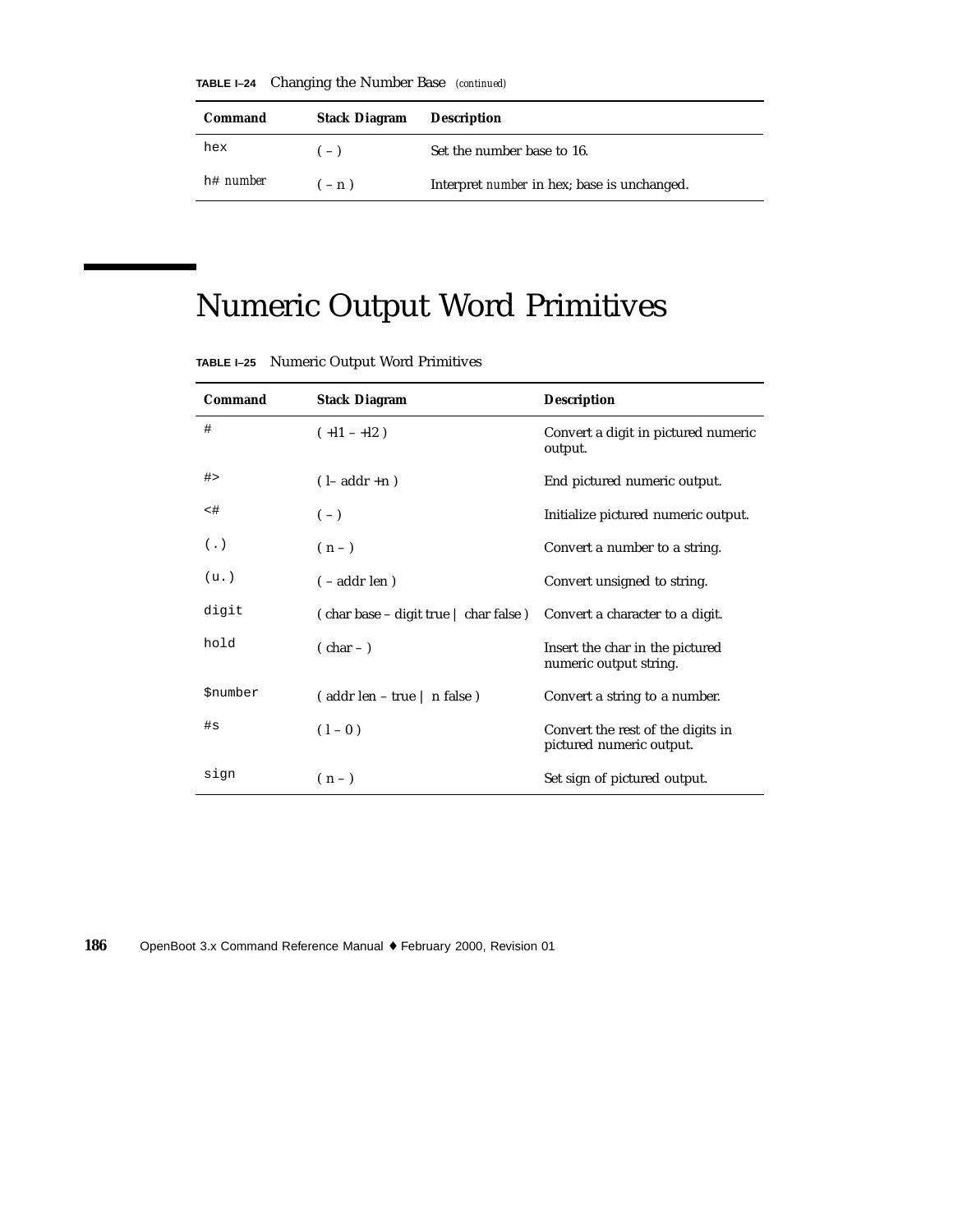**TABLE I–24** Changing the Number Base *(continued)*

| Command | Stack Diagram | Description |
|---|---|---|
| `hex` | ( – ) | Set the number base to 16. |
| `h#` *number* | ( – n ) | Interpret *number* in hex; base is unchanged. |

# Numeric Output Word Primitives

**TABLE I–25** Numeric Output Word Primitives

| Command | Stack Diagram | Description |
|---|---|---|
| `#` | ( +l1 – +l2 ) | Convert a digit in pictured numeric output. |
| `#>` | ( l– addr +n ) | End pictured numeric output. |
| `<#` | ( – ) | Initialize pictured numeric output. |
| `(.)` | ( n – ) | Convert a number to a string. |
| `(u.)` | ( – addr len ) | Convert unsigned to string. |
| `digit` | ( char base – digit true \| char false ) | Convert a character to a digit. |
| `hold` | ( char – ) | Insert the char in the pictured numeric output string. |
| `$number` | ( addr len – true \| n false ) | Convert a string to a number. |
| `#s` | ( l – 0 ) | Convert the rest of the digits in pictured numeric output. |
| `sign` | ( n – ) | Set sign of pictured output. |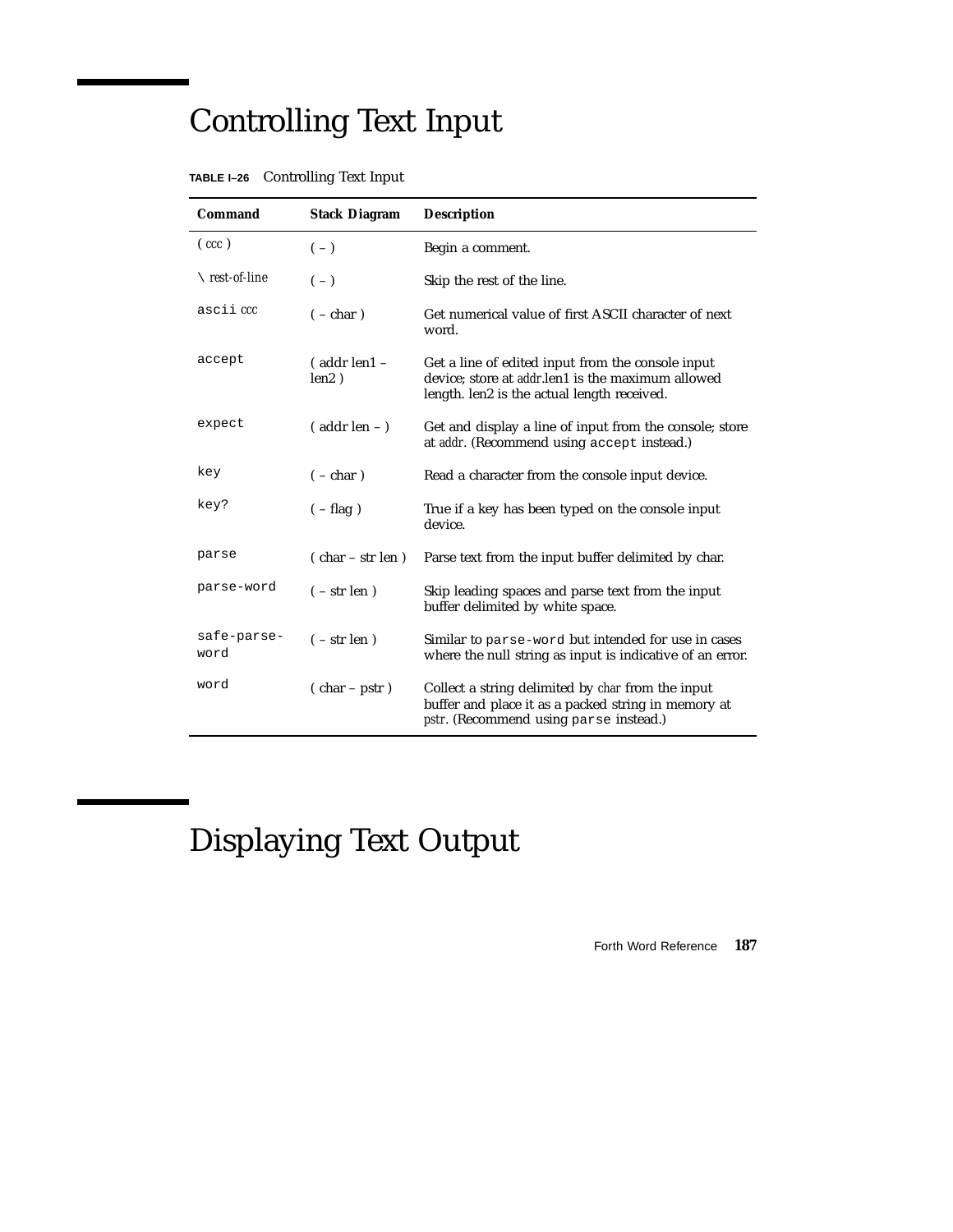## Controlling Text Input

**TABLE I–26** Controlling Text Input

| Command | Stack Diagram | Description |
|---|---|---|
| ( *ccc* ) | ( – ) | Begin a comment. |
| \ *rest-of-line* | ( – ) | Skip the rest of the line. |
| ascii *ccc* | ( – char ) | Get numerical value of first ASCII character of next word. |
| accept | ( addr len1 – len2 ) | Get a line of edited input from the console input device; store at *addr*.len1 is the maximum allowed length. len2 is the actual length received. |
| expect | ( addr len – ) | Get and display a line of input from the console; store at *addr*. (Recommend using accept instead.) |
| key | ( – char ) | Read a character from the console input device. |
| key? | ( – flag ) | True if a key has been typed on the console input device. |
| parse | ( char – str len ) | Parse text from the input buffer delimited by char. |
| parse-word | ( – str len ) | Skip leading spaces and parse text from the input buffer delimited by white space. |
| safe-parse-word | ( – str len ) | Similar to parse-word but intended for use in cases where the null string as input is indicative of an error. |
| word | ( char – pstr ) | Collect a string delimited by *char* from the input buffer and place it as a packed string in memory at *pstr*. (Recommend using parse instead.) |

## Displaying Text Output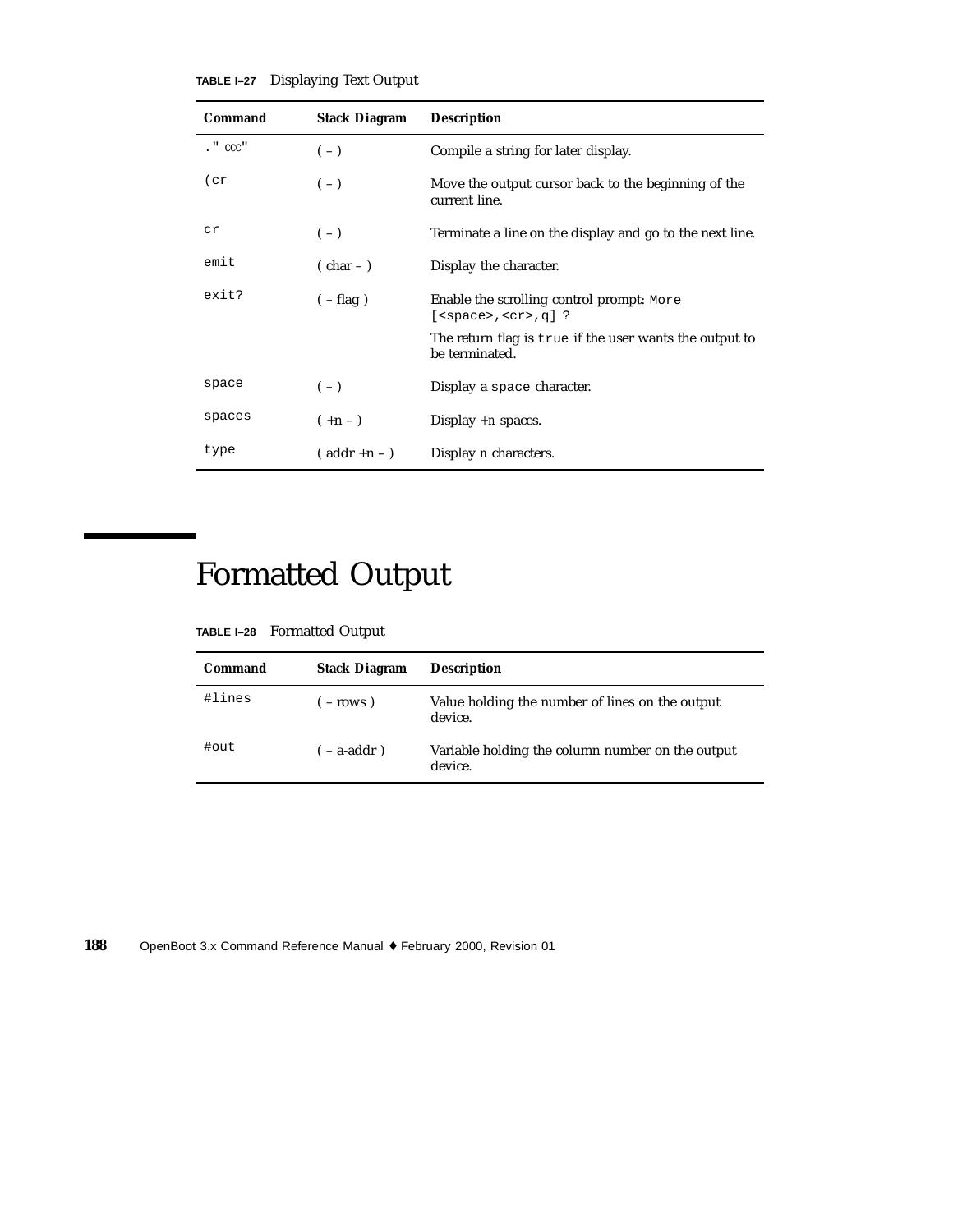**TABLE I–27** Displaying Text Output

| Command | Stack Diagram | Description |
|---|---|---|
| `." ccc"` | ( – ) | Compile a string for later display. |
| `(cr` | ( – ) | Move the output cursor back to the beginning of the current line. |
| `cr` | ( – ) | Terminate a line on the display and go to the next line. |
| `emit` | ( char – ) | Display the character. |
| `exit?` | ( – flag ) | Enable the scrolling control prompt: `More [<space>,<cr>,q] ?` <br> The return flag is `true` if the user wants the output to be terminated. |
| `space` | ( – ) | Display a `space` character. |
| `spaces` | ( +n – ) | Display +*n* spaces. |
| `type` | ( addr +n – ) | Display *n* characters. |

# Formatted Output

**TABLE I–28** Formatted Output

| Command | Stack Diagram | Description |
|---|---|---|
| `#lines` | ( – rows ) | Value holding the number of lines on the output device. |
| `#out` | ( – a-addr ) | Variable holding the column number on the output device. |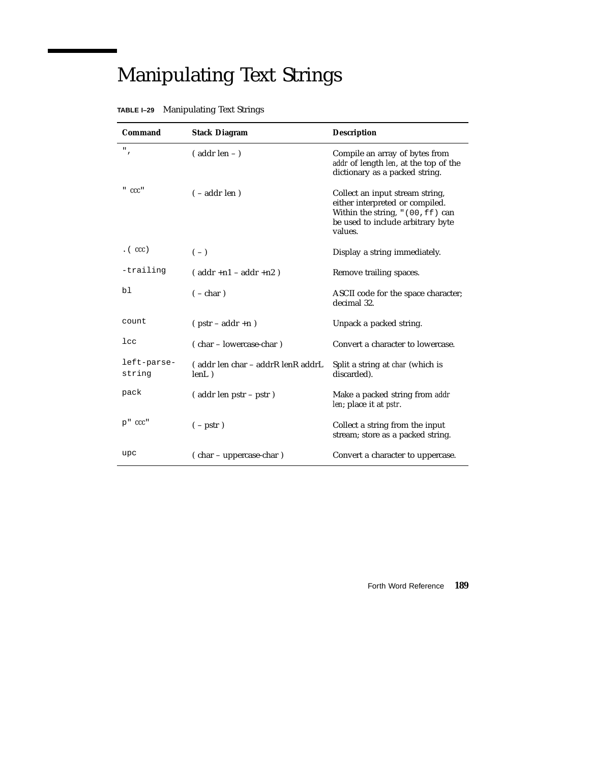# Manipulating Text Strings

**TABLE I–29** Manipulating Text Strings

| Command | Stack Diagram | Description |
|---|---|---|
| `",` | ( addr len – ) | Compile an array of bytes from *addr* of length *len*, at the top of the dictionary as a packed string. |
| `"` *ccc*`"` | ( – addr len ) | Collect an input stream string, either interpreted or compiled. Within the string, `"(00,ff)` can be used to include arbitrary byte values. |
| `.(` *ccc*`)` | ( – ) | Display a string immediately. |
| `-trailing` | ( addr +n1 – addr +n2 ) | Remove trailing spaces. |
| `bl` | ( – char ) | ASCII code for the space character; decimal 32. |
| `count` | ( pstr – addr +n ) | Unpack a packed string. |
| `lcc` | ( char – lowercase-char ) | Convert a character to lowercase. |
| `left-parse-string` | ( addr len char – addrR lenR addrL lenL ) | Split a string at *char* (which is discarded). |
| `pack` | ( addr len pstr – pstr ) | Make a packed string from *addr len*; place it at *pstr*. |
| `p"` *ccc*`"` | ( – pstr ) | Collect a string from the input stream; store as a packed string. |
| `upc` | ( char – uppercase-char ) | Convert a character to uppercase. |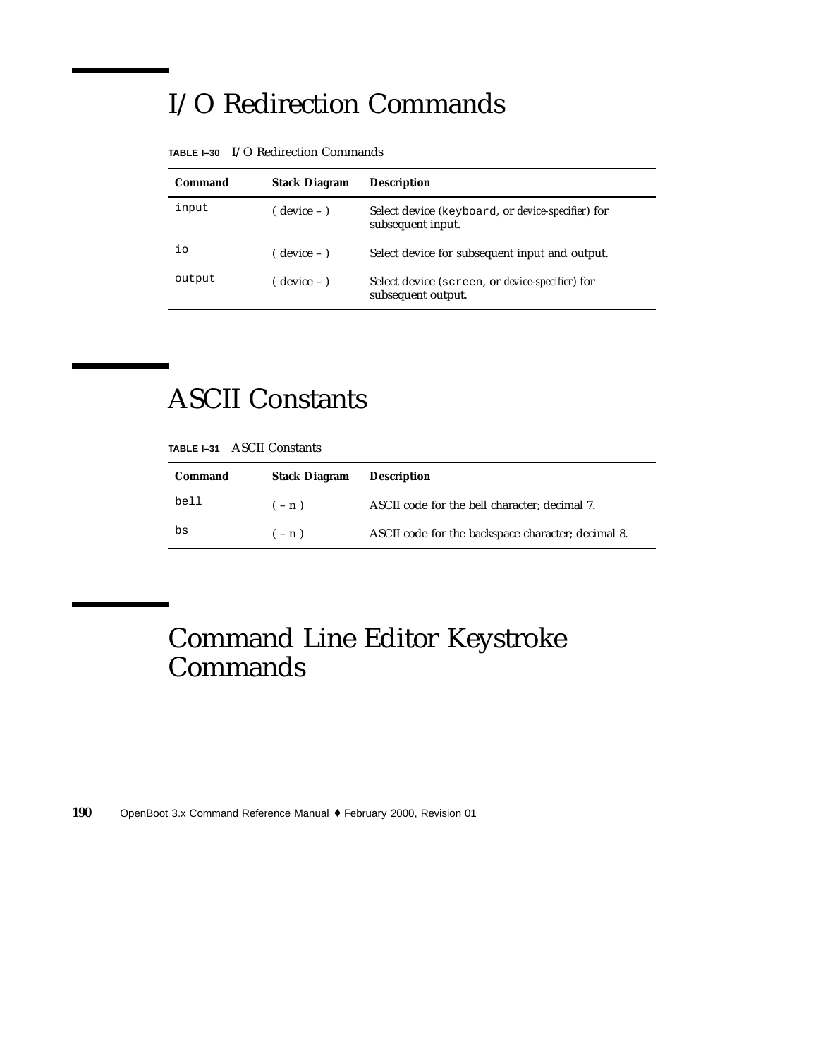# I/O Redirection Commands

**TABLE I–30** I/O Redirection Commands

| Command | Stack Diagram | Description |
|---|---|---|
| `input` | ( device – ) | Select device (`keyboard`, or *device-specifier*) for subsequent input. |
| `io` | ( device – ) | Select device for subsequent input and output. |
| `output` | ( device – ) | Select device (`screen`, or *device-specifier*) for subsequent output. |

# ASCII Constants

**TABLE I–31** ASCII Constants

| Command | Stack Diagram | Description |
|---|---|---|
| `bell` | ( – n ) | ASCII code for the bell character; decimal 7. |
| `bs` | ( – n ) | ASCII code for the backspace character; decimal 8. |

# Command Line Editor Keystroke Commands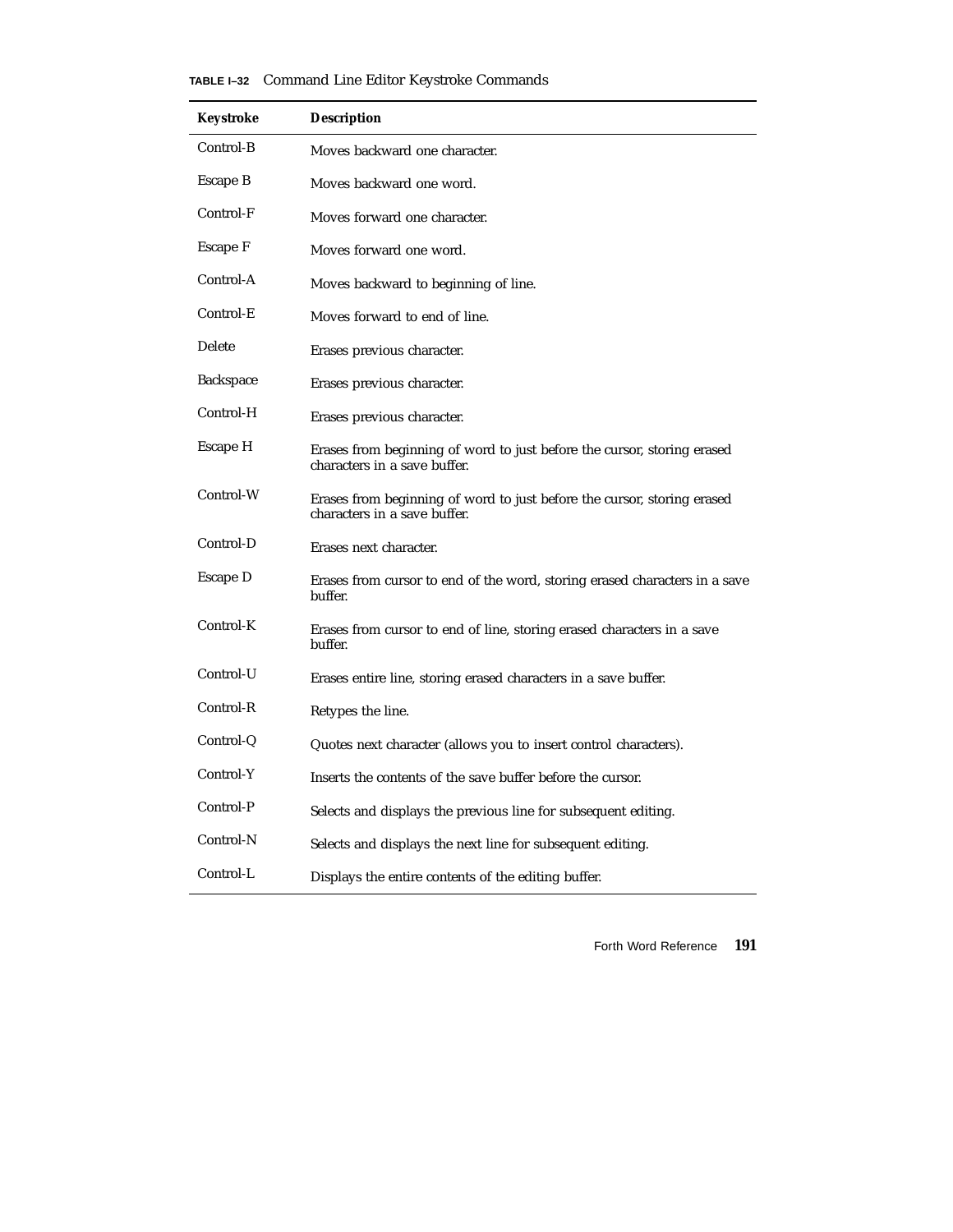**TABLE I–32** Command Line Editor Keystroke Commands

| Keystroke | Description |
|---|---|
| Control-B | Moves backward one character. |
| Escape B | Moves backward one word. |
| Control-F | Moves forward one character. |
| Escape F | Moves forward one word. |
| Control-A | Moves backward to beginning of line. |
| Control-E | Moves forward to end of line. |
| Delete | Erases previous character. |
| Backspace | Erases previous character. |
| Control-H | Erases previous character. |
| Escape H | Erases from beginning of word to just before the cursor, storing erased characters in a save buffer. |
| Control-W | Erases from beginning of word to just before the cursor, storing erased characters in a save buffer. |
| Control-D | Erases next character. |
| Escape D | Erases from cursor to end of the word, storing erased characters in a save buffer. |
| Control-K | Erases from cursor to end of line, storing erased characters in a save buffer. |
| Control-U | Erases entire line, storing erased characters in a save buffer. |
| Control-R | Retypes the line. |
| Control-Q | Quotes next character (allows you to insert control characters). |
| Control-Y | Inserts the contents of the save buffer before the cursor. |
| Control-P | Selects and displays the previous line for subsequent editing. |
| Control-N | Selects and displays the next line for subsequent editing. |
| Control-L | Displays the entire contents of the editing buffer. |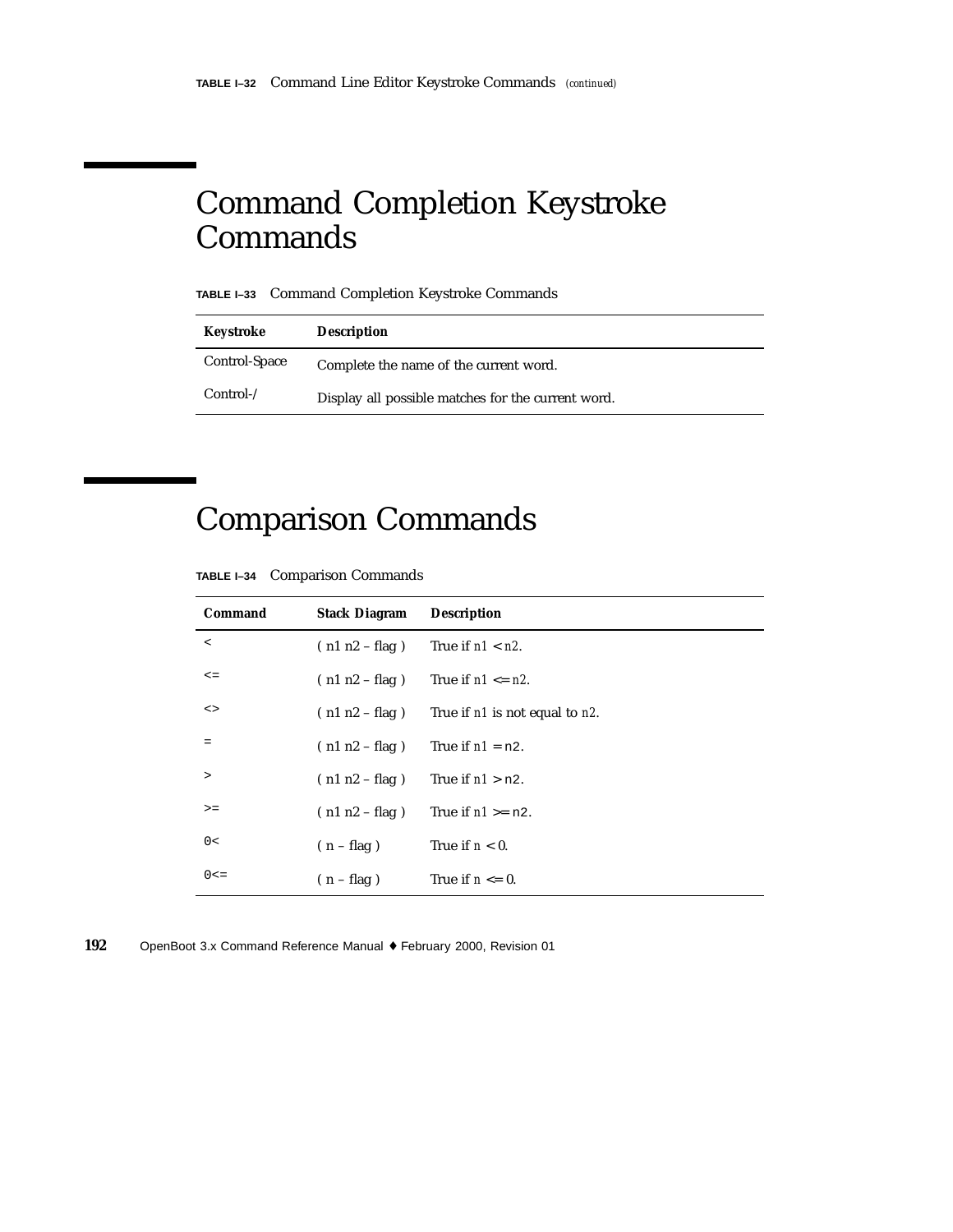TABLE I–32 Command Line Editor Keystroke Commands *(continued)*

## Command Completion Keystroke Commands

**TABLE I–33** Command Completion Keystroke Commands

| Keystroke | Description |
|---|---|
| Control-Space | Complete the name of the current word. |
| Control-/ | Display all possible matches for the current word. |

## Comparison Commands

**TABLE I–34** Comparison Commands

| Command | Stack Diagram | Description |
|---|---|---|
| `<` | ( n1 n2 – flag ) | True if *n1* < *n2*. |
| `<=` | ( n1 n2 – flag ) | True if *n1* <= *n2*. |
| `<>` | ( n1 n2 – flag ) | True if *n1* is not equal to *n2*. |
| `=` | ( n1 n2 – flag ) | True if *n1* = `n2`. |
| `>` | ( n1 n2 – flag ) | True if *n1* > `n2`. |
| `>=` | ( n1 n2 – flag ) | True if *n1* >= `n2`. |
| `0<` | ( n – flag ) | True if *n* < 0. |
| `0<=` | ( n – flag ) | True if *n* <= 0. |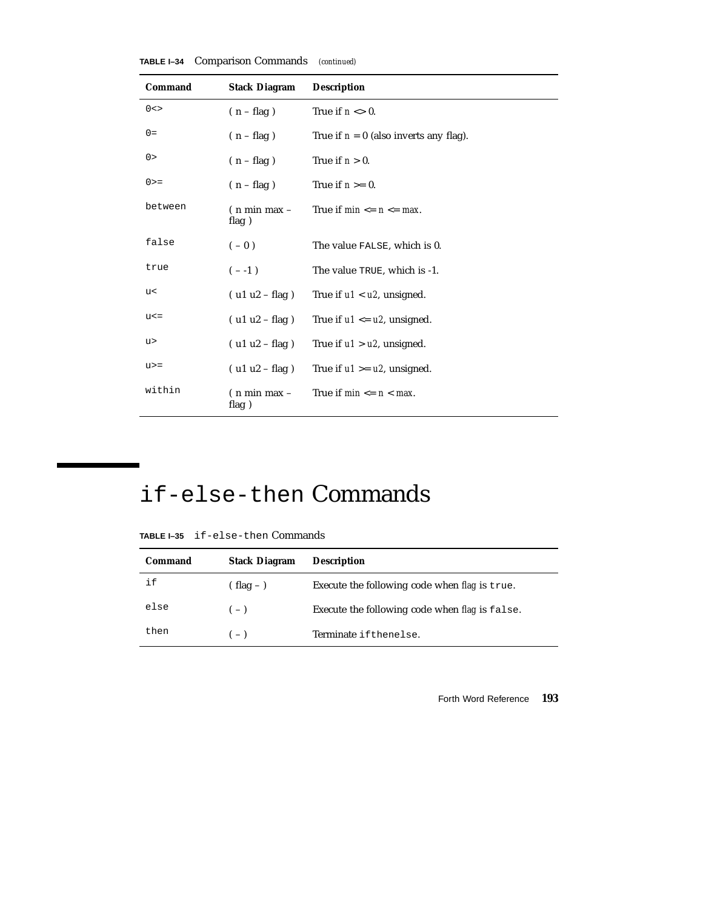**TABLE I–34** Comparison Commands *(continued)*

| Command | Stack Diagram | Description |
|---|---|---|
| `0<>` | ( n – flag ) | True if *n* <> 0. |
| `0=` | ( n – flag ) | True if *n* = 0 (also inverts any flag). |
| `0>` | ( n – flag ) | True if *n* > 0. |
| `0>=` | ( n – flag ) | True if *n* >= 0. |
| `between` | ( n min max – flag ) | True if *min* <= *n* <= *max*. |
| `false` | ( – 0 ) | The value `FALSE`, which is 0. |
| `true` | ( – -1 ) | The value `TRUE`, which is -1. |
| `u<` | ( u1 u2 – flag ) | True if *u1* < *u2*, unsigned. |
| `u<=` | ( u1 u2 – flag ) | True if *u1* <= *u2*, unsigned. |
| `u>` | ( u1 u2 – flag ) | True if *u1* > *u2*, unsigned. |
| `u>=` | ( u1 u2 – flag ) | True if *u1* >= *u2*, unsigned. |
| `within` | ( n min max – flag ) | True if *min* <= *n* < *max*. |

# `if-else-then` Commands

**TABLE I–35** `if-else-then` Commands

| Command | Stack Diagram | Description |
|---|---|---|
| `if` | ( flag – ) | Execute the following code when *flag* is `true`. |
| `else` | ( – ) | Execute the following code when *flag* is `false`. |
| `then` | ( – ) | Terminate `ifthenelse`. |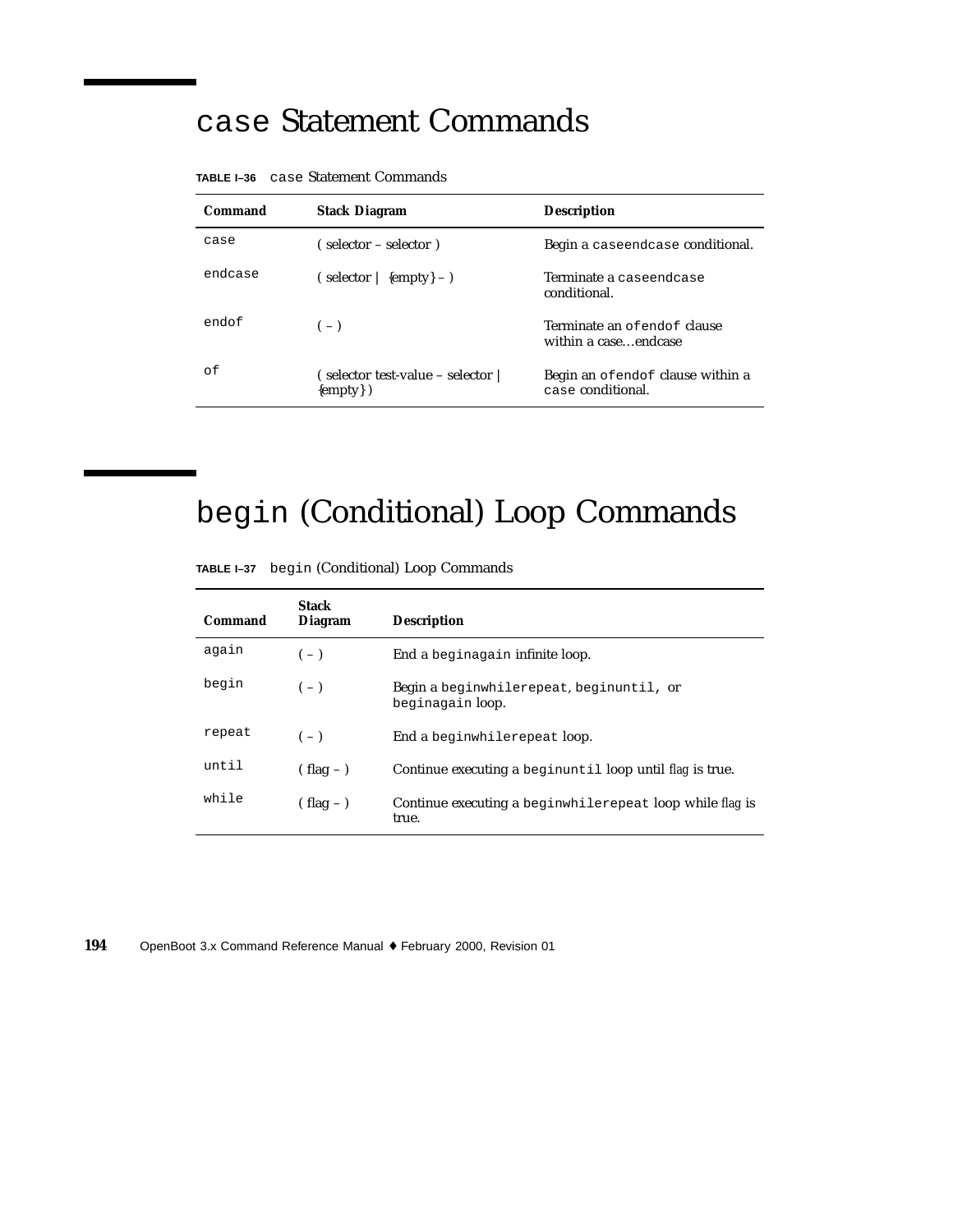# `case` Statement Commands

**TABLE I–36** `case` Statement Commands

| Command | Stack Diagram | Description |
| --- | --- | --- |
| `case` | ( selector – selector ) | Begin a `caseendcase` conditional. |
| `endcase` | ( selector \| {empty} – ) | Terminate a `caseendcase` conditional. |
| `endof` | ( – ) | Terminate an `ofendof` clause within a case…endcase |
| `of` | ( selector test-value – selector \| {empty} ) | Begin an `ofendof` clause within a `case` conditional. |

# `begin` (Conditional) Loop Commands

**TABLE I–37** `begin` (Conditional) Loop Commands

| Command | Stack Diagram | Description |
| --- | --- | --- |
| `again` | ( – ) | End a `beginagain` infinite loop. |
| `begin` | ( – ) | Begin a `beginwhilerepeat`, `beginuntil`, or `beginagain` loop. |
| `repeat` | ( – ) | End a `beginwhilerepeat` loop. |
| `until` | ( flag – ) | Continue executing a `beginuntil` loop until *flag* is true. |
| `while` | ( flag – ) | Continue executing a `beginwhilerepeat` loop while *flag* is true. |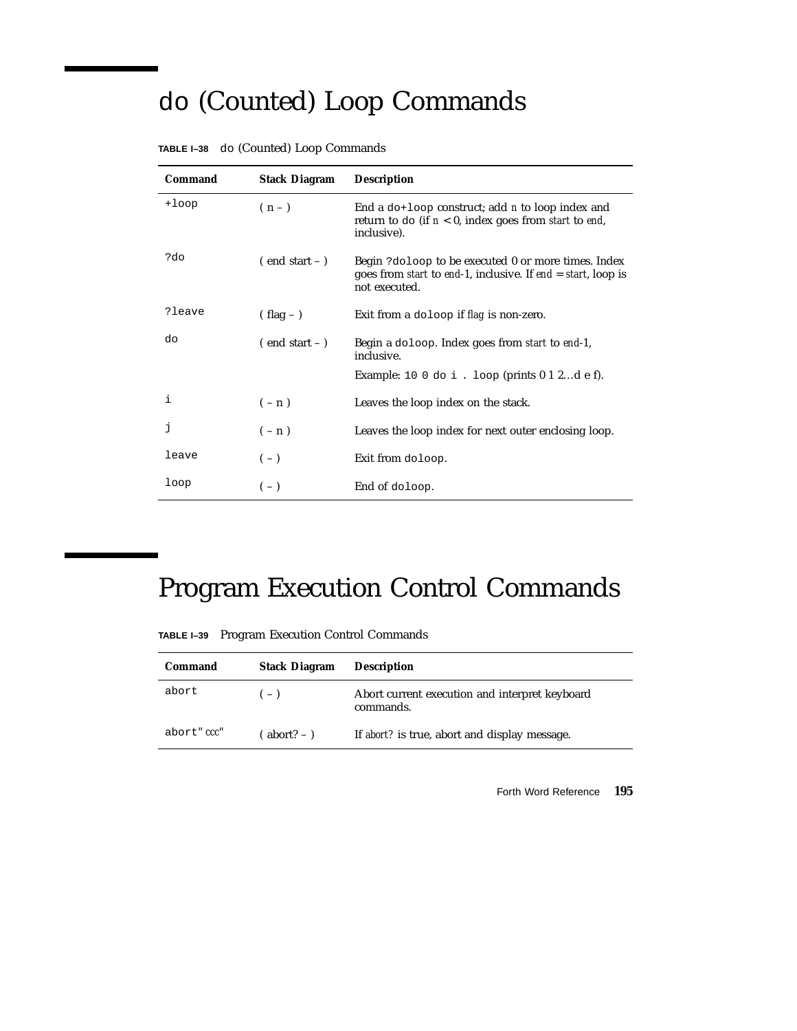# do (Counted) Loop Commands

**TABLE I–38** do (Counted) Loop Commands

| Command | Stack Diagram | Description |
|---|---|---|
| `+loop` | ( n – ) | End a `do+loop` construct; add *n* to loop index and return to `do` (if *n* < 0, index goes from *start* to *end*, inclusive). |
| `?do` | ( end start – ) | Begin `?doloop` to be executed 0 or more times. Index goes from *start* to *end*-1, inclusive. If *end* = *start*, loop is not executed. |
| `?leave` | ( flag – ) | Exit from a `doloop` if *flag* is non-zero. |
| `do` | ( end start – ) | Begin a `doloop`. Index goes from *start* to *end*-1, inclusive.<br>Example: `10 0 do i . loop` (prints 0 1 2…d e f). |
| `i` | ( – n ) | Leaves the loop index on the stack. |
| `j` | ( – n ) | Leaves the loop index for next outer enclosing loop. |
| `leave` | ( – ) | Exit from `doloop`. |
| `loop` | ( – ) | End of `doloop`. |

# Program Execution Control Commands

**TABLE I–39** Program Execution Control Commands

| Command | Stack Diagram | Description |
|---|---|---|
| `abort` | ( – ) | Abort current execution and interpret keyboard commands. |
| `abort"` *ccc*" | ( abort? – ) | If *abort?* is true, abort and display message. |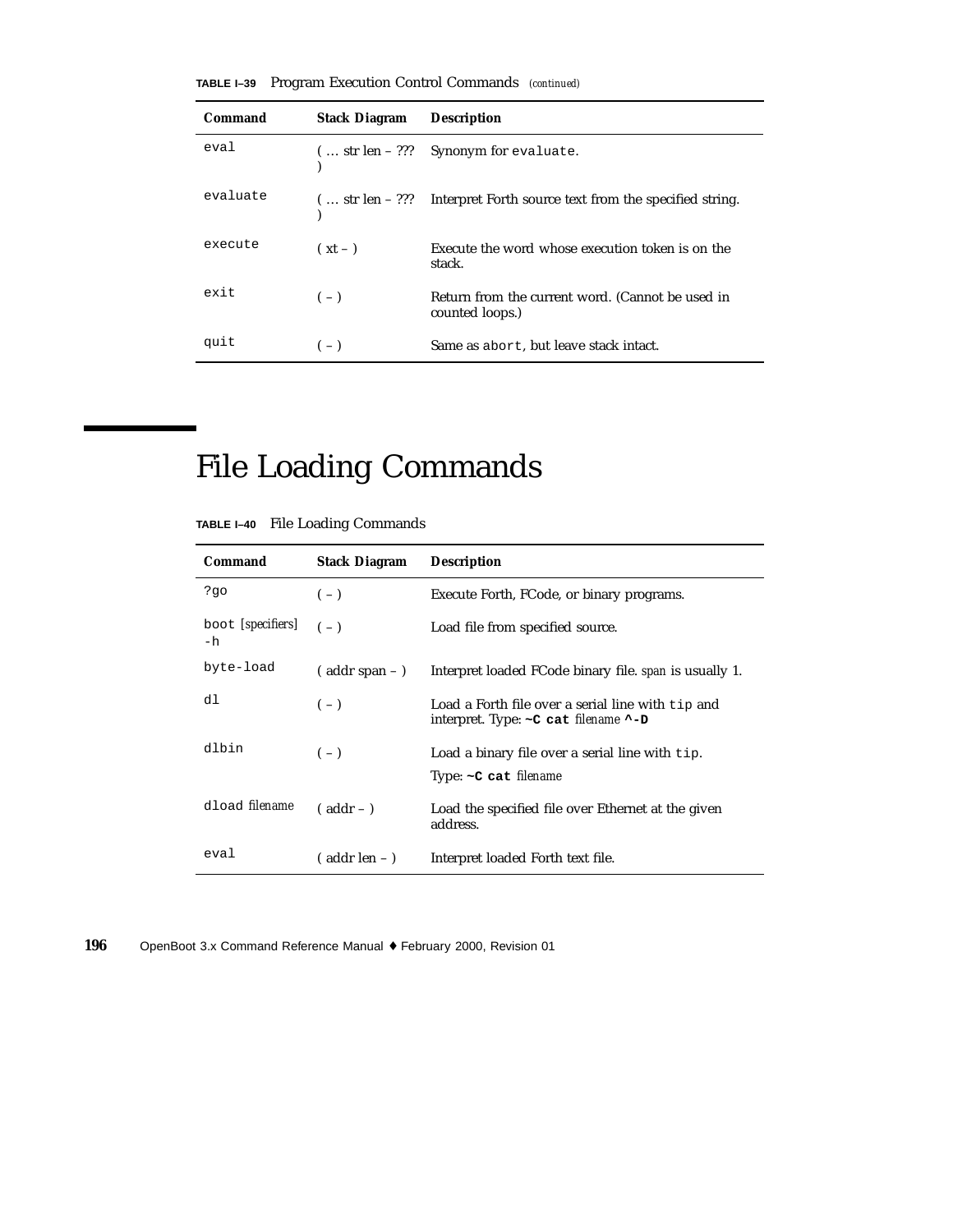**TABLE I–39** Program Execution Control Commands *(continued)*

| Command | Stack Diagram | Description |
|---|---|---|
| `eval` | ( … str len – ??? ) | Synonym for `evaluate`. |
| `evaluate` | ( … str len – ??? ) | Interpret Forth source text from the specified string. |
| `execute` | ( xt – ) | Execute the word whose execution token is on the stack. |
| `exit` | ( – ) | Return from the current word. (Cannot be used in counted loops.) |
| `quit` | ( – ) | Same as `abort`, but leave stack intact. |

# File Loading Commands

**TABLE I–40** File Loading Commands

| Command | Stack Diagram | Description |
|---|---|---|
| `?go` | ( – ) | Execute Forth, FCode, or binary programs. |
| `boot` *[specifiers]* `-h` | ( – ) | Load file from specified source. |
| `byte-load` | ( addr span – ) | Interpret loaded FCode binary file. *span* is usually 1. |
| `dl` | ( – ) | Load a Forth file over a serial line with `tip` and interpret. Type: **`~C cat`** *filename* **`^-D`** |
| `dlbin` | ( – ) | Load a binary file over a serial line with `tip`. Type: **`~C cat`** *filename* |
| `dload` *filename* | ( addr – ) | Load the specified file over Ethernet at the given address. |
| `eval` | ( addr len – ) | Interpret loaded Forth text file. |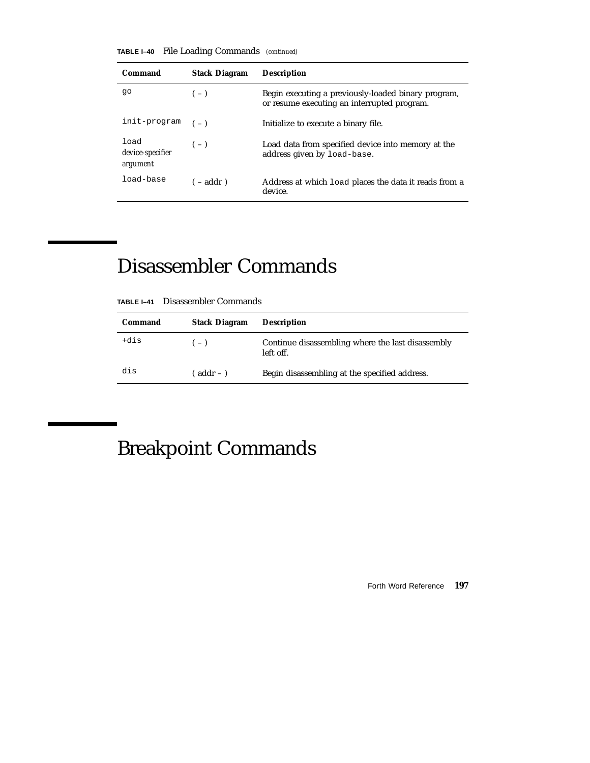**TABLE I–40** File Loading Commands *(continued)*

| Command | Stack Diagram | Description |
|---|---|---|
| `go` | ( – ) | Begin executing a previously-loaded binary program, or resume executing an interrupted program. |
| `init-program` | ( – ) | Initialize to execute a binary file. |
| `load` *device-specifier argument* | ( – ) | Load data from specified device into memory at the address given by `load-base`. |
| `load-base` | ( – addr ) | Address at which `load` places the data it reads from a device. |

# Disassembler Commands

**TABLE I–41** Disassembler Commands

| Command | Stack Diagram | Description |
|---|---|---|
| `+dis` | ( – ) | Continue disassembling where the last disassembly left off. |
| `dis` | ( addr – ) | Begin disassembling at the specified address. |

# Breakpoint Commands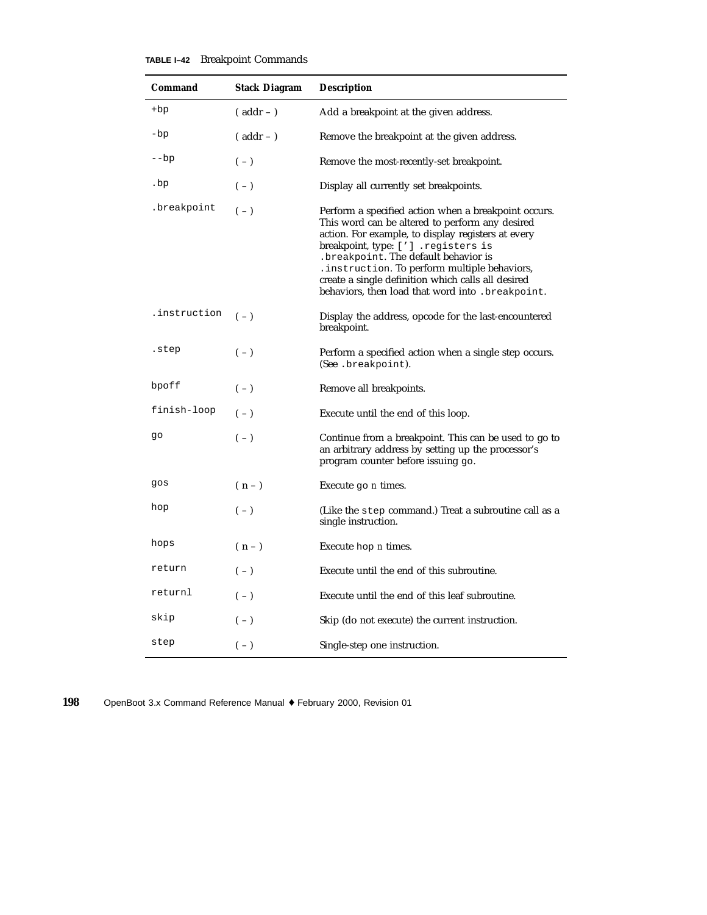**TABLE I–42** Breakpoint Commands

| Command | Stack Diagram | Description |
|---|---|---|
| `+bp` | ( addr – ) | Add a breakpoint at the given address. |
| `-bp` | ( addr – ) | Remove the breakpoint at the given address. |
| `--bp` | ( – ) | Remove the most-recently-set breakpoint. |
| `.bp` | ( – ) | Display all currently set breakpoints. |
| `.breakpoint` | ( – ) | Perform a specified action when a breakpoint occurs. This word can be altered to perform any desired action. For example, to display registers at every breakpoint, type: `['] .registers is .breakpoint`. The default behavior is `.instruction`. To perform multiple behaviors, create a single definition which calls all desired behaviors, then load that word into `.breakpoint`. |
| `.instruction` | ( – ) | Display the address, opcode for the last-encountered breakpoint. |
| `.step` | ( – ) | Perform a specified action when a single step occurs. (See `.breakpoint`). |
| `bpoff` | ( – ) | Remove all breakpoints. |
| `finish-loop` | ( – ) | Execute until the end of this loop. |
| `go` | ( – ) | Continue from a breakpoint. This can be used to go to an arbitrary address by setting up the processor's program counter before issuing `go`. |
| `gos` | ( n – ) | Execute `go` *n* times. |
| `hop` | ( – ) | (Like the `step` command.) Treat a subroutine call as a single instruction. |
| `hops` | ( n – ) | Execute `hop` *n* times. |
| `return` | ( – ) | Execute until the end of this subroutine. |
| `returnl` | ( – ) | Execute until the end of this leaf subroutine. |
| `skip` | ( – ) | Skip (do not execute) the current instruction. |
| `step` | ( – ) | Single-step one instruction. |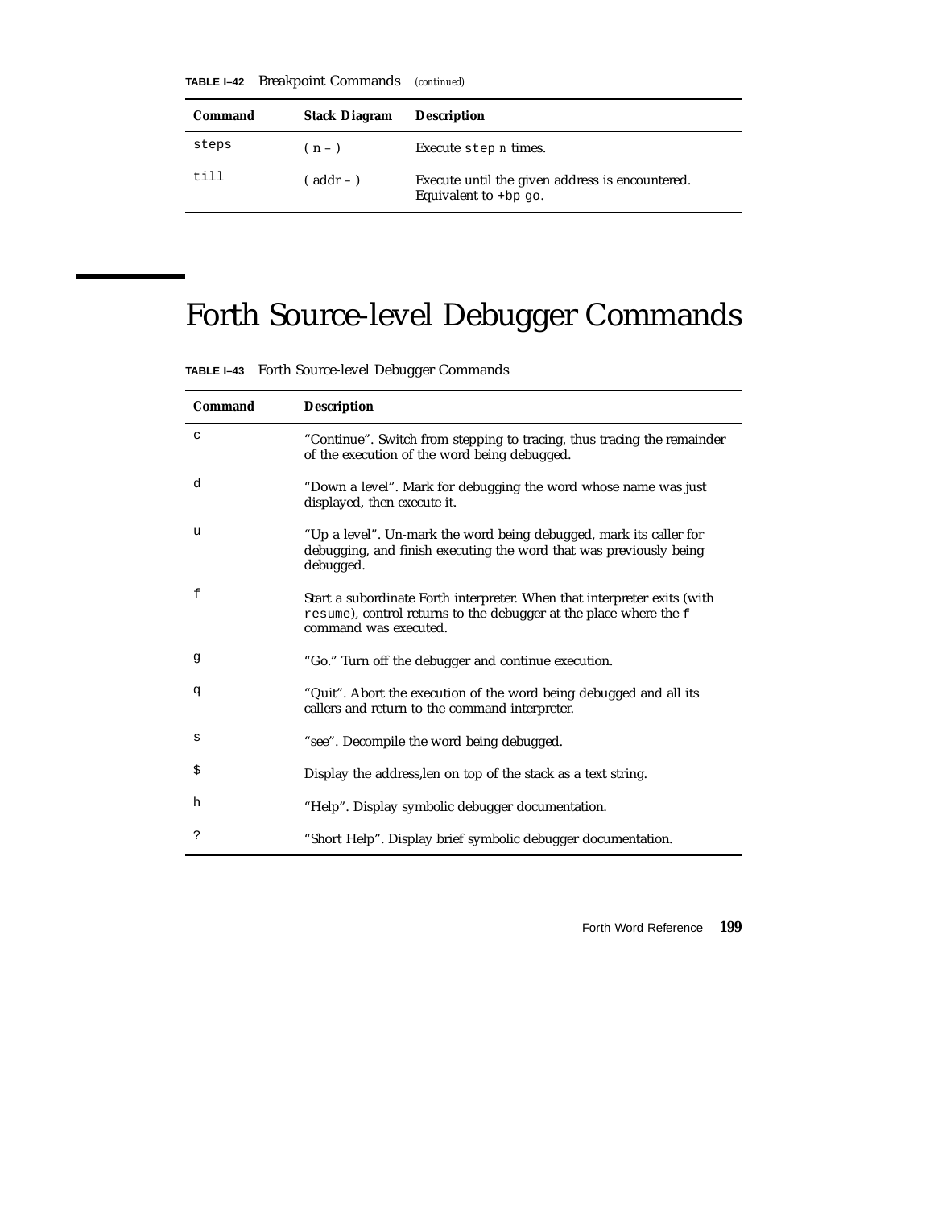**TABLE I–42** Breakpoint Commands *(continued)*

| Command | Stack Diagram | Description |
|---|---|---|
| `steps` | ( n – ) | Execute `step` *n* times. |
| `till` | ( addr – ) | Execute until the given address is encountered. Equivalent to `+bp go`. |

# Forth Source-level Debugger Commands

**TABLE I–43** Forth Source-level Debugger Commands

| Command | Description |
|---|---|
| `c` | "Continue". Switch from stepping to tracing, thus tracing the remainder of the execution of the word being debugged. |
| `d` | "Down a level". Mark for debugging the word whose name was just displayed, then execute it. |
| `u` | "Up a level". Un-mark the word being debugged, mark its caller for debugging, and finish executing the word that was previously being debugged. |
| `f` | Start a subordinate Forth interpreter. When that interpreter exits (with `resume`), control returns to the debugger at the place where the `f` command was executed. |
| `g` | "Go." Turn off the debugger and continue execution. |
| `q` | "Quit". Abort the execution of the word being debugged and all its callers and return to the command interpreter. |
| `s` | "see". Decompile the word being debugged. |
| `$` | Display the address,len on top of the stack as a text string. |
| `h` | "Help". Display symbolic debugger documentation. |
| `?` | "Short Help". Display brief symbolic debugger documentation. |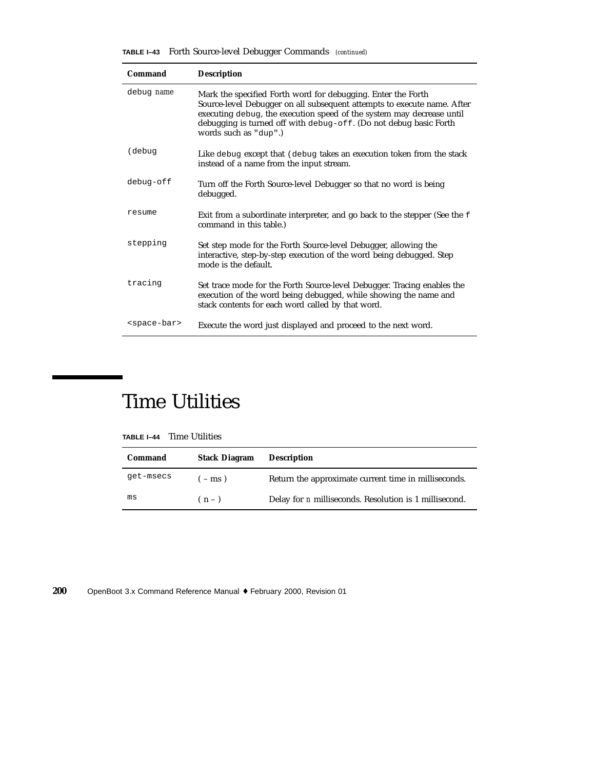**TABLE I–43** Forth Source-level Debugger Commands *(continued)*

| Command | Description |
|---|---|
| `debug` *name* | Mark the specified Forth word for debugging. Enter the Forth Source-level Debugger on all subsequent attempts to execute name. After executing `debug`, the execution speed of the system may decrease until debugging is turned off with `debug-off`. (Do not debug basic Forth words such as `"dup"`.) |
| `(debug` | Like `debug` except that `(debug` takes an execution token from the stack instead of a name from the input stream. |
| `debug-off` | Turn off the Forth Source-level Debugger so that no word is being debugged. |
| `resume` | Exit from a subordinate interpreter, and go back to the stepper (See the `f` command in this table.) |
| `stepping` | Set step mode for the Forth Source-level Debugger, allowing the interactive, step-by-step execution of the word being debugged. Step mode is the default. |
| `tracing` | Set trace mode for the Forth Source-level Debugger. Tracing enables the execution of the word being debugged, while showing the name and stack contents for each word called by that word. |
| `<space-bar>` | Execute the word just displayed and proceed to the next word. |

# Time Utilities

**TABLE I–44** Time Utilities

| Command | Stack Diagram | Description |
|---|---|---|
| `get-msecs` | ( – ms ) | Return the approximate current time in milliseconds. |
| `ms` | ( n – ) | Delay for *n* milliseconds. Resolution is 1 millisecond. |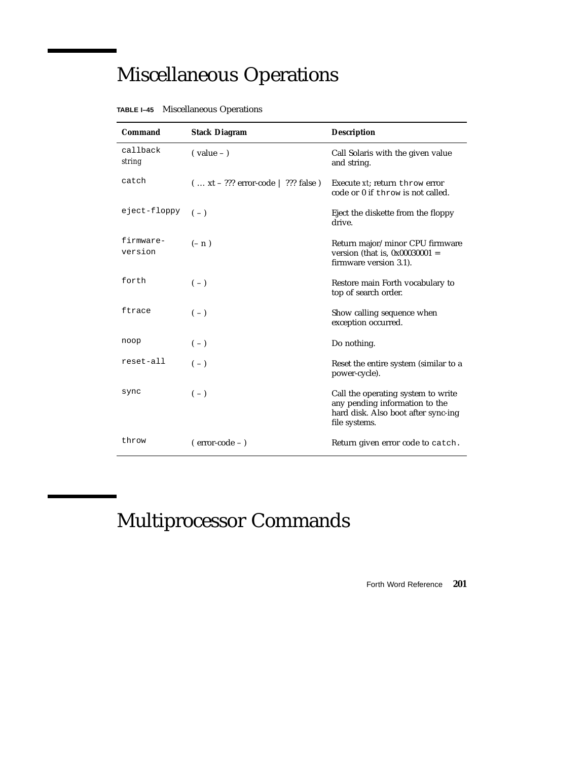# Miscellaneous Operations

**TABLE I–45** Miscellaneous Operations

| Command | Stack Diagram | Description |
|---|---|---|
| `callback` *string* | ( value – ) | Call Solaris with the given value and string. |
| `catch` | ( … xt – ??? error-code \| ??? false ) | Execute *xt*; return `throw` error code or 0 if `throw` is not called. |
| `eject-floppy` | ( – ) | Eject the diskette from the floppy drive. |
| `firmware-version` | (– n ) | Return major/minor CPU firmware version (that is, 0x00030001 = firmware version 3.1). |
| `forth` | ( – ) | Restore main Forth vocabulary to top of search order. |
| `ftrace` | ( – ) | Show calling sequence when exception occurred. |
| `noop` | ( – ) | Do nothing. |
| `reset-all` | ( – ) | Reset the entire system (similar to a power-cycle). |
| `sync` | ( – ) | Call the operating system to write any pending information to the hard disk. Also boot after sync-ing file systems. |
| `throw` | ( error-code – ) | Return given error code to `catch.` |

# Multiprocessor Commands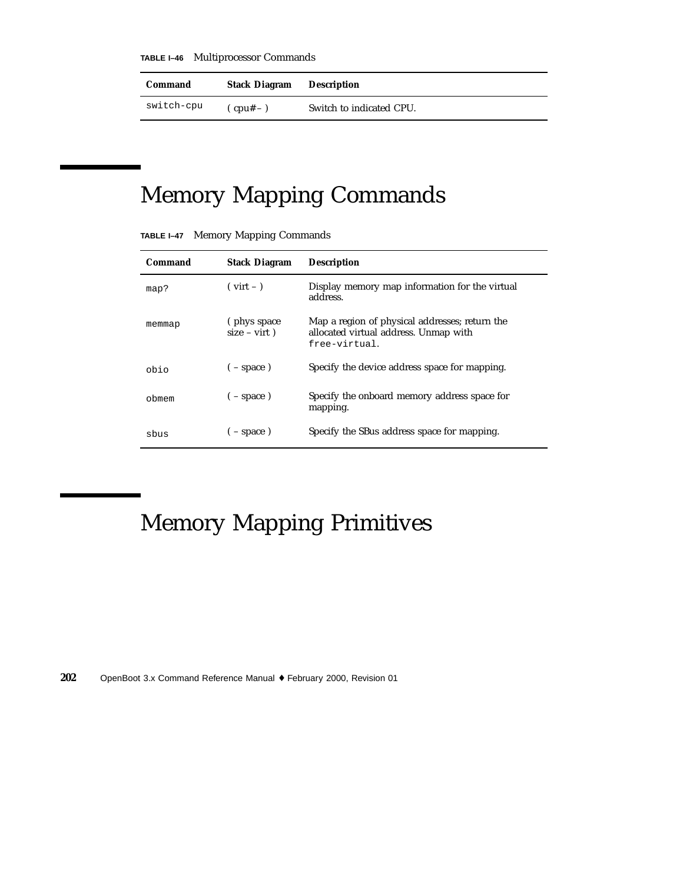**TABLE I–46** Multiprocessor Commands

| Command | Stack Diagram | Description |
|---|---|---|
| `switch-cpu` | ( cpu# – ) | Switch to indicated CPU. |

## Memory Mapping Commands

**TABLE I–47** Memory Mapping Commands

| Command | Stack Diagram | Description |
|---|---|---|
| `map?` | ( virt – ) | Display memory map information for the virtual address. |
| `memmap` | ( phys space size – virt ) | Map a region of physical addresses; return the allocated virtual address. Unmap with `free-virtual`. |
| `obio` | ( – space ) | Specify the device address space for mapping. |
| `obmem` | ( – space ) | Specify the onboard memory address space for mapping. |
| `sbus` | ( – space ) | Specify the SBus address space for mapping. |

## Memory Mapping Primitives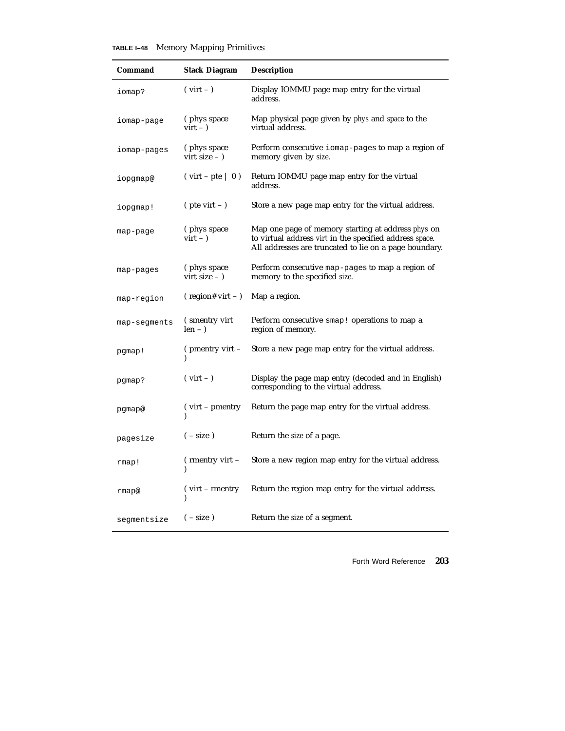**TABLE I–48** Memory Mapping Primitives

| Command | Stack Diagram | Description |
|---|---|---|
| `iomap?` | ( virt – ) | Display IOMMU page map entry for the virtual address. |
| `iomap-page` | ( phys space virt – ) | Map physical page given by *phys* and *space* to the virtual address. |
| `iomap-pages` | ( phys space virt size – ) | Perform consecutive `iomap-pages` to map a region of memory given by *size*. |
| `iopgmap@` | ( virt – pte \| 0 ) | Return IOMMU page map entry for the virtual address. |
| `iopgmap!` | ( pte virt – ) | Store a new page map entry for the virtual address. |
| `map-page` | ( phys space virt – ) | Map one page of memory starting at address *phys* on to virtual address *virt* in the specified address *space*. All addresses are truncated to lie on a page boundary. |
| `map-pages` | ( phys space virt size – ) | Perform consecutive `map-pages` to map a region of memory to the specified *size*. |
| `map-region` | ( region# virt – ) | Map a region. |
| `map-segments` | ( smentry virt len – ) | Perform consecutive `smap!` operations to map a region of memory. |
| `pgmap!` | ( pmentry virt – ) | Store a new page map entry for the virtual address. |
| `pgmap?` | ( virt – ) | Display the page map entry (decoded and in English) corresponding to the virtual address. |
| `pgmap@` | ( virt – pmentry ) | Return the page map entry for the virtual address. |
| `pagesize` | ( – size ) | Return the *size* of a page. |
| `rmap!` | ( rmentry virt – ) | Store a new region map entry for the virtual address. |
| `rmap@` | ( virt – rmentry ) | Return the region map entry for the virtual address. |
| `segmentsize` | ( – size ) | Return the *size* of a segment. |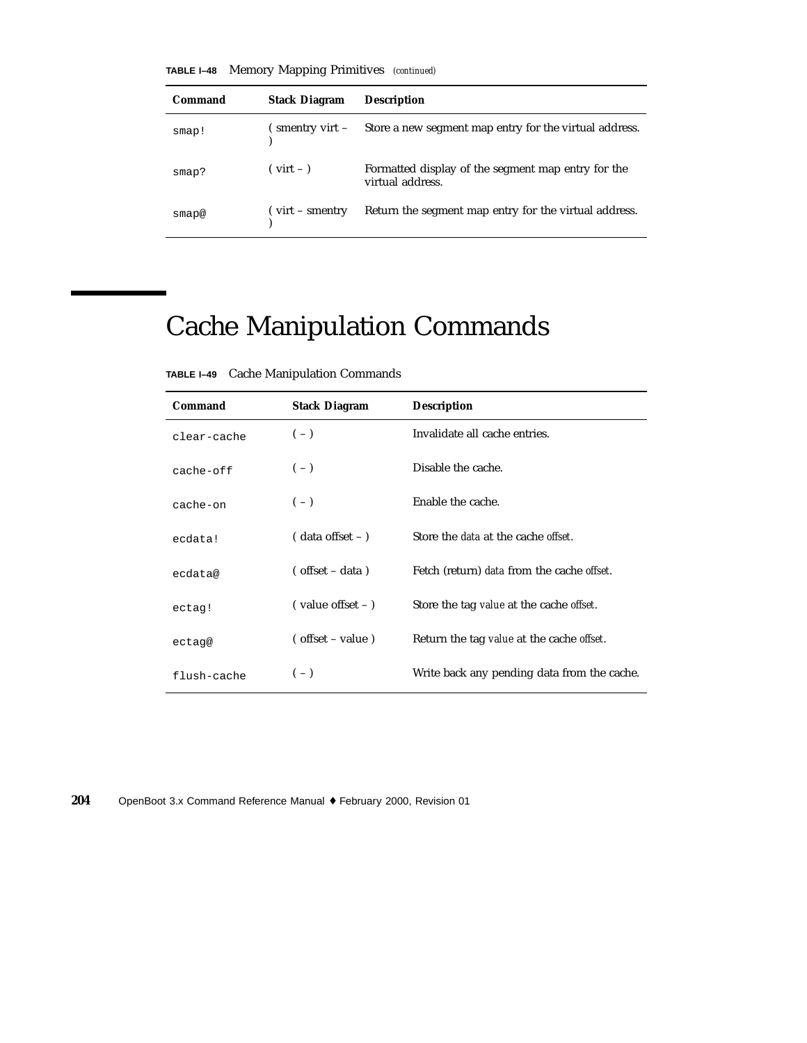**TABLE I–48** Memory Mapping Primitives *(continued)*

| Command | Stack Diagram | Description |
|---|---|---|
| `smap!` | ( smentry virt – ) | Store a new segment map entry for the virtual address. |
| `smap?` | ( virt – ) | Formatted display of the segment map entry for the virtual address. |
| `smap@` | ( virt – smentry ) | Return the segment map entry for the virtual address. |

# Cache Manipulation Commands

**TABLE I–49** Cache Manipulation Commands

| Command | Stack Diagram | Description |
|---|---|---|
| `clear-cache` | ( – ) | Invalidate all cache entries. |
| `cache-off` | ( – ) | Disable the cache. |
| `cache-on` | ( – ) | Enable the cache. |
| `ecdata!` | ( data offset – ) | Store the *data* at the cache *offset*. |
| `ecdata@` | ( offset – data ) | Fetch (return) *data* from the cache *offset*. |
| `ectag!` | ( value offset – ) | Store the tag *value* at the cache *offset*. |
| `ectag@` | ( offset – value ) | Return the tag *value* at the cache *offset*. |
| `flush-cache` | ( – ) | Write back any pending data from the cache. |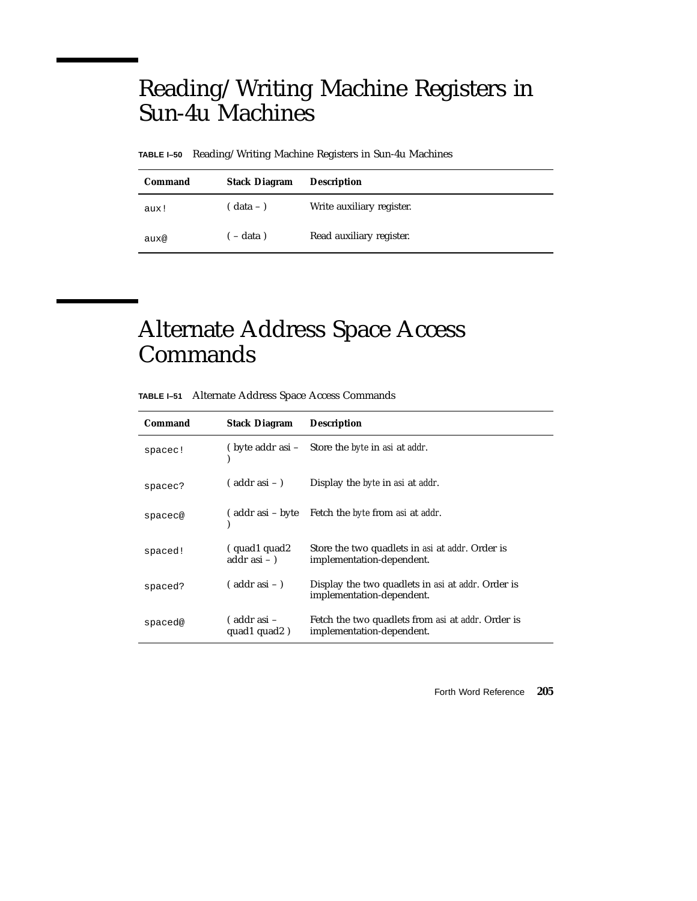## Reading/Writing Machine Registers in Sun-4u Machines

**TABLE I–50** Reading/Writing Machine Registers in Sun-4u Machines

| Command | Stack Diagram | Description |
| --- | --- | --- |
| `aux!` | ( data – ) | Write auxiliary register. |
| `aux@` | ( – data ) | Read auxiliary register. |

## Alternate Address Space Access Commands

**TABLE I–51** Alternate Address Space Access Commands

| Command | Stack Diagram | Description |
| --- | --- | --- |
| `spacec!` | ( byte addr asi – ) | Store the *byte* in *asi* at *addr*. |
| `spacec?` | ( addr asi – ) | Display the *byte* in *asi* at *addr*. |
| `spacec@` | ( addr asi – byte ) | Fetch the *byte* from *asi* at *addr*. |
| `spaced!` | ( quad1 quad2 addr asi – ) | Store the two quadlets in *asi* at *addr*. Order is implementation-dependent. |
| `spaced?` | ( addr asi – ) | Display the two quadlets in *asi* at *addr*. Order is implementation-dependent. |
| `spaced@` | ( addr asi – quad1 quad2 ) | Fetch the two quadlets from *asi* at *addr*. Order is implementation-dependent. |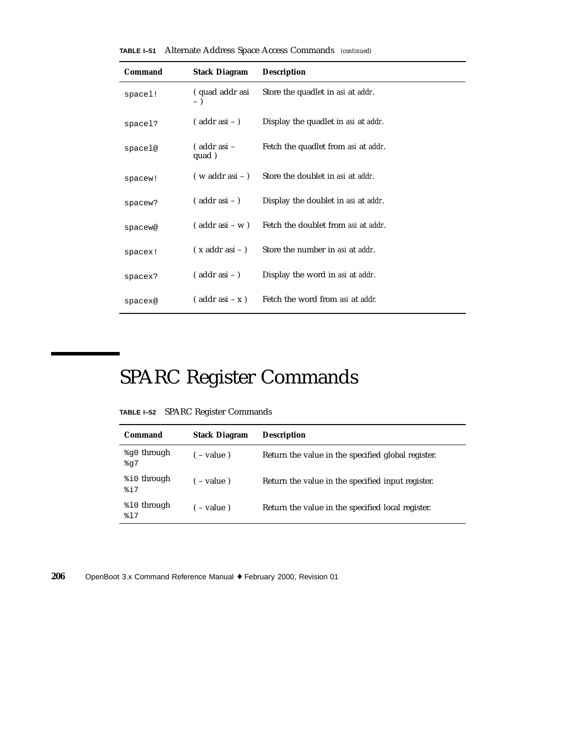**TABLE I–51** Alternate Address Space Access Commands *(continued)*

| Command | Stack Diagram | Description |
|---|---|---|
| `spacel!` | ( quad addr asi – ) | Store the quadlet in *asi* at *addr*. |
| `spacel?` | ( addr asi – ) | Display the quadlet in *asi* at *addr*. |
| `spacel@` | ( addr asi – quad ) | Fetch the quadlet from *asi* at *addr*. |
| `spacew!` | ( w addr asi – ) | Store the doublet in *asi* at *addr*. |
| `spacew?` | ( addr asi – ) | Display the doublet in *asi* at *addr*. |
| `spacew@` | ( addr asi – w ) | Fetch the doublet from *asi* at *addr*. |
| `spacex!` | ( x addr asi – ) | Store the number in *asi* at *addr*. |
| `spacex?` | ( addr asi – ) | Display the word in *asi* at *addr*. |
| `spacex@` | ( addr asi – x ) | Fetch the word from *asi* at *addr*. |

# SPARC Register Commands

**TABLE I–52** SPARC Register Commands

| Command | Stack Diagram | Description |
|---|---|---|
| `%g0` through `%g7` | ( – value ) | Return the value in the specified global register. |
| `%i0` through `%i7` | ( – value ) | Return the value in the specified input register. |
| `%l0` through `%l7` | ( – value ) | Return the value in the specified local register. |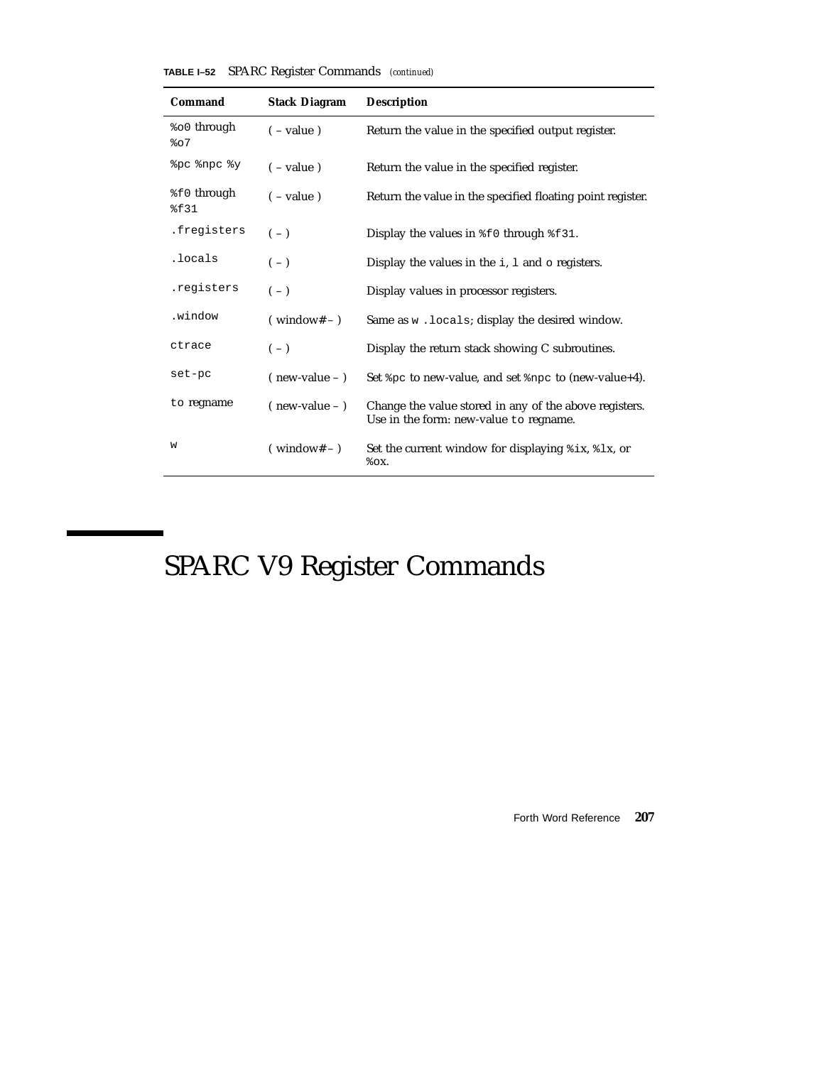**TABLE I–52** SPARC Register Commands *(continued)*

| Command | Stack Diagram | Description |
|---|---|---|
| `%o0` through `%o7` | ( – value ) | Return the value in the specified output register. |
| `%pc` `%npc` `%y` | ( – value ) | Return the value in the specified register. |
| `%f0` through `%f31` | ( – value ) | Return the value in the specified floating point register. |
| `.fregisters` | ( – ) | Display the values in `%f0` through `%f31`. |
| `.locals` | ( – ) | Display the values in the `i`, `l` and `o` registers. |
| `.registers` | ( – ) | Display values in processor registers. |
| `.window` | ( window# – ) | Same as `w .locals`; display the desired window. |
| `ctrace` | ( – ) | Display the return stack showing C subroutines. |
| `set-pc` | ( new-value – ) | Set `%pc` to new-value, and set `%npc` to (new-value+4). |
| `to` regname | ( new-value – ) | Change the value stored in any of the above registers. Use in the form: new-value `to` regname. |
| `w` | ( window# – ) | Set the current window for displaying `%ix`, `%lx`, or `%ox`. |

# SPARC V9 Register Commands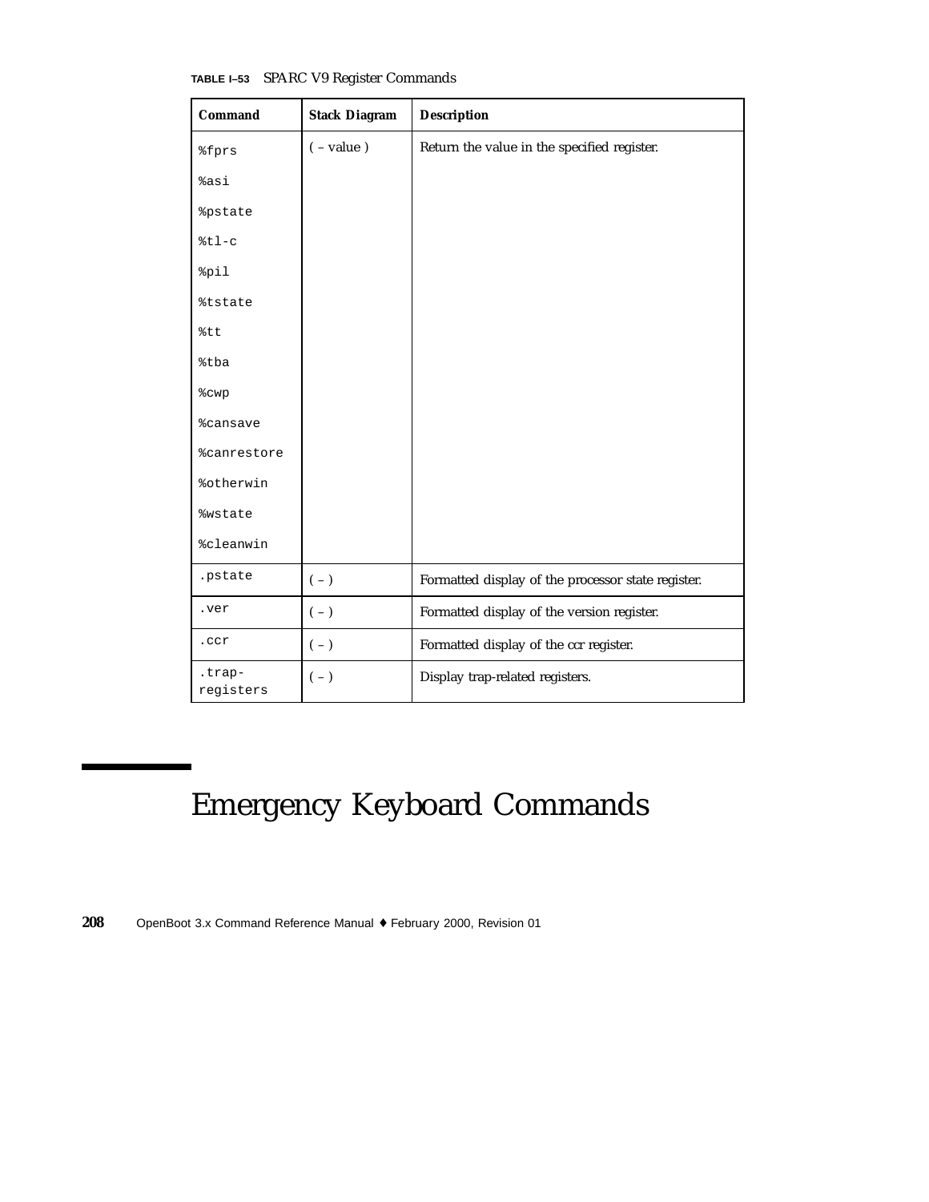**TABLE I–53** SPARC V9 Register Commands

| Command | Stack Diagram | Description |
|---|---|---|
| %fprs<br>%asi<br>%pstate<br>%tl-c<br>%pil<br>%tstate<br>%tt<br>%tba<br>%cwp<br>%cansave<br>%canrestore<br>%otherwin<br>%wstate<br>%cleanwin | ( – value ) | Return the value in the specified register. |
| .pstate | ( – ) | Formatted display of the processor state register. |
| .ver | ( – ) | Formatted display of the version register. |
| .ccr | ( – ) | Formatted display of the ccr register. |
| .trap-registers | ( – ) | Display trap-related registers. |

# Emergency Keyboard Commands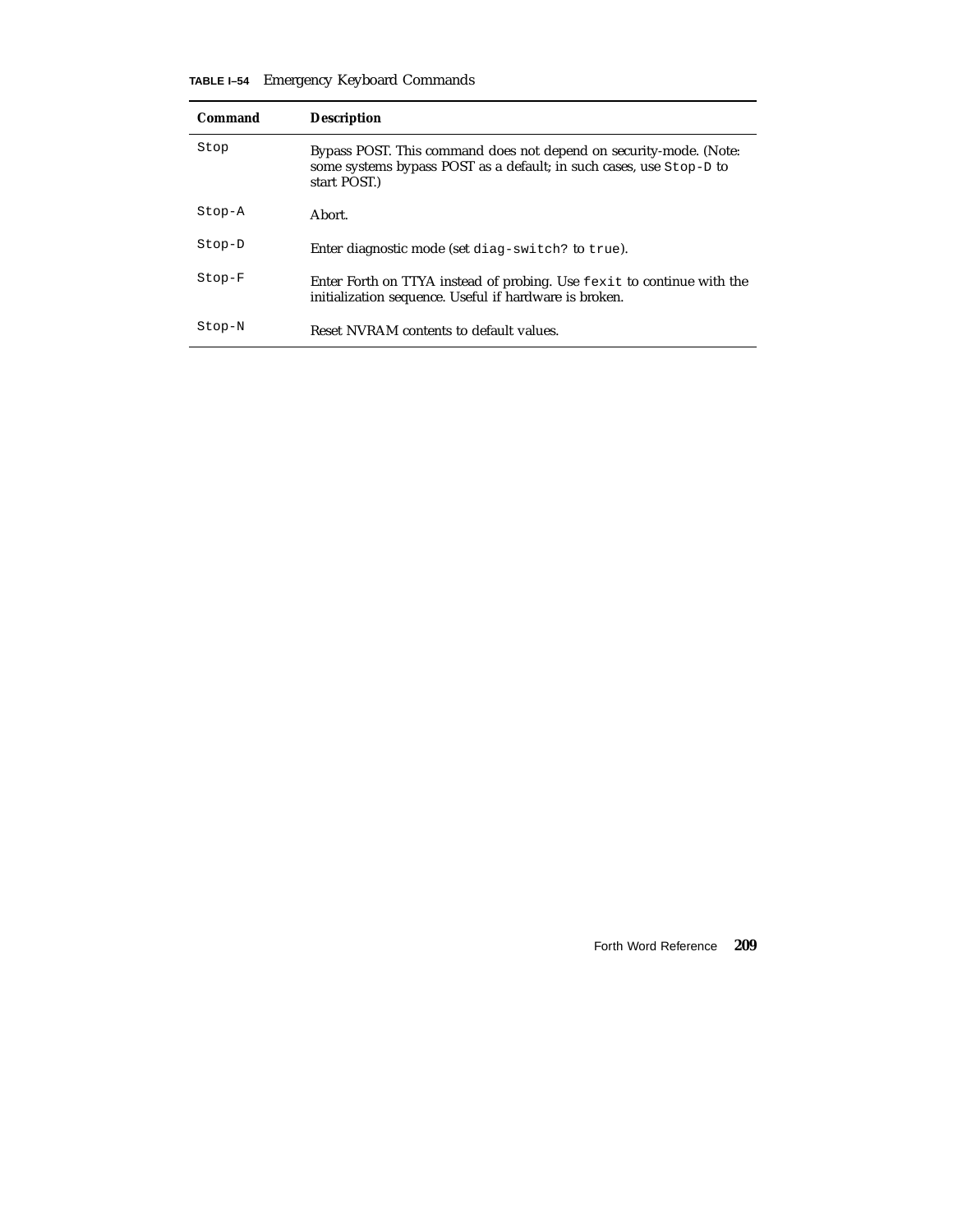**TABLE I–54** Emergency Keyboard Commands

| Command | Description |
|---|---|
| `Stop` | Bypass POST. This command does not depend on security-mode. (Note: some systems bypass POST as a default; in such cases, use `Stop-D` to start POST.) |
| `Stop-A` | Abort. |
| `Stop-D` | Enter diagnostic mode (set `diag-switch?` to `true`). |
| `Stop-F` | Enter Forth on TTYA instead of probing. Use `fexit` to continue with the initialization sequence. Useful if hardware is broken. |
| `Stop-N` | Reset NVRAM contents to default values. |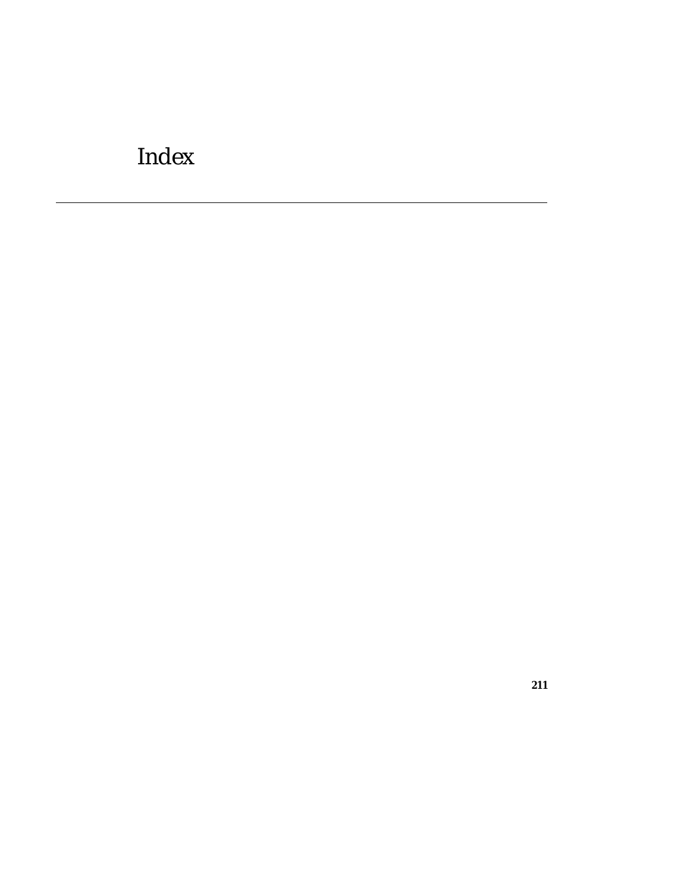# Index